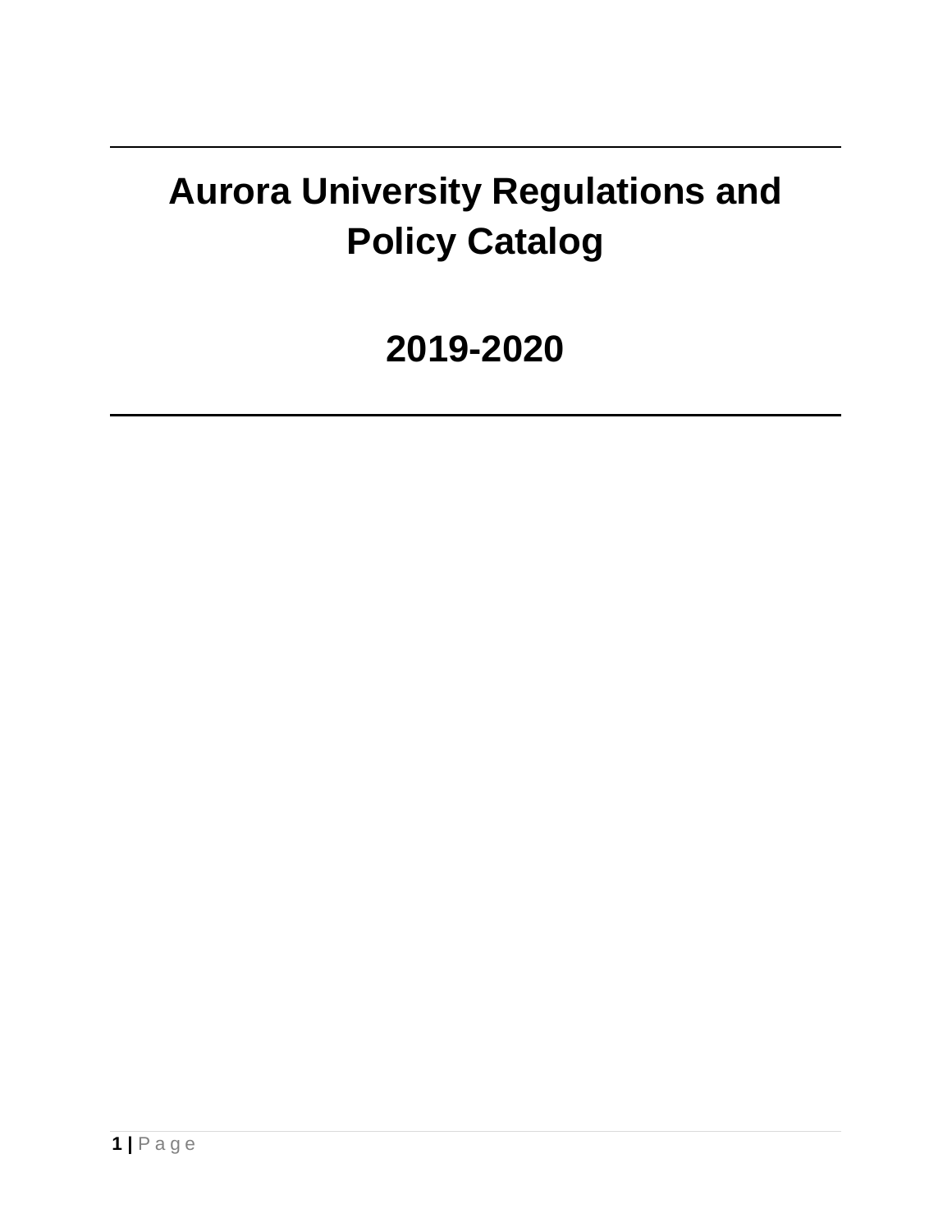# Aurora University Regulations and Policy Catalog

# 2019-2020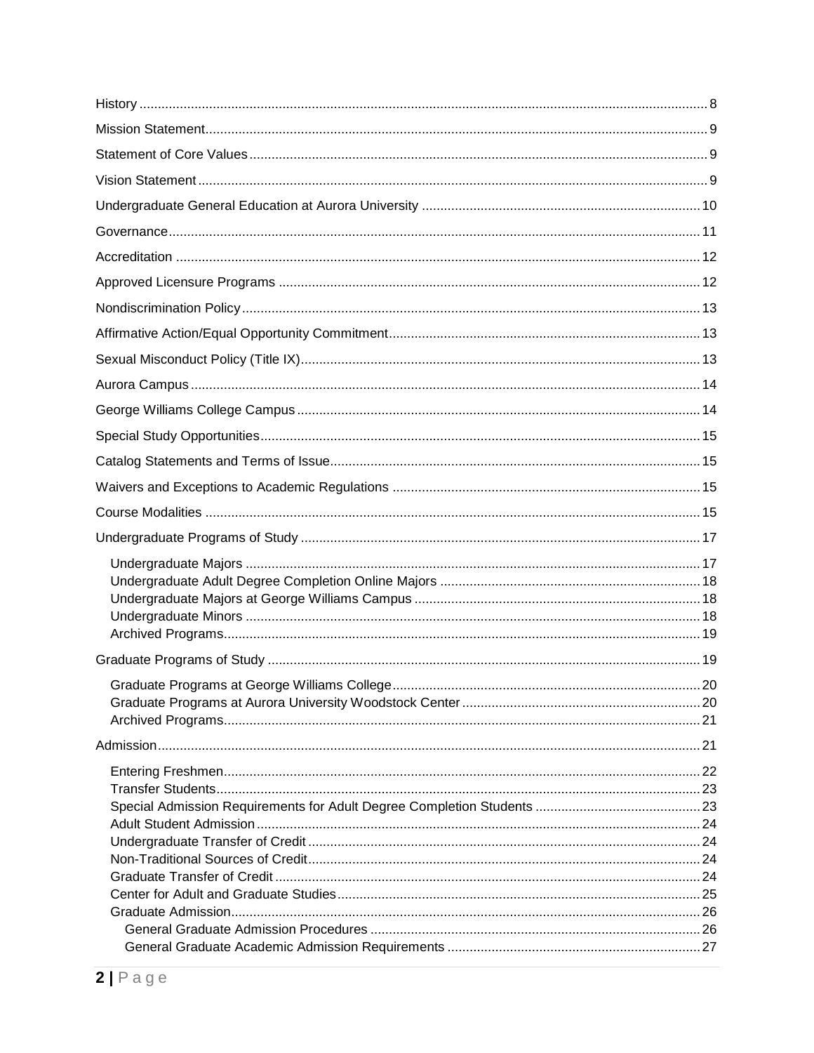History ........ 8

Mission Statement ........ 9

Statement of Core Values ........ 9

Vision Statement ........ 9

Undergraduate General Education at Aurora University ........ 10

Governance ........ 11

Accreditation ........ 12

Approved Licensure Programs ........ 12

Nondiscrimination Policy ........ 13

Affirmative Action/Equal Opportunity Commitment ........ 13

Sexual Misconduct Policy (Title IX) ........ 13

Aurora Campus ........ 14

George Williams College Campus ........ 14

Special Study Opportunities ........ 15

Catalog Statements and Terms of Issue ........ 15

Waivers and Exceptions to Academic Regulations ........ 15

Course Modalities ........ 15

Undergraduate Programs of Study ........ 17

- Undergraduate Majors ........ 17
- Undergraduate Adult Degree Completion Online Majors ........ 18
- Undergraduate Majors at George Williams Campus ........ 18
- Undergraduate Minors ........ 18
- Archived Programs ........ 19

Graduate Programs of Study ........ 19

- Graduate Programs at George Williams College ........ 20
- Graduate Programs at Aurora University Woodstock Center ........ 20
- Archived Programs ........ 21

Admission ........ 21

- Entering Freshmen ........ 22
- Transfer Students ........ 23
- Special Admission Requirements for Adult Degree Completion Students ........ 23
- Adult Student Admission ........ 24
- Undergraduate Transfer of Credit ........ 24
- Non-Traditional Sources of Credit ........ 24
- Graduate Transfer of Credit ........ 24
- Center for Adult and Graduate Studies ........ 25
- Graduate Admission ........ 26
  - General Graduate Admission Procedures ........ 26
  - General Graduate Academic Admission Requirements ........ 27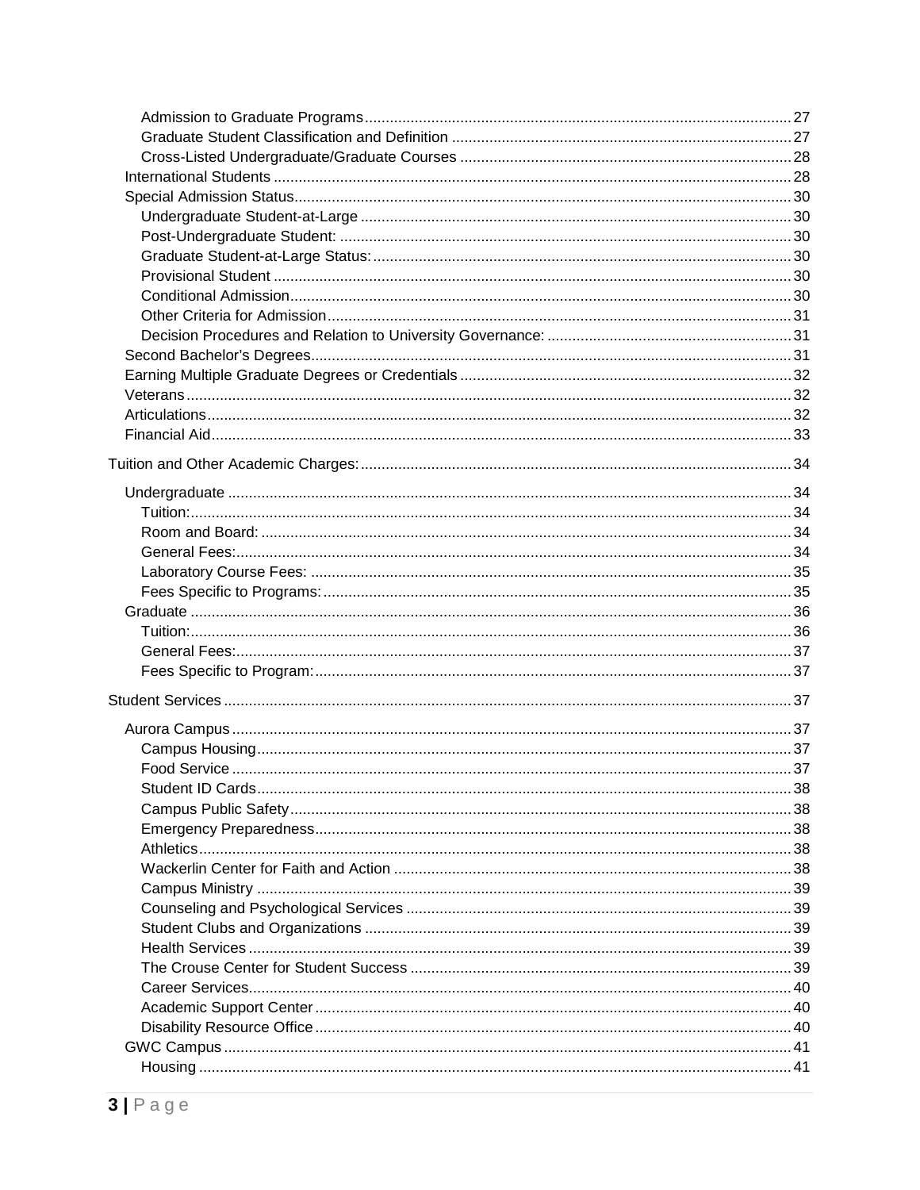- Admission to Graduate Programs ... 27
- Graduate Student Classification and Definition ... 27
- Cross-Listed Undergraduate/Graduate Courses ... 28

International Students ... 28

Special Admission Status ... 30

- Undergraduate Student-at-Large ... 30
- Post-Undergraduate Student: ... 30
- Graduate Student-at-Large Status: ... 30
- Provisional Student ... 30
- Conditional Admission ... 30
- Other Criteria for Admission ... 31
- Decision Procedures and Relation to University Governance: ... 31

Second Bachelor's Degrees ... 31

Earning Multiple Graduate Degrees or Credentials ... 32

Veterans ... 32

Articulations ... 32

Financial Aid ... 33

Tuition and Other Academic Charges: ... 34

Undergraduate ... 34

- Tuition: ... 34
- Room and Board: ... 34
- General Fees: ... 34
- Laboratory Course Fees: ... 35
- Fees Specific to Programs: ... 35

Graduate ... 36

- Tuition: ... 36
- General Fees: ... 37
- Fees Specific to Program: ... 37

Student Services ... 37

Aurora Campus ... 37

- Campus Housing ... 37
- Food Service ... 37
- Student ID Cards ... 38
- Campus Public Safety ... 38
- Emergency Preparedness ... 38
- Athletics ... 38
- Wackerlin Center for Faith and Action ... 38
- Campus Ministry ... 39
- Counseling and Psychological Services ... 39
- Student Clubs and Organizations ... 39
- Health Services ... 39
- The Crouse Center for Student Success ... 39
- Career Services ... 40
- Academic Support Center ... 40
- Disability Resource Office ... 40

GWC Campus ... 41

- Housing ... 41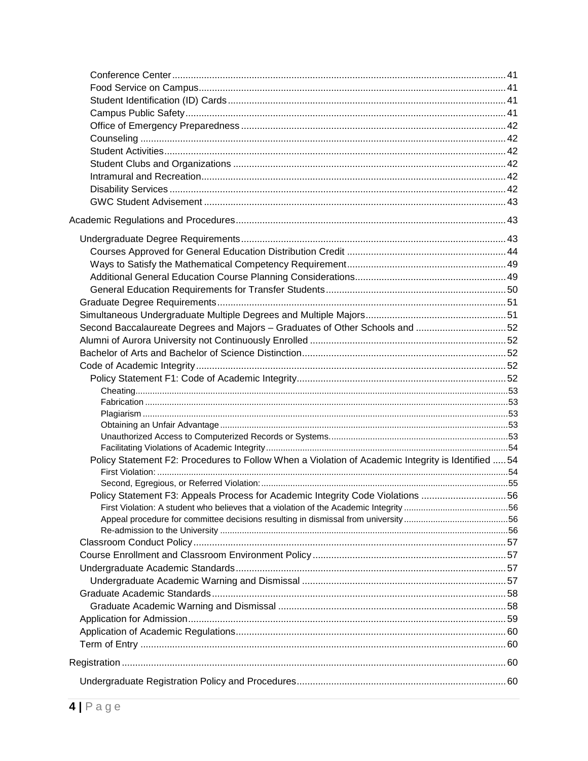- Conference Center ..... 41
- Food Service on Campus ..... 41
- Student Identification (ID) Cards ..... 41
- Campus Public Safety ..... 41
- Office of Emergency Preparedness ..... 42
- Counseling ..... 42
- Student Activities ..... 42
- Student Clubs and Organizations ..... 42
- Intramural and Recreation ..... 42
- Disability Services ..... 42
- GWC Student Advisement ..... 43

Academic Regulations and Procedures ..... 43

- Undergraduate Degree Requirements ..... 43
  - Courses Approved for General Education Distribution Credit ..... 44
  - Ways to Satisfy the Mathematical Competency Requirement ..... 49
  - Additional General Education Course Planning Considerations ..... 49
  - General Education Requirements for Transfer Students ..... 50
- Graduate Degree Requirements ..... 51
- Simultaneous Undergraduate Multiple Degrees and Multiple Majors ..... 51
- Second Baccalaureate Degrees and Majors – Graduates of Other Schools and ..... 52
- Alumni of Aurora University not Continuously Enrolled ..... 52
- Bachelor of Arts and Bachelor of Science Distinction ..... 52
- Code of Academic Integrity ..... 52
  - Policy Statement F1: Code of Academic Integrity ..... 52
    - Cheating ..... 53
    - Fabrication ..... 53
    - Plagiarism ..... 53
    - Obtaining an Unfair Advantage ..... 53
    - Unauthorized Access to Computerized Records or Systems. ..... 53
    - Facilitating Violations of Academic Integrity ..... 54
  - Policy Statement F2: Procedures to Follow When a Violation of Academic Integrity is Identified ..... 54
    - First Violation: ..... 54
    - Second, Egregious, or Referred Violation: ..... 55
  - Policy Statement F3: Appeals Process for Academic Integrity Code Violations ..... 56
    - First Violation: A student who believes that a violation of the Academic Integrity ..... 56
    - Appeal procedure for committee decisions resulting in dismissal from university ..... 56
    - Re-admission to the University ..... 56
- Classroom Conduct Policy ..... 57
- Course Enrollment and Classroom Environment Policy ..... 57
- Undergraduate Academic Standards ..... 57
  - Undergraduate Academic Warning and Dismissal ..... 57
- Graduate Academic Standards ..... 58
  - Graduate Academic Warning and Dismissal ..... 58
- Application for Admission ..... 59
- Application of Academic Regulations ..... 60
- Term of Entry ..... 60

Registration ..... 60

- Undergraduate Registration Policy and Procedures ..... 60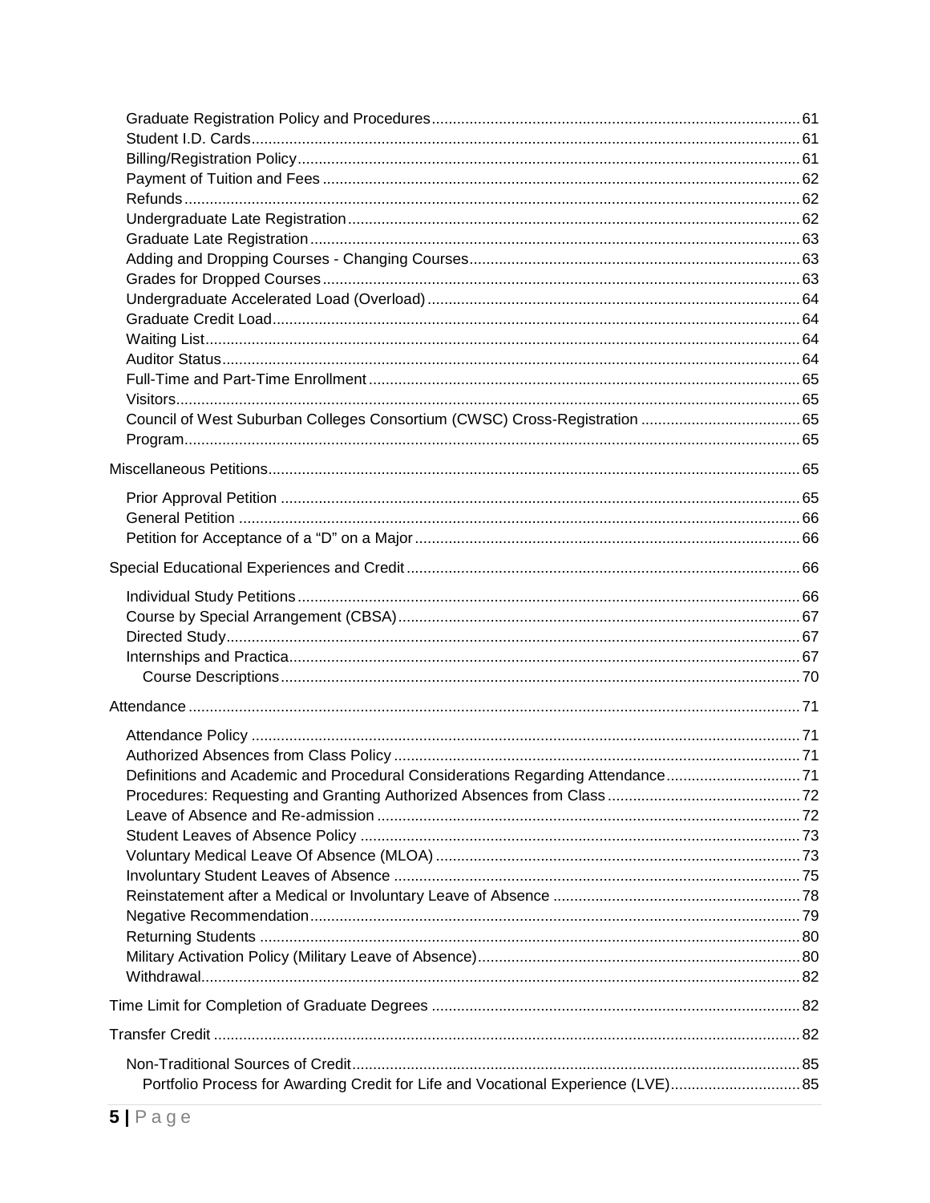- Graduate Registration Policy and Procedures ........ 61
- Student I.D. Cards ........ 61
- Billing/Registration Policy ........ 61
- Payment of Tuition and Fees ........ 62
- Refunds ........ 62
- Undergraduate Late Registration ........ 62
- Graduate Late Registration ........ 63
- Adding and Dropping Courses - Changing Courses ........ 63
- Grades for Dropped Courses ........ 63
- Undergraduate Accelerated Load (Overload) ........ 64
- Graduate Credit Load ........ 64
- Waiting List ........ 64
- Auditor Status ........ 64
- Full-Time and Part-Time Enrollment ........ 65
- Visitors ........ 65
- Council of West Suburban Colleges Consortium (CWSC) Cross-Registration ........ 65
- Program ........ 65

Miscellaneous Petitions ........ 65

- Prior Approval Petition ........ 65
- General Petition ........ 66
- Petition for Acceptance of a "D" on a Major ........ 66

Special Educational Experiences and Credit ........ 66

- Individual Study Petitions ........ 66
- Course by Special Arrangement (CBSA) ........ 67
- Directed Study ........ 67
- Internships and Practica ........ 67
  - Course Descriptions ........ 70

Attendance ........ 71

- Attendance Policy ........ 71
- Authorized Absences from Class Policy ........ 71
- Definitions and Academic and Procedural Considerations Regarding Attendance ........ 71
- Procedures: Requesting and Granting Authorized Absences from Class ........ 72
- Leave of Absence and Re-admission ........ 72
- Student Leaves of Absence Policy ........ 73
- Voluntary Medical Leave Of Absence (MLOA) ........ 73
- Involuntary Student Leaves of Absence ........ 75
- Reinstatement after a Medical or Involuntary Leave of Absence ........ 78
- Negative Recommendation ........ 79
- Returning Students ........ 80
- Military Activation Policy (Military Leave of Absence) ........ 80
- Withdrawal ........ 82

Time Limit for Completion of Graduate Degrees ........ 82

Transfer Credit ........ 82

- Non-Traditional Sources of Credit ........ 85
  - Portfolio Process for Awarding Credit for Life and Vocational Experience (LVE) ........ 85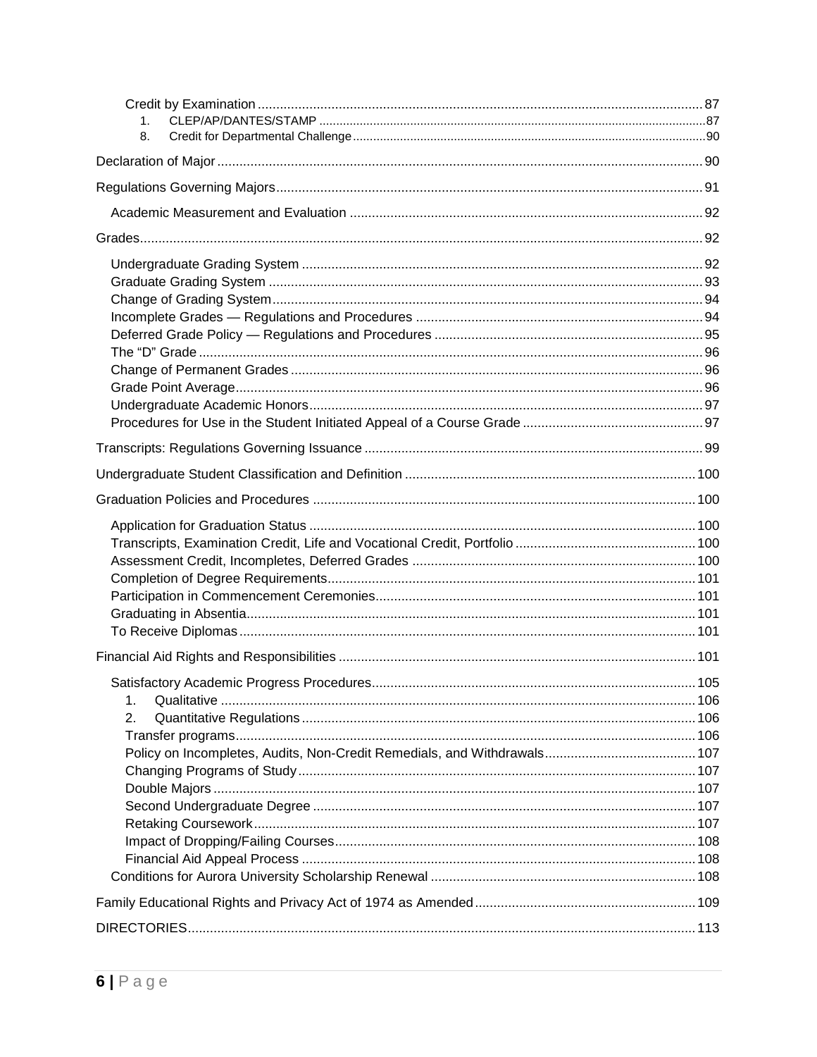- Credit by Examination ........ 87
  1. CLEP/AP/DANTES/STAMP ........ 87
  8. Credit for Departmental Challenge ........ 90

Declaration of Major ........ 90

Regulations Governing Majors ........ 91

- Academic Measurement and Evaluation ........ 92

Grades ........ 92

- Undergraduate Grading System ........ 92
- Graduate Grading System ........ 93
- Change of Grading System ........ 94
- Incomplete Grades — Regulations and Procedures ........ 94
- Deferred Grade Policy — Regulations and Procedures ........ 95
- The "D" Grade ........ 96
- Change of Permanent Grades ........ 96
- Grade Point Average ........ 96
- Undergraduate Academic Honors ........ 97
- Procedures for Use in the Student Initiated Appeal of a Course Grade ........ 97

Transcripts: Regulations Governing Issuance ........ 99

Undergraduate Student Classification and Definition ........ 100

Graduation Policies and Procedures ........ 100

- Application for Graduation Status ........ 100
- Transcripts, Examination Credit, Life and Vocational Credit, Portfolio ........ 100
- Assessment Credit, Incompletes, Deferred Grades ........ 100
- Completion of Degree Requirements ........ 101
- Participation in Commencement Ceremonies ........ 101
- Graduating in Absentia ........ 101
- To Receive Diplomas ........ 101

Financial Aid Rights and Responsibilities ........ 101

- Satisfactory Academic Progress Procedures ........ 105
  1. Qualitative ........ 106
  2. Quantitative Regulations ........ 106
  - Transfer programs ........ 106
  - Policy on Incompletes, Audits, Non-Credit Remedials, and Withdrawals ........ 107
  - Changing Programs of Study ........ 107
  - Double Majors ........ 107
  - Second Undergraduate Degree ........ 107
  - Retaking Coursework ........ 107
  - Impact of Dropping/Failing Courses ........ 108
  - Financial Aid Appeal Process ........ 108
- Conditions for Aurora University Scholarship Renewal ........ 108

Family Educational Rights and Privacy Act of 1974 as Amended ........ 109

DIRECTORIES ........ 113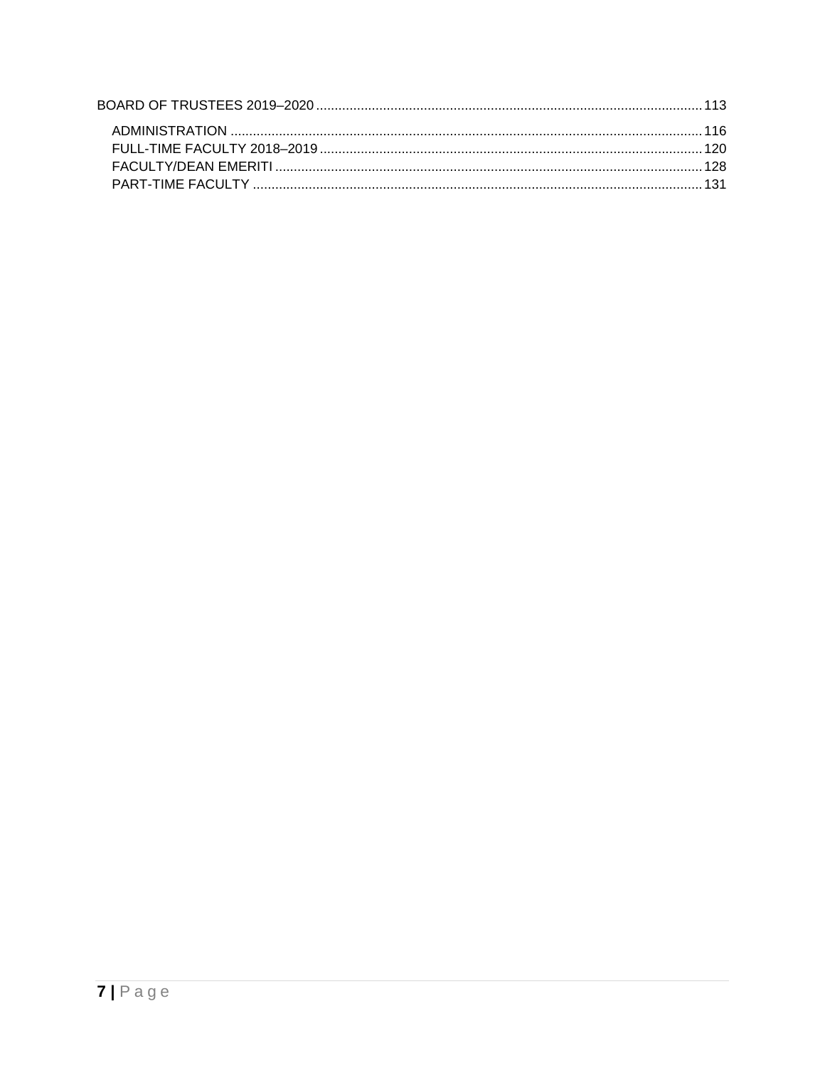BOARD OF TRUSTEES 2019–2020 ....... 113

- ADMINISTRATION ....... 116
- FULL-TIME FACULTY 2018–2019 ....... 120
- FACULTY/DEAN EMERITI ....... 128
- PART-TIME FACULTY ....... 131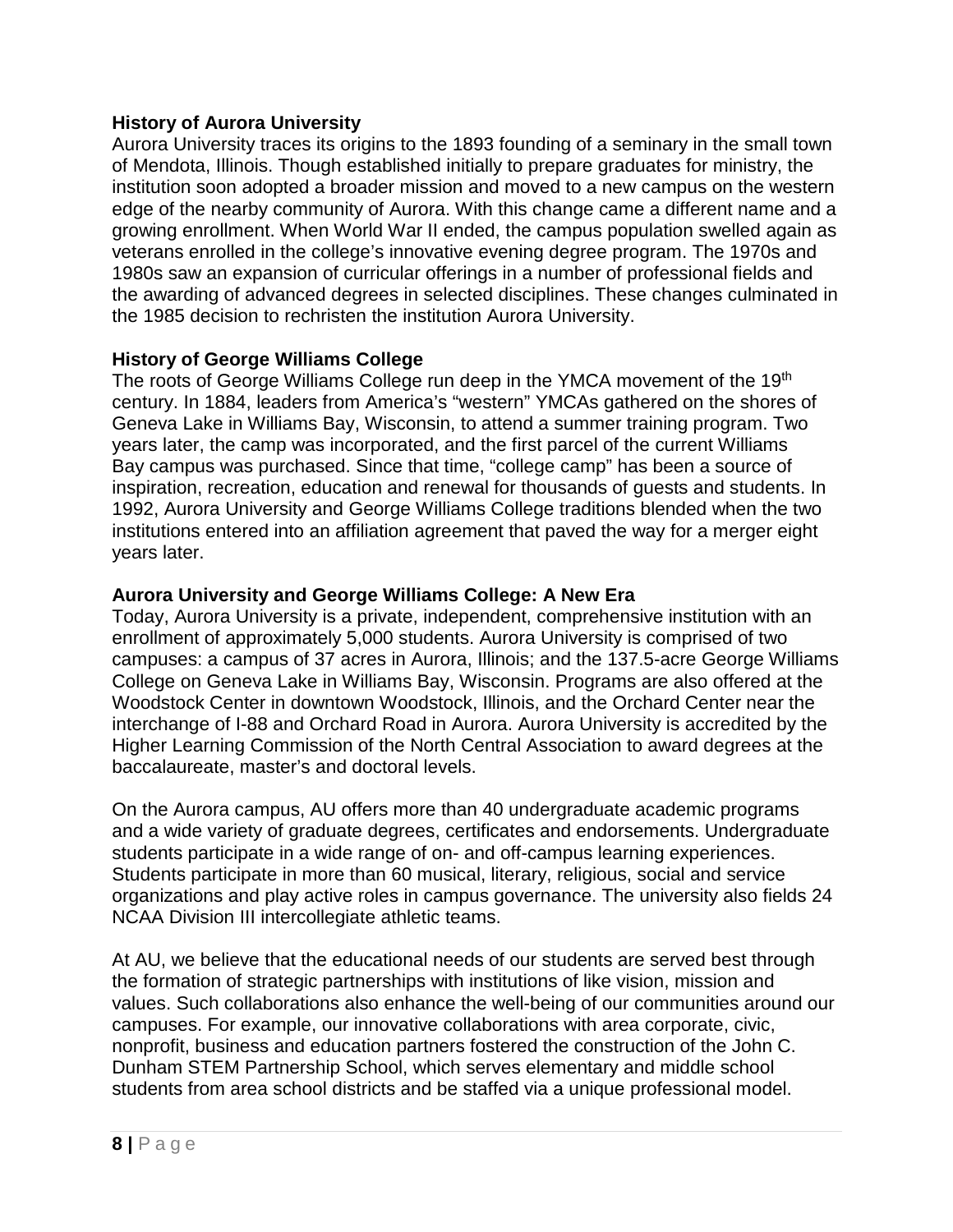**History of Aurora University**

Aurora University traces its origins to the 1893 founding of a seminary in the small town of Mendota, Illinois. Though established initially to prepare graduates for ministry, the institution soon adopted a broader mission and moved to a new campus on the western edge of the nearby community of Aurora. With this change came a different name and a growing enrollment. When World War II ended, the campus population swelled again as veterans enrolled in the college's innovative evening degree program. The 1970s and 1980s saw an expansion of curricular offerings in a number of professional fields and the awarding of advanced degrees in selected disciplines. These changes culminated in the 1985 decision to rechristen the institution Aurora University.

**History of George Williams College**

The roots of George Williams College run deep in the YMCA movement of the 19th century. In 1884, leaders from America's "western" YMCAs gathered on the shores of Geneva Lake in Williams Bay, Wisconsin, to attend a summer training program. Two years later, the camp was incorporated, and the first parcel of the current Williams Bay campus was purchased. Since that time, "college camp" has been a source of inspiration, recreation, education and renewal for thousands of guests and students. In 1992, Aurora University and George Williams College traditions blended when the two institutions entered into an affiliation agreement that paved the way for a merger eight years later.

**Aurora University and George Williams College: A New Era**

Today, Aurora University is a private, independent, comprehensive institution with an enrollment of approximately 5,000 students. Aurora University is comprised of two campuses: a campus of 37 acres in Aurora, Illinois; and the 137.5-acre George Williams College on Geneva Lake in Williams Bay, Wisconsin. Programs are also offered at the Woodstock Center in downtown Woodstock, Illinois, and the Orchard Center near the interchange of I-88 and Orchard Road in Aurora. Aurora University is accredited by the Higher Learning Commission of the North Central Association to award degrees at the baccalaureate, master's and doctoral levels.

On the Aurora campus, AU offers more than 40 undergraduate academic programs and a wide variety of graduate degrees, certificates and endorsements. Undergraduate students participate in a wide range of on- and off-campus learning experiences. Students participate in more than 60 musical, literary, religious, social and service organizations and play active roles in campus governance. The university also fields 24 NCAA Division III intercollegiate athletic teams.

At AU, we believe that the educational needs of our students are served best through the formation of strategic partnerships with institutions of like vision, mission and values. Such collaborations also enhance the well-being of our communities around our campuses. For example, our innovative collaborations with area corporate, civic, nonprofit, business and education partners fostered the construction of the John C. Dunham STEM Partnership School, which serves elementary and middle school students from area school districts and be staffed via a unique professional model.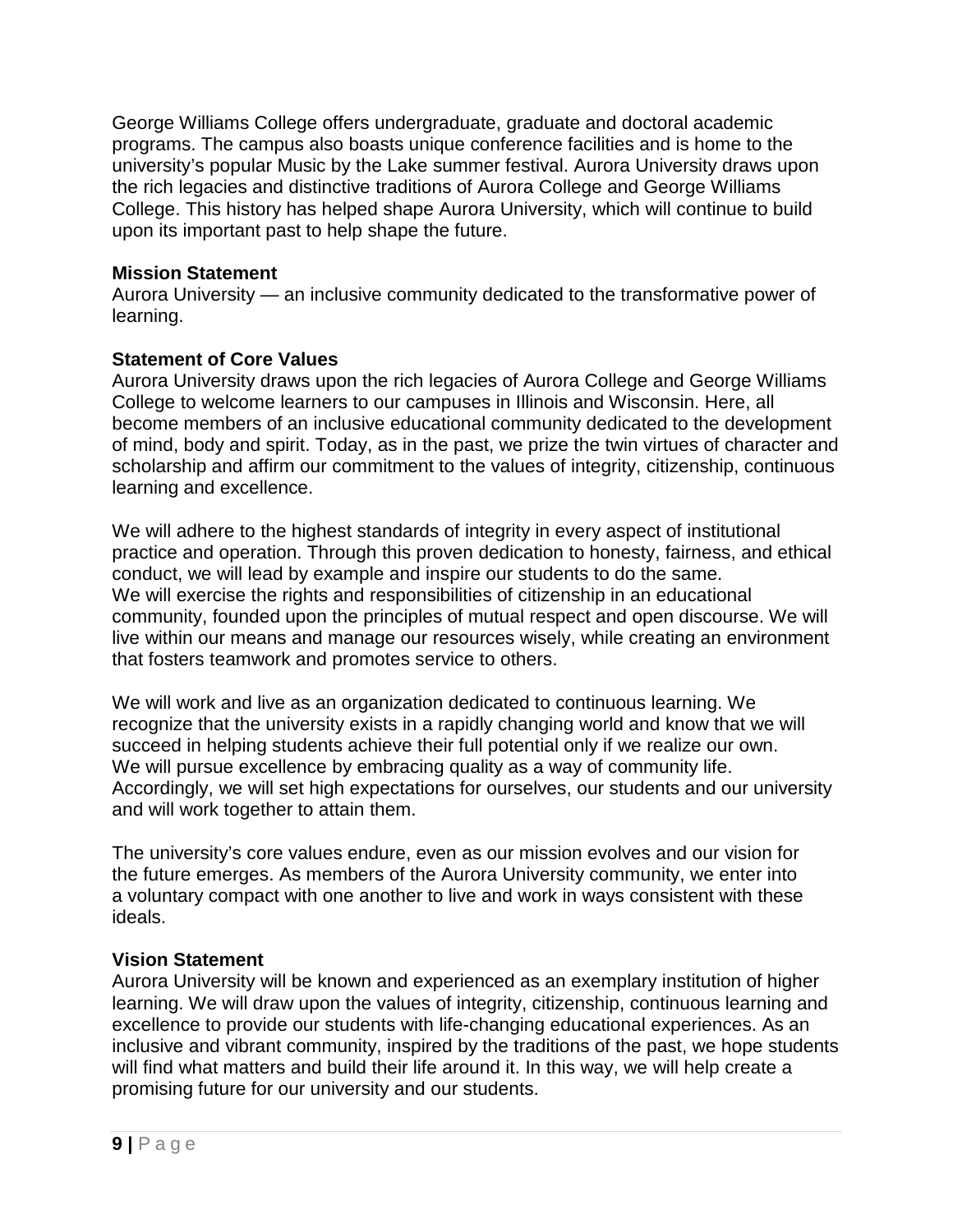George Williams College offers undergraduate, graduate and doctoral academic programs. The campus also boasts unique conference facilities and is home to the university's popular Music by the Lake summer festival. Aurora University draws upon the rich legacies and distinctive traditions of Aurora College and George Williams College. This history has helped shape Aurora University, which will continue to build upon its important past to help shape the future.

**Mission Statement**
Aurora University — an inclusive community dedicated to the transformative power of learning.

**Statement of Core Values**
Aurora University draws upon the rich legacies of Aurora College and George Williams College to welcome learners to our campuses in Illinois and Wisconsin. Here, all become members of an inclusive educational community dedicated to the development of mind, body and spirit. Today, as in the past, we prize the twin virtues of character and scholarship and affirm our commitment to the values of integrity, citizenship, continuous learning and excellence.

We will adhere to the highest standards of integrity in every aspect of institutional practice and operation. Through this proven dedication to honesty, fairness, and ethical conduct, we will lead by example and inspire our students to do the same.
We will exercise the rights and responsibilities of citizenship in an educational community, founded upon the principles of mutual respect and open discourse. We will live within our means and manage our resources wisely, while creating an environment that fosters teamwork and promotes service to others.

We will work and live as an organization dedicated to continuous learning. We recognize that the university exists in a rapidly changing world and know that we will succeed in helping students achieve their full potential only if we realize our own.
We will pursue excellence by embracing quality as a way of community life. Accordingly, we will set high expectations for ourselves, our students and our university and will work together to attain them.

The university's core values endure, even as our mission evolves and our vision for the future emerges. As members of the Aurora University community, we enter into a voluntary compact with one another to live and work in ways consistent with these ideals.

**Vision Statement**
Aurora University will be known and experienced as an exemplary institution of higher learning. We will draw upon the values of integrity, citizenship, continuous learning and excellence to provide our students with life-changing educational experiences. As an inclusive and vibrant community, inspired by the traditions of the past, we hope students will find what matters and build their life around it. In this way, we will help create a promising future for our university and our students.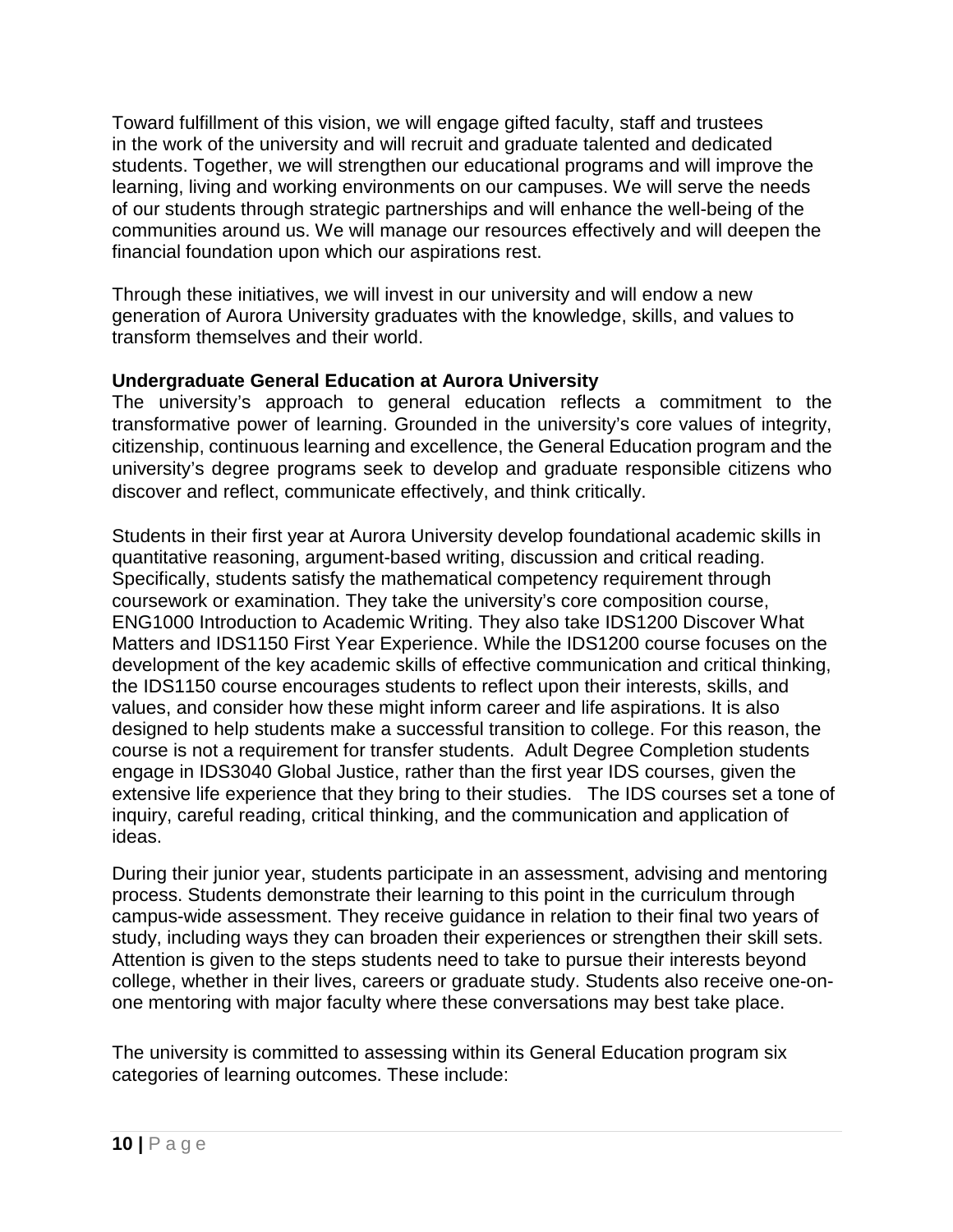Toward fulfillment of this vision, we will engage gifted faculty, staff and trustees in the work of the university and will recruit and graduate talented and dedicated students. Together, we will strengthen our educational programs and will improve the learning, living and working environments on our campuses. We will serve the needs of our students through strategic partnerships and will enhance the well-being of the communities around us. We will manage our resources effectively and will deepen the financial foundation upon which our aspirations rest.

Through these initiatives, we will invest in our university and will endow a new generation of Aurora University graduates with the knowledge, skills, and values to transform themselves and their world.

**Undergraduate General Education at Aurora University**

The university's approach to general education reflects a commitment to the transformative power of learning. Grounded in the university's core values of integrity, citizenship, continuous learning and excellence, the General Education program and the university's degree programs seek to develop and graduate responsible citizens who discover and reflect, communicate effectively, and think critically.

Students in their first year at Aurora University develop foundational academic skills in quantitative reasoning, argument-based writing, discussion and critical reading. Specifically, students satisfy the mathematical competency requirement through coursework or examination. They take the university's core composition course, ENG1000 Introduction to Academic Writing. They also take IDS1200 Discover What Matters and IDS1150 First Year Experience. While the IDS1200 course focuses on the development of the key academic skills of effective communication and critical thinking, the IDS1150 course encourages students to reflect upon their interests, skills, and values, and consider how these might inform career and life aspirations. It is also designed to help students make a successful transition to college. For this reason, the course is not a requirement for transfer students. Adult Degree Completion students engage in IDS3040 Global Justice, rather than the first year IDS courses, given the extensive life experience that they bring to their studies. The IDS courses set a tone of inquiry, careful reading, critical thinking, and the communication and application of ideas.

During their junior year, students participate in an assessment, advising and mentoring process. Students demonstrate their learning to this point in the curriculum through campus-wide assessment. They receive guidance in relation to their final two years of study, including ways they can broaden their experiences or strengthen their skill sets. Attention is given to the steps students need to take to pursue their interests beyond college, whether in their lives, careers or graduate study. Students also receive one-on-one mentoring with major faculty where these conversations may best take place.

The university is committed to assessing within its General Education program six categories of learning outcomes. These include: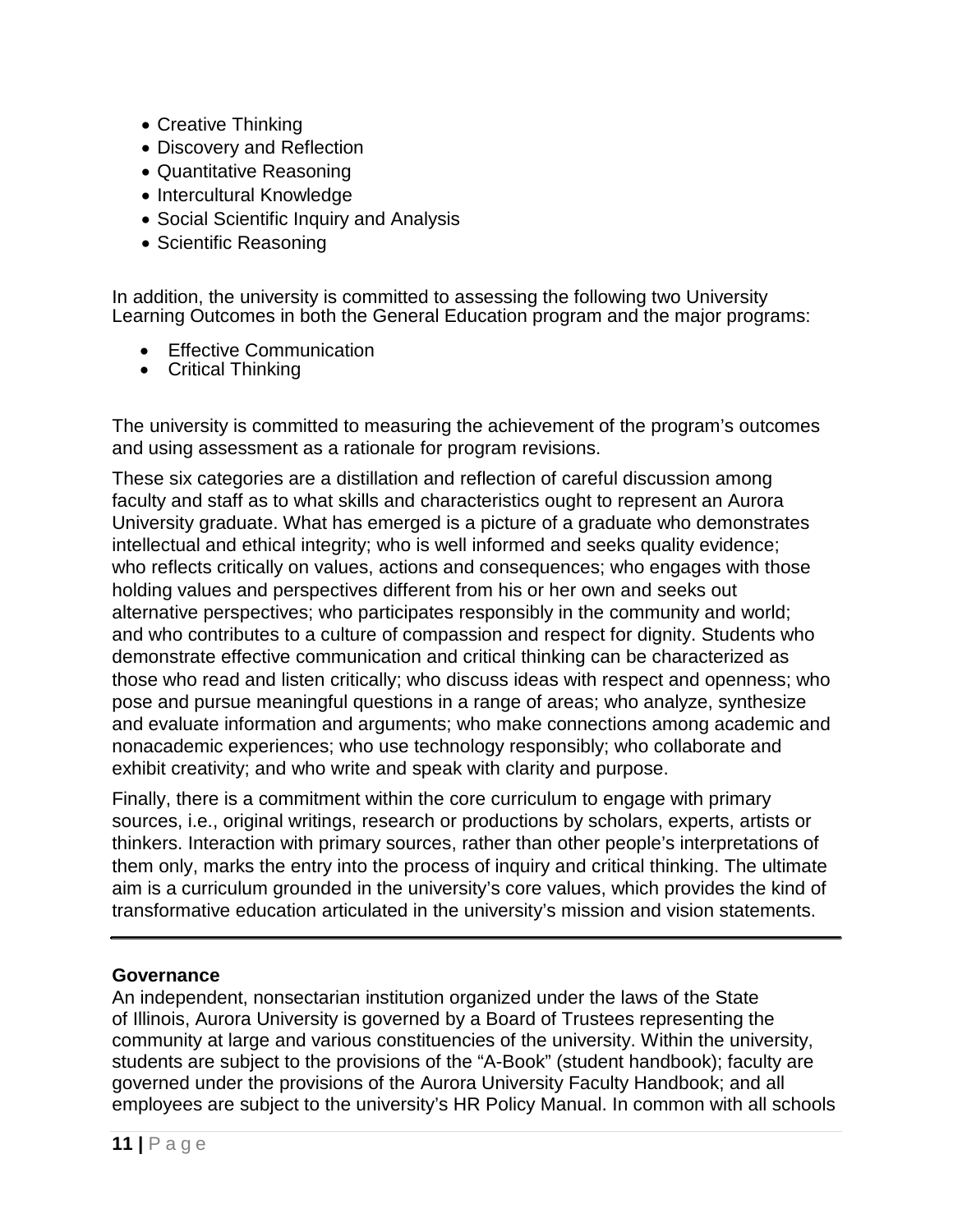- Creative Thinking
- Discovery and Reflection
- Quantitative Reasoning
- Intercultural Knowledge
- Social Scientific Inquiry and Analysis
- Scientific Reasoning

In addition, the university is committed to assessing the following two University Learning Outcomes in both the General Education program and the major programs:

- Effective Communication
- Critical Thinking

The university is committed to measuring the achievement of the program's outcomes and using assessment as a rationale for program revisions.

These six categories are a distillation and reflection of careful discussion among faculty and staff as to what skills and characteristics ought to represent an Aurora University graduate. What has emerged is a picture of a graduate who demonstrates intellectual and ethical integrity; who is well informed and seeks quality evidence; who reflects critically on values, actions and consequences; who engages with those holding values and perspectives different from his or her own and seeks out alternative perspectives; who participates responsibly in the community and world; and who contributes to a culture of compassion and respect for dignity. Students who demonstrate effective communication and critical thinking can be characterized as those who read and listen critically; who discuss ideas with respect and openness; who pose and pursue meaningful questions in a range of areas; who analyze, synthesize and evaluate information and arguments; who make connections among academic and nonacademic experiences; who use technology responsibly; who collaborate and exhibit creativity; and who write and speak with clarity and purpose.

Finally, there is a commitment within the core curriculum to engage with primary sources, i.e., original writings, research or productions by scholars, experts, artists or thinkers. Interaction with primary sources, rather than other people's interpretations of them only, marks the entry into the process of inquiry and critical thinking. The ultimate aim is a curriculum grounded in the university's core values, which provides the kind of transformative education articulated in the university's mission and vision statements.

---

**Governance**

An independent, nonsectarian institution organized under the laws of the State of Illinois, Aurora University is governed by a Board of Trustees representing the community at large and various constituencies of the university. Within the university, students are subject to the provisions of the "A-Book" (student handbook); faculty are governed under the provisions of the Aurora University Faculty Handbook; and all employees are subject to the university's HR Policy Manual. In common with all schools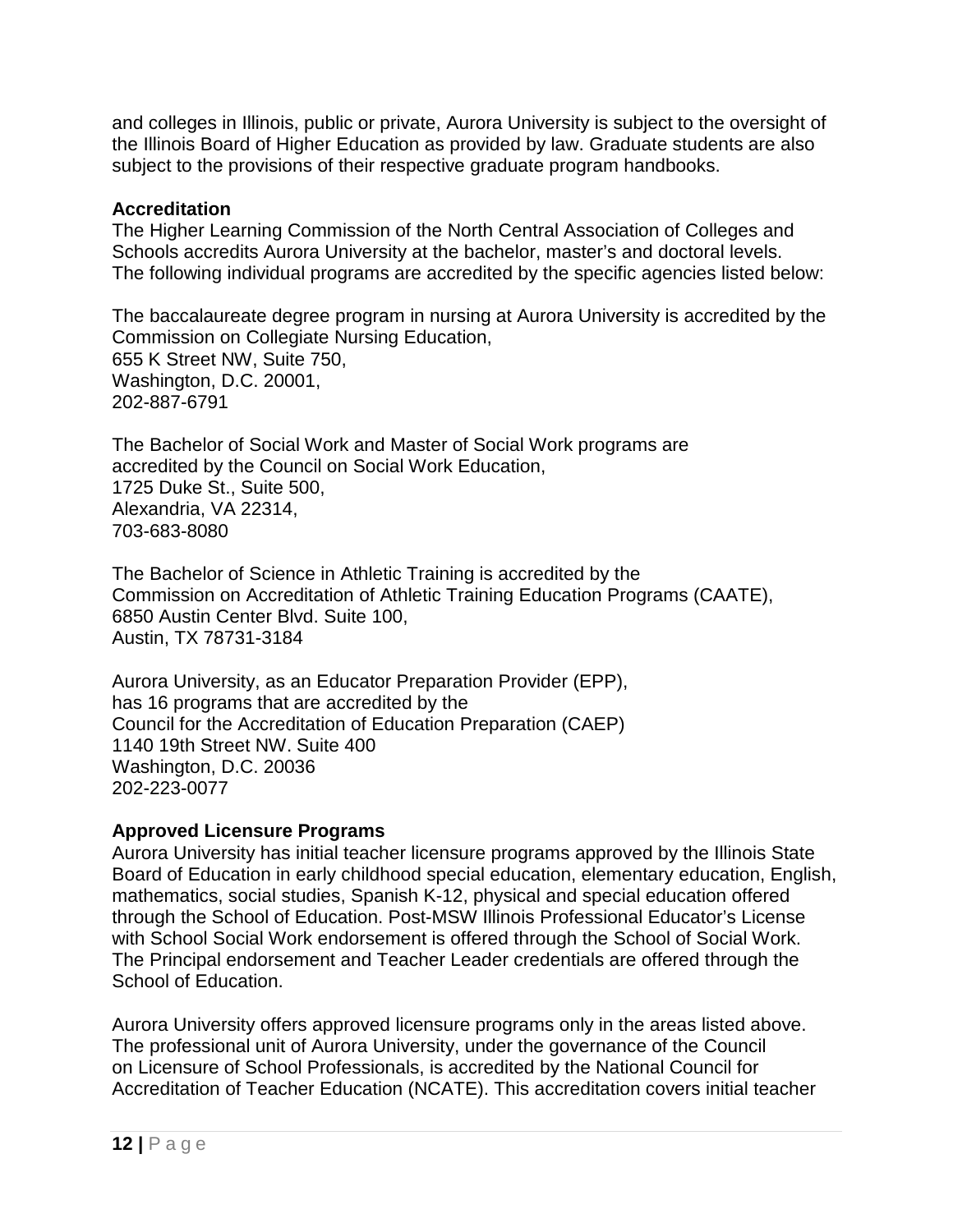and colleges in Illinois, public or private, Aurora University is subject to the oversight of the Illinois Board of Higher Education as provided by law. Graduate students are also subject to the provisions of their respective graduate program handbooks.

**Accreditation**

The Higher Learning Commission of the North Central Association of Colleges and Schools accredits Aurora University at the bachelor, master's and doctoral levels. The following individual programs are accredited by the specific agencies listed below:

The baccalaureate degree program in nursing at Aurora University is accredited by the Commission on Collegiate Nursing Education,
655 K Street NW, Suite 750,
Washington, D.C. 20001,
202-887-6791

The Bachelor of Social Work and Master of Social Work programs are accredited by the Council on Social Work Education,
1725 Duke St., Suite 500,
Alexandria, VA 22314,
703-683-8080

The Bachelor of Science in Athletic Training is accredited by the Commission on Accreditation of Athletic Training Education Programs (CAATE),
6850 Austin Center Blvd. Suite 100,
Austin, TX 78731-3184

Aurora University, as an Educator Preparation Provider (EPP),
has 16 programs that are accredited by the
Council for the Accreditation of Education Preparation (CAEP)
1140 19th Street NW. Suite 400
Washington, D.C. 20036
202-223-0077

**Approved Licensure Programs**

Aurora University has initial teacher licensure programs approved by the Illinois State Board of Education in early childhood special education, elementary education, English, mathematics, social studies, Spanish K-12, physical and special education offered through the School of Education. Post-MSW Illinois Professional Educator's License with School Social Work endorsement is offered through the School of Social Work. The Principal endorsement and Teacher Leader credentials are offered through the School of Education.

Aurora University offers approved licensure programs only in the areas listed above. The professional unit of Aurora University, under the governance of the Council on Licensure of School Professionals, is accredited by the National Council for Accreditation of Teacher Education (NCATE). This accreditation covers initial teacher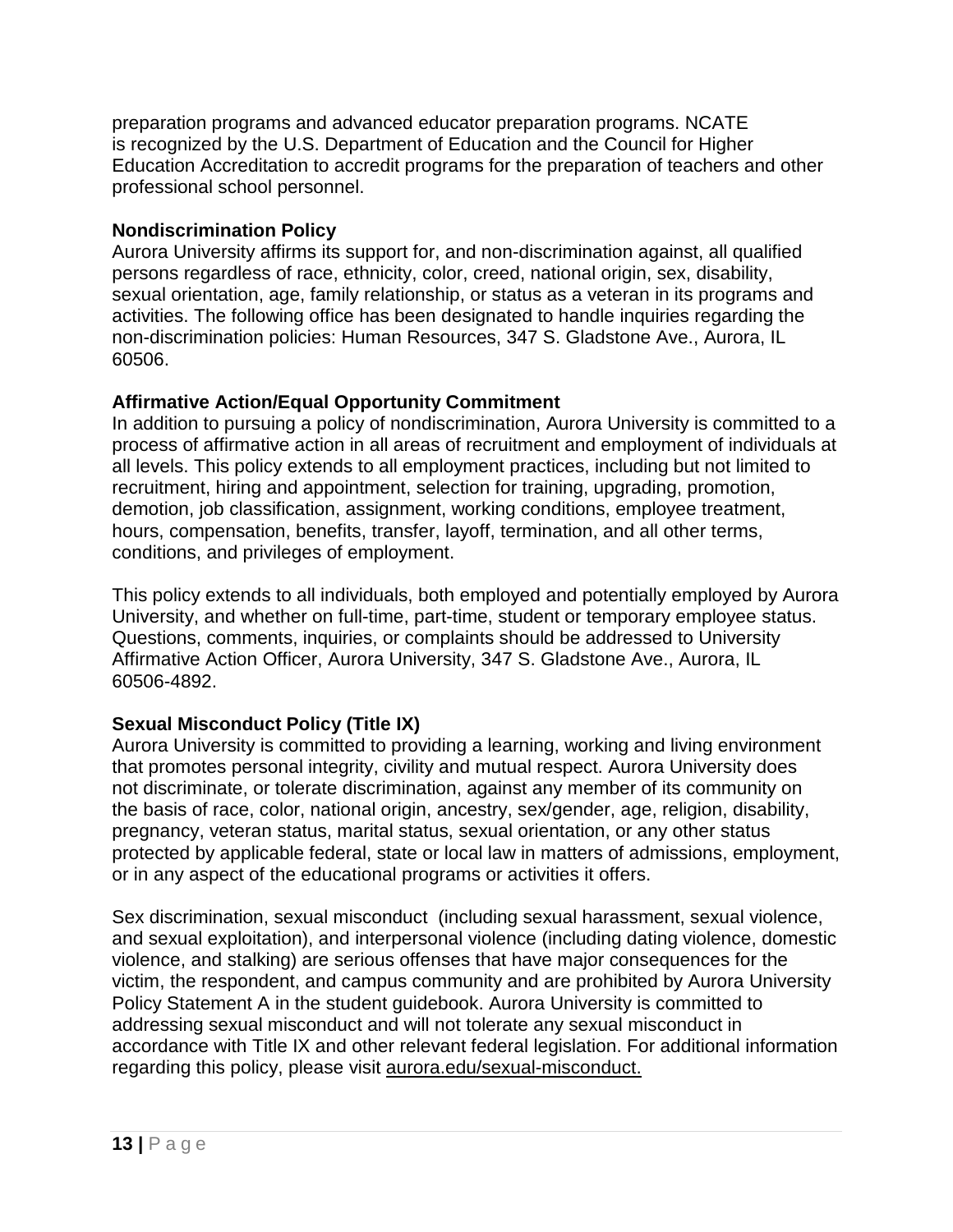preparation programs and advanced educator preparation programs. NCATE is recognized by the U.S. Department of Education and the Council for Higher Education Accreditation to accredit programs for the preparation of teachers and other professional school personnel.

**Nondiscrimination Policy**

Aurora University affirms its support for, and non-discrimination against, all qualified persons regardless of race, ethnicity, color, creed, national origin, sex, disability, sexual orientation, age, family relationship, or status as a veteran in its programs and activities. The following office has been designated to handle inquiries regarding the non-discrimination policies: Human Resources, 347 S. Gladstone Ave., Aurora, IL 60506.

**Affirmative Action/Equal Opportunity Commitment**

In addition to pursuing a policy of nondiscrimination, Aurora University is committed to a process of affirmative action in all areas of recruitment and employment of individuals at all levels. This policy extends to all employment practices, including but not limited to recruitment, hiring and appointment, selection for training, upgrading, promotion, demotion, job classification, assignment, working conditions, employee treatment, hours, compensation, benefits, transfer, layoff, termination, and all other terms, conditions, and privileges of employment.

This policy extends to all individuals, both employed and potentially employed by Aurora University, and whether on full-time, part-time, student or temporary employee status. Questions, comments, inquiries, or complaints should be addressed to University Affirmative Action Officer, Aurora University, 347 S. Gladstone Ave., Aurora, IL 60506-4892.

**Sexual Misconduct Policy (Title IX)**

Aurora University is committed to providing a learning, working and living environment that promotes personal integrity, civility and mutual respect. Aurora University does not discriminate, or tolerate discrimination, against any member of its community on the basis of race, color, national origin, ancestry, sex/gender, age, religion, disability, pregnancy, veteran status, marital status, sexual orientation, or any other status protected by applicable federal, state or local law in matters of admissions, employment, or in any aspect of the educational programs or activities it offers.

Sex discrimination, sexual misconduct (including sexual harassment, sexual violence, and sexual exploitation), and interpersonal violence (including dating violence, domestic violence, and stalking) are serious offenses that have major consequences for the victim, the respondent, and campus community and are prohibited by Aurora University Policy Statement A in the student guidebook. Aurora University is committed to addressing sexual misconduct and will not tolerate any sexual misconduct in accordance with Title IX and other relevant federal legislation. For additional information regarding this policy, please visit aurora.edu/sexual-misconduct.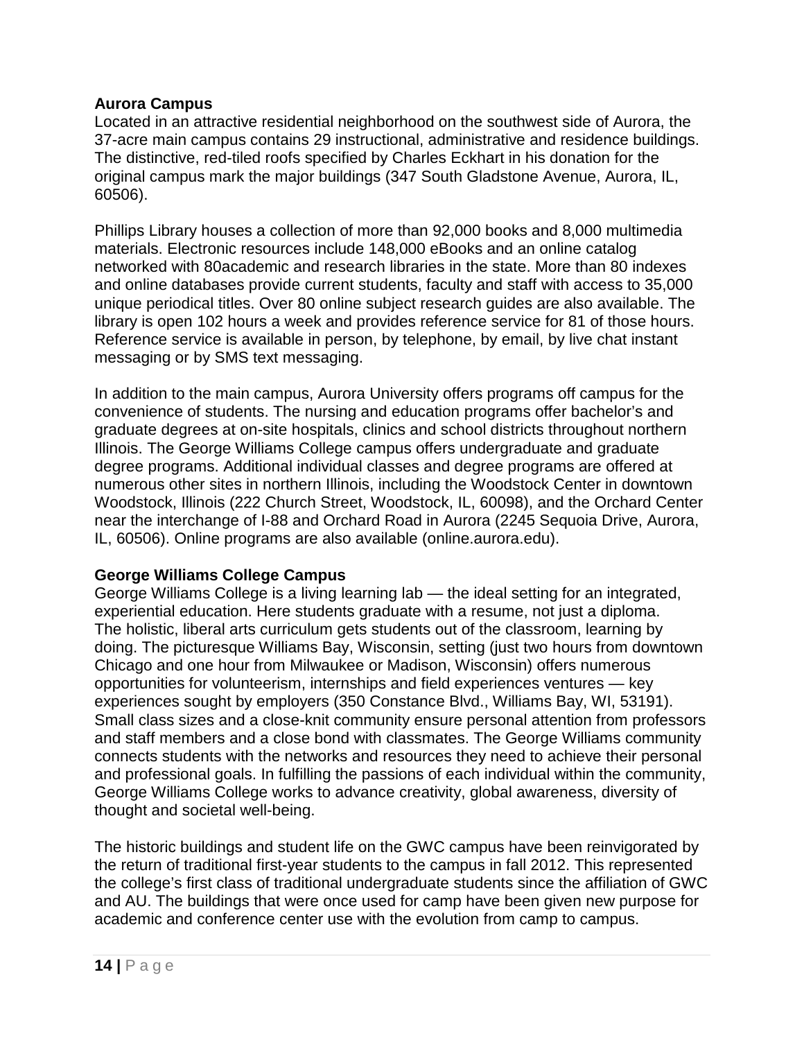**Aurora Campus**

Located in an attractive residential neighborhood on the southwest side of Aurora, the 37-acre main campus contains 29 instructional, administrative and residence buildings. The distinctive, red-tiled roofs specified by Charles Eckhart in his donation for the original campus mark the major buildings (347 South Gladstone Avenue, Aurora, IL, 60506).

Phillips Library houses a collection of more than 92,000 books and 8,000 multimedia materials. Electronic resources include 148,000 eBooks and an online catalog networked with 80academic and research libraries in the state. More than 80 indexes and online databases provide current students, faculty and staff with access to 35,000 unique periodical titles. Over 80 online subject research guides are also available. The library is open 102 hours a week and provides reference service for 81 of those hours. Reference service is available in person, by telephone, by email, by live chat instant messaging or by SMS text messaging.

In addition to the main campus, Aurora University offers programs off campus for the convenience of students. The nursing and education programs offer bachelor's and graduate degrees at on-site hospitals, clinics and school districts throughout northern Illinois. The George Williams College campus offers undergraduate and graduate degree programs. Additional individual classes and degree programs are offered at numerous other sites in northern Illinois, including the Woodstock Center in downtown Woodstock, Illinois (222 Church Street, Woodstock, IL, 60098), and the Orchard Center near the interchange of I-88 and Orchard Road in Aurora (2245 Sequoia Drive, Aurora, IL, 60506). Online programs are also available (online.aurora.edu).

**George Williams College Campus**

George Williams College is a living learning lab — the ideal setting for an integrated, experiential education. Here students graduate with a resume, not just a diploma. The holistic, liberal arts curriculum gets students out of the classroom, learning by doing. The picturesque Williams Bay, Wisconsin, setting (just two hours from downtown Chicago and one hour from Milwaukee or Madison, Wisconsin) offers numerous opportunities for volunteerism, internships and field experiences ventures — key experiences sought by employers (350 Constance Blvd., Williams Bay, WI, 53191). Small class sizes and a close-knit community ensure personal attention from professors and staff members and a close bond with classmates. The George Williams community connects students with the networks and resources they need to achieve their personal and professional goals. In fulfilling the passions of each individual within the community, George Williams College works to advance creativity, global awareness, diversity of thought and societal well-being.

The historic buildings and student life on the GWC campus have been reinvigorated by the return of traditional first-year students to the campus in fall 2012. This represented the college's first class of traditional undergraduate students since the affiliation of GWC and AU. The buildings that were once used for camp have been given new purpose for academic and conference center use with the evolution from camp to campus.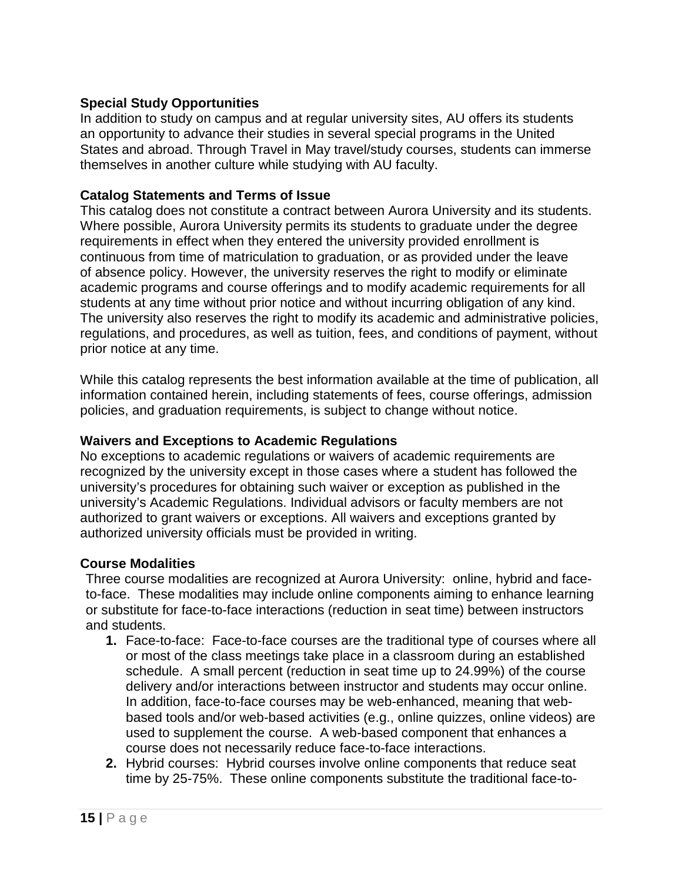**Special Study Opportunities**
In addition to study on campus and at regular university sites, AU offers its students an opportunity to advance their studies in several special programs in the United States and abroad. Through Travel in May travel/study courses, students can immerse themselves in another culture while studying with AU faculty.

**Catalog Statements and Terms of Issue**
This catalog does not constitute a contract between Aurora University and its students. Where possible, Aurora University permits its students to graduate under the degree requirements in effect when they entered the university provided enrollment is continuous from time of matriculation to graduation, or as provided under the leave of absence policy. However, the university reserves the right to modify or eliminate academic programs and course offerings and to modify academic requirements for all students at any time without prior notice and without incurring obligation of any kind. The university also reserves the right to modify its academic and administrative policies, regulations, and procedures, as well as tuition, fees, and conditions of payment, without prior notice at any time.

While this catalog represents the best information available at the time of publication, all information contained herein, including statements of fees, course offerings, admission policies, and graduation requirements, is subject to change without notice.

**Waivers and Exceptions to Academic Regulations**
No exceptions to academic regulations or waivers of academic requirements are recognized by the university except in those cases where a student has followed the university's procedures for obtaining such waiver or exception as published in the university's Academic Regulations. Individual advisors or faculty members are not authorized to grant waivers or exceptions. All waivers and exceptions granted by authorized university officials must be provided in writing.

**Course Modalities**
Three course modalities are recognized at Aurora University: online, hybrid and face-to-face. These modalities may include online components aiming to enhance learning or substitute for face-to-face interactions (reduction in seat time) between instructors and students.

1. Face-to-face: Face-to-face courses are the traditional type of courses where all or most of the class meetings take place in a classroom during an established schedule. A small percent (reduction in seat time up to 24.99%) of the course delivery and/or interactions between instructor and students may occur online. In addition, face-to-face courses may be web-enhanced, meaning that web-based tools and/or web-based activities (e.g., online quizzes, online videos) are used to supplement the course. A web-based component that enhances a course does not necessarily reduce face-to-face interactions.
2. Hybrid courses: Hybrid courses involve online components that reduce seat time by 25-75%. These online components substitute the traditional face-to-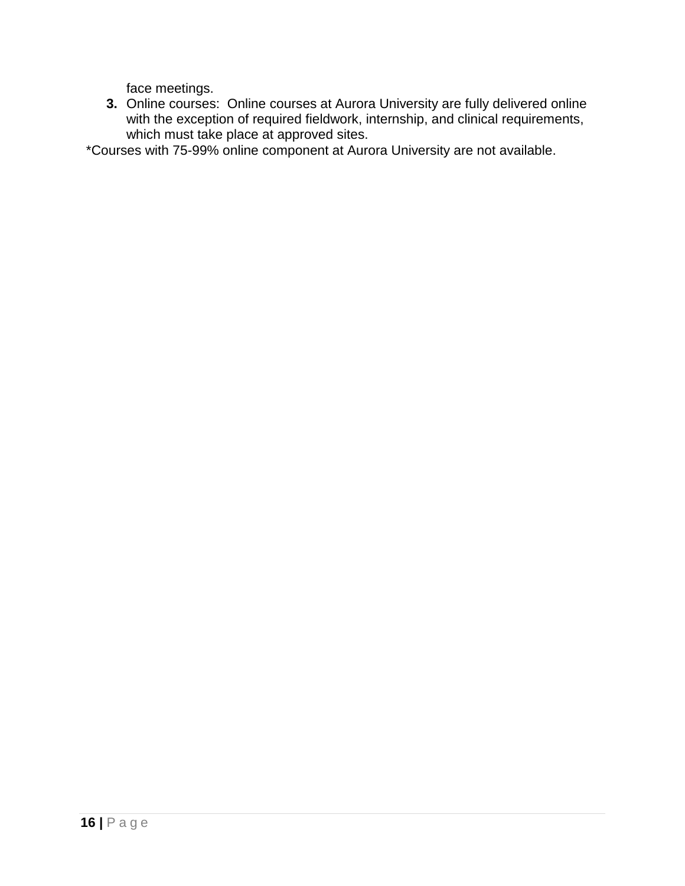face meetings.

3. Online courses: Online courses at Aurora University are fully delivered online with the exception of required fieldwork, internship, and clinical requirements, which must take place at approved sites.

*Courses with 75-99% online component at Aurora University are not available.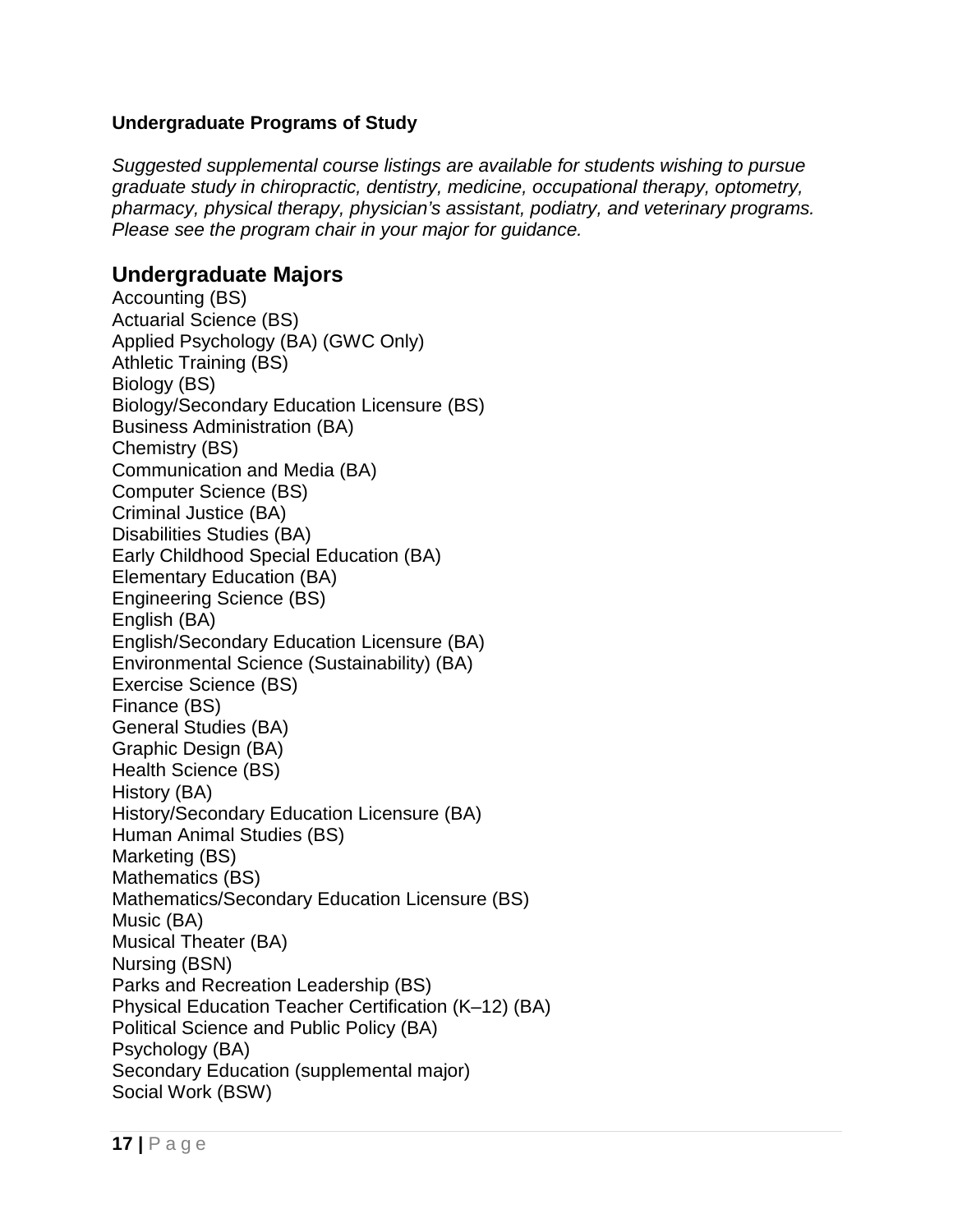**Undergraduate Programs of Study**

*Suggested supplemental course listings are available for students wishing to pursue graduate study in chiropractic, dentistry, medicine, occupational therapy, optometry, pharmacy, physical therapy, physician's assistant, podiatry, and veterinary programs. Please see the program chair in your major for guidance.*

## Undergraduate Majors

Accounting (BS)
Actuarial Science (BS)
Applied Psychology (BA) (GWC Only)
Athletic Training (BS)
Biology (BS)
Biology/Secondary Education Licensure (BS)
Business Administration (BA)
Chemistry (BS)
Communication and Media (BA)
Computer Science (BS)
Criminal Justice (BA)
Disabilities Studies (BA)
Early Childhood Special Education (BA)
Elementary Education (BA)
Engineering Science (BS)
English (BA)
English/Secondary Education Licensure (BA)
Environmental Science (Sustainability) (BA)
Exercise Science (BS)
Finance (BS)
General Studies (BA)
Graphic Design (BA)
Health Science (BS)
History (BA)
History/Secondary Education Licensure (BA)
Human Animal Studies (BS)
Marketing (BS)
Mathematics (BS)
Mathematics/Secondary Education Licensure (BS)
Music (BA)
Musical Theater (BA)
Nursing (BSN)
Parks and Recreation Leadership (BS)
Physical Education Teacher Certification (K–12) (BA)
Political Science and Public Policy (BA)
Psychology (BA)
Secondary Education (supplemental major)
Social Work (BSW)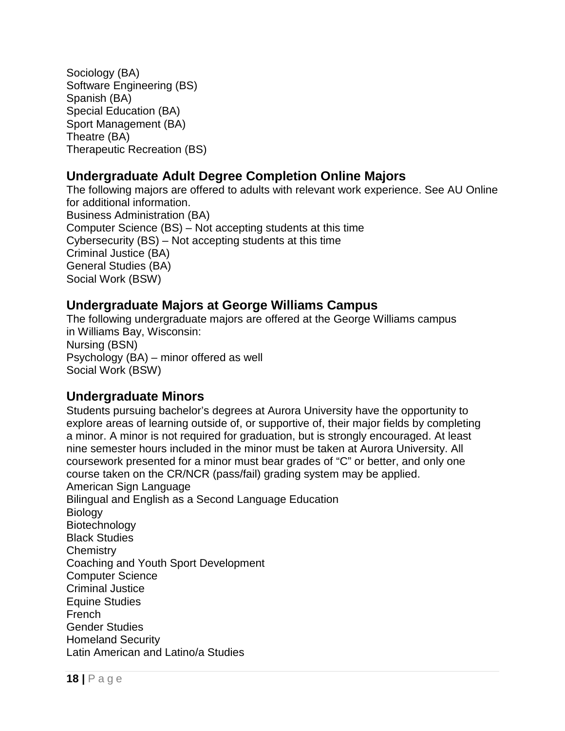Sociology (BA)
Software Engineering (BS)
Spanish (BA)
Special Education (BA)
Sport Management (BA)
Theatre (BA)
Therapeutic Recreation (BS)

## Undergraduate Adult Degree Completion Online Majors

The following majors are offered to adults with relevant work experience. See AU Online for additional information.

Business Administration (BA)
Computer Science (BS) – Not accepting students at this time
Cybersecurity (BS) – Not accepting students at this time
Criminal Justice (BA)
General Studies (BA)
Social Work (BSW)

## Undergraduate Majors at George Williams Campus

The following undergraduate majors are offered at the George Williams campus in Williams Bay, Wisconsin:

Nursing (BSN)
Psychology (BA) – minor offered as well
Social Work (BSW)

## Undergraduate Minors

Students pursuing bachelor's degrees at Aurora University have the opportunity to explore areas of learning outside of, or supportive of, their major fields by completing a minor. A minor is not required for graduation, but is strongly encouraged. At least nine semester hours included in the minor must be taken at Aurora University. All coursework presented for a minor must bear grades of "C" or better, and only one course taken on the CR/NCR (pass/fail) grading system may be applied.

American Sign Language
Bilingual and English as a Second Language Education
Biology
Biotechnology
Black Studies
Chemistry
Coaching and Youth Sport Development
Computer Science
Criminal Justice
Equine Studies
French
Gender Studies
Homeland Security
Latin American and Latino/a Studies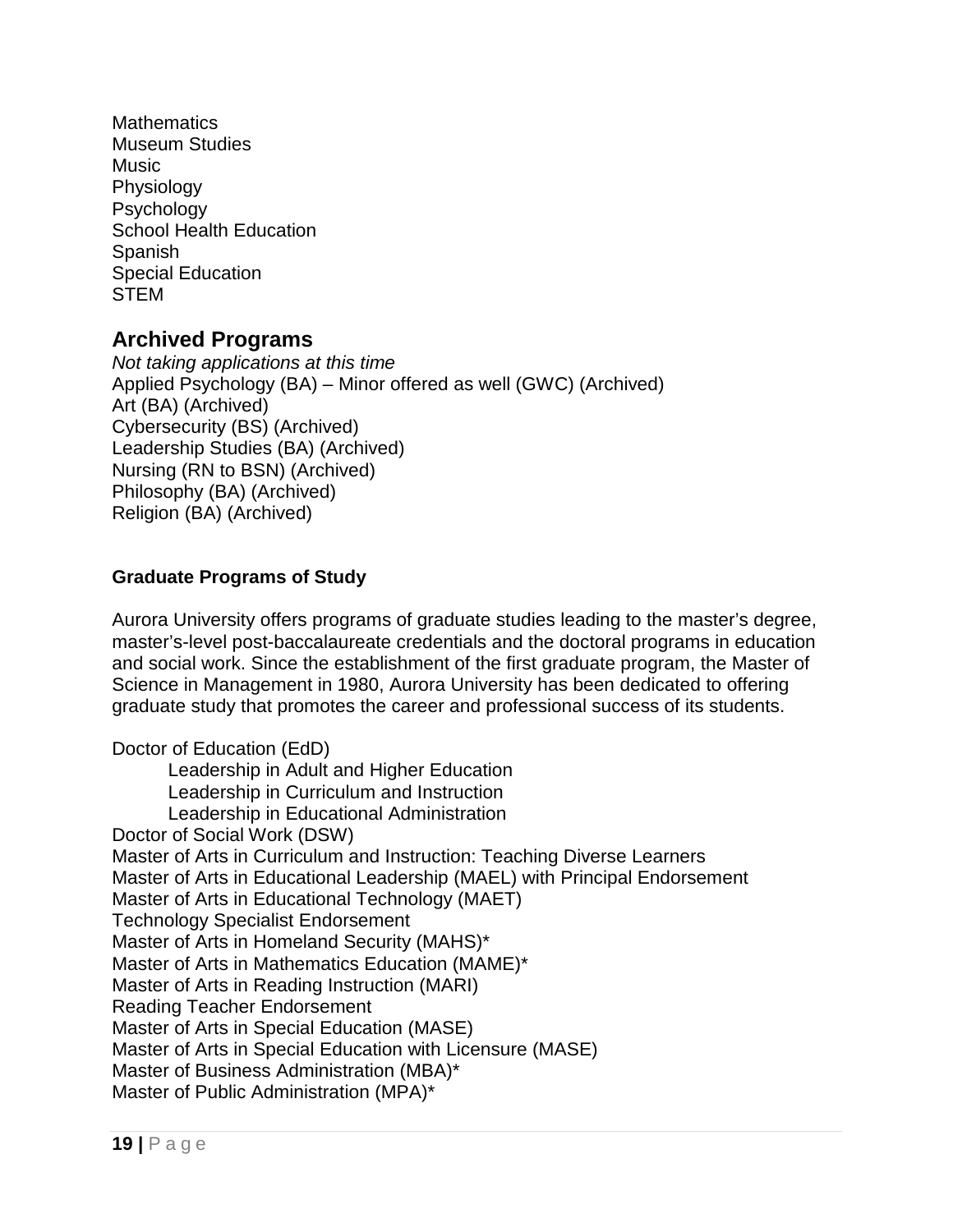Mathematics
Museum Studies
Music
Physiology
Psychology
School Health Education
Spanish
Special Education
STEM

## Archived Programs

*Not taking applications at this time*
Applied Psychology (BA) – Minor offered as well (GWC) (Archived)
Art (BA) (Archived)
Cybersecurity (BS) (Archived)
Leadership Studies (BA) (Archived)
Nursing (RN to BSN) (Archived)
Philosophy (BA) (Archived)
Religion (BA) (Archived)

### Graduate Programs of Study

Aurora University offers programs of graduate studies leading to the master's degree, master's-level post-baccalaureate credentials and the doctoral programs in education and social work. Since the establishment of the first graduate program, the Master of Science in Management in 1980, Aurora University has been dedicated to offering graduate study that promotes the career and professional success of its students.

Doctor of Education (EdD)
- Leadership in Adult and Higher Education
- Leadership in Curriculum and Instruction
- Leadership in Educational Administration

Doctor of Social Work (DSW)
Master of Arts in Curriculum and Instruction: Teaching Diverse Learners
Master of Arts in Educational Leadership (MAEL) with Principal Endorsement
Master of Arts in Educational Technology (MAET)
Technology Specialist Endorsement
Master of Arts in Homeland Security (MAHS)*
Master of Arts in Mathematics Education (MAME)*
Master of Arts in Reading Instruction (MARI)
Reading Teacher Endorsement
Master of Arts in Special Education (MASE)
Master of Arts in Special Education with Licensure (MASE)
Master of Business Administration (MBA)*
Master of Public Administration (MPA)*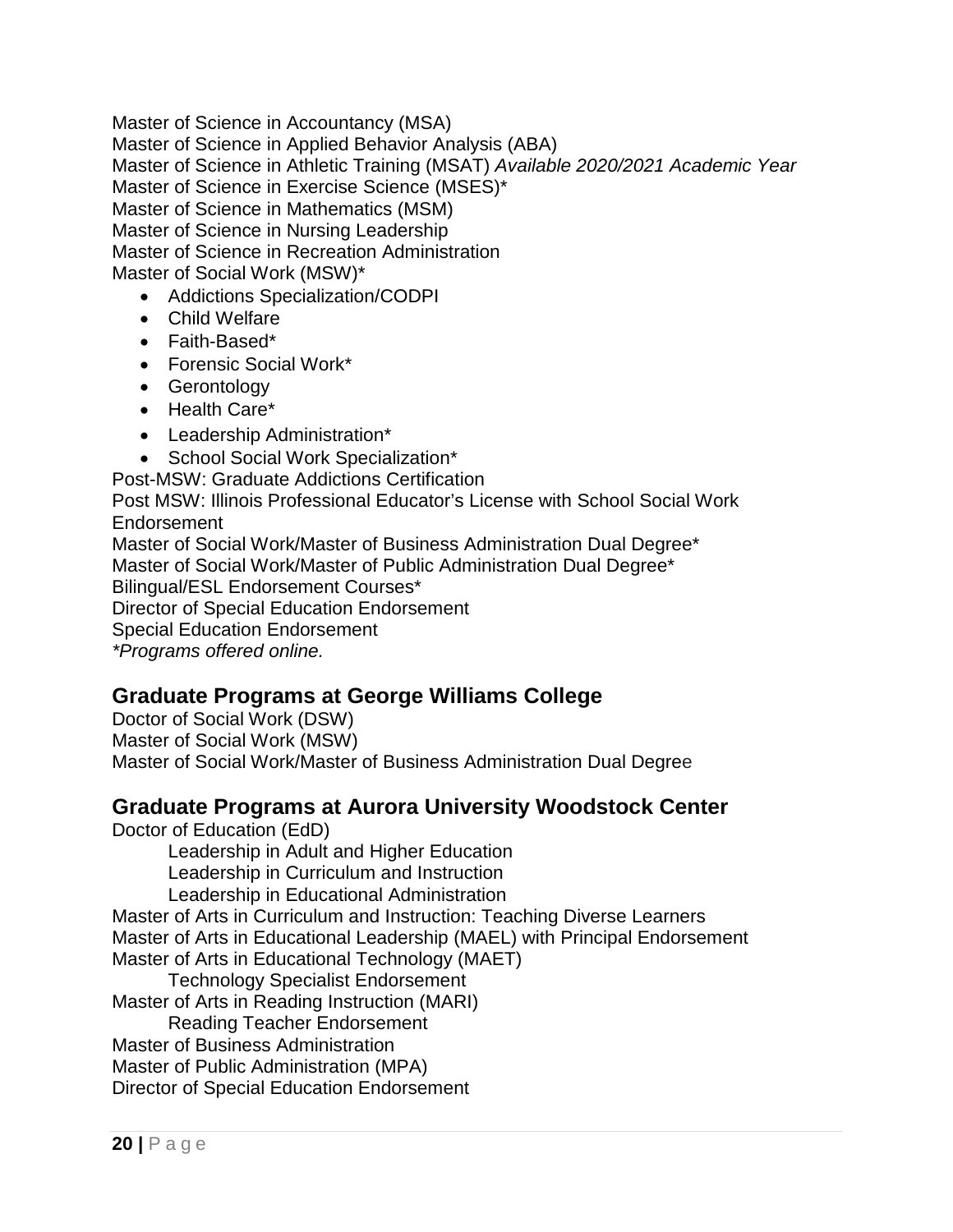Master of Science in Accountancy (MSA)
Master of Science in Applied Behavior Analysis (ABA)
Master of Science in Athletic Training (MSAT) *Available 2020/2021 Academic Year*
Master of Science in Exercise Science (MSES)*
Master of Science in Mathematics (MSM)
Master of Science in Nursing Leadership
Master of Science in Recreation Administration
Master of Social Work (MSW)*

- Addictions Specialization/CODPI
- Child Welfare
- Faith-Based*
- Forensic Social Work*
- Gerontology
- Health Care*
- Leadership Administration*
- School Social Work Specialization*

Post-MSW: Graduate Addictions Certification
Post MSW: Illinois Professional Educator's License with School Social Work Endorsement
Master of Social Work/Master of Business Administration Dual Degree*
Master of Social Work/Master of Public Administration Dual Degree*
Bilingual/ESL Endorsement Courses*
Director of Special Education Endorsement
Special Education Endorsement
*\*Programs offered online.*

## Graduate Programs at George Williams College

Doctor of Social Work (DSW)
Master of Social Work (MSW)
Master of Social Work/Master of Business Administration Dual Degree

## Graduate Programs at Aurora University Woodstock Center

Doctor of Education (EdD)
    Leadership in Adult and Higher Education
    Leadership in Curriculum and Instruction
    Leadership in Educational Administration
Master of Arts in Curriculum and Instruction: Teaching Diverse Learners
Master of Arts in Educational Leadership (MAEL) with Principal Endorsement
Master of Arts in Educational Technology (MAET)
    Technology Specialist Endorsement
Master of Arts in Reading Instruction (MARI)
    Reading Teacher Endorsement
Master of Business Administration
Master of Public Administration (MPA)
Director of Special Education Endorsement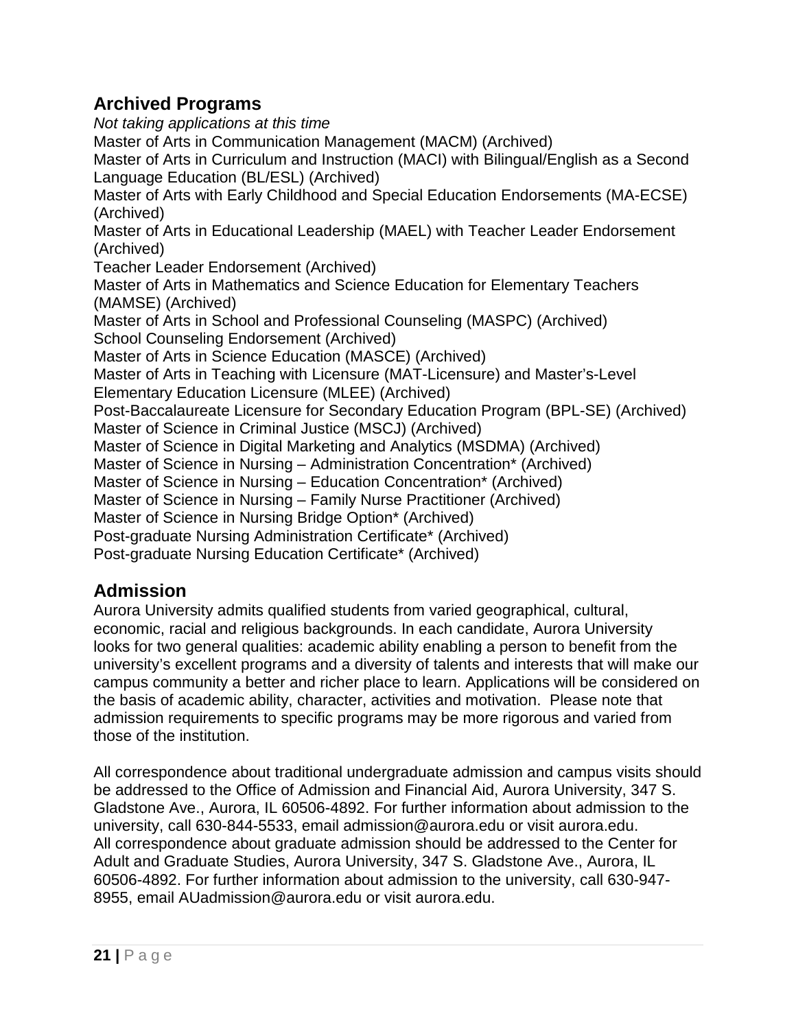## Archived Programs

*Not taking applications at this time*

Master of Arts in Communication Management (MACM) (Archived)
Master of Arts in Curriculum and Instruction (MACI) with Bilingual/English as a Second Language Education (BL/ESL) (Archived)
Master of Arts with Early Childhood and Special Education Endorsements (MA-ECSE) (Archived)
Master of Arts in Educational Leadership (MAEL) with Teacher Leader Endorsement (Archived)
Teacher Leader Endorsement (Archived)
Master of Arts in Mathematics and Science Education for Elementary Teachers (MAMSE) (Archived)
Master of Arts in School and Professional Counseling (MASPC) (Archived)
School Counseling Endorsement (Archived)
Master of Arts in Science Education (MASCE) (Archived)
Master of Arts in Teaching with Licensure (MAT-Licensure) and Master's-Level Elementary Education Licensure (MLEE) (Archived)
Post-Baccalaureate Licensure for Secondary Education Program (BPL-SE) (Archived)
Master of Science in Criminal Justice (MSCJ) (Archived)
Master of Science in Digital Marketing and Analytics (MSDMA) (Archived)
Master of Science in Nursing – Administration Concentration* (Archived)
Master of Science in Nursing – Education Concentration* (Archived)
Master of Science in Nursing – Family Nurse Practitioner (Archived)
Master of Science in Nursing Bridge Option* (Archived)
Post-graduate Nursing Administration Certificate* (Archived)
Post-graduate Nursing Education Certificate* (Archived)

## Admission

Aurora University admits qualified students from varied geographical, cultural, economic, racial and religious backgrounds. In each candidate, Aurora University looks for two general qualities: academic ability enabling a person to benefit from the university's excellent programs and a diversity of talents and interests that will make our campus community a better and richer place to learn. Applications will be considered on the basis of academic ability, character, activities and motivation. Please note that admission requirements to specific programs may be more rigorous and varied from those of the institution.

All correspondence about traditional undergraduate admission and campus visits should be addressed to the Office of Admission and Financial Aid, Aurora University, 347 S. Gladstone Ave., Aurora, IL 60506-4892. For further information about admission to the university, call 630-844-5533, email admission@aurora.edu or visit aurora.edu.
All correspondence about graduate admission should be addressed to the Center for Adult and Graduate Studies, Aurora University, 347 S. Gladstone Ave., Aurora, IL 60506-4892. For further information about admission to the university, call 630-947-8955, email AUadmission@aurora.edu or visit aurora.edu.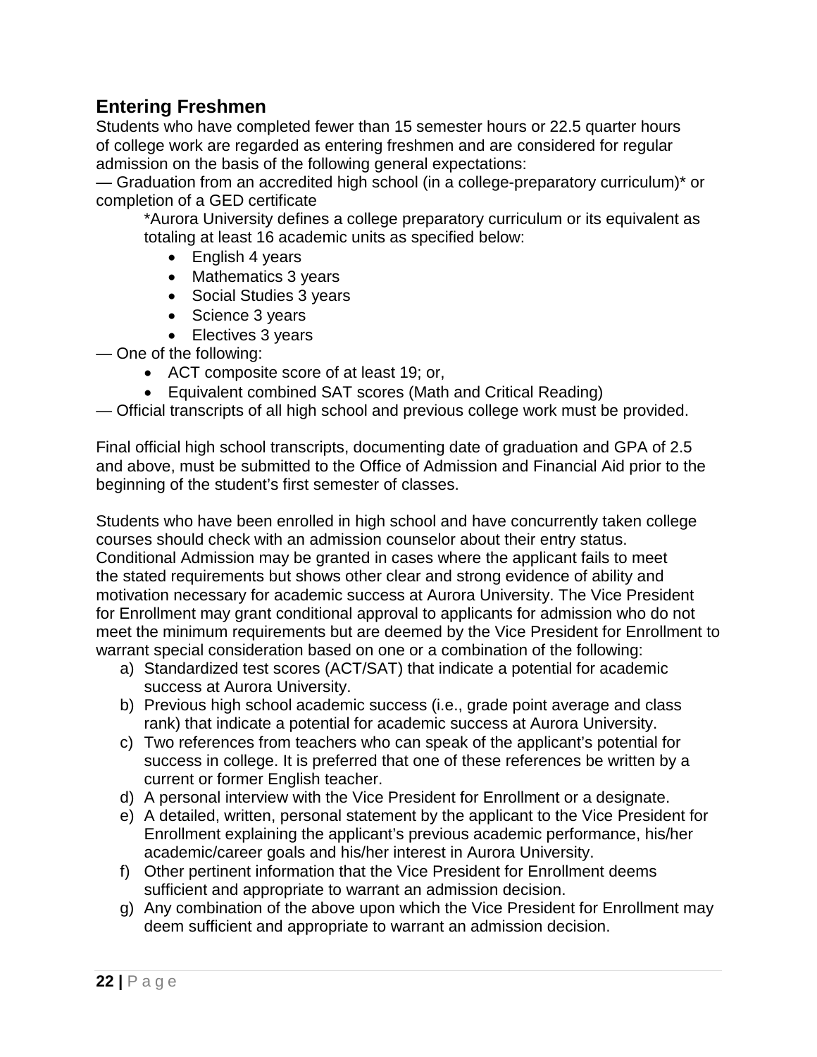## Entering Freshmen

Students who have completed fewer than 15 semester hours or 22.5 quarter hours of college work are regarded as entering freshmen and are considered for regular admission on the basis of the following general expectations:

— Graduation from an accredited high school (in a college-preparatory curriculum)* or completion of a GED certificate

> *Aurora University defines a college preparatory curriculum or its equivalent as totaling at least 16 academic units as specified below:
>
> - English 4 years
> - Mathematics 3 years
> - Social Studies 3 years
> - Science 3 years
> - Electives 3 years

— One of the following:

- ACT composite score of at least 19; or,
- Equivalent combined SAT scores (Math and Critical Reading)

— Official transcripts of all high school and previous college work must be provided.

Final official high school transcripts, documenting date of graduation and GPA of 2.5 and above, must be submitted to the Office of Admission and Financial Aid prior to the beginning of the student's first semester of classes.

Students who have been enrolled in high school and have concurrently taken college courses should check with an admission counselor about their entry status. Conditional Admission may be granted in cases where the applicant fails to meet the stated requirements but shows other clear and strong evidence of ability and motivation necessary for academic success at Aurora University. The Vice President for Enrollment may grant conditional approval to applicants for admission who do not meet the minimum requirements but are deemed by the Vice President for Enrollment to warrant special consideration based on one or a combination of the following:

a) Standardized test scores (ACT/SAT) that indicate a potential for academic success at Aurora University.
b) Previous high school academic success (i.e., grade point average and class rank) that indicate a potential for academic success at Aurora University.
c) Two references from teachers who can speak of the applicant's potential for success in college. It is preferred that one of these references be written by a current or former English teacher.
d) A personal interview with the Vice President for Enrollment or a designate.
e) A detailed, written, personal statement by the applicant to the Vice President for Enrollment explaining the applicant's previous academic performance, his/her academic/career goals and his/her interest in Aurora University.
f) Other pertinent information that the Vice President for Enrollment deems sufficient and appropriate to warrant an admission decision.
g) Any combination of the above upon which the Vice President for Enrollment may deem sufficient and appropriate to warrant an admission decision.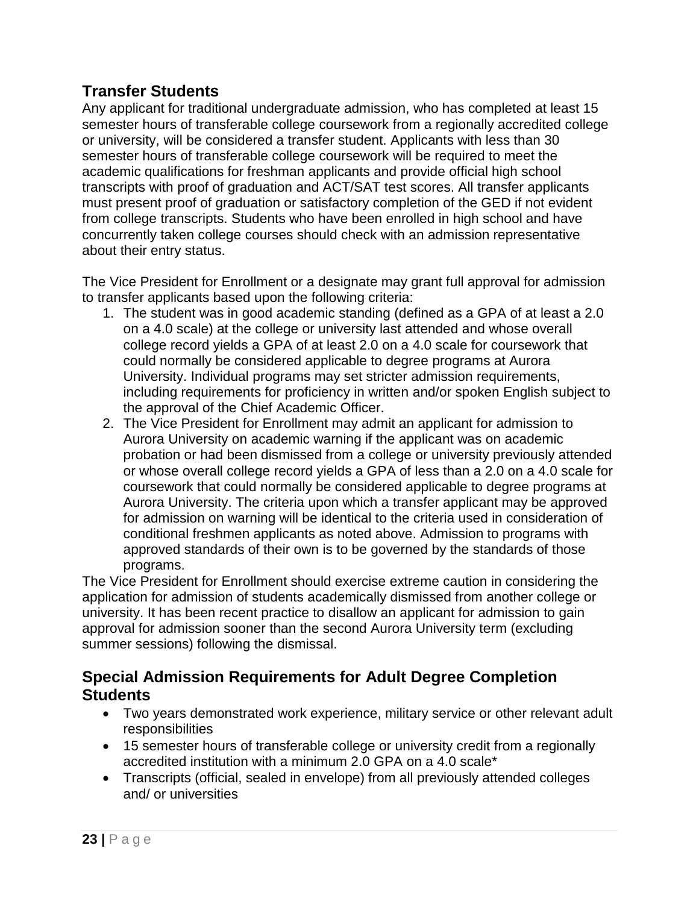## Transfer Students

Any applicant for traditional undergraduate admission, who has completed at least 15 semester hours of transferable college coursework from a regionally accredited college or university, will be considered a transfer student. Applicants with less than 30 semester hours of transferable college coursework will be required to meet the academic qualifications for freshman applicants and provide official high school transcripts with proof of graduation and ACT/SAT test scores. All transfer applicants must present proof of graduation or satisfactory completion of the GED if not evident from college transcripts. Students who have been enrolled in high school and have concurrently taken college courses should check with an admission representative about their entry status.

The Vice President for Enrollment or a designate may grant full approval for admission to transfer applicants based upon the following criteria:

1. The student was in good academic standing (defined as a GPA of at least a 2.0 on a 4.0 scale) at the college or university last attended and whose overall college record yields a GPA of at least 2.0 on a 4.0 scale for coursework that could normally be considered applicable to degree programs at Aurora University. Individual programs may set stricter admission requirements, including requirements for proficiency in written and/or spoken English subject to the approval of the Chief Academic Officer.
2. The Vice President for Enrollment may admit an applicant for admission to Aurora University on academic warning if the applicant was on academic probation or had been dismissed from a college or university previously attended or whose overall college record yields a GPA of less than a 2.0 on a 4.0 scale for coursework that could normally be considered applicable to degree programs at Aurora University. The criteria upon which a transfer applicant may be approved for admission on warning will be identical to the criteria used in consideration of conditional freshmen applicants as noted above. Admission to programs with approved standards of their own is to be governed by the standards of those programs.

The Vice President for Enrollment should exercise extreme caution in considering the application for admission of students academically dismissed from another college or university. It has been recent practice to disallow an applicant for admission to gain approval for admission sooner than the second Aurora University term (excluding summer sessions) following the dismissal.

## Special Admission Requirements for Adult Degree Completion Students

- Two years demonstrated work experience, military service or other relevant adult responsibilities
- 15 semester hours of transferable college or university credit from a regionally accredited institution with a minimum 2.0 GPA on a 4.0 scale*
- Transcripts (official, sealed in envelope) from all previously attended colleges and/ or universities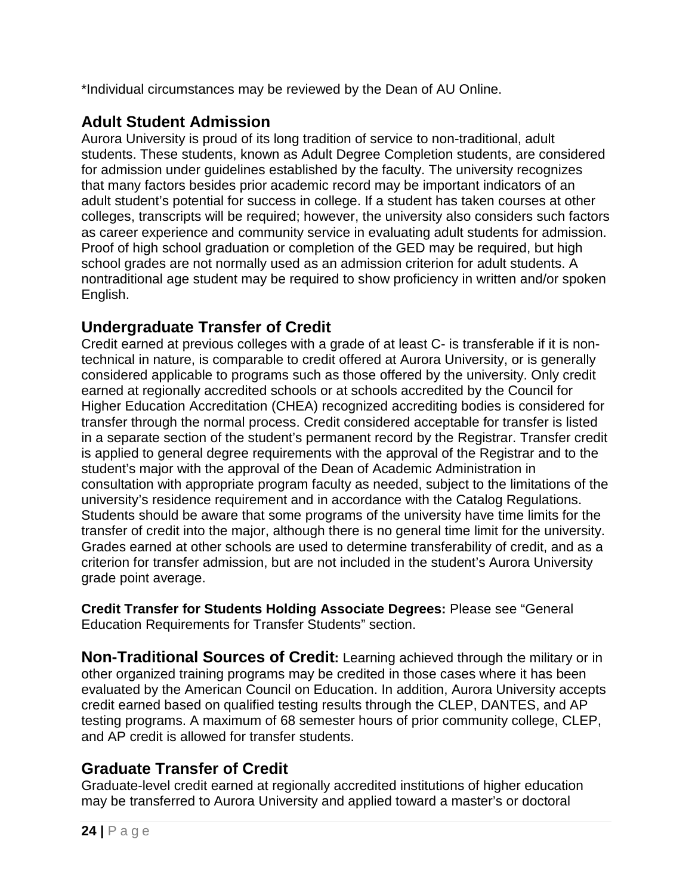*Individual circumstances may be reviewed by the Dean of AU Online.

## Adult Student Admission

Aurora University is proud of its long tradition of service to non-traditional, adult students. These students, known as Adult Degree Completion students, are considered for admission under guidelines established by the faculty. The university recognizes that many factors besides prior academic record may be important indicators of an adult student's potential for success in college. If a student has taken courses at other colleges, transcripts will be required; however, the university also considers such factors as career experience and community service in evaluating adult students for admission. Proof of high school graduation or completion of the GED may be required, but high school grades are not normally used as an admission criterion for adult students. A nontraditional age student may be required to show proficiency in written and/or spoken English.

## Undergraduate Transfer of Credit

Credit earned at previous colleges with a grade of at least C- is transferable if it is non-technical in nature, is comparable to credit offered at Aurora University, or is generally considered applicable to programs such as those offered by the university. Only credit earned at regionally accredited schools or at schools accredited by the Council for Higher Education Accreditation (CHEA) recognized accrediting bodies is considered for transfer through the normal process. Credit considered acceptable for transfer is listed in a separate section of the student's permanent record by the Registrar. Transfer credit is applied to general degree requirements with the approval of the Registrar and to the student's major with the approval of the Dean of Academic Administration in consultation with appropriate program faculty as needed, subject to the limitations of the university's residence requirement and in accordance with the Catalog Regulations. Students should be aware that some programs of the university have time limits for the transfer of credit into the major, although there is no general time limit for the university. Grades earned at other schools are used to determine transferability of credit, and as a criterion for transfer admission, but are not included in the student's Aurora University grade point average.

**Credit Transfer for Students Holding Associate Degrees:** Please see "General Education Requirements for Transfer Students" section.

**Non-Traditional Sources of Credit:** Learning achieved through the military or in other organized training programs may be credited in those cases where it has been evaluated by the American Council on Education. In addition, Aurora University accepts credit earned based on qualified testing results through the CLEP, DANTES, and AP testing programs. A maximum of 68 semester hours of prior community college, CLEP, and AP credit is allowed for transfer students.

## Graduate Transfer of Credit

Graduate-level credit earned at regionally accredited institutions of higher education may be transferred to Aurora University and applied toward a master's or doctoral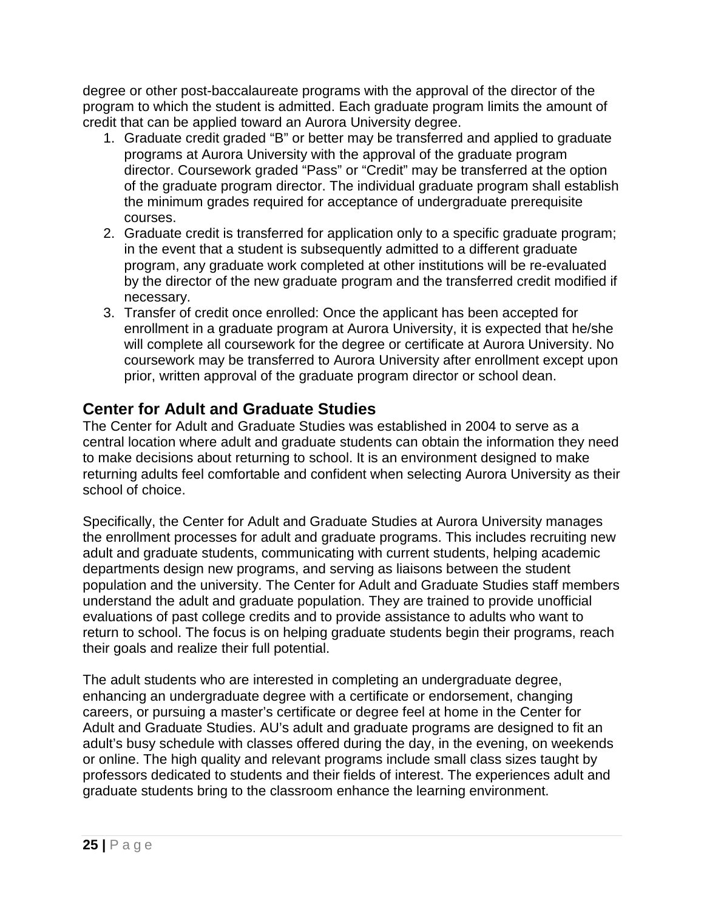degree or other post-baccalaureate programs with the approval of the director of the program to which the student is admitted. Each graduate program limits the amount of credit that can be applied toward an Aurora University degree.

1. Graduate credit graded “B” or better may be transferred and applied to graduate programs at Aurora University with the approval of the graduate program director. Coursework graded “Pass” or “Credit” may be transferred at the option of the graduate program director. The individual graduate program shall establish the minimum grades required for acceptance of undergraduate prerequisite courses.
2. Graduate credit is transferred for application only to a specific graduate program; in the event that a student is subsequently admitted to a different graduate program, any graduate work completed at other institutions will be re-evaluated by the director of the new graduate program and the transferred credit modified if necessary.
3. Transfer of credit once enrolled: Once the applicant has been accepted for enrollment in a graduate program at Aurora University, it is expected that he/she will complete all coursework for the degree or certificate at Aurora University. No coursework may be transferred to Aurora University after enrollment except upon prior, written approval of the graduate program director or school dean.

## Center for Adult and Graduate Studies

The Center for Adult and Graduate Studies was established in 2004 to serve as a central location where adult and graduate students can obtain the information they need to make decisions about returning to school. It is an environment designed to make returning adults feel comfortable and confident when selecting Aurora University as their school of choice.

Specifically, the Center for Adult and Graduate Studies at Aurora University manages the enrollment processes for adult and graduate programs. This includes recruiting new adult and graduate students, communicating with current students, helping academic departments design new programs, and serving as liaisons between the student population and the university. The Center for Adult and Graduate Studies staff members understand the adult and graduate population. They are trained to provide unofficial evaluations of past college credits and to provide assistance to adults who want to return to school. The focus is on helping graduate students begin their programs, reach their goals and realize their full potential.

The adult students who are interested in completing an undergraduate degree, enhancing an undergraduate degree with a certificate or endorsement, changing careers, or pursuing a master’s certificate or degree feel at home in the Center for Adult and Graduate Studies. AU’s adult and graduate programs are designed to fit an adult’s busy schedule with classes offered during the day, in the evening, on weekends or online. The high quality and relevant programs include small class sizes taught by professors dedicated to students and their fields of interest. The experiences adult and graduate students bring to the classroom enhance the learning environment.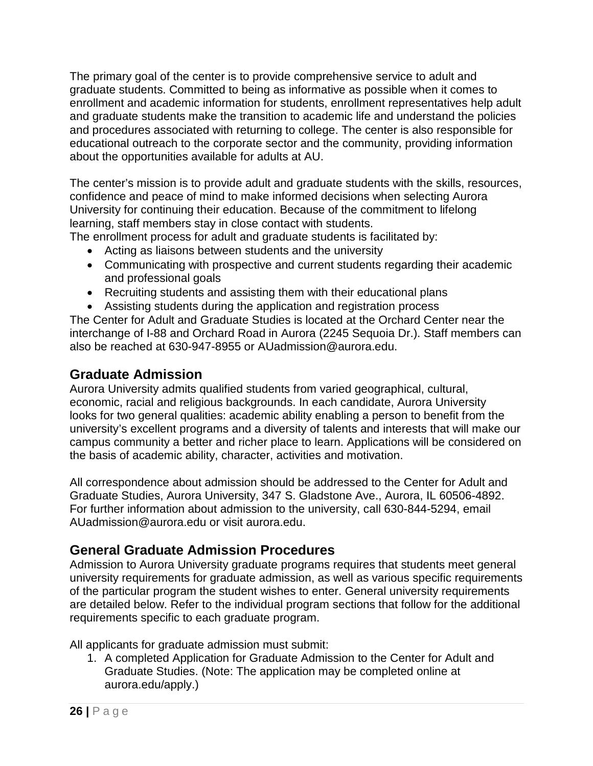The primary goal of the center is to provide comprehensive service to adult and graduate students. Committed to being as informative as possible when it comes to enrollment and academic information for students, enrollment representatives help adult and graduate students make the transition to academic life and understand the policies and procedures associated with returning to college. The center is also responsible for educational outreach to the corporate sector and the community, providing information about the opportunities available for adults at AU.

The center's mission is to provide adult and graduate students with the skills, resources, confidence and peace of mind to make informed decisions when selecting Aurora University for continuing their education. Because of the commitment to lifelong learning, staff members stay in close contact with students.
The enrollment process for adult and graduate students is facilitated by:

- Acting as liaisons between students and the university
- Communicating with prospective and current students regarding their academic and professional goals
- Recruiting students and assisting them with their educational plans
- Assisting students during the application and registration process

The Center for Adult and Graduate Studies is located at the Orchard Center near the interchange of I-88 and Orchard Road in Aurora (2245 Sequoia Dr.). Staff members can also be reached at 630-947-8955 or AUadmission@aurora.edu.

## Graduate Admission

Aurora University admits qualified students from varied geographical, cultural, economic, racial and religious backgrounds. In each candidate, Aurora University looks for two general qualities: academic ability enabling a person to benefit from the university's excellent programs and a diversity of talents and interests that will make our campus community a better and richer place to learn. Applications will be considered on the basis of academic ability, character, activities and motivation.

All correspondence about admission should be addressed to the Center for Adult and Graduate Studies, Aurora University, 347 S. Gladstone Ave., Aurora, IL 60506-4892. For further information about admission to the university, call 630-844-5294, email AUadmission@aurora.edu or visit aurora.edu.

## General Graduate Admission Procedures

Admission to Aurora University graduate programs requires that students meet general university requirements for graduate admission, as well as various specific requirements of the particular program the student wishes to enter. General university requirements are detailed below. Refer to the individual program sections that follow for the additional requirements specific to each graduate program.

All applicants for graduate admission must submit:

1. A completed Application for Graduate Admission to the Center for Adult and Graduate Studies. (Note: The application may be completed online at aurora.edu/apply.)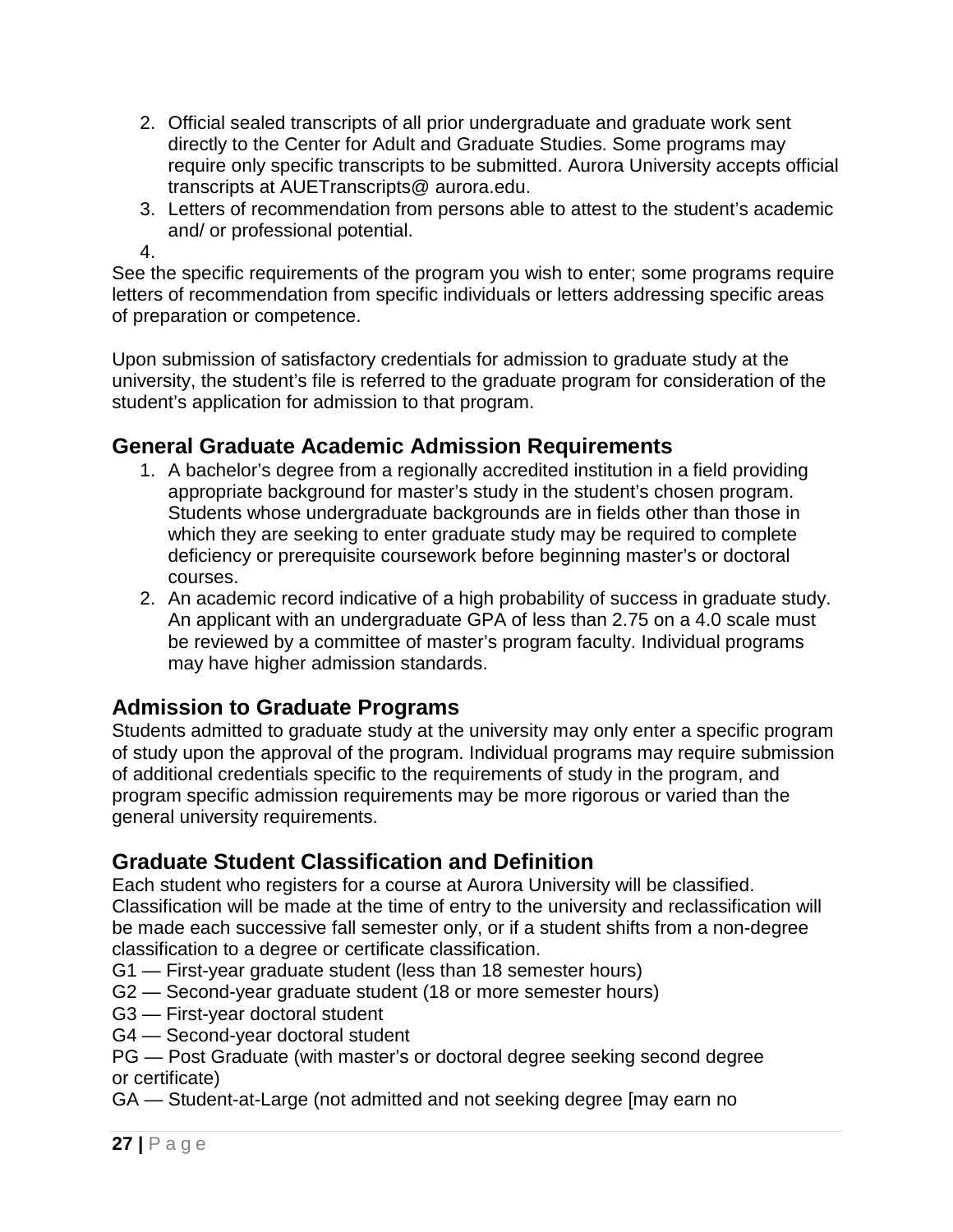2. Official sealed transcripts of all prior undergraduate and graduate work sent directly to the Center for Adult and Graduate Studies. Some programs may require only specific transcripts to be submitted. Aurora University accepts official transcripts at AUETranscripts@ aurora.edu.
3. Letters of recommendation from persons able to attest to the student's academic and/ or professional potential.
4.

See the specific requirements of the program you wish to enter; some programs require letters of recommendation from specific individuals or letters addressing specific areas of preparation or competence.

Upon submission of satisfactory credentials for admission to graduate study at the university, the student's file is referred to the graduate program for consideration of the student's application for admission to that program.

## General Graduate Academic Admission Requirements

1. A bachelor's degree from a regionally accredited institution in a field providing appropriate background for master's study in the student's chosen program. Students whose undergraduate backgrounds are in fields other than those in which they are seeking to enter graduate study may be required to complete deficiency or prerequisite coursework before beginning master's or doctoral courses.
2. An academic record indicative of a high probability of success in graduate study. An applicant with an undergraduate GPA of less than 2.75 on a 4.0 scale must be reviewed by a committee of master's program faculty. Individual programs may have higher admission standards.

## Admission to Graduate Programs

Students admitted to graduate study at the university may only enter a specific program of study upon the approval of the program. Individual programs may require submission of additional credentials specific to the requirements of study in the program, and program specific admission requirements may be more rigorous or varied than the general university requirements.

## Graduate Student Classification and Definition

Each student who registers for a course at Aurora University will be classified. Classification will be made at the time of entry to the university and reclassification will be made each successive fall semester only, or if a student shifts from a non-degree classification to a degree or certificate classification.

G1 — First-year graduate student (less than 18 semester hours)
G2 — Second-year graduate student (18 or more semester hours)
G3 — First-year doctoral student
G4 — Second-year doctoral student
PG — Post Graduate (with master's or doctoral degree seeking second degree or certificate)
GA — Student-at-Large (not admitted and not seeking degree [may earn no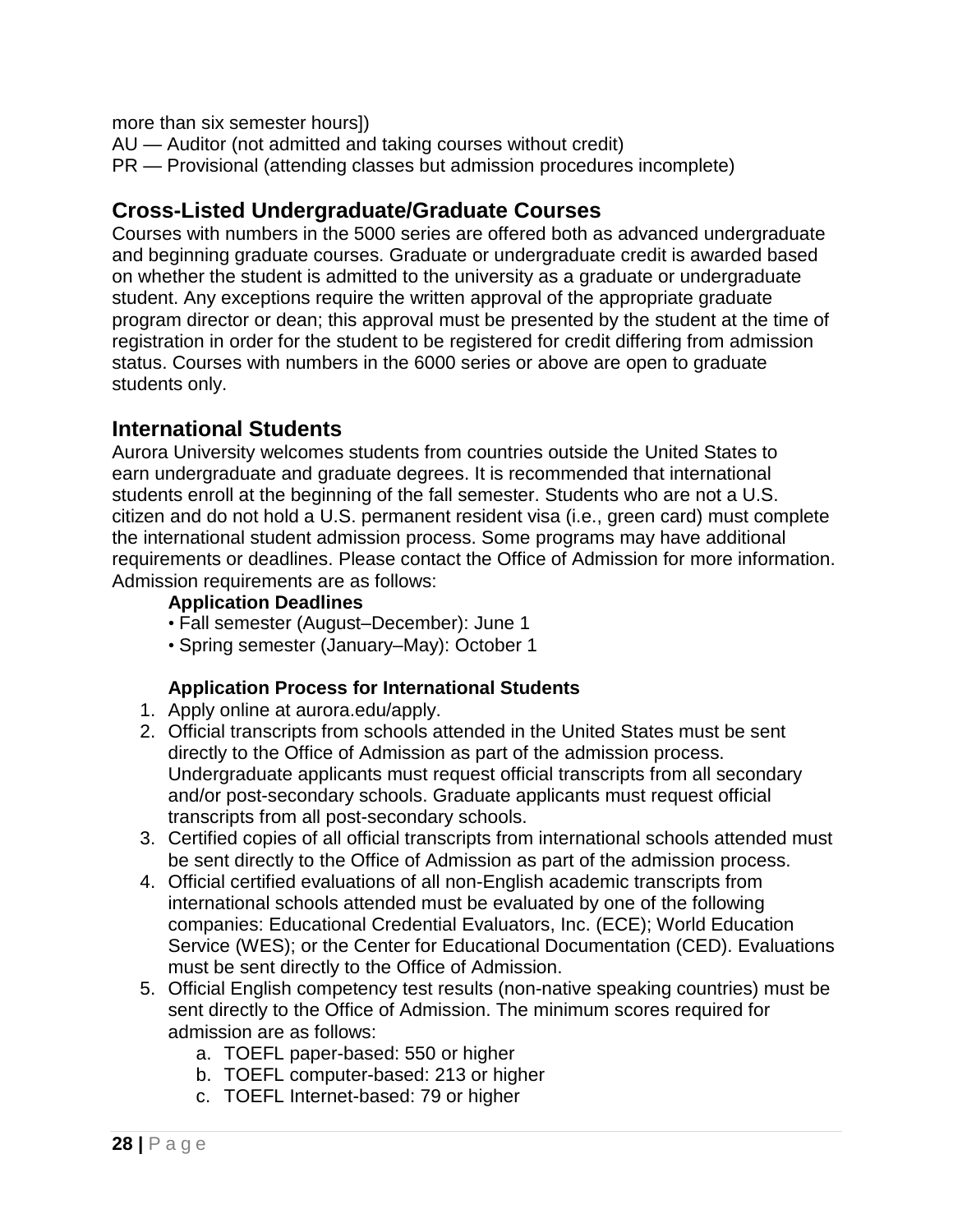more than six semester hours])
AU — Auditor (not admitted and taking courses without credit)
PR — Provisional (attending classes but admission procedures incomplete)

## Cross-Listed Undergraduate/Graduate Courses

Courses with numbers in the 5000 series are offered both as advanced undergraduate and beginning graduate courses. Graduate or undergraduate credit is awarded based on whether the student is admitted to the university as a graduate or undergraduate student. Any exceptions require the written approval of the appropriate graduate program director or dean; this approval must be presented by the student at the time of registration in order for the student to be registered for credit differing from admission status. Courses with numbers in the 6000 series or above are open to graduate students only.

## International Students

Aurora University welcomes students from countries outside the United States to earn undergraduate and graduate degrees. It is recommended that international students enroll at the beginning of the fall semester. Students who are not a U.S. citizen and do not hold a U.S. permanent resident visa (i.e., green card) must complete the international student admission process. Some programs may have additional requirements or deadlines. Please contact the Office of Admission for more information. Admission requirements are as follows:

**Application Deadlines**

- Fall semester (August–December): June 1
- Spring semester (January–May): October 1

**Application Process for International Students**

1. Apply online at aurora.edu/apply.
2. Official transcripts from schools attended in the United States must be sent directly to the Office of Admission as part of the admission process. Undergraduate applicants must request official transcripts from all secondary and/or post-secondary schools. Graduate applicants must request official transcripts from all post-secondary schools.
3. Certified copies of all official transcripts from international schools attended must be sent directly to the Office of Admission as part of the admission process.
4. Official certified evaluations of all non-English academic transcripts from international schools attended must be evaluated by one of the following companies: Educational Credential Evaluators, Inc. (ECE); World Education Service (WES); or the Center for Educational Documentation (CED). Evaluations must be sent directly to the Office of Admission.
5. Official English competency test results (non-native speaking countries) must be sent directly to the Office of Admission. The minimum scores required for admission are as follows:
   a. TOEFL paper-based: 550 or higher
   b. TOEFL computer-based: 213 or higher
   c. TOEFL Internet-based: 79 or higher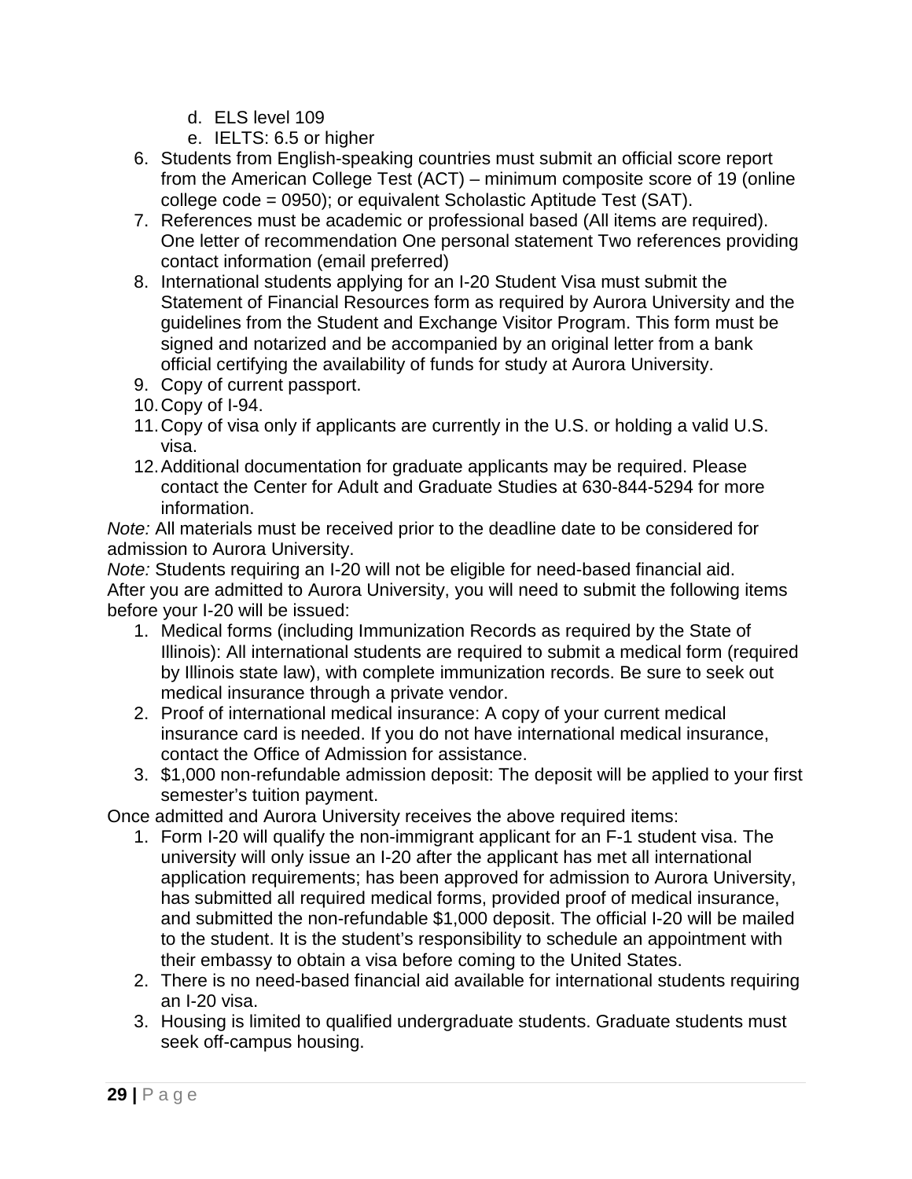d. ELS level 109
    e. IELTS: 6.5 or higher

6. Students from English-speaking countries must submit an official score report from the American College Test (ACT) – minimum composite score of 19 (online college code = 0950); or equivalent Scholastic Aptitude Test (SAT).
7. References must be academic or professional based (All items are required). One letter of recommendation One personal statement Two references providing contact information (email preferred)
8. International students applying for an I-20 Student Visa must submit the Statement of Financial Resources form as required by Aurora University and the guidelines from the Student and Exchange Visitor Program. This form must be signed and notarized and be accompanied by an original letter from a bank official certifying the availability of funds for study at Aurora University.
9. Copy of current passport.
10. Copy of I-94.
11. Copy of visa only if applicants are currently in the U.S. or holding a valid U.S. visa.
12. Additional documentation for graduate applicants may be required. Please contact the Center for Adult and Graduate Studies at 630-844-5294 for more information.

*Note:* All materials must be received prior to the deadline date to be considered for admission to Aurora University.

*Note:* Students requiring an I-20 will not be eligible for need-based financial aid.

After you are admitted to Aurora University, you will need to submit the following items before your I-20 will be issued:

1. Medical forms (including Immunization Records as required by the State of Illinois): All international students are required to submit a medical form (required by Illinois state law), with complete immunization records. Be sure to seek out medical insurance through a private vendor.
2. Proof of international medical insurance: A copy of your current medical insurance card is needed. If you do not have international medical insurance, contact the Office of Admission for assistance.
3. $1,000 non-refundable admission deposit: The deposit will be applied to your first semester's tuition payment.

Once admitted and Aurora University receives the above required items:

1. Form I-20 will qualify the non-immigrant applicant for an F-1 student visa. The university will only issue an I-20 after the applicant has met all international application requirements; has been approved for admission to Aurora University, has submitted all required medical forms, provided proof of medical insurance, and submitted the non-refundable $1,000 deposit. The official I-20 will be mailed to the student. It is the student's responsibility to schedule an appointment with their embassy to obtain a visa before coming to the United States.
2. There is no need-based financial aid available for international students requiring an I-20 visa.
3. Housing is limited to qualified undergraduate students. Graduate students must seek off-campus housing.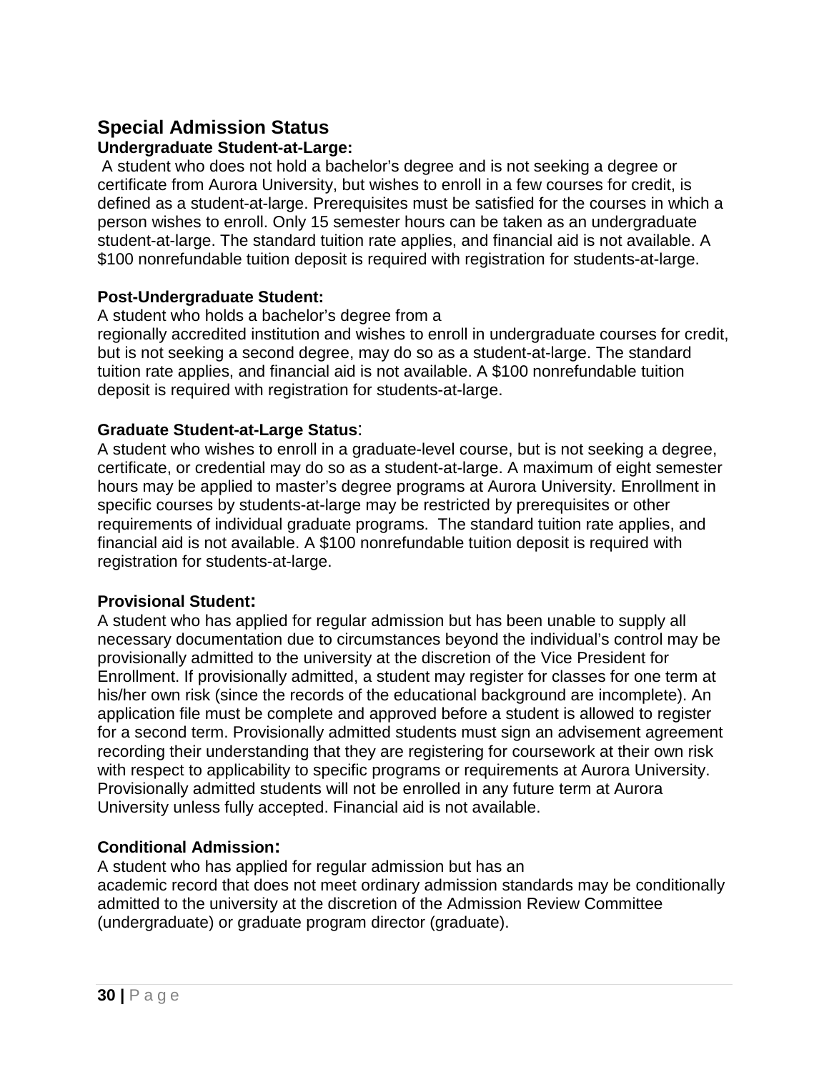## Special Admission Status

### Undergraduate Student-at-Large:

A student who does not hold a bachelor's degree and is not seeking a degree or certificate from Aurora University, but wishes to enroll in a few courses for credit, is defined as a student-at-large. Prerequisites must be satisfied for the courses in which a person wishes to enroll. Only 15 semester hours can be taken as an undergraduate student-at-large. The standard tuition rate applies, and financial aid is not available. A $100 nonrefundable tuition deposit is required with registration for students-at-large.

### Post-Undergraduate Student:

A student who holds a bachelor's degree from a regionally accredited institution and wishes to enroll in undergraduate courses for credit, but is not seeking a second degree, may do so as a student-at-large. The standard tuition rate applies, and financial aid is not available. A $100 nonrefundable tuition deposit is required with registration for students-at-large.

### Graduate Student-at-Large Status:

A student who wishes to enroll in a graduate-level course, but is not seeking a degree, certificate, or credential may do so as a student-at-large. A maximum of eight semester hours may be applied to master's degree programs at Aurora University. Enrollment in specific courses by students-at-large may be restricted by prerequisites or other requirements of individual graduate programs. The standard tuition rate applies, and financial aid is not available. A $100 nonrefundable tuition deposit is required with registration for students-at-large.

### Provisional Student:

A student who has applied for regular admission but has been unable to supply all necessary documentation due to circumstances beyond the individual's control may be provisionally admitted to the university at the discretion of the Vice President for Enrollment. If provisionally admitted, a student may register for classes for one term at his/her own risk (since the records of the educational background are incomplete). An application file must be complete and approved before a student is allowed to register for a second term. Provisionally admitted students must sign an advisement agreement recording their understanding that they are registering for coursework at their own risk with respect to applicability to specific programs or requirements at Aurora University. Provisionally admitted students will not be enrolled in any future term at Aurora University unless fully accepted. Financial aid is not available.

### Conditional Admission:

A student who has applied for regular admission but has an academic record that does not meet ordinary admission standards may be conditionally admitted to the university at the discretion of the Admission Review Committee (undergraduate) or graduate program director (graduate).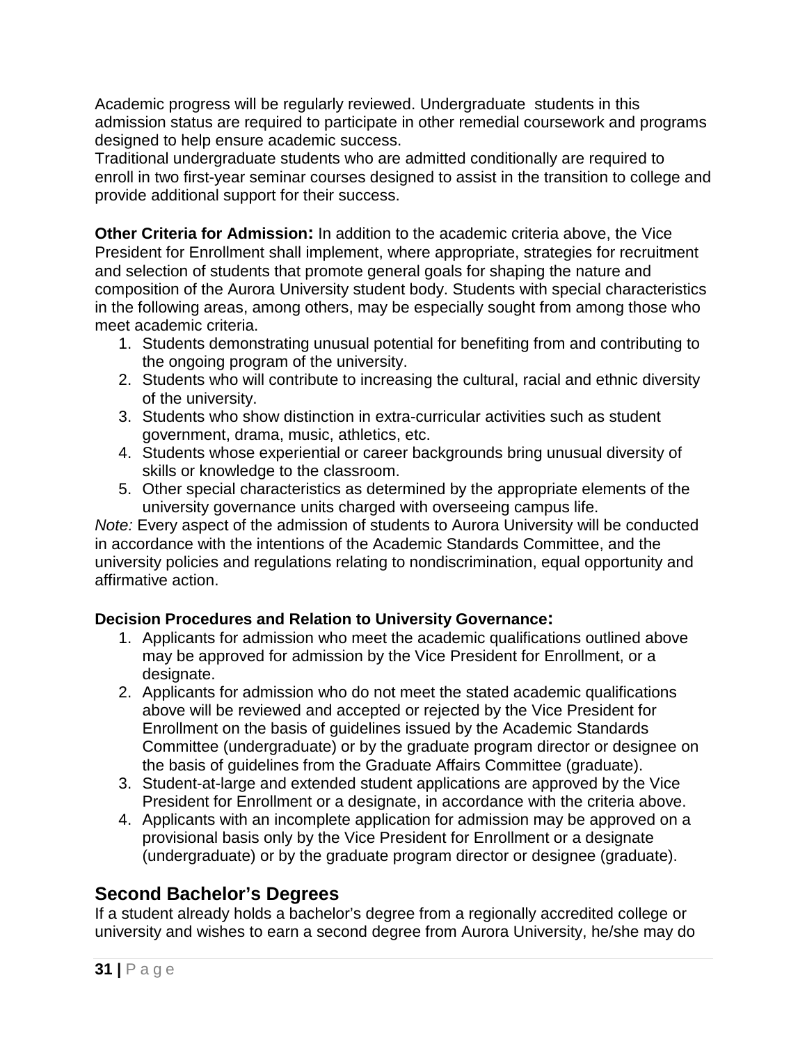Academic progress will be regularly reviewed. Undergraduate students in this admission status are required to participate in other remedial coursework and programs designed to help ensure academic success.
Traditional undergraduate students who are admitted conditionally are required to enroll in two first-year seminar courses designed to assist in the transition to college and provide additional support for their success.

**Other Criteria for Admission:** In addition to the academic criteria above, the Vice President for Enrollment shall implement, where appropriate, strategies for recruitment and selection of students that promote general goals for shaping the nature and composition of the Aurora University student body. Students with special characteristics in the following areas, among others, may be especially sought from among those who meet academic criteria.

1. Students demonstrating unusual potential for benefiting from and contributing to the ongoing program of the university.
2. Students who will contribute to increasing the cultural, racial and ethnic diversity of the university.
3. Students who show distinction in extra-curricular activities such as student government, drama, music, athletics, etc.
4. Students whose experiential or career backgrounds bring unusual diversity of skills or knowledge to the classroom.
5. Other special characteristics as determined by the appropriate elements of the university governance units charged with overseeing campus life.

*Note:* Every aspect of the admission of students to Aurora University will be conducted in accordance with the intentions of the Academic Standards Committee, and the university policies and regulations relating to nondiscrimination, equal opportunity and affirmative action.

**Decision Procedures and Relation to University Governance:**

1. Applicants for admission who meet the academic qualifications outlined above may be approved for admission by the Vice President for Enrollment, or a designate.
2. Applicants for admission who do not meet the stated academic qualifications above will be reviewed and accepted or rejected by the Vice President for Enrollment on the basis of guidelines issued by the Academic Standards Committee (undergraduate) or by the graduate program director or designee on the basis of guidelines from the Graduate Affairs Committee (graduate).
3. Student-at-large and extended student applications are approved by the Vice President for Enrollment or a designate, in accordance with the criteria above.
4. Applicants with an incomplete application for admission may be approved on a provisional basis only by the Vice President for Enrollment or a designate (undergraduate) or by the graduate program director or designee (graduate).

## Second Bachelor's Degrees

If a student already holds a bachelor's degree from a regionally accredited college or university and wishes to earn a second degree from Aurora University, he/she may do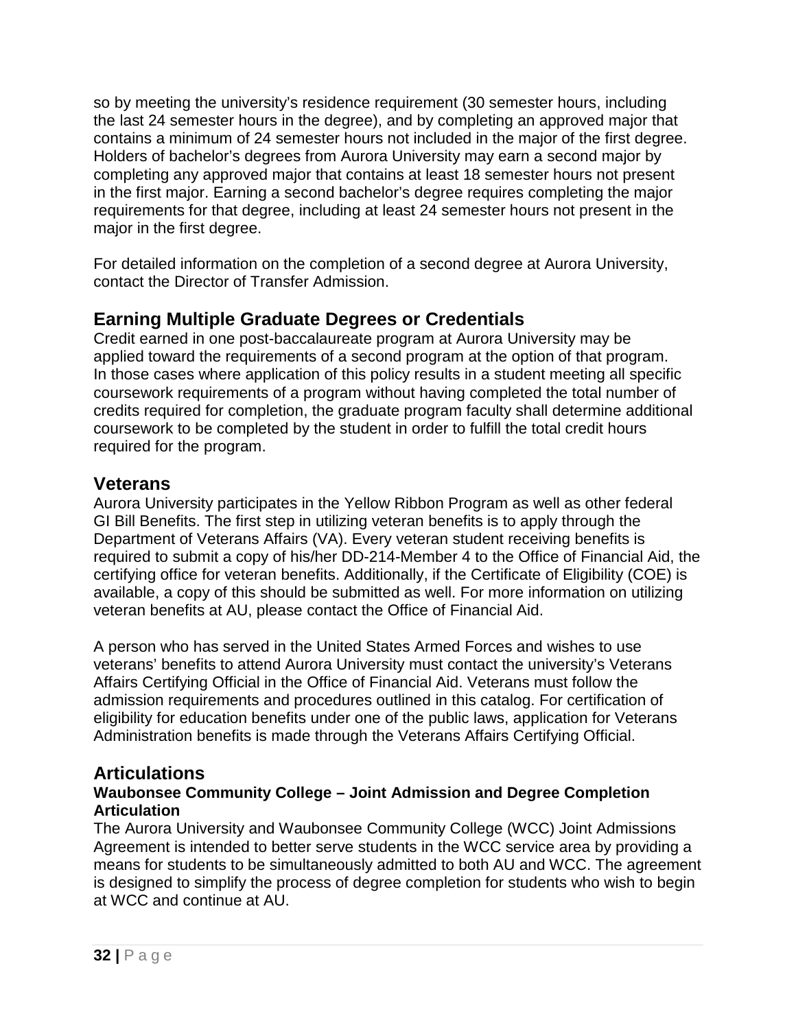so by meeting the university's residence requirement (30 semester hours, including the last 24 semester hours in the degree), and by completing an approved major that contains a minimum of 24 semester hours not included in the major of the first degree. Holders of bachelor's degrees from Aurora University may earn a second major by completing any approved major that contains at least 18 semester hours not present in the first major. Earning a second bachelor's degree requires completing the major requirements for that degree, including at least 24 semester hours not present in the major in the first degree.

For detailed information on the completion of a second degree at Aurora University, contact the Director of Transfer Admission.

## Earning Multiple Graduate Degrees or Credentials

Credit earned in one post-baccalaureate program at Aurora University may be applied toward the requirements of a second program at the option of that program. In those cases where application of this policy results in a student meeting all specific coursework requirements of a program without having completed the total number of credits required for completion, the graduate program faculty shall determine additional coursework to be completed by the student in order to fulfill the total credit hours required for the program.

## Veterans

Aurora University participates in the Yellow Ribbon Program as well as other federal GI Bill Benefits. The first step in utilizing veteran benefits is to apply through the Department of Veterans Affairs (VA). Every veteran student receiving benefits is required to submit a copy of his/her DD-214-Member 4 to the Office of Financial Aid, the certifying office for veteran benefits. Additionally, if the Certificate of Eligibility (COE) is available, a copy of this should be submitted as well. For more information on utilizing veteran benefits at AU, please contact the Office of Financial Aid.

A person who has served in the United States Armed Forces and wishes to use veterans' benefits to attend Aurora University must contact the university's Veterans Affairs Certifying Official in the Office of Financial Aid. Veterans must follow the admission requirements and procedures outlined in this catalog. For certification of eligibility for education benefits under one of the public laws, application for Veterans Administration benefits is made through the Veterans Affairs Certifying Official.

## Articulations

### Waubonsee Community College – Joint Admission and Degree Completion Articulation

The Aurora University and Waubonsee Community College (WCC) Joint Admissions Agreement is intended to better serve students in the WCC service area by providing a means for students to be simultaneously admitted to both AU and WCC. The agreement is designed to simplify the process of degree completion for students who wish to begin at WCC and continue at AU.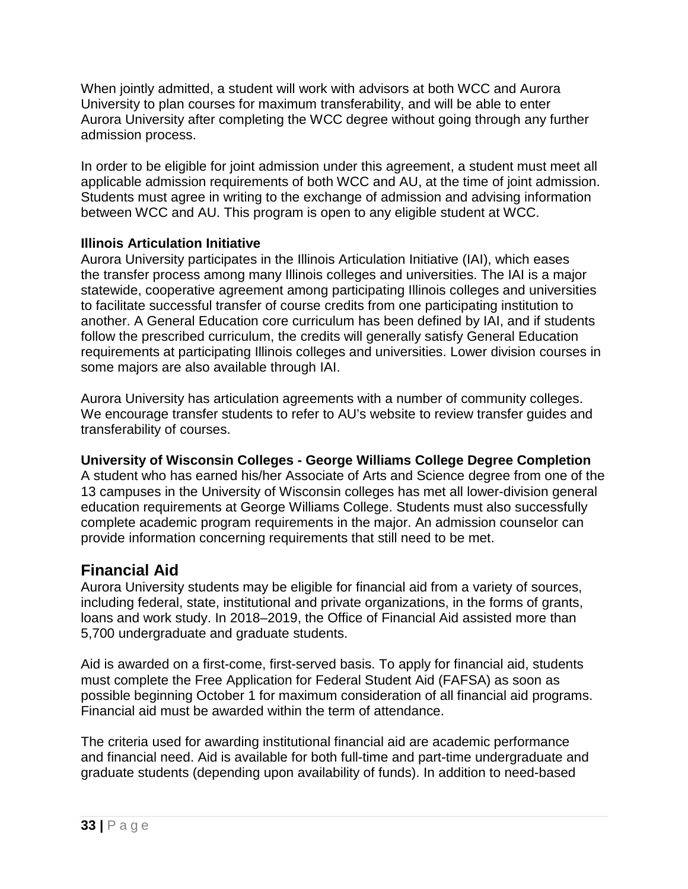When jointly admitted, a student will work with advisors at both WCC and Aurora University to plan courses for maximum transferability, and will be able to enter Aurora University after completing the WCC degree without going through any further admission process.

In order to be eligible for joint admission under this agreement, a student must meet all applicable admission requirements of both WCC and AU, at the time of joint admission. Students must agree in writing to the exchange of admission and advising information between WCC and AU. This program is open to any eligible student at WCC.

**Illinois Articulation Initiative**

Aurora University participates in the Illinois Articulation Initiative (IAI), which eases the transfer process among many Illinois colleges and universities. The IAI is a major statewide, cooperative agreement among participating Illinois colleges and universities to facilitate successful transfer of course credits from one participating institution to another. A General Education core curriculum has been defined by IAI, and if students follow the prescribed curriculum, the credits will generally satisfy General Education requirements at participating Illinois colleges and universities. Lower division courses in some majors are also available through IAI.

Aurora University has articulation agreements with a number of community colleges. We encourage transfer students to refer to AU's website to review transfer guides and transferability of courses.

**University of Wisconsin Colleges - George Williams College Degree Completion**

A student who has earned his/her Associate of Arts and Science degree from one of the 13 campuses in the University of Wisconsin colleges has met all lower-division general education requirements at George Williams College. Students must also successfully complete academic program requirements in the major. An admission counselor can provide information concerning requirements that still need to be met.

## Financial Aid

Aurora University students may be eligible for financial aid from a variety of sources, including federal, state, institutional and private organizations, in the forms of grants, loans and work study. In 2018–2019, the Office of Financial Aid assisted more than 5,700 undergraduate and graduate students.

Aid is awarded on a first-come, first-served basis. To apply for financial aid, students must complete the Free Application for Federal Student Aid (FAFSA) as soon as possible beginning October 1 for maximum consideration of all financial aid programs. Financial aid must be awarded within the term of attendance.

The criteria used for awarding institutional financial aid are academic performance and financial need. Aid is available for both full-time and part-time undergraduate and graduate students (depending upon availability of funds). In addition to need-based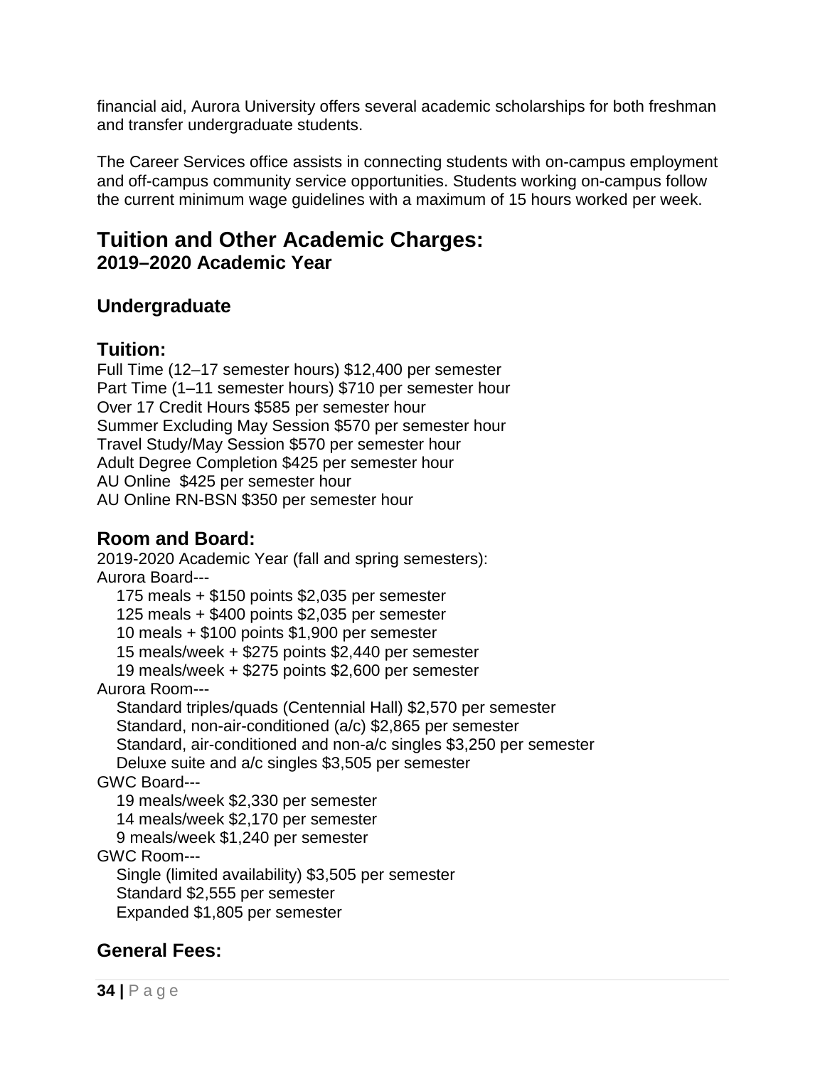financial aid, Aurora University offers several academic scholarships for both freshman and transfer undergraduate students.

The Career Services office assists in connecting students with on-campus employment and off-campus community service opportunities. Students working on-campus follow the current minimum wage guidelines with a maximum of 15 hours worked per week.

# Tuition and Other Academic Charges:
## 2019–2020 Academic Year

### Undergraduate

### Tuition:

Full Time (12–17 semester hours) $12,400 per semester
Part Time (1–11 semester hours) $710 per semester hour
Over 17 Credit Hours $585 per semester hour
Summer Excluding May Session $570 per semester hour
Travel Study/May Session $570 per semester hour
Adult Degree Completion $425 per semester hour
AU Online $425 per semester hour
AU Online RN-BSN $350 per semester hour

### Room and Board:

2019-2020 Academic Year (fall and spring semesters):
Aurora Board---
- 175 meals + $150 points $2,035 per semester
- 125 meals + $400 points $2,035 per semester
- 10 meals + $100 points $1,900 per semester
- 15 meals/week + $275 points $2,440 per semester
- 19 meals/week + $275 points $2,600 per semester

Aurora Room---
- Standard triples/quads (Centennial Hall) $2,570 per semester
- Standard, non-air-conditioned (a/c) $2,865 per semester
- Standard, air-conditioned and non-a/c singles $3,250 per semester
- Deluxe suite and a/c singles $3,505 per semester

GWC Board---
- 19 meals/week $2,330 per semester
- 14 meals/week $2,170 per semester
- 9 meals/week $1,240 per semester

GWC Room---
- Single (limited availability) $3,505 per semester
- Standard $2,555 per semester
- Expanded $1,805 per semester

### General Fees: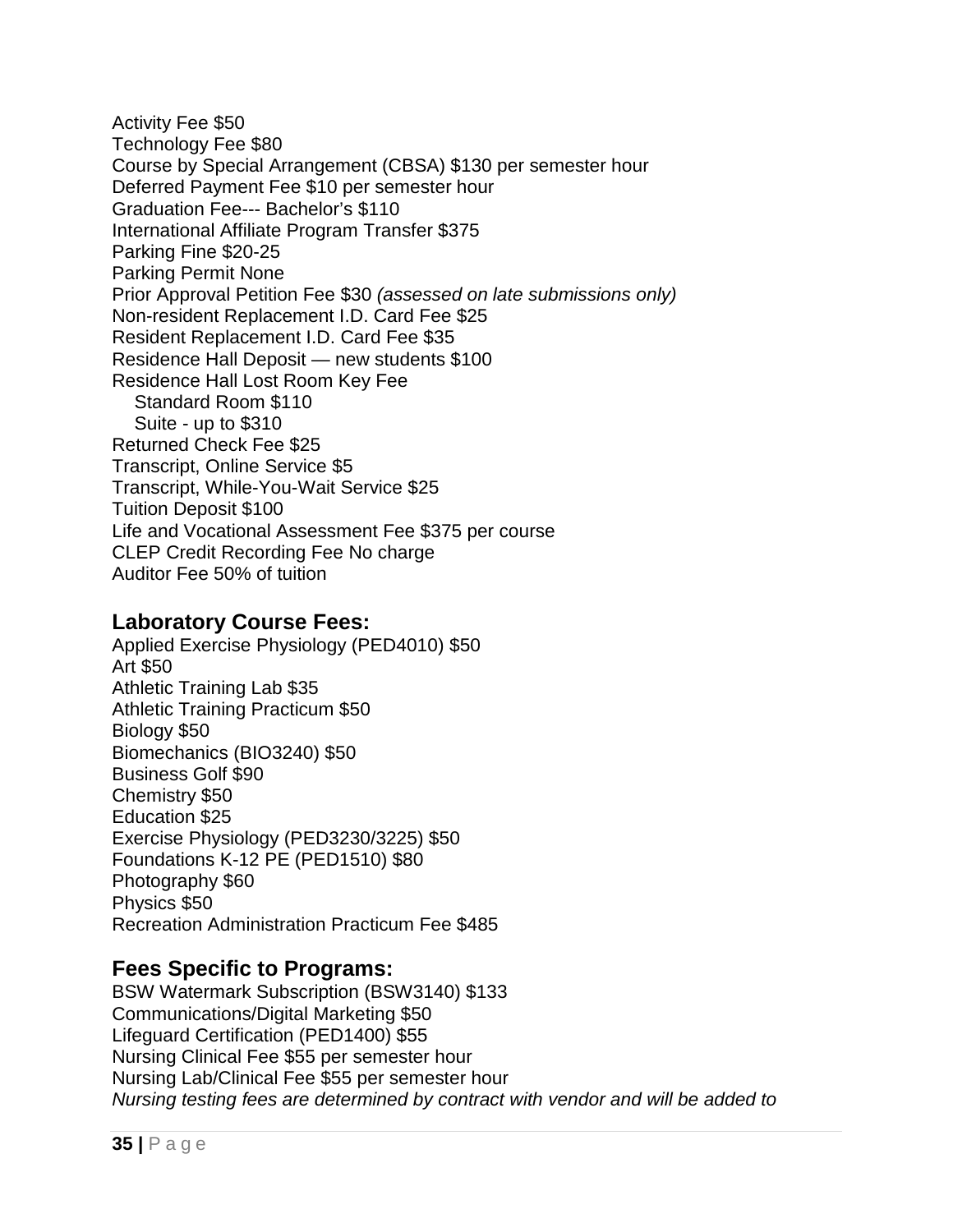Activity Fee $50
Technology Fee $80
Course by Special Arrangement (CBSA) $130 per semester hour
Deferred Payment Fee $10 per semester hour
Graduation Fee--- Bachelor's $110
International Affiliate Program Transfer $375
Parking Fine $20-25
Parking Permit None
Prior Approval Petition Fee $30 *(assessed on late submissions only)*
Non-resident Replacement I.D. Card Fee $25
Resident Replacement I.D. Card Fee $35
Residence Hall Deposit — new students $100
Residence Hall Lost Room Key Fee
  Standard Room $110
  Suite - up to $310
Returned Check Fee $25
Transcript, Online Service $5
Transcript, While-You-Wait Service $25
Tuition Deposit $100
Life and Vocational Assessment Fee $375 per course
CLEP Credit Recording Fee No charge
Auditor Fee 50% of tuition

## Laboratory Course Fees:

Applied Exercise Physiology (PED4010) $50
Art $50
Athletic Training Lab $35
Athletic Training Practicum $50
Biology $50
Biomechanics (BIO3240) $50
Business Golf $90
Chemistry $50
Education $25
Exercise Physiology (PED3230/3225) $50
Foundations K-12 PE (PED1510) $80
Photography $60
Physics $50
Recreation Administration Practicum Fee $485

## Fees Specific to Programs:

BSW Watermark Subscription (BSW3140) $133
Communications/Digital Marketing $50
Lifeguard Certification (PED1400) $55
Nursing Clinical Fee $55 per semester hour
Nursing Lab/Clinical Fee $55 per semester hour
*Nursing testing fees are determined by contract with vendor and will be added to*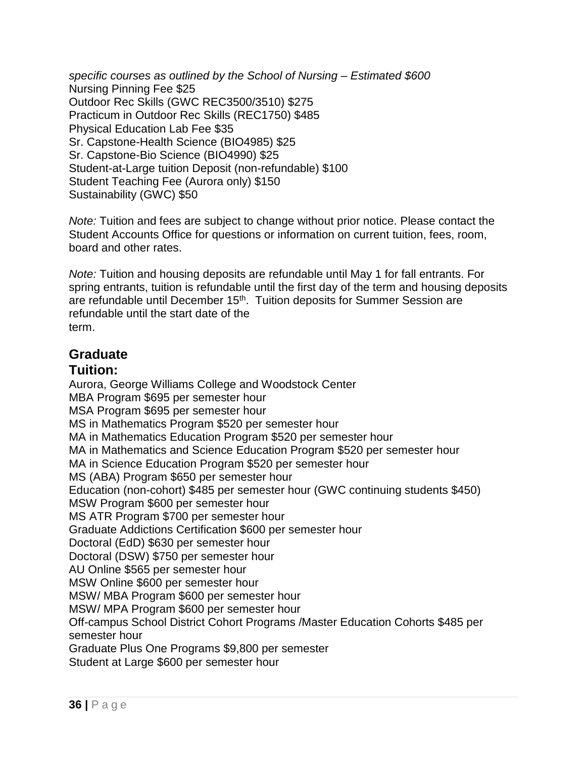*specific courses as outlined by the School of Nursing – Estimated $600*
Nursing Pinning Fee $25
Outdoor Rec Skills (GWC REC3500/3510) $275
Practicum in Outdoor Rec Skills (REC1750) $485
Physical Education Lab Fee $35
Sr. Capstone-Health Science (BIO4985) $25
Sr. Capstone-Bio Science (BIO4990) $25
Student-at-Large tuition Deposit (non-refundable) $100
Student Teaching Fee (Aurora only) $150
Sustainability (GWC) $50

*Note:* Tuition and fees are subject to change without prior notice. Please contact the Student Accounts Office for questions or information on current tuition, fees, room, board and other rates.

*Note:* Tuition and housing deposits are refundable until May 1 for fall entrants. For spring entrants, tuition is refundable until the first day of the term and housing deposits are refundable until December 15th. Tuition deposits for Summer Session are refundable until the start date of the term.

## Graduate

### Tuition:

Aurora, George Williams College and Woodstock Center
MBA Program $695 per semester hour
MSA Program $695 per semester hour
MS in Mathematics Program $520 per semester hour
MA in Mathematics Education Program $520 per semester hour
MA in Mathematics and Science Education Program $520 per semester hour
MA in Science Education Program $520 per semester hour
MS (ABA) Program $650 per semester hour
Education (non-cohort) $485 per semester hour (GWC continuing students $450)
MSW Program $600 per semester hour
MS ATR Program $700 per semester hour
Graduate Addictions Certification $600 per semester hour
Doctoral (EdD) $630 per semester hour
Doctoral (DSW) $750 per semester hour
AU Online $565 per semester hour
MSW Online $600 per semester hour
MSW/ MBA Program $600 per semester hour
MSW/ MPA Program $600 per semester hour
Off-campus School District Cohort Programs /Master Education Cohorts $485 per semester hour
Graduate Plus One Programs $9,800 per semester
Student at Large $600 per semester hour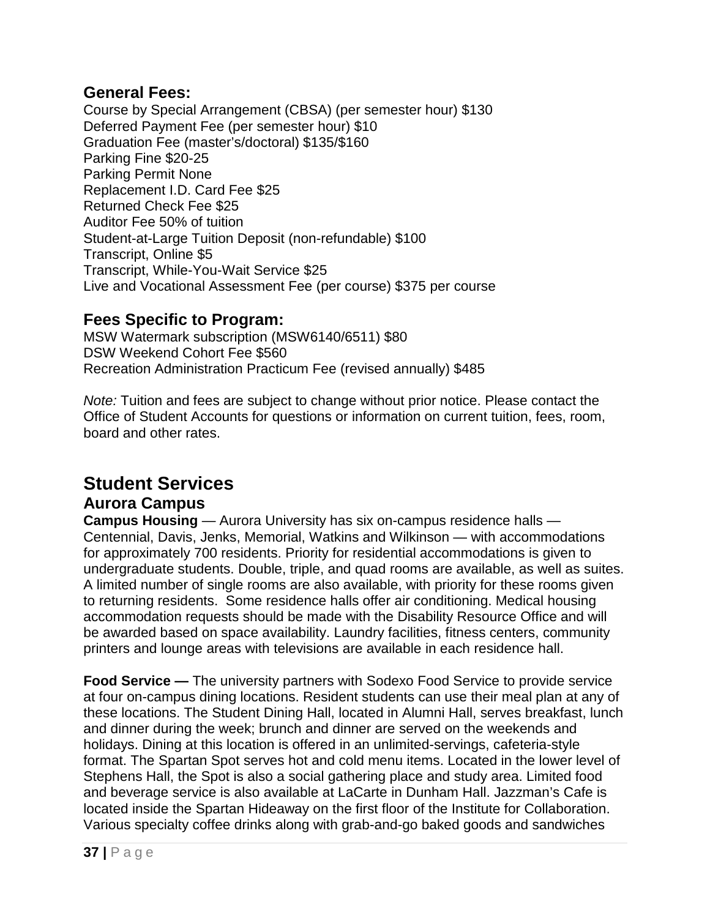## General Fees:

Course by Special Arrangement (CBSA) (per semester hour) $130
Deferred Payment Fee (per semester hour) $10
Graduation Fee (master's/doctoral) $135/$160
Parking Fine $20-25
Parking Permit None
Replacement I.D. Card Fee $25
Returned Check Fee $25
Auditor Fee 50% of tuition
Student-at-Large Tuition Deposit (non-refundable) $100
Transcript, Online $5
Transcript, While-You-Wait Service $25
Live and Vocational Assessment Fee (per course) $375 per course

## Fees Specific to Program:

MSW Watermark subscription (MSW6140/6511) $80
DSW Weekend Cohort Fee $560
Recreation Administration Practicum Fee (revised annually) $485

*Note:* Tuition and fees are subject to change without prior notice. Please contact the Office of Student Accounts for questions or information on current tuition, fees, room, board and other rates.

# Student Services

## Aurora Campus

**Campus Housing** — Aurora University has six on-campus residence halls — Centennial, Davis, Jenks, Memorial, Watkins and Wilkinson — with accommodations for approximately 700 residents. Priority for residential accommodations is given to undergraduate students. Double, triple, and quad rooms are available, as well as suites. A limited number of single rooms are also available, with priority for these rooms given to returning residents. Some residence halls offer air conditioning. Medical housing accommodation requests should be made with the Disability Resource Office and will be awarded based on space availability. Laundry facilities, fitness centers, community printers and lounge areas with televisions are available in each residence hall.

**Food Service —** The university partners with Sodexo Food Service to provide service at four on-campus dining locations. Resident students can use their meal plan at any of these locations. The Student Dining Hall, located in Alumni Hall, serves breakfast, lunch and dinner during the week; brunch and dinner are served on the weekends and holidays. Dining at this location is offered in an unlimited-servings, cafeteria-style format. The Spartan Spot serves hot and cold menu items. Located in the lower level of Stephens Hall, the Spot is also a social gathering place and study area. Limited food and beverage service is also available at LaCarte in Dunham Hall. Jazzman's Cafe is located inside the Spartan Hideaway on the first floor of the Institute for Collaboration. Various specialty coffee drinks along with grab-and-go baked goods and sandwiches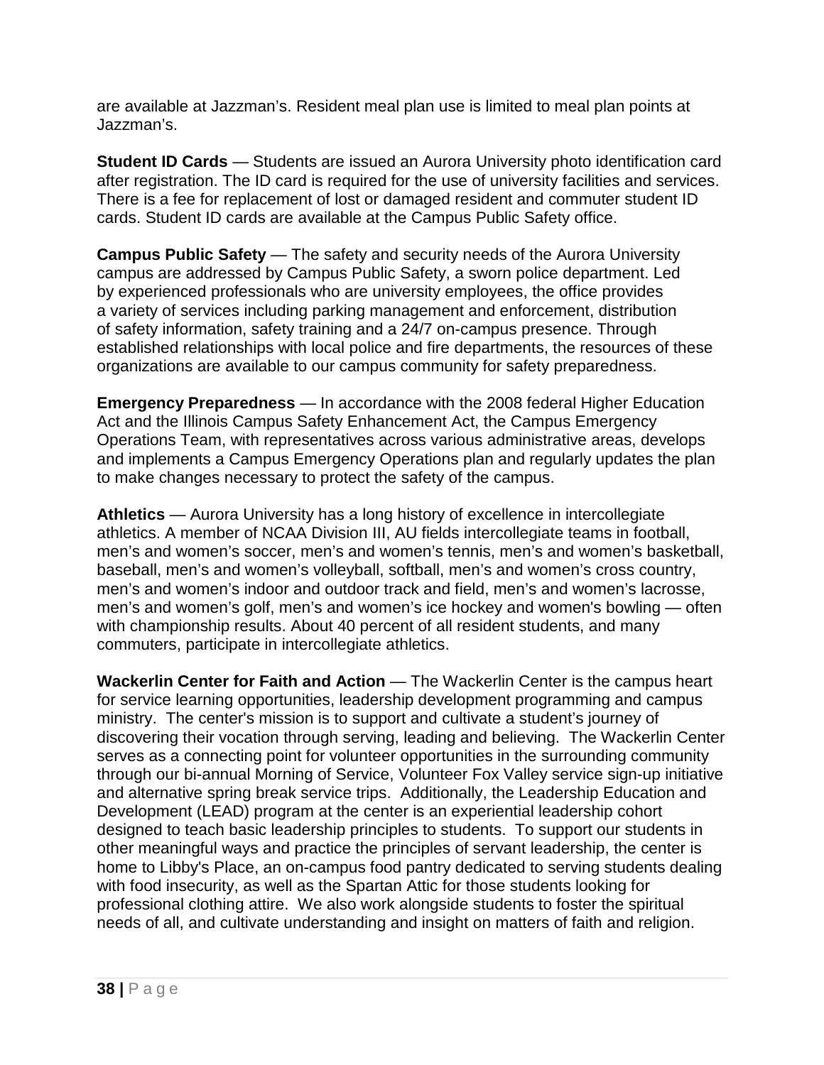are available at Jazzman's. Resident meal plan use is limited to meal plan points at Jazzman's.

**Student ID Cards** — Students are issued an Aurora University photo identification card after registration. The ID card is required for the use of university facilities and services. There is a fee for replacement of lost or damaged resident and commuter student ID cards. Student ID cards are available at the Campus Public Safety office.

**Campus Public Safety** — The safety and security needs of the Aurora University campus are addressed by Campus Public Safety, a sworn police department. Led by experienced professionals who are university employees, the office provides a variety of services including parking management and enforcement, distribution of safety information, safety training and a 24/7 on-campus presence. Through established relationships with local police and fire departments, the resources of these organizations are available to our campus community for safety preparedness.

**Emergency Preparedness** — In accordance with the 2008 federal Higher Education Act and the Illinois Campus Safety Enhancement Act, the Campus Emergency Operations Team, with representatives across various administrative areas, develops and implements a Campus Emergency Operations plan and regularly updates the plan to make changes necessary to protect the safety of the campus.

**Athletics** — Aurora University has a long history of excellence in intercollegiate athletics. A member of NCAA Division III, AU fields intercollegiate teams in football, men's and women's soccer, men's and women's tennis, men's and women's basketball, baseball, men's and women's volleyball, softball, men's and women's cross country, men's and women's indoor and outdoor track and field, men's and women's lacrosse, men's and women's golf, men's and women's ice hockey and women's bowling — often with championship results. About 40 percent of all resident students, and many commuters, participate in intercollegiate athletics.

**Wackerlin Center for Faith and Action** — The Wackerlin Center is the campus heart for service learning opportunities, leadership development programming and campus ministry. The center's mission is to support and cultivate a student's journey of discovering their vocation through serving, leading and believing. The Wackerlin Center serves as a connecting point for volunteer opportunities in the surrounding community through our bi-annual Morning of Service, Volunteer Fox Valley service sign-up initiative and alternative spring break service trips. Additionally, the Leadership Education and Development (LEAD) program at the center is an experiential leadership cohort designed to teach basic leadership principles to students. To support our students in other meaningful ways and practice the principles of servant leadership, the center is home to Libby's Place, an on-campus food pantry dedicated to serving students dealing with food insecurity, as well as the Spartan Attic for those students looking for professional clothing attire. We also work alongside students to foster the spiritual needs of all, and cultivate understanding and insight on matters of faith and religion.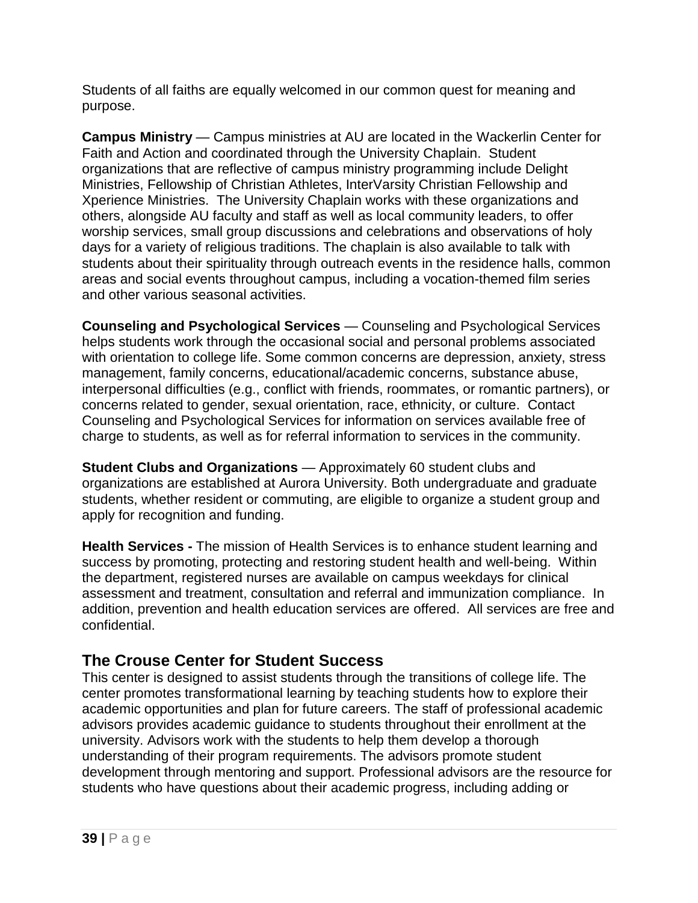Students of all faiths are equally welcomed in our common quest for meaning and purpose.

**Campus Ministry** — Campus ministries at AU are located in the Wackerlin Center for Faith and Action and coordinated through the University Chaplain. Student organizations that are reflective of campus ministry programming include Delight Ministries, Fellowship of Christian Athletes, InterVarsity Christian Fellowship and Xperience Ministries. The University Chaplain works with these organizations and others, alongside AU faculty and staff as well as local community leaders, to offer worship services, small group discussions and celebrations and observations of holy days for a variety of religious traditions. The chaplain is also available to talk with students about their spirituality through outreach events in the residence halls, common areas and social events throughout campus, including a vocation-themed film series and other various seasonal activities.

**Counseling and Psychological Services** — Counseling and Psychological Services helps students work through the occasional social and personal problems associated with orientation to college life. Some common concerns are depression, anxiety, stress management, family concerns, educational/academic concerns, substance abuse, interpersonal difficulties (e.g., conflict with friends, roommates, or romantic partners), or concerns related to gender, sexual orientation, race, ethnicity, or culture. Contact Counseling and Psychological Services for information on services available free of charge to students, as well as for referral information to services in the community.

**Student Clubs and Organizations** — Approximately 60 student clubs and organizations are established at Aurora University. Both undergraduate and graduate students, whether resident or commuting, are eligible to organize a student group and apply for recognition and funding.

**Health Services -** The mission of Health Services is to enhance student learning and success by promoting, protecting and restoring student health and well-being. Within the department, registered nurses are available on campus weekdays for clinical assessment and treatment, consultation and referral and immunization compliance. In addition, prevention and health education services are offered. All services are free and confidential.

## The Crouse Center for Student Success

This center is designed to assist students through the transitions of college life. The center promotes transformational learning by teaching students how to explore their academic opportunities and plan for future careers. The staff of professional academic advisors provides academic guidance to students throughout their enrollment at the university. Advisors work with the students to help them develop a thorough understanding of their program requirements. The advisors promote student development through mentoring and support. Professional advisors are the resource for students who have questions about their academic progress, including adding or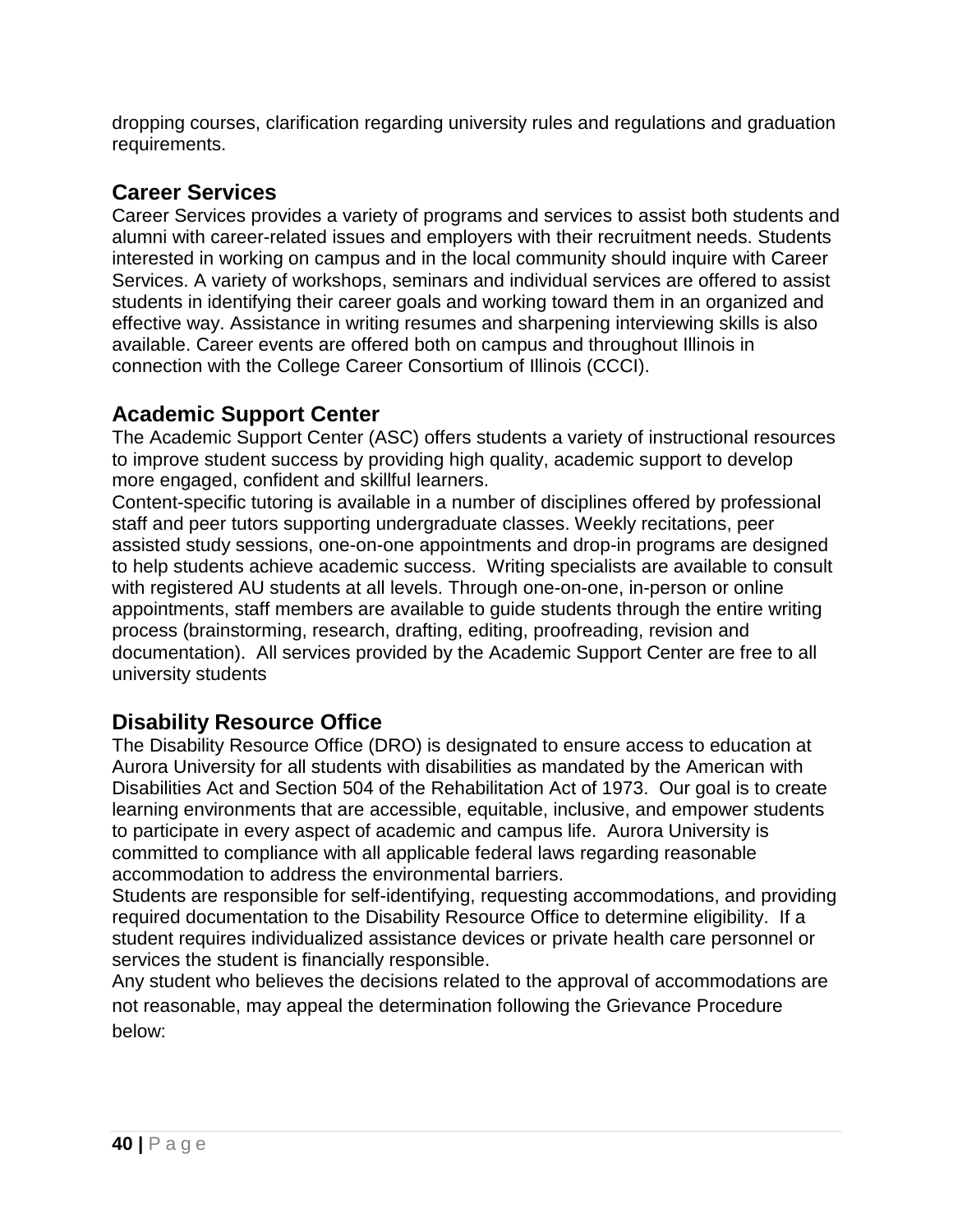dropping courses, clarification regarding university rules and regulations and graduation requirements.

## Career Services

Career Services provides a variety of programs and services to assist both students and alumni with career-related issues and employers with their recruitment needs. Students interested in working on campus and in the local community should inquire with Career Services. A variety of workshops, seminars and individual services are offered to assist students in identifying their career goals and working toward them in an organized and effective way. Assistance in writing resumes and sharpening interviewing skills is also available. Career events are offered both on campus and throughout Illinois in connection with the College Career Consortium of Illinois (CCCI).

## Academic Support Center

The Academic Support Center (ASC) offers students a variety of instructional resources to improve student success by providing high quality, academic support to develop more engaged, confident and skillful learners.

Content-specific tutoring is available in a number of disciplines offered by professional staff and peer tutors supporting undergraduate classes. Weekly recitations, peer assisted study sessions, one-on-one appointments and drop-in programs are designed to help students achieve academic success. Writing specialists are available to consult with registered AU students at all levels. Through one-on-one, in-person or online appointments, staff members are available to guide students through the entire writing process (brainstorming, research, drafting, editing, proofreading, revision and documentation). All services provided by the Academic Support Center are free to all university students

## Disability Resource Office

The Disability Resource Office (DRO) is designated to ensure access to education at Aurora University for all students with disabilities as mandated by the American with Disabilities Act and Section 504 of the Rehabilitation Act of 1973. Our goal is to create learning environments that are accessible, equitable, inclusive, and empower students to participate in every aspect of academic and campus life. Aurora University is committed to compliance with all applicable federal laws regarding reasonable accommodation to address the environmental barriers.

Students are responsible for self-identifying, requesting accommodations, and providing required documentation to the Disability Resource Office to determine eligibility. If a student requires individualized assistance devices or private health care personnel or services the student is financially responsible.

Any student who believes the decisions related to the approval of accommodations are not reasonable, may appeal the determination following the Grievance Procedure below: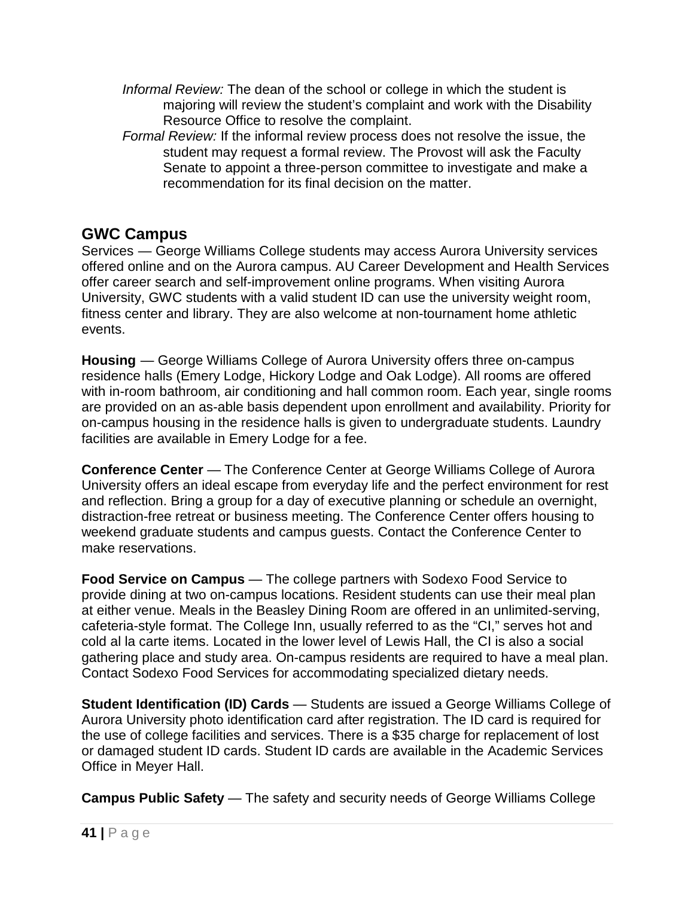*Informal Review:* The dean of the school or college in which the student is majoring will review the student's complaint and work with the Disability Resource Office to resolve the complaint.

*Formal Review:* If the informal review process does not resolve the issue, the student may request a formal review. The Provost will ask the Faculty Senate to appoint a three-person committee to investigate and make a recommendation for its final decision on the matter.

## GWC Campus

Services — George Williams College students may access Aurora University services offered online and on the Aurora campus. AU Career Development and Health Services offer career search and self-improvement online programs. When visiting Aurora University, GWC students with a valid student ID can use the university weight room, fitness center and library. They are also welcome at non-tournament home athletic events.

**Housing** — George Williams College of Aurora University offers three on-campus residence halls (Emery Lodge, Hickory Lodge and Oak Lodge). All rooms are offered with in-room bathroom, air conditioning and hall common room. Each year, single rooms are provided on an as-able basis dependent upon enrollment and availability. Priority for on-campus housing in the residence halls is given to undergraduate students. Laundry facilities are available in Emery Lodge for a fee.

**Conference Center** — The Conference Center at George Williams College of Aurora University offers an ideal escape from everyday life and the perfect environment for rest and reflection. Bring a group for a day of executive planning or schedule an overnight, distraction-free retreat or business meeting. The Conference Center offers housing to weekend graduate students and campus guests. Contact the Conference Center to make reservations.

**Food Service on Campus** — The college partners with Sodexo Food Service to provide dining at two on-campus locations. Resident students can use their meal plan at either venue. Meals in the Beasley Dining Room are offered in an unlimited-serving, cafeteria-style format. The College Inn, usually referred to as the "CI," serves hot and cold al la carte items. Located in the lower level of Lewis Hall, the CI is also a social gathering place and study area. On-campus residents are required to have a meal plan. Contact Sodexo Food Services for accommodating specialized dietary needs.

**Student Identification (ID) Cards** — Students are issued a George Williams College of Aurora University photo identification card after registration. The ID card is required for the use of college facilities and services. There is a $35 charge for replacement of lost or damaged student ID cards. Student ID cards are available in the Academic Services Office in Meyer Hall.

**Campus Public Safety** — The safety and security needs of George Williams College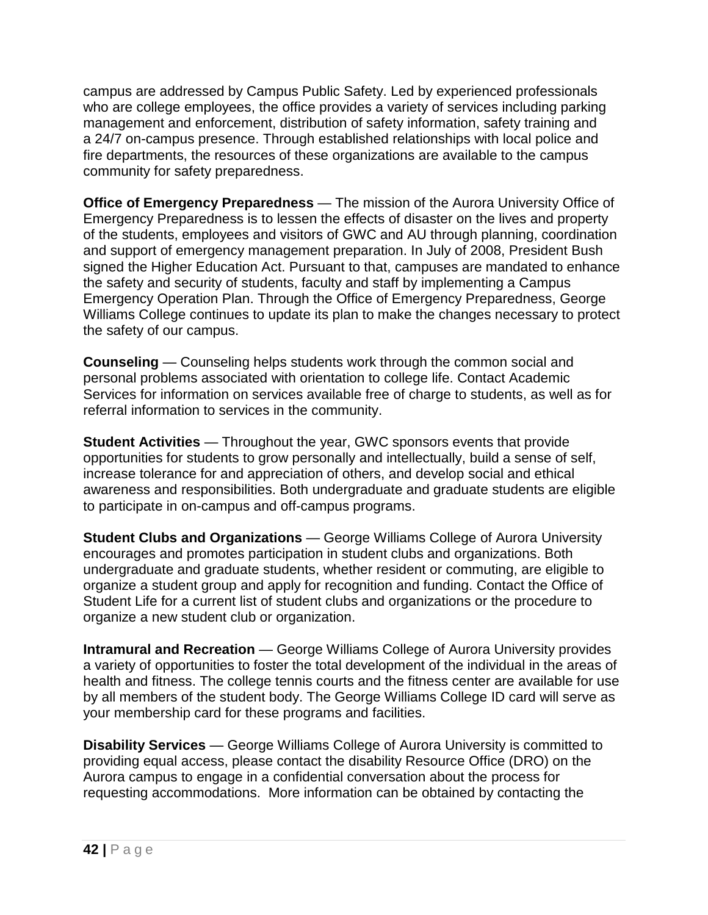campus are addressed by Campus Public Safety. Led by experienced professionals who are college employees, the office provides a variety of services including parking management and enforcement, distribution of safety information, safety training and a 24/7 on-campus presence. Through established relationships with local police and fire departments, the resources of these organizations are available to the campus community for safety preparedness.

**Office of Emergency Preparedness** — The mission of the Aurora University Office of Emergency Preparedness is to lessen the effects of disaster on the lives and property of the students, employees and visitors of GWC and AU through planning, coordination and support of emergency management preparation. In July of 2008, President Bush signed the Higher Education Act. Pursuant to that, campuses are mandated to enhance the safety and security of students, faculty and staff by implementing a Campus Emergency Operation Plan. Through the Office of Emergency Preparedness, George Williams College continues to update its plan to make the changes necessary to protect the safety of our campus.

**Counseling** — Counseling helps students work through the common social and personal problems associated with orientation to college life. Contact Academic Services for information on services available free of charge to students, as well as for referral information to services in the community.

**Student Activities** — Throughout the year, GWC sponsors events that provide opportunities for students to grow personally and intellectually, build a sense of self, increase tolerance for and appreciation of others, and develop social and ethical awareness and responsibilities. Both undergraduate and graduate students are eligible to participate in on-campus and off-campus programs.

**Student Clubs and Organizations** — George Williams College of Aurora University encourages and promotes participation in student clubs and organizations. Both undergraduate and graduate students, whether resident or commuting, are eligible to organize a student group and apply for recognition and funding. Contact the Office of Student Life for a current list of student clubs and organizations or the procedure to organize a new student club or organization.

**Intramural and Recreation** — George Williams College of Aurora University provides a variety of opportunities to foster the total development of the individual in the areas of health and fitness. The college tennis courts and the fitness center are available for use by all members of the student body. The George Williams College ID card will serve as your membership card for these programs and facilities.

**Disability Services** — George Williams College of Aurora University is committed to providing equal access, please contact the disability Resource Office (DRO) on the Aurora campus to engage in a confidential conversation about the process for requesting accommodations. More information can be obtained by contacting the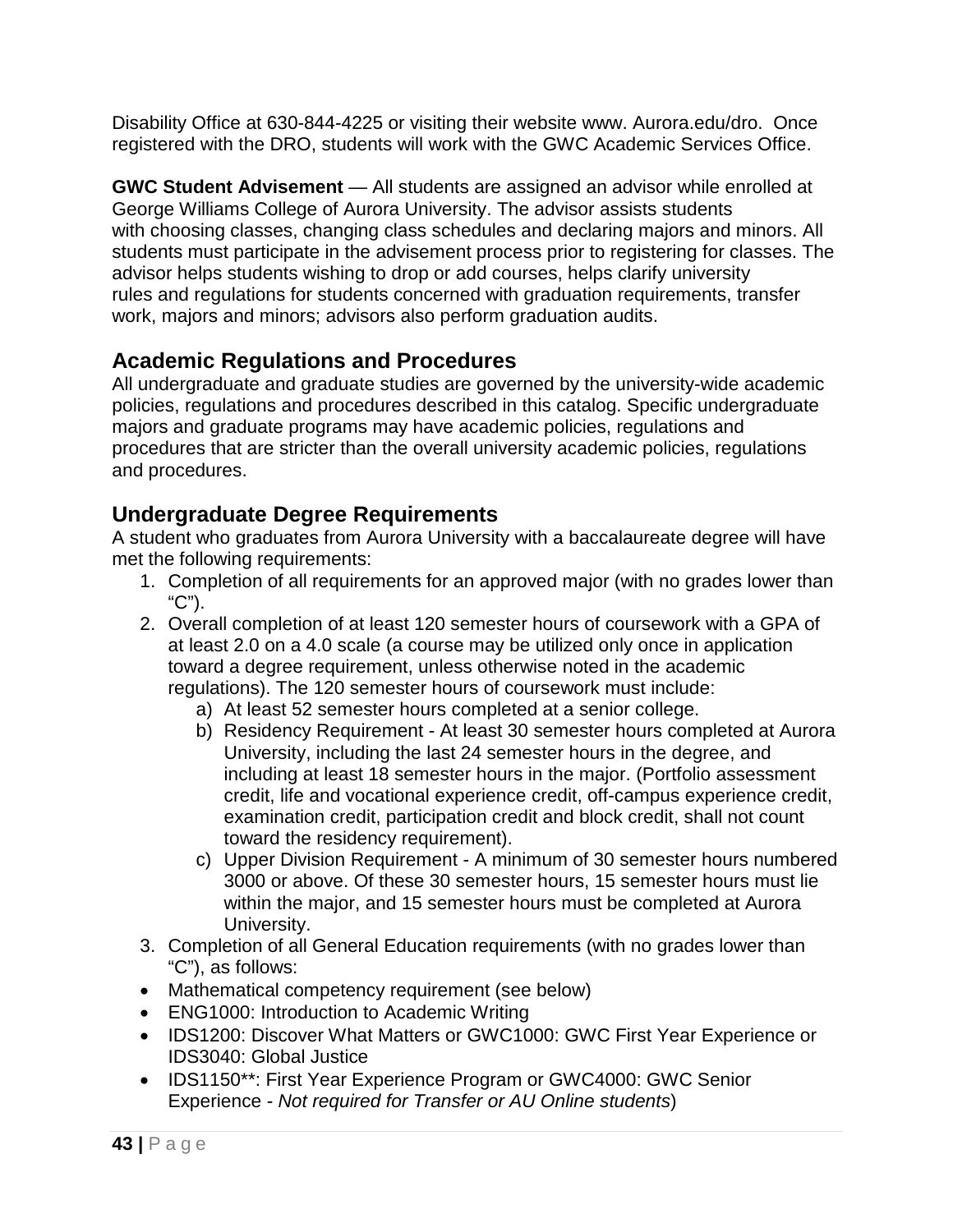Disability Office at 630-844-4225 or visiting their website www. Aurora.edu/dro. Once registered with the DRO, students will work with the GWC Academic Services Office.

**GWC Student Advisement** — All students are assigned an advisor while enrolled at George Williams College of Aurora University. The advisor assists students with choosing classes, changing class schedules and declaring majors and minors. All students must participate in the advisement process prior to registering for classes. The advisor helps students wishing to drop or add courses, helps clarify university rules and regulations for students concerned with graduation requirements, transfer work, majors and minors; advisors also perform graduation audits.

## Academic Regulations and Procedures

All undergraduate and graduate studies are governed by the university-wide academic policies, regulations and procedures described in this catalog. Specific undergraduate majors and graduate programs may have academic policies, regulations and procedures that are stricter than the overall university academic policies, regulations and procedures.

## Undergraduate Degree Requirements

A student who graduates from Aurora University with a baccalaureate degree will have met the following requirements:

1. Completion of all requirements for an approved major (with no grades lower than "C").
2. Overall completion of at least 120 semester hours of coursework with a GPA of at least 2.0 on a 4.0 scale (a course may be utilized only once in application toward a degree requirement, unless otherwise noted in the academic regulations). The 120 semester hours of coursework must include:
   a) At least 52 semester hours completed at a senior college.
   b) Residency Requirement - At least 30 semester hours completed at Aurora University, including the last 24 semester hours in the degree, and including at least 18 semester hours in the major. (Portfolio assessment credit, life and vocational experience credit, off-campus experience credit, examination credit, participation credit and block credit, shall not count toward the residency requirement).
   c) Upper Division Requirement - A minimum of 30 semester hours numbered 3000 or above. Of these 30 semester hours, 15 semester hours must lie within the major, and 15 semester hours must be completed at Aurora University.
3. Completion of all General Education requirements (with no grades lower than "C"), as follows:

- Mathematical competency requirement (see below)
- ENG1000: Introduction to Academic Writing
- IDS1200: Discover What Matters or GWC1000: GWC First Year Experience or IDS3040: Global Justice
- IDS1150**: First Year Experience Program or GWC4000: GWC Senior Experience - *Not required for Transfer or AU Online students*)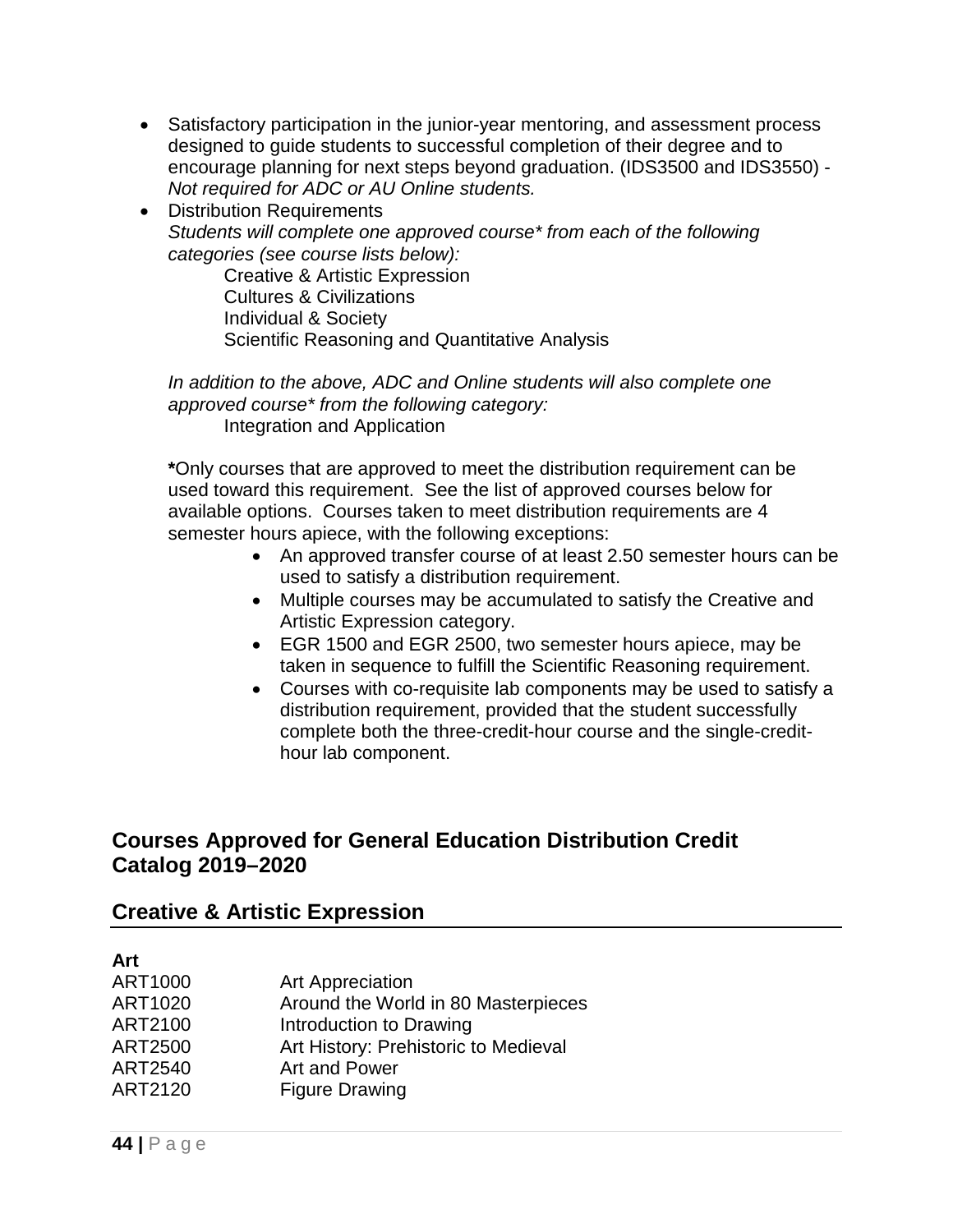- Satisfactory participation in the junior-year mentoring, and assessment process designed to guide students to successful completion of their degree and to encourage planning for next steps beyond graduation. (IDS3500 and IDS3550) - *Not required for ADC or AU Online students.*
- Distribution Requirements
  *Students will complete one approved course* from each of the following categories (see course lists below):*
  
  Creative & Artistic Expression
  Cultures & Civilizations
  Individual & Society
  Scientific Reasoning and Quantitative Analysis

  *In addition to the above, ADC and Online students will also complete one approved course* from the following category:*
  
  Integration and Application

  **\***Only courses that are approved to meet the distribution requirement can be used toward this requirement. See the list of approved courses below for available options. Courses taken to meet distribution requirements are 4 semester hours apiece, with the following exceptions:
  - An approved transfer course of at least 2.50 semester hours can be used to satisfy a distribution requirement.
  - Multiple courses may be accumulated to satisfy the Creative and Artistic Expression category.
  - EGR 1500 and EGR 2500, two semester hours apiece, may be taken in sequence to fulfill the Scientific Reasoning requirement.
  - Courses with co-requisite lab components may be used to satisfy a distribution requirement, provided that the student successfully complete both the three-credit-hour course and the single-credit-hour lab component.

## Courses Approved for General Education Distribution Credit Catalog 2019–2020

## Creative & Artistic Expression

**Art**

| | |
|---|---|
| ART1000 | Art Appreciation |
| ART1020 | Around the World in 80 Masterpieces |
| ART2100 | Introduction to Drawing |
| ART2500 | Art History: Prehistoric to Medieval |
| ART2540 | Art and Power |
| ART2120 | Figure Drawing |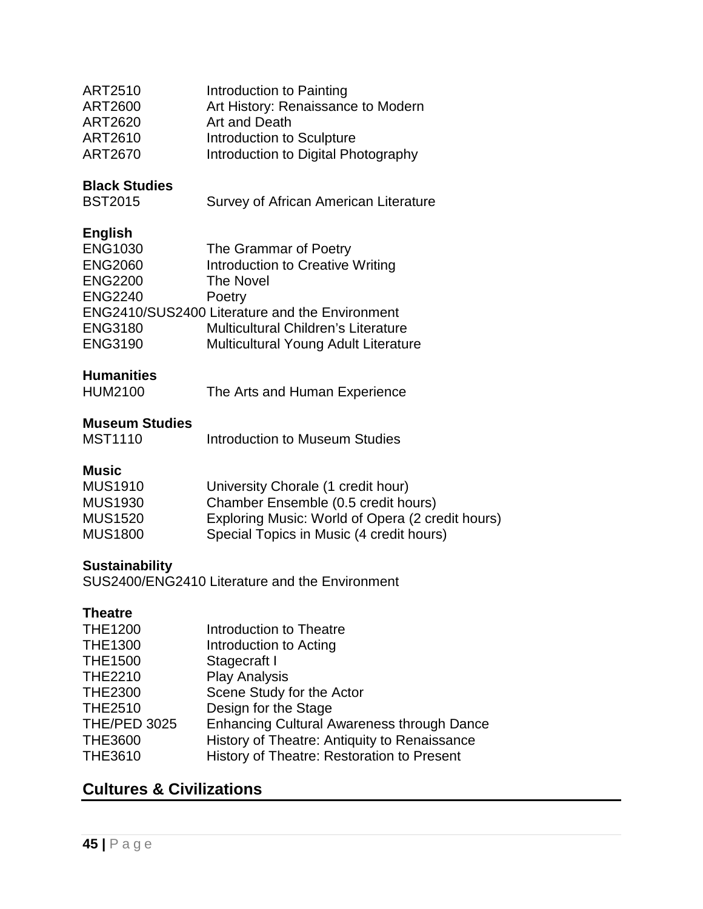ART2510 Introduction to Painting
ART2600 Art History: Renaissance to Modern
ART2620 Art and Death
ART2610 Introduction to Sculpture
ART2670 Introduction to Digital Photography

**Black Studies**
BST2015 Survey of African American Literature

**English**
ENG1030 The Grammar of Poetry
ENG2060 Introduction to Creative Writing
ENG2200 The Novel
ENG2240 Poetry
ENG2410/SUS2400 Literature and the Environment
ENG3180 Multicultural Children's Literature
ENG3190 Multicultural Young Adult Literature

**Humanities**
HUM2100 The Arts and Human Experience

**Museum Studies**
MST1110 Introduction to Museum Studies

**Music**
MUS1910 University Chorale (1 credit hour)
MUS1930 Chamber Ensemble (0.5 credit hours)
MUS1520 Exploring Music: World of Opera (2 credit hours)
MUS1800 Special Topics in Music (4 credit hours)

**Sustainability**
SUS2400/ENG2410 Literature and the Environment

**Theatre**
THE1200 Introduction to Theatre
THE1300 Introduction to Acting
THE1500 Stagecraft I
THE2210 Play Analysis
THE2300 Scene Study for the Actor
THE2510 Design for the Stage
THE/PED 3025 Enhancing Cultural Awareness through Dance
THE3600 History of Theatre: Antiquity to Renaissance
THE3610 History of Theatre: Restoration to Present

## Cultures & Civilizations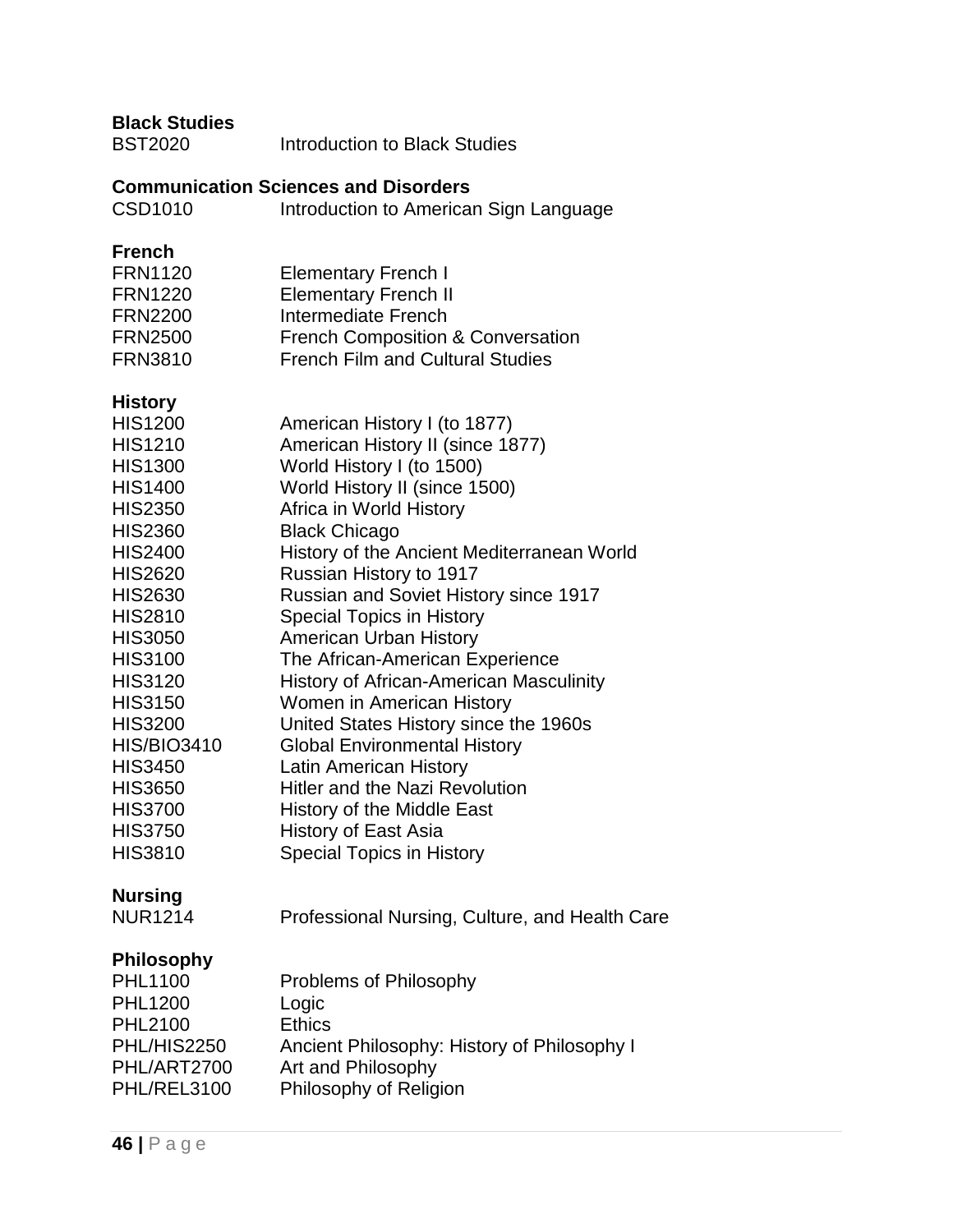**Black Studies**

BST2020 Introduction to Black Studies

**Communication Sciences and Disorders**

CSD1010 Introduction to American Sign Language

**French**

FRN1120 Elementary French I
FRN1220 Elementary French II
FRN2200 Intermediate French
FRN2500 French Composition & Conversation
FRN3810 French Film and Cultural Studies

**History**

HIS1200 American History I (to 1877)
HIS1210 American History II (since 1877)
HIS1300 World History I (to 1500)
HIS1400 World History II (since 1500)
HIS2350 Africa in World History
HIS2360 Black Chicago
HIS2400 History of the Ancient Mediterranean World
HIS2620 Russian History to 1917
HIS2630 Russian and Soviet History since 1917
HIS2810 Special Topics in History
HIS3050 American Urban History
HIS3100 The African-American Experience
HIS3120 History of African-American Masculinity
HIS3150 Women in American History
HIS3200 United States History since the 1960s
HIS/BIO3410 Global Environmental History
HIS3450 Latin American History
HIS3650 Hitler and the Nazi Revolution
HIS3700 History of the Middle East
HIS3750 History of East Asia
HIS3810 Special Topics in History

**Nursing**

NUR1214 Professional Nursing, Culture, and Health Care

**Philosophy**

PHL1100 Problems of Philosophy
PHL1200 Logic
PHL2100 Ethics
PHL/HIS2250 Ancient Philosophy: History of Philosophy I
PHL/ART2700 Art and Philosophy
PHL/REL3100 Philosophy of Religion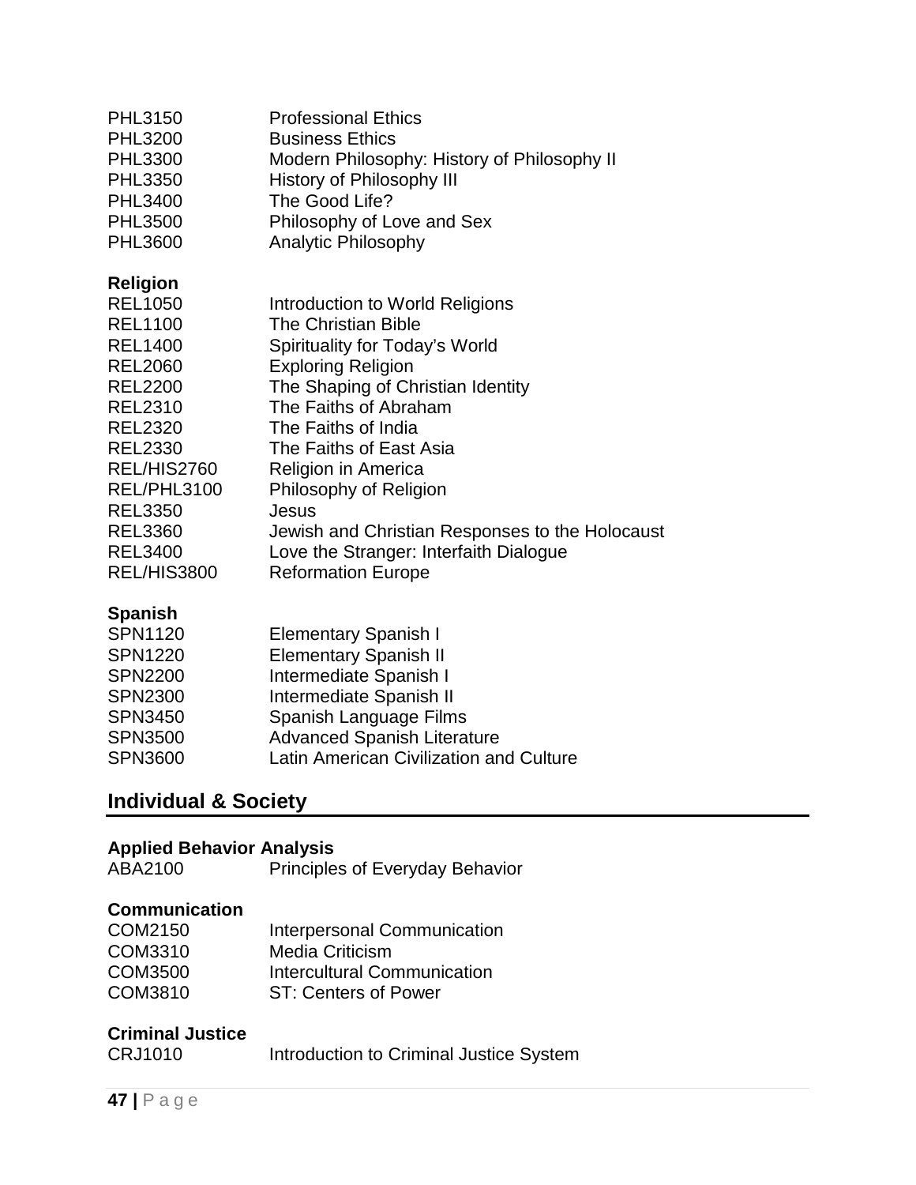| | |
|---|---|
| PHL3150 | Professional Ethics |
| PHL3200 | Business Ethics |
| PHL3300 | Modern Philosophy: History of Philosophy II |
| PHL3350 | History of Philosophy III |
| PHL3400 | The Good Life? |
| PHL3500 | Philosophy of Love and Sex |
| PHL3600 | Analytic Philosophy |

**Religion**

| | |
|---|---|
| REL1050 | Introduction to World Religions |
| REL1100 | The Christian Bible |
| REL1400 | Spirituality for Today's World |
| REL2060 | Exploring Religion |
| REL2200 | The Shaping of Christian Identity |
| REL2310 | The Faiths of Abraham |
| REL2320 | The Faiths of India |
| REL2330 | The Faiths of East Asia |
| REL/HIS2760 | Religion in America |
| REL/PHL3100 | Philosophy of Religion |
| REL3350 | Jesus |
| REL3360 | Jewish and Christian Responses to the Holocaust |
| REL3400 | Love the Stranger: Interfaith Dialogue |
| REL/HIS3800 | Reformation Europe |

**Spanish**

| | |
|---|---|
| SPN1120 | Elementary Spanish I |
| SPN1220 | Elementary Spanish II |
| SPN2200 | Intermediate Spanish I |
| SPN2300 | Intermediate Spanish II |
| SPN3450 | Spanish Language Films |
| SPN3500 | Advanced Spanish Literature |
| SPN3600 | Latin American Civilization and Culture |

## Individual & Society

**Applied Behavior Analysis**

| | |
|---|---|
| ABA2100 | Principles of Everyday Behavior |

**Communication**

| | |
|---|---|
| COM2150 | Interpersonal Communication |
| COM3310 | Media Criticism |
| COM3500 | Intercultural Communication |
| COM3810 | ST: Centers of Power |

**Criminal Justice**

| | |
|---|---|
| CRJ1010 | Introduction to Criminal Justice System |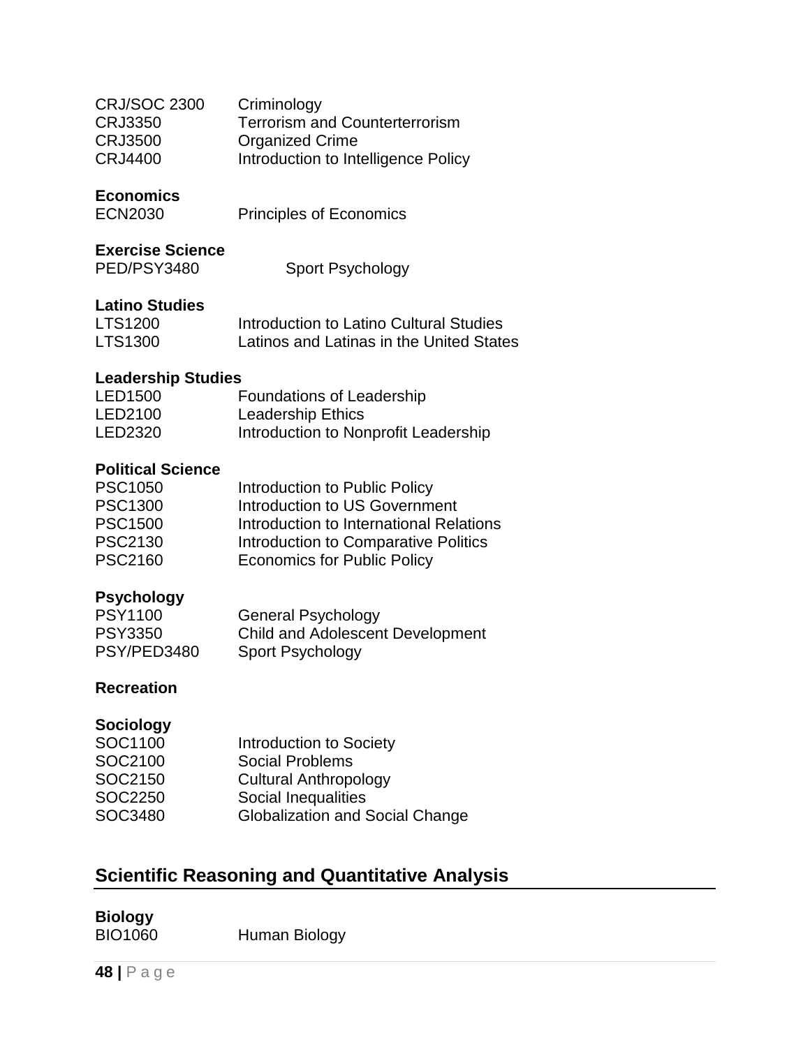| | |
|---|---|
| CRJ/SOC 2300 | Criminology |
| CRJ3350 | Terrorism and Counterterrorism |
| CRJ3500 | Organized Crime |
| CRJ4400 | Introduction to Intelligence Policy |

**Economics**

| | |
|---|---|
| ECN2030 | Principles of Economics |

**Exercise Science**

| | |
|---|---|
| PED/PSY3480 | Sport Psychology |

**Latino Studies**

| | |
|---|---|
| LTS1200 | Introduction to Latino Cultural Studies |
| LTS1300 | Latinos and Latinas in the United States |

**Leadership Studies**

| | |
|---|---|
| LED1500 | Foundations of Leadership |
| LED2100 | Leadership Ethics |
| LED2320 | Introduction to Nonprofit Leadership |

**Political Science**

| | |
|---|---|
| PSC1050 | Introduction to Public Policy |
| PSC1300 | Introduction to US Government |
| PSC1500 | Introduction to International Relations |
| PSC2130 | Introduction to Comparative Politics |
| PSC2160 | Economics for Public Policy |

**Psychology**

| | |
|---|---|
| PSY1100 | General Psychology |
| PSY3350 | Child and Adolescent Development |
| PSY/PED3480 | Sport Psychology |

**Recreation**

**Sociology**

| | |
|---|---|
| SOC1100 | Introduction to Society |
| SOC2100 | Social Problems |
| SOC2150 | Cultural Anthropology |
| SOC2250 | Social Inequalities |
| SOC3480 | Globalization and Social Change |

## Scientific Reasoning and Quantitative Analysis

**Biology**

| | |
|---|---|
| BIO1060 | Human Biology |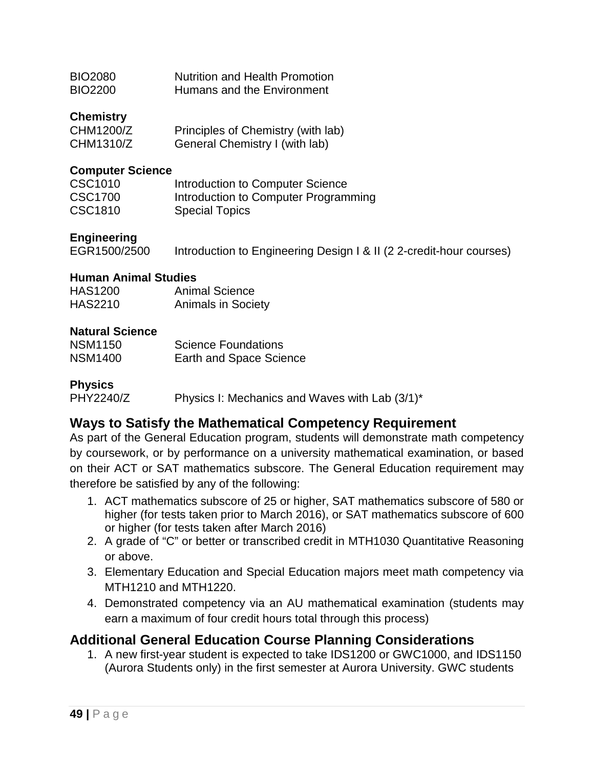BIO2080 Nutrition and Health Promotion
BIO2200 Humans and the Environment

**Chemistry**
CHM1200/Z Principles of Chemistry (with lab)
CHM1310/Z General Chemistry I (with lab)

**Computer Science**
CSC1010 Introduction to Computer Science
CSC1700 Introduction to Computer Programming
CSC1810 Special Topics

**Engineering**
EGR1500/2500 Introduction to Engineering Design I & II (2 2-credit-hour courses)

**Human Animal Studies**
HAS1200 Animal Science
HAS2210 Animals in Society

**Natural Science**
NSM1150 Science Foundations
NSM1400 Earth and Space Science

**Physics**
PHY2240/Z Physics I: Mechanics and Waves with Lab (3/1)*

## Ways to Satisfy the Mathematical Competency Requirement

As part of the General Education program, students will demonstrate math competency by coursework, or by performance on a university mathematical examination, or based on their ACT or SAT mathematics subscore. The General Education requirement may therefore be satisfied by any of the following:

1. ACT mathematics subscore of 25 or higher, SAT mathematics subscore of 580 or higher (for tests taken prior to March 2016), or SAT mathematics subscore of 600 or higher (for tests taken after March 2016)
2. A grade of "C" or better or transcribed credit in MTH1030 Quantitative Reasoning or above.
3. Elementary Education and Special Education majors meet math competency via MTH1210 and MTH1220.
4. Demonstrated competency via an AU mathematical examination (students may earn a maximum of four credit hours total through this process)

## Additional General Education Course Planning Considerations

1. A new first-year student is expected to take IDS1200 or GWC1000, and IDS1150 (Aurora Students only) in the first semester at Aurora University. GWC students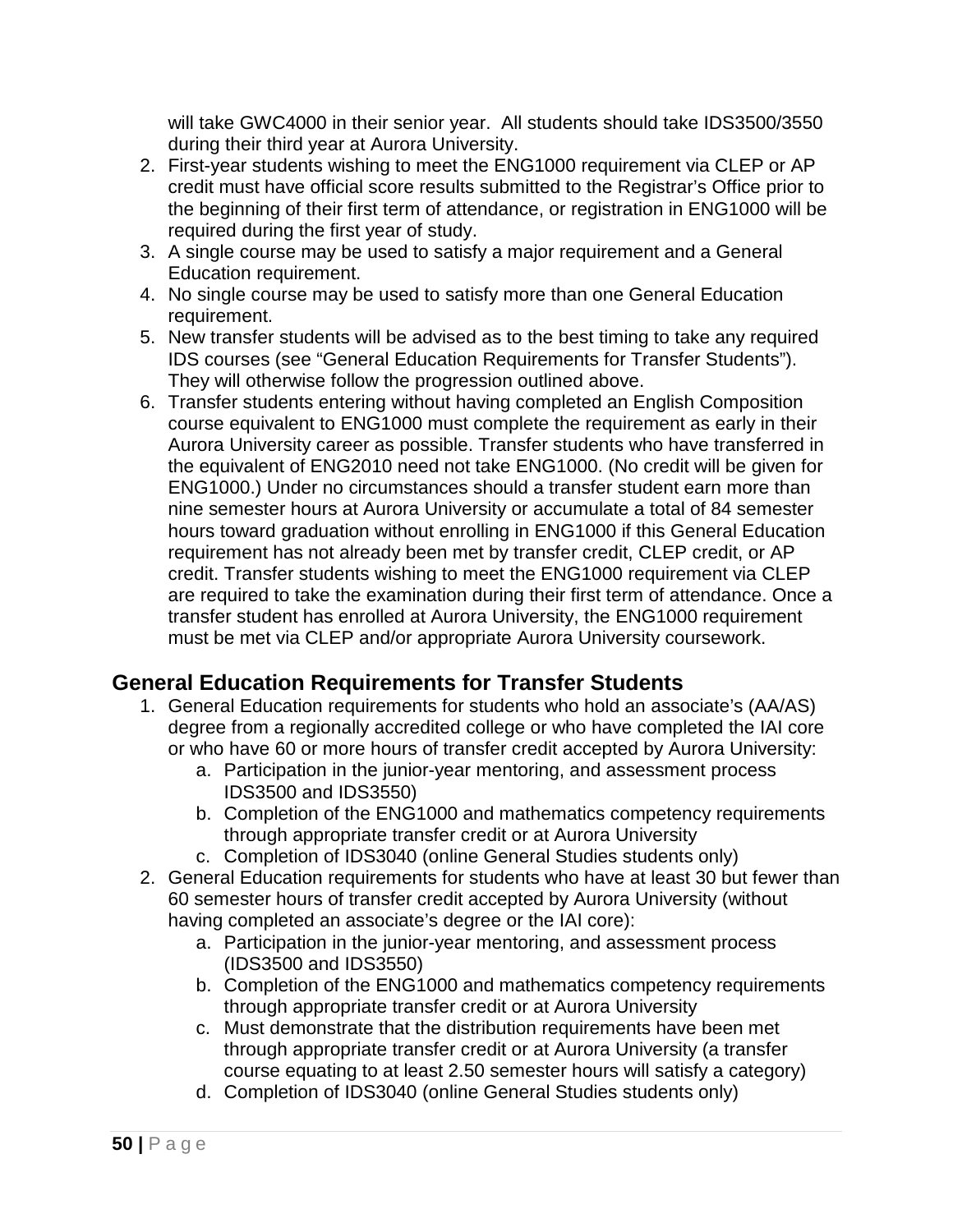will take GWC4000 in their senior year. All students should take IDS3500/3550 during their third year at Aurora University.

2. First-year students wishing to meet the ENG1000 requirement via CLEP or AP credit must have official score results submitted to the Registrar's Office prior to the beginning of their first term of attendance, or registration in ENG1000 will be required during the first year of study.
3. A single course may be used to satisfy a major requirement and a General Education requirement.
4. No single course may be used to satisfy more than one General Education requirement.
5. New transfer students will be advised as to the best timing to take any required IDS courses (see "General Education Requirements for Transfer Students"). They will otherwise follow the progression outlined above.
6. Transfer students entering without having completed an English Composition course equivalent to ENG1000 must complete the requirement as early in their Aurora University career as possible. Transfer students who have transferred in the equivalent of ENG2010 need not take ENG1000. (No credit will be given for ENG1000.) Under no circumstances should a transfer student earn more than nine semester hours at Aurora University or accumulate a total of 84 semester hours toward graduation without enrolling in ENG1000 if this General Education requirement has not already been met by transfer credit, CLEP credit, or AP credit. Transfer students wishing to meet the ENG1000 requirement via CLEP are required to take the examination during their first term of attendance. Once a transfer student has enrolled at Aurora University, the ENG1000 requirement must be met via CLEP and/or appropriate Aurora University coursework.

## General Education Requirements for Transfer Students

1. General Education requirements for students who hold an associate's (AA/AS) degree from a regionally accredited college or who have completed the IAI core or who have 60 or more hours of transfer credit accepted by Aurora University:
   a. Participation in the junior-year mentoring, and assessment process IDS3500 and IDS3550)
   b. Completion of the ENG1000 and mathematics competency requirements through appropriate transfer credit or at Aurora University
   c. Completion of IDS3040 (online General Studies students only)
2. General Education requirements for students who have at least 30 but fewer than 60 semester hours of transfer credit accepted by Aurora University (without having completed an associate's degree or the IAI core):
   a. Participation in the junior-year mentoring, and assessment process (IDS3500 and IDS3550)
   b. Completion of the ENG1000 and mathematics competency requirements through appropriate transfer credit or at Aurora University
   c. Must demonstrate that the distribution requirements have been met through appropriate transfer credit or at Aurora University (a transfer course equating to at least 2.50 semester hours will satisfy a category)
   d. Completion of IDS3040 (online General Studies students only)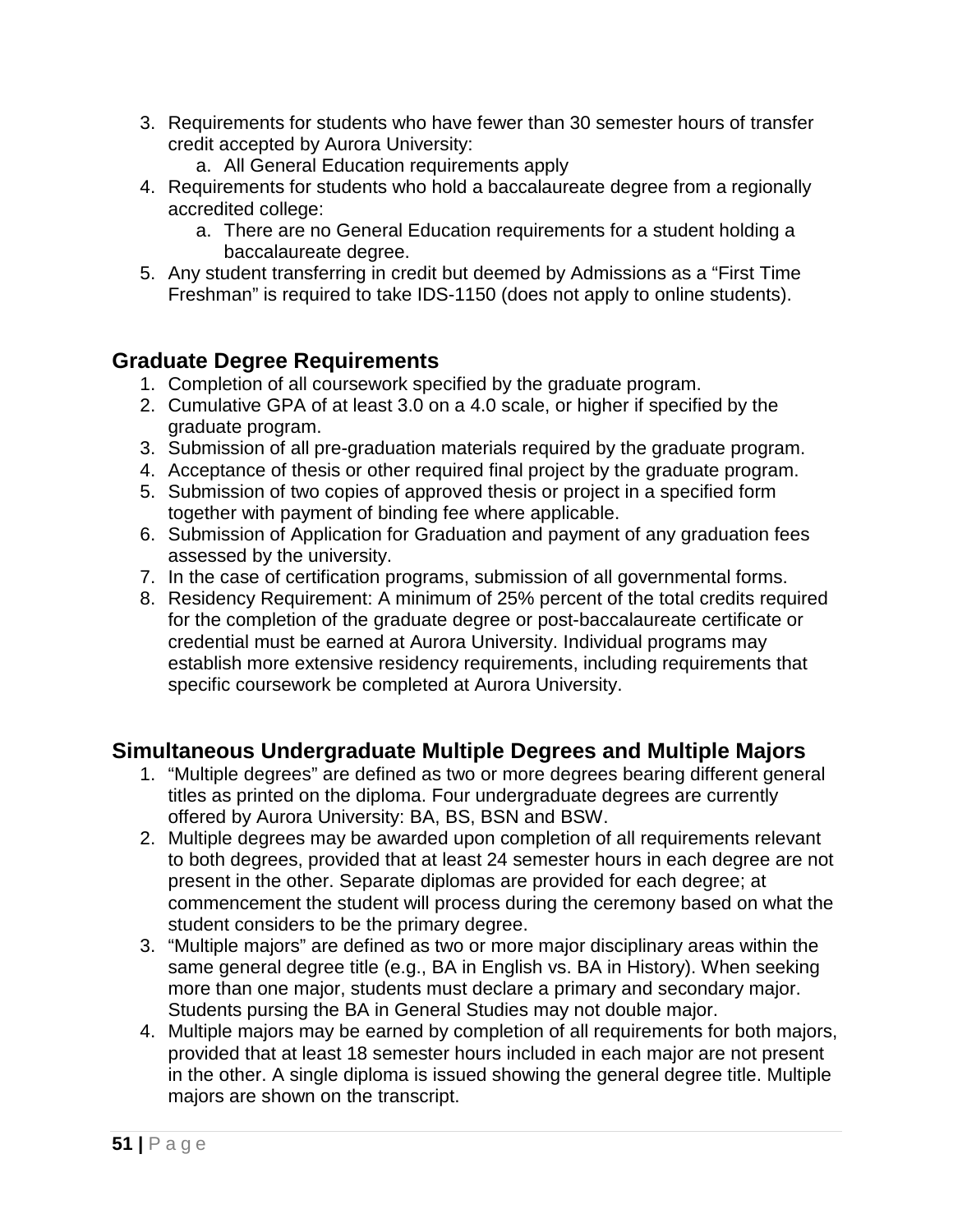3. Requirements for students who have fewer than 30 semester hours of transfer credit accepted by Aurora University:
    a. All General Education requirements apply
4. Requirements for students who hold a baccalaureate degree from a regionally accredited college:
    a. There are no General Education requirements for a student holding a baccalaureate degree.
5. Any student transferring in credit but deemed by Admissions as a "First Time Freshman" is required to take IDS-1150 (does not apply to online students).

## Graduate Degree Requirements

1. Completion of all coursework specified by the graduate program.
2. Cumulative GPA of at least 3.0 on a 4.0 scale, or higher if specified by the graduate program.
3. Submission of all pre-graduation materials required by the graduate program.
4. Acceptance of thesis or other required final project by the graduate program.
5. Submission of two copies of approved thesis or project in a specified form together with payment of binding fee where applicable.
6. Submission of Application for Graduation and payment of any graduation fees assessed by the university.
7. In the case of certification programs, submission of all governmental forms.
8. Residency Requirement: A minimum of 25% percent of the total credits required for the completion of the graduate degree or post-baccalaureate certificate or credential must be earned at Aurora University. Individual programs may establish more extensive residency requirements, including requirements that specific coursework be completed at Aurora University.

## Simultaneous Undergraduate Multiple Degrees and Multiple Majors

1. "Multiple degrees" are defined as two or more degrees bearing different general titles as printed on the diploma. Four undergraduate degrees are currently offered by Aurora University: BA, BS, BSN and BSW.
2. Multiple degrees may be awarded upon completion of all requirements relevant to both degrees, provided that at least 24 semester hours in each degree are not present in the other. Separate diplomas are provided for each degree; at commencement the student will process during the ceremony based on what the student considers to be the primary degree.
3. "Multiple majors" are defined as two or more major disciplinary areas within the same general degree title (e.g., BA in English vs. BA in History). When seeking more than one major, students must declare a primary and secondary major. Students pursing the BA in General Studies may not double major.
4. Multiple majors may be earned by completion of all requirements for both majors, provided that at least 18 semester hours included in each major are not present in the other. A single diploma is issued showing the general degree title. Multiple majors are shown on the transcript.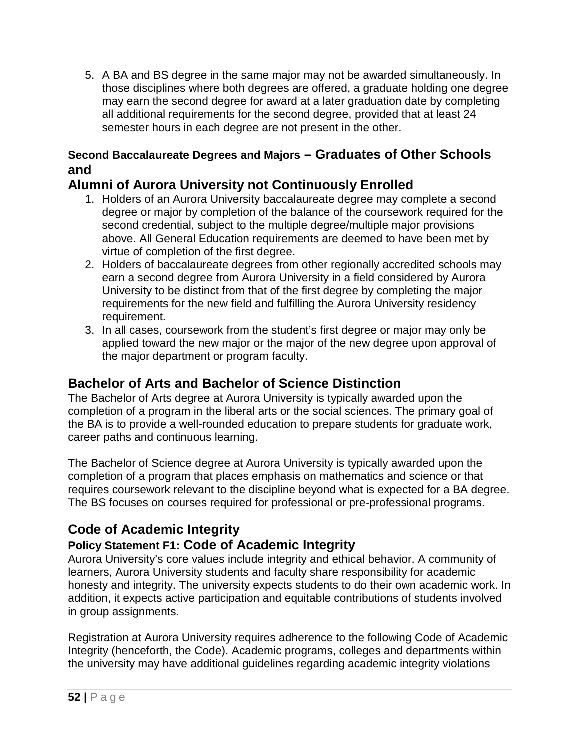5. A BA and BS degree in the same major may not be awarded simultaneously. In those disciplines where both degrees are offered, a graduate holding one degree may earn the second degree for award at a later graduation date by completing all additional requirements for the second degree, provided that at least 24 semester hours in each degree are not present in the other.

### Second Baccalaureate Degrees and Majors – Graduates of Other Schools and Alumni of Aurora University not Continuously Enrolled

1. Holders of an Aurora University baccalaureate degree may complete a second degree or major by completion of the balance of the coursework required for the second credential, subject to the multiple degree/multiple major provisions above. All General Education requirements are deemed to have been met by virtue of completion of the first degree.
2. Holders of baccalaureate degrees from other regionally accredited schools may earn a second degree from Aurora University in a field considered by Aurora University to be distinct from that of the first degree by completing the major requirements for the new field and fulfilling the Aurora University residency requirement.
3. In all cases, coursework from the student's first degree or major may only be applied toward the new major or the major of the new degree upon approval of the major department or program faculty.

## Bachelor of Arts and Bachelor of Science Distinction

The Bachelor of Arts degree at Aurora University is typically awarded upon the completion of a program in the liberal arts or the social sciences. The primary goal of the BA is to provide a well-rounded education to prepare students for graduate work, career paths and continuous learning.

The Bachelor of Science degree at Aurora University is typically awarded upon the completion of a program that places emphasis on mathematics and science or that requires coursework relevant to the discipline beyond what is expected for a BA degree. The BS focuses on courses required for professional or pre-professional programs.

## Code of Academic Integrity

### Policy Statement F1: Code of Academic Integrity

Aurora University's core values include integrity and ethical behavior. A community of learners, Aurora University students and faculty share responsibility for academic honesty and integrity. The university expects students to do their own academic work. In addition, it expects active participation and equitable contributions of students involved in group assignments.

Registration at Aurora University requires adherence to the following Code of Academic Integrity (henceforth, the Code). Academic programs, colleges and departments within the university may have additional guidelines regarding academic integrity violations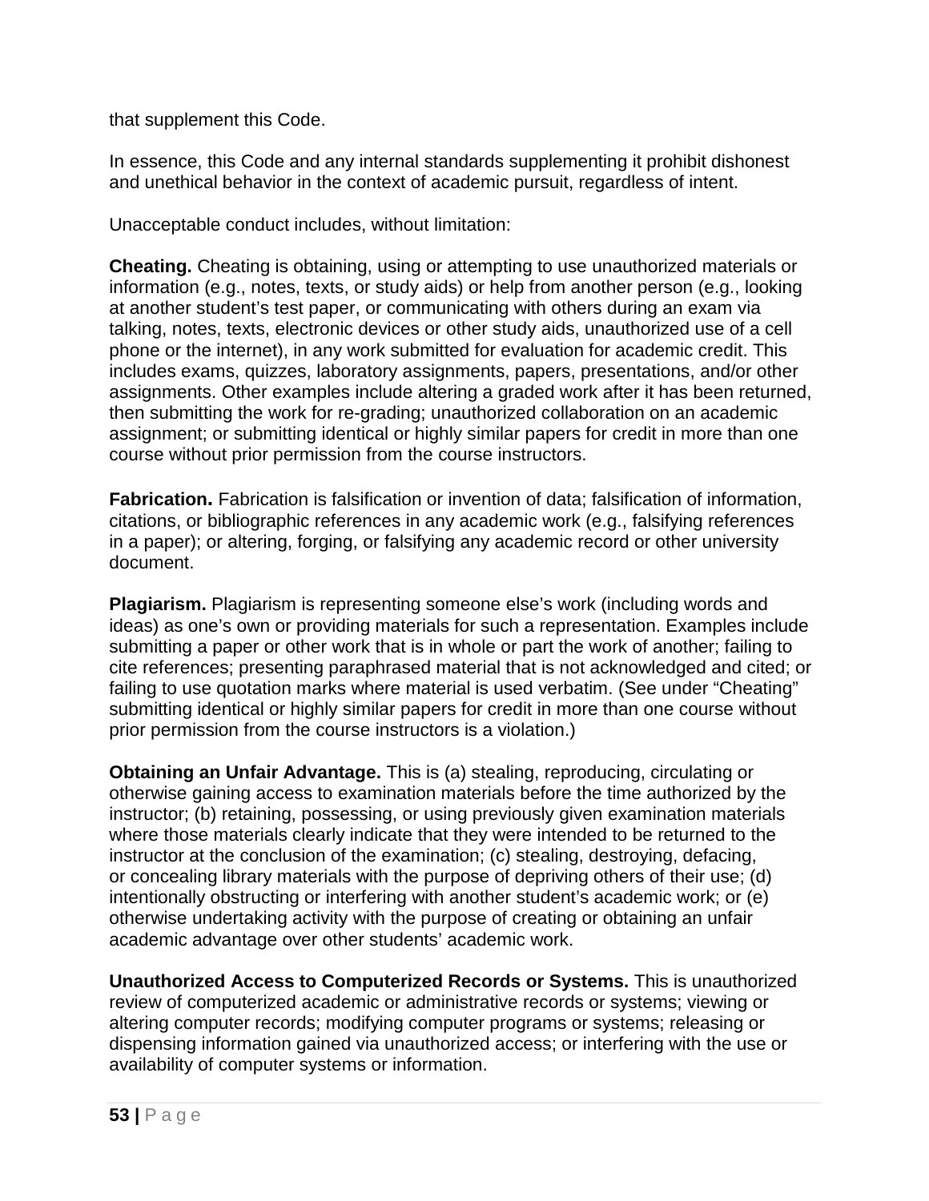that supplement this Code.

In essence, this Code and any internal standards supplementing it prohibit dishonest and unethical behavior in the context of academic pursuit, regardless of intent.

Unacceptable conduct includes, without limitation:

**Cheating.** Cheating is obtaining, using or attempting to use unauthorized materials or information (e.g., notes, texts, or study aids) or help from another person (e.g., looking at another student's test paper, or communicating with others during an exam via talking, notes, texts, electronic devices or other study aids, unauthorized use of a cell phone or the internet), in any work submitted for evaluation for academic credit. This includes exams, quizzes, laboratory assignments, papers, presentations, and/or other assignments. Other examples include altering a graded work after it has been returned, then submitting the work for re-grading; unauthorized collaboration on an academic assignment; or submitting identical or highly similar papers for credit in more than one course without prior permission from the course instructors.

**Fabrication.** Fabrication is falsification or invention of data; falsification of information, citations, or bibliographic references in any academic work (e.g., falsifying references in a paper); or altering, forging, or falsifying any academic record or other university document.

**Plagiarism.** Plagiarism is representing someone else's work (including words and ideas) as one's own or providing materials for such a representation. Examples include submitting a paper or other work that is in whole or part the work of another; failing to cite references; presenting paraphrased material that is not acknowledged and cited; or failing to use quotation marks where material is used verbatim. (See under "Cheating" submitting identical or highly similar papers for credit in more than one course without prior permission from the course instructors is a violation.)

**Obtaining an Unfair Advantage.** This is (a) stealing, reproducing, circulating or otherwise gaining access to examination materials before the time authorized by the instructor; (b) retaining, possessing, or using previously given examination materials where those materials clearly indicate that they were intended to be returned to the instructor at the conclusion of the examination; (c) stealing, destroying, defacing, or concealing library materials with the purpose of depriving others of their use; (d) intentionally obstructing or interfering with another student's academic work; or (e) otherwise undertaking activity with the purpose of creating or obtaining an unfair academic advantage over other students' academic work.

**Unauthorized Access to Computerized Records or Systems.** This is unauthorized review of computerized academic or administrative records or systems; viewing or altering computer records; modifying computer programs or systems; releasing or dispensing information gained via unauthorized access; or interfering with the use or availability of computer systems or information.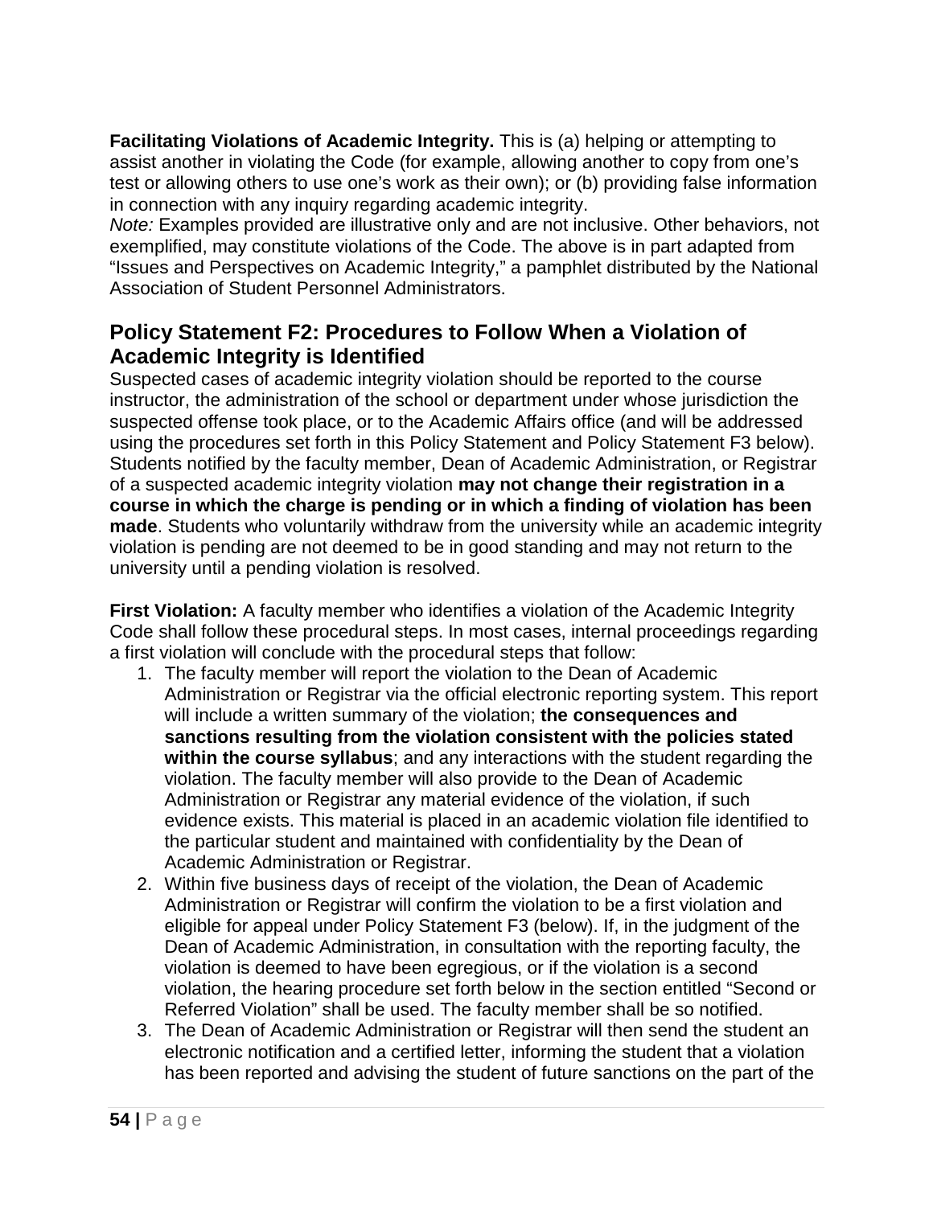**Facilitating Violations of Academic Integrity.** This is (a) helping or attempting to assist another in violating the Code (for example, allowing another to copy from one's test or allowing others to use one's work as their own); or (b) providing false information in connection with any inquiry regarding academic integrity.
*Note:* Examples provided are illustrative only and are not inclusive. Other behaviors, not exemplified, may constitute violations of the Code. The above is in part adapted from "Issues and Perspectives on Academic Integrity," a pamphlet distributed by the National Association of Student Personnel Administrators.

## Policy Statement F2: Procedures to Follow When a Violation of Academic Integrity is Identified

Suspected cases of academic integrity violation should be reported to the course instructor, the administration of the school or department under whose jurisdiction the suspected offense took place, or to the Academic Affairs office (and will be addressed using the procedures set forth in this Policy Statement and Policy Statement F3 below). Students notified by the faculty member, Dean of Academic Administration, or Registrar of a suspected academic integrity violation **may not change their registration in a course in which the charge is pending or in which a finding of violation has been made**. Students who voluntarily withdraw from the university while an academic integrity violation is pending are not deemed to be in good standing and may not return to the university until a pending violation is resolved.

**First Violation:** A faculty member who identifies a violation of the Academic Integrity Code shall follow these procedural steps. In most cases, internal proceedings regarding a first violation will conclude with the procedural steps that follow:

1. The faculty member will report the violation to the Dean of Academic Administration or Registrar via the official electronic reporting system. This report will include a written summary of the violation; **the consequences and sanctions resulting from the violation consistent with the policies stated within the course syllabus**; and any interactions with the student regarding the violation. The faculty member will also provide to the Dean of Academic Administration or Registrar any material evidence of the violation, if such evidence exists. This material is placed in an academic violation file identified to the particular student and maintained with confidentiality by the Dean of Academic Administration or Registrar.
2. Within five business days of receipt of the violation, the Dean of Academic Administration or Registrar will confirm the violation to be a first violation and eligible for appeal under Policy Statement F3 (below). If, in the judgment of the Dean of Academic Administration, in consultation with the reporting faculty, the violation is deemed to have been egregious, or if the violation is a second violation, the hearing procedure set forth below in the section entitled "Second or Referred Violation" shall be used. The faculty member shall be so notified.
3. The Dean of Academic Administration or Registrar will then send the student an electronic notification and a certified letter, informing the student that a violation has been reported and advising the student of future sanctions on the part of the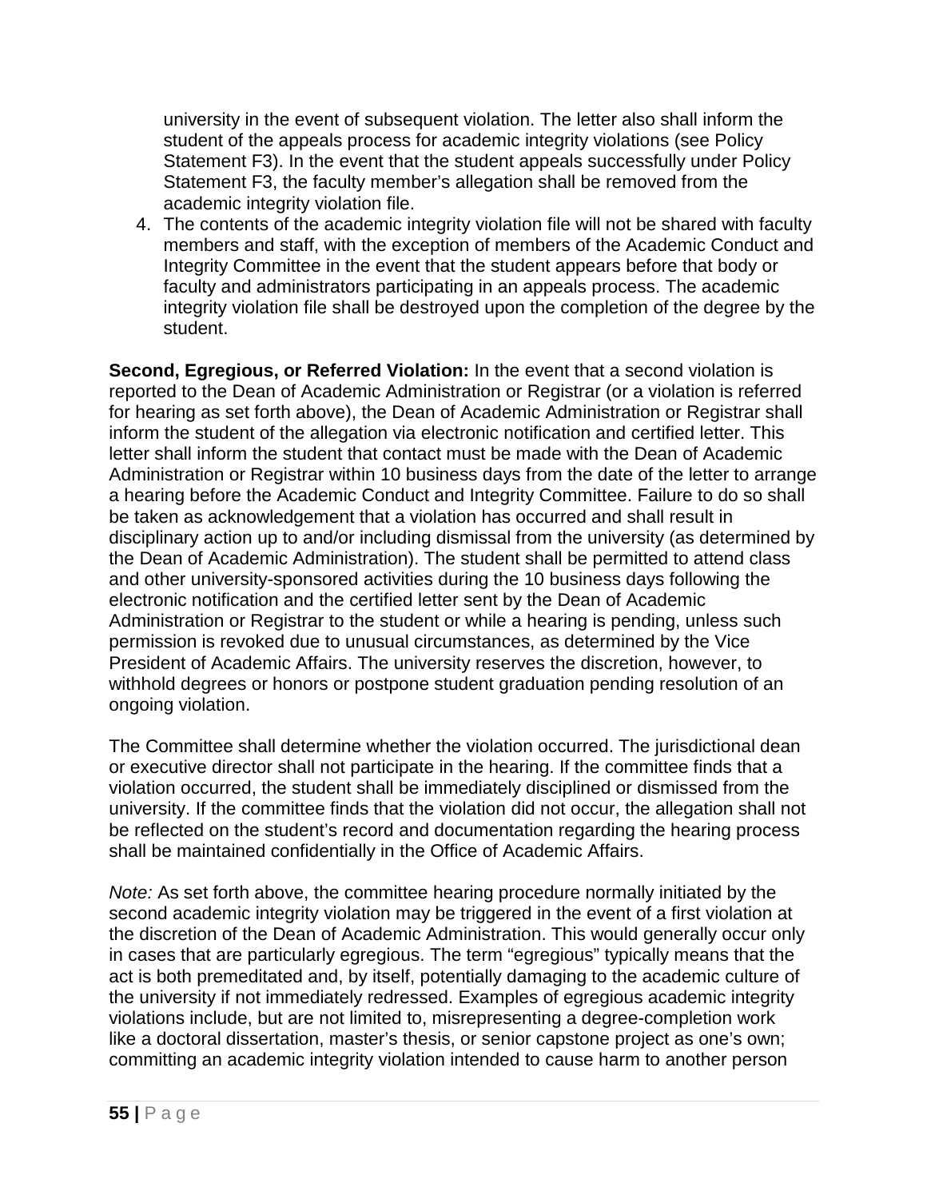university in the event of subsequent violation. The letter also shall inform the student of the appeals process for academic integrity violations (see Policy Statement F3). In the event that the student appeals successfully under Policy Statement F3, the faculty member's allegation shall be removed from the academic integrity violation file.

4. The contents of the academic integrity violation file will not be shared with faculty members and staff, with the exception of members of the Academic Conduct and Integrity Committee in the event that the student appears before that body or faculty and administrators participating in an appeals process. The academic integrity violation file shall be destroyed upon the completion of the degree by the student.

**Second, Egregious, or Referred Violation:** In the event that a second violation is reported to the Dean of Academic Administration or Registrar (or a violation is referred for hearing as set forth above), the Dean of Academic Administration or Registrar shall inform the student of the allegation via electronic notification and certified letter. This letter shall inform the student that contact must be made with the Dean of Academic Administration or Registrar within 10 business days from the date of the letter to arrange a hearing before the Academic Conduct and Integrity Committee. Failure to do so shall be taken as acknowledgement that a violation has occurred and shall result in disciplinary action up to and/or including dismissal from the university (as determined by the Dean of Academic Administration). The student shall be permitted to attend class and other university-sponsored activities during the 10 business days following the electronic notification and the certified letter sent by the Dean of Academic Administration or Registrar to the student or while a hearing is pending, unless such permission is revoked due to unusual circumstances, as determined by the Vice President of Academic Affairs. The university reserves the discretion, however, to withhold degrees or honors or postpone student graduation pending resolution of an ongoing violation.

The Committee shall determine whether the violation occurred. The jurisdictional dean or executive director shall not participate in the hearing. If the committee finds that a violation occurred, the student shall be immediately disciplined or dismissed from the university. If the committee finds that the violation did not occur, the allegation shall not be reflected on the student's record and documentation regarding the hearing process shall be maintained confidentially in the Office of Academic Affairs.

*Note:* As set forth above, the committee hearing procedure normally initiated by the second academic integrity violation may be triggered in the event of a first violation at the discretion of the Dean of Academic Administration. This would generally occur only in cases that are particularly egregious. The term "egregious" typically means that the act is both premeditated and, by itself, potentially damaging to the academic culture of the university if not immediately redressed. Examples of egregious academic integrity violations include, but are not limited to, misrepresenting a degree-completion work like a doctoral dissertation, master's thesis, or senior capstone project as one's own; committing an academic integrity violation intended to cause harm to another person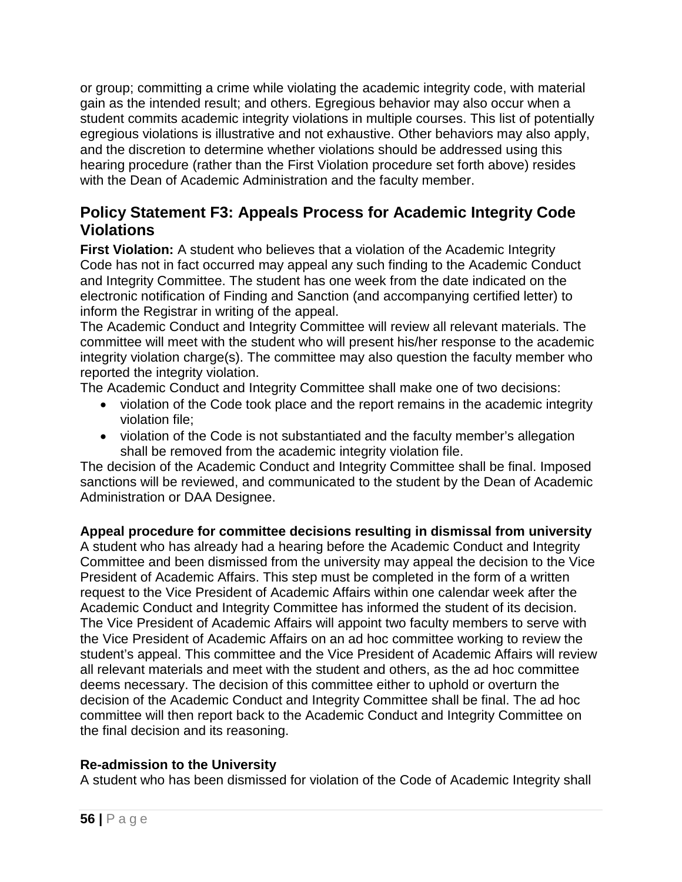or group; committing a crime while violating the academic integrity code, with material gain as the intended result; and others. Egregious behavior may also occur when a student commits academic integrity violations in multiple courses. This list of potentially egregious violations is illustrative and not exhaustive. Other behaviors may also apply, and the discretion to determine whether violations should be addressed using this hearing procedure (rather than the First Violation procedure set forth above) resides with the Dean of Academic Administration and the faculty member.

## Policy Statement F3: Appeals Process for Academic Integrity Code Violations

**First Violation:** A student who believes that a violation of the Academic Integrity Code has not in fact occurred may appeal any such finding to the Academic Conduct and Integrity Committee. The student has one week from the date indicated on the electronic notification of Finding and Sanction (and accompanying certified letter) to inform the Registrar in writing of the appeal.

The Academic Conduct and Integrity Committee will review all relevant materials. The committee will meet with the student who will present his/her response to the academic integrity violation charge(s). The committee may also question the faculty member who reported the integrity violation.

The Academic Conduct and Integrity Committee shall make one of two decisions:

- violation of the Code took place and the report remains in the academic integrity violation file;
- violation of the Code is not substantiated and the faculty member's allegation shall be removed from the academic integrity violation file.

The decision of the Academic Conduct and Integrity Committee shall be final. Imposed sanctions will be reviewed, and communicated to the student by the Dean of Academic Administration or DAA Designee.

### Appeal procedure for committee decisions resulting in dismissal from university

A student who has already had a hearing before the Academic Conduct and Integrity Committee and been dismissed from the university may appeal the decision to the Vice President of Academic Affairs. This step must be completed in the form of a written request to the Vice President of Academic Affairs within one calendar week after the Academic Conduct and Integrity Committee has informed the student of its decision. The Vice President of Academic Affairs will appoint two faculty members to serve with the Vice President of Academic Affairs on an ad hoc committee working to review the student's appeal. This committee and the Vice President of Academic Affairs will review all relevant materials and meet with the student and others, as the ad hoc committee deems necessary. The decision of this committee either to uphold or overturn the decision of the Academic Conduct and Integrity Committee shall be final. The ad hoc committee will then report back to the Academic Conduct and Integrity Committee on the final decision and its reasoning.

### Re-admission to the University

A student who has been dismissed for violation of the Code of Academic Integrity shall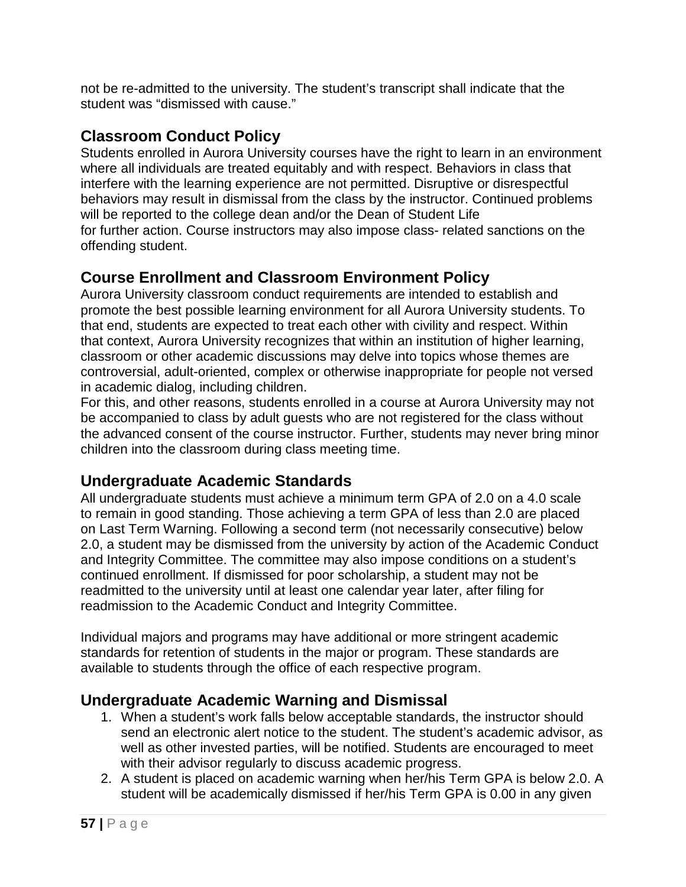not be re-admitted to the university. The student's transcript shall indicate that the student was "dismissed with cause."

## Classroom Conduct Policy

Students enrolled in Aurora University courses have the right to learn in an environment where all individuals are treated equitably and with respect. Behaviors in class that interfere with the learning experience are not permitted. Disruptive or disrespectful behaviors may result in dismissal from the class by the instructor. Continued problems will be reported to the college dean and/or the Dean of Student Life for further action. Course instructors may also impose class- related sanctions on the offending student.

## Course Enrollment and Classroom Environment Policy

Aurora University classroom conduct requirements are intended to establish and promote the best possible learning environment for all Aurora University students. To that end, students are expected to treat each other with civility and respect. Within that context, Aurora University recognizes that within an institution of higher learning, classroom or other academic discussions may delve into topics whose themes are controversial, adult-oriented, complex or otherwise inappropriate for people not versed in academic dialog, including children.

For this, and other reasons, students enrolled in a course at Aurora University may not be accompanied to class by adult guests who are not registered for the class without the advanced consent of the course instructor. Further, students may never bring minor children into the classroom during class meeting time.

## Undergraduate Academic Standards

All undergraduate students must achieve a minimum term GPA of 2.0 on a 4.0 scale to remain in good standing. Those achieving a term GPA of less than 2.0 are placed on Last Term Warning. Following a second term (not necessarily consecutive) below 2.0, a student may be dismissed from the university by action of the Academic Conduct and Integrity Committee. The committee may also impose conditions on a student's continued enrollment. If dismissed for poor scholarship, a student may not be readmitted to the university until at least one calendar year later, after filing for readmission to the Academic Conduct and Integrity Committee.

Individual majors and programs may have additional or more stringent academic standards for retention of students in the major or program. These standards are available to students through the office of each respective program.

## Undergraduate Academic Warning and Dismissal

1. When a student's work falls below acceptable standards, the instructor should send an electronic alert notice to the student. The student's academic advisor, as well as other invested parties, will be notified. Students are encouraged to meet with their advisor regularly to discuss academic progress.
2. A student is placed on academic warning when her/his Term GPA is below 2.0. A student will be academically dismissed if her/his Term GPA is 0.00 in any given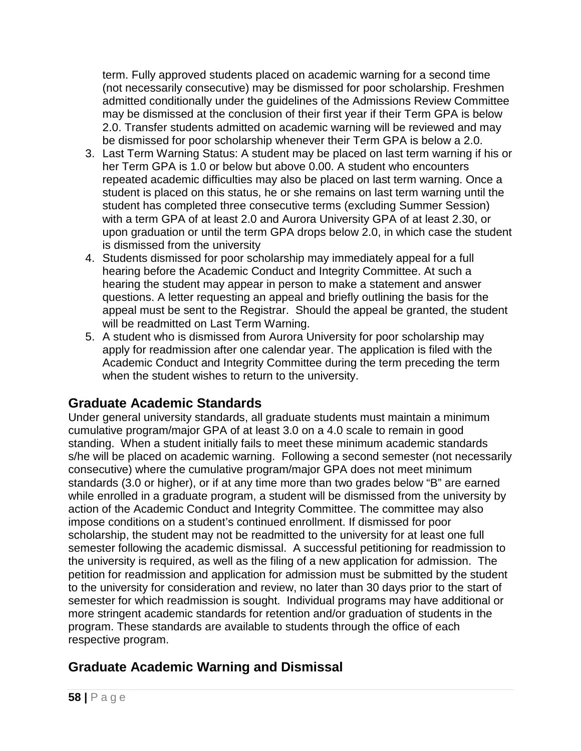term. Fully approved students placed on academic warning for a second time (not necessarily consecutive) may be dismissed for poor scholarship. Freshmen admitted conditionally under the guidelines of the Admissions Review Committee may be dismissed at the conclusion of their first year if their Term GPA is below 2.0. Transfer students admitted on academic warning will be reviewed and may be dismissed for poor scholarship whenever their Term GPA is below a 2.0.

3. Last Term Warning Status: A student may be placed on last term warning if his or her Term GPA is 1.0 or below but above 0.00. A student who encounters repeated academic difficulties may also be placed on last term warning. Once a student is placed on this status, he or she remains on last term warning until the student has completed three consecutive terms (excluding Summer Session) with a term GPA of at least 2.0 and Aurora University GPA of at least 2.30, or upon graduation or until the term GPA drops below 2.0, in which case the student is dismissed from the university
4. Students dismissed for poor scholarship may immediately appeal for a full hearing before the Academic Conduct and Integrity Committee. At such a hearing the student may appear in person to make a statement and answer questions. A letter requesting an appeal and briefly outlining the basis for the appeal must be sent to the Registrar. Should the appeal be granted, the student will be readmitted on Last Term Warning.
5. A student who is dismissed from Aurora University for poor scholarship may apply for readmission after one calendar year. The application is filed with the Academic Conduct and Integrity Committee during the term preceding the term when the student wishes to return to the university.

## Graduate Academic Standards

Under general university standards, all graduate students must maintain a minimum cumulative program/major GPA of at least 3.0 on a 4.0 scale to remain in good standing. When a student initially fails to meet these minimum academic standards s/he will be placed on academic warning. Following a second semester (not necessarily consecutive) where the cumulative program/major GPA does not meet minimum standards (3.0 or higher), or if at any time more than two grades below "B" are earned while enrolled in a graduate program, a student will be dismissed from the university by action of the Academic Conduct and Integrity Committee. The committee may also impose conditions on a student's continued enrollment. If dismissed for poor scholarship, the student may not be readmitted to the university for at least one full semester following the academic dismissal. A successful petitioning for readmission to the university is required, as well as the filing of a new application for admission. The petition for readmission and application for admission must be submitted by the student to the university for consideration and review, no later than 30 days prior to the start of semester for which readmission is sought. Individual programs may have additional or more stringent academic standards for retention and/or graduation of students in the program. These standards are available to students through the office of each respective program.

## Graduate Academic Warning and Dismissal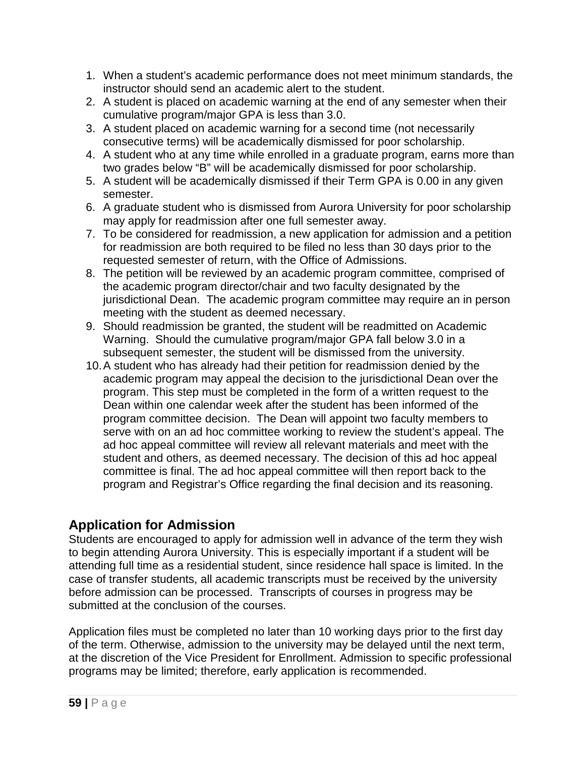1. When a student's academic performance does not meet minimum standards, the instructor should send an academic alert to the student.
2. A student is placed on academic warning at the end of any semester when their cumulative program/major GPA is less than 3.0.
3. A student placed on academic warning for a second time (not necessarily consecutive terms) will be academically dismissed for poor scholarship.
4. A student who at any time while enrolled in a graduate program, earns more than two grades below "B" will be academically dismissed for poor scholarship.
5. A student will be academically dismissed if their Term GPA is 0.00 in any given semester.
6. A graduate student who is dismissed from Aurora University for poor scholarship may apply for readmission after one full semester away.
7. To be considered for readmission, a new application for admission and a petition for readmission are both required to be filed no less than 30 days prior to the requested semester of return, with the Office of Admissions.
8. The petition will be reviewed by an academic program committee, comprised of the academic program director/chair and two faculty designated by the jurisdictional Dean. The academic program committee may require an in person meeting with the student as deemed necessary.
9. Should readmission be granted, the student will be readmitted on Academic Warning. Should the cumulative program/major GPA fall below 3.0 in a subsequent semester, the student will be dismissed from the university.
10. A student who has already had their petition for readmission denied by the academic program may appeal the decision to the jurisdictional Dean over the program. This step must be completed in the form of a written request to the Dean within one calendar week after the student has been informed of the program committee decision. The Dean will appoint two faculty members to serve with on an ad hoc committee working to review the student's appeal. The ad hoc appeal committee will review all relevant materials and meet with the student and others, as deemed necessary. The decision of this ad hoc appeal committee is final. The ad hoc appeal committee will then report back to the program and Registrar's Office regarding the final decision and its reasoning.

## Application for Admission

Students are encouraged to apply for admission well in advance of the term they wish to begin attending Aurora University. This is especially important if a student will be attending full time as a residential student, since residence hall space is limited. In the case of transfer students, all academic transcripts must be received by the university before admission can be processed. Transcripts of courses in progress may be submitted at the conclusion of the courses.

Application files must be completed no later than 10 working days prior to the first day of the term. Otherwise, admission to the university may be delayed until the next term, at the discretion of the Vice President for Enrollment. Admission to specific professional programs may be limited; therefore, early application is recommended.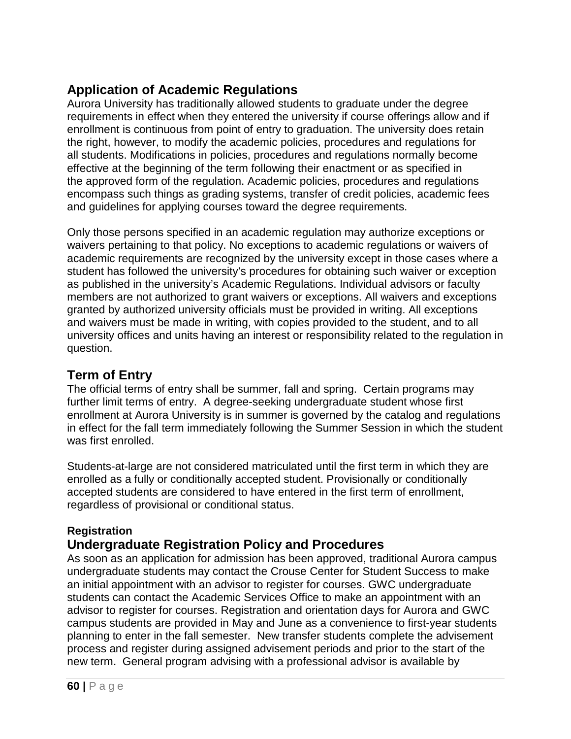## Application of Academic Regulations

Aurora University has traditionally allowed students to graduate under the degree requirements in effect when they entered the university if course offerings allow and if enrollment is continuous from point of entry to graduation. The university does retain the right, however, to modify the academic policies, procedures and regulations for all students. Modifications in policies, procedures and regulations normally become effective at the beginning of the term following their enactment or as specified in the approved form of the regulation. Academic policies, procedures and regulations encompass such things as grading systems, transfer of credit policies, academic fees and guidelines for applying courses toward the degree requirements.

Only those persons specified in an academic regulation may authorize exceptions or waivers pertaining to that policy. No exceptions to academic regulations or waivers of academic requirements are recognized by the university except in those cases where a student has followed the university's procedures for obtaining such waiver or exception as published in the university's Academic Regulations. Individual advisors or faculty members are not authorized to grant waivers or exceptions. All waivers and exceptions granted by authorized university officials must be provided in writing. All exceptions and waivers must be made in writing, with copies provided to the student, and to all university offices and units having an interest or responsibility related to the regulation in question.

## Term of Entry

The official terms of entry shall be summer, fall and spring. Certain programs may further limit terms of entry. A degree-seeking undergraduate student whose first enrollment at Aurora University is in summer is governed by the catalog and regulations in effect for the fall term immediately following the Summer Session in which the student was first enrolled.

Students-at-large are not considered matriculated until the first term in which they are enrolled as a fully or conditionally accepted student. Provisionally or conditionally accepted students are considered to have entered in the first term of enrollment, regardless of provisional or conditional status.

#### Registration

## Undergraduate Registration Policy and Procedures

As soon as an application for admission has been approved, traditional Aurora campus undergraduate students may contact the Crouse Center for Student Success to make an initial appointment with an advisor to register for courses. GWC undergraduate students can contact the Academic Services Office to make an appointment with an advisor to register for courses. Registration and orientation days for Aurora and GWC campus students are provided in May and June as a convenience to first-year students planning to enter in the fall semester. New transfer students complete the advisement process and register during assigned advisement periods and prior to the start of the new term. General program advising with a professional advisor is available by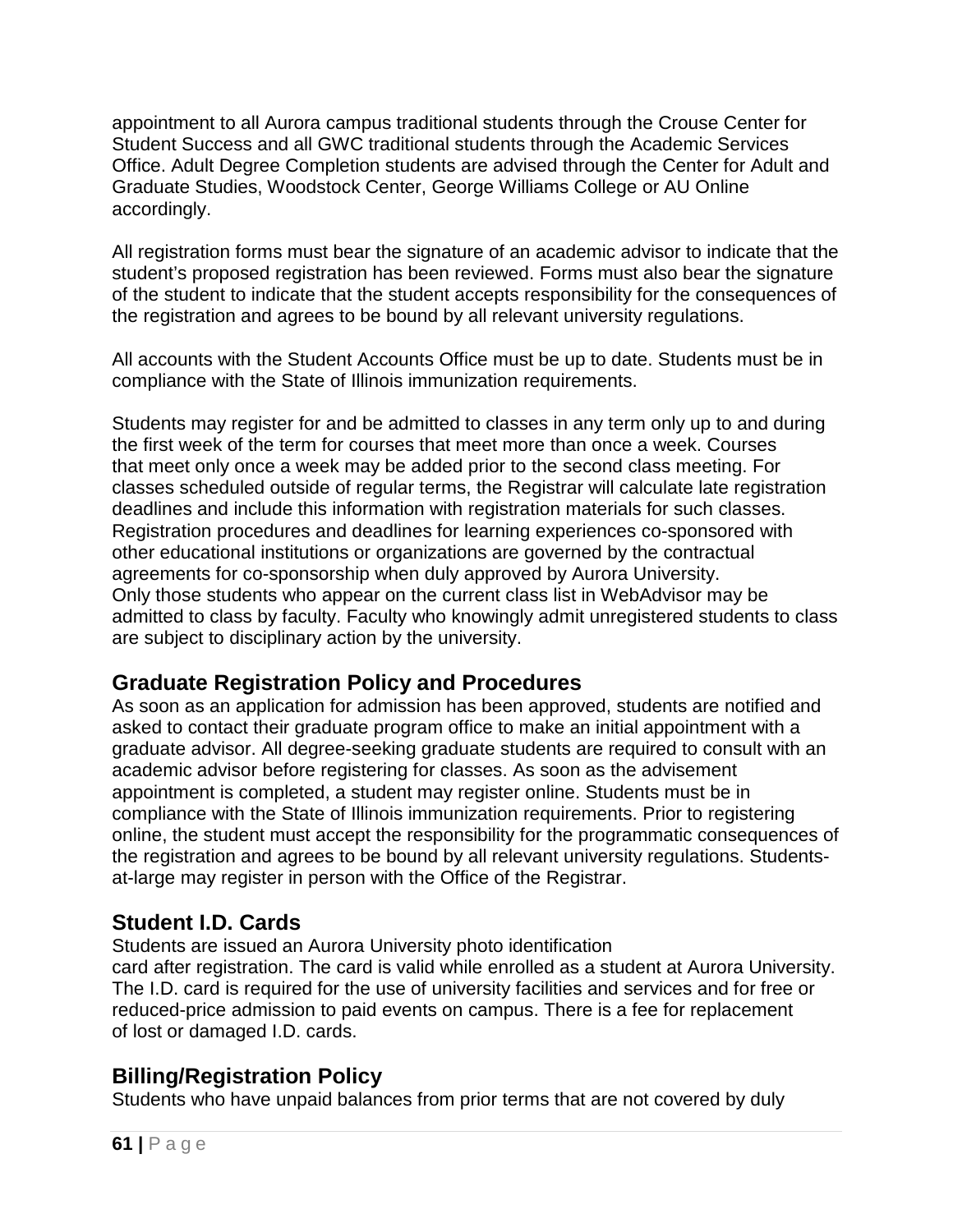appointment to all Aurora campus traditional students through the Crouse Center for Student Success and all GWC traditional students through the Academic Services Office. Adult Degree Completion students are advised through the Center for Adult and Graduate Studies, Woodstock Center, George Williams College or AU Online accordingly.

All registration forms must bear the signature of an academic advisor to indicate that the student's proposed registration has been reviewed. Forms must also bear the signature of the student to indicate that the student accepts responsibility for the consequences of the registration and agrees to be bound by all relevant university regulations.

All accounts with the Student Accounts Office must be up to date. Students must be in compliance with the State of Illinois immunization requirements.

Students may register for and be admitted to classes in any term only up to and during the first week of the term for courses that meet more than once a week. Courses that meet only once a week may be added prior to the second class meeting. For classes scheduled outside of regular terms, the Registrar will calculate late registration deadlines and include this information with registration materials for such classes. Registration procedures and deadlines for learning experiences co-sponsored with other educational institutions or organizations are governed by the contractual agreements for co-sponsorship when duly approved by Aurora University. Only those students who appear on the current class list in WebAdvisor may be admitted to class by faculty. Faculty who knowingly admit unregistered students to class are subject to disciplinary action by the university.

## Graduate Registration Policy and Procedures

As soon as an application for admission has been approved, students are notified and asked to contact their graduate program office to make an initial appointment with a graduate advisor. All degree-seeking graduate students are required to consult with an academic advisor before registering for classes. As soon as the advisement appointment is completed, a student may register online. Students must be in compliance with the State of Illinois immunization requirements. Prior to registering online, the student must accept the responsibility for the programmatic consequences of the registration and agrees to be bound by all relevant university regulations. Students-at-large may register in person with the Office of the Registrar.

## Student I.D. Cards

Students are issued an Aurora University photo identification card after registration. The card is valid while enrolled as a student at Aurora University. The I.D. card is required for the use of university facilities and services and for free or reduced-price admission to paid events on campus. There is a fee for replacement of lost or damaged I.D. cards.

## Billing/Registration Policy

Students who have unpaid balances from prior terms that are not covered by duly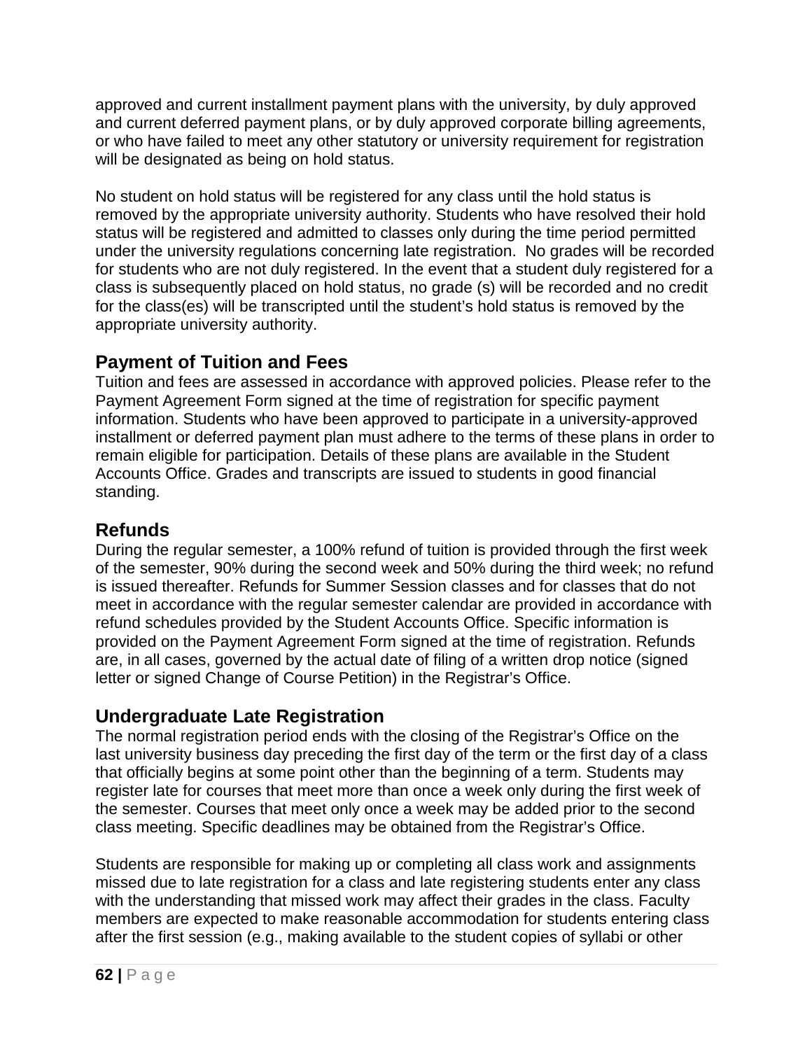approved and current installment payment plans with the university, by duly approved and current deferred payment plans, or by duly approved corporate billing agreements, or who have failed to meet any other statutory or university requirement for registration will be designated as being on hold status.

No student on hold status will be registered for any class until the hold status is removed by the appropriate university authority. Students who have resolved their hold status will be registered and admitted to classes only during the time period permitted under the university regulations concerning late registration. No grades will be recorded for students who are not duly registered. In the event that a student duly registered for a class is subsequently placed on hold status, no grade (s) will be recorded and no credit for the class(es) will be transcripted until the student's hold status is removed by the appropriate university authority.

## Payment of Tuition and Fees

Tuition and fees are assessed in accordance with approved policies. Please refer to the Payment Agreement Form signed at the time of registration for specific payment information. Students who have been approved to participate in a university-approved installment or deferred payment plan must adhere to the terms of these plans in order to remain eligible for participation. Details of these plans are available in the Student Accounts Office. Grades and transcripts are issued to students in good financial standing.

## Refunds

During the regular semester, a 100% refund of tuition is provided through the first week of the semester, 90% during the second week and 50% during the third week; no refund is issued thereafter. Refunds for Summer Session classes and for classes that do not meet in accordance with the regular semester calendar are provided in accordance with refund schedules provided by the Student Accounts Office. Specific information is provided on the Payment Agreement Form signed at the time of registration. Refunds are, in all cases, governed by the actual date of filing of a written drop notice (signed letter or signed Change of Course Petition) in the Registrar's Office.

## Undergraduate Late Registration

The normal registration period ends with the closing of the Registrar's Office on the last university business day preceding the first day of the term or the first day of a class that officially begins at some point other than the beginning of a term. Students may register late for courses that meet more than once a week only during the first week of the semester. Courses that meet only once a week may be added prior to the second class meeting. Specific deadlines may be obtained from the Registrar's Office.

Students are responsible for making up or completing all class work and assignments missed due to late registration for a class and late registering students enter any class with the understanding that missed work may affect their grades in the class. Faculty members are expected to make reasonable accommodation for students entering class after the first session (e.g., making available to the student copies of syllabi or other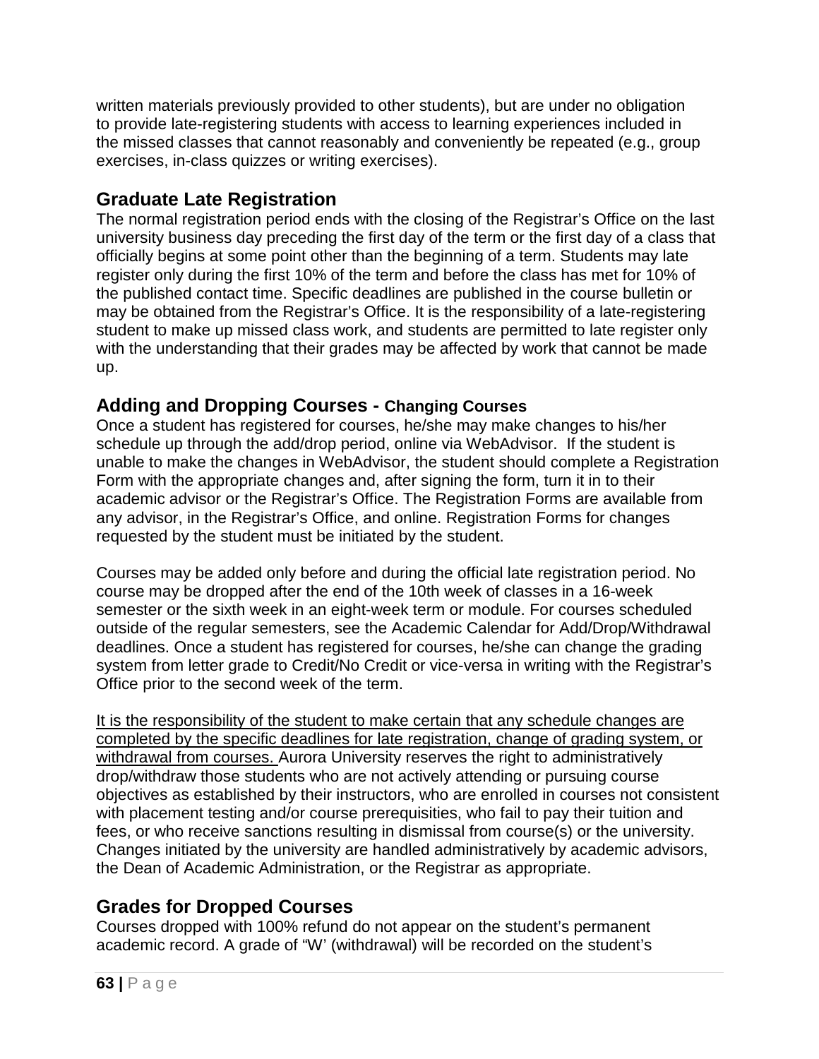written materials previously provided to other students), but are under no obligation to provide late-registering students with access to learning experiences included in the missed classes that cannot reasonably and conveniently be repeated (e.g., group exercises, in-class quizzes or writing exercises).

## Graduate Late Registration

The normal registration period ends with the closing of the Registrar's Office on the last university business day preceding the first day of the term or the first day of a class that officially begins at some point other than the beginning of a term. Students may late register only during the first 10% of the term and before the class has met for 10% of the published contact time. Specific deadlines are published in the course bulletin or may be obtained from the Registrar's Office. It is the responsibility of a late-registering student to make up missed class work, and students are permitted to late register only with the understanding that their grades may be affected by work that cannot be made up.

## Adding and Dropping Courses - Changing Courses

Once a student has registered for courses, he/she may make changes to his/her schedule up through the add/drop period, online via WebAdvisor. If the student is unable to make the changes in WebAdvisor, the student should complete a Registration Form with the appropriate changes and, after signing the form, turn it in to their academic advisor or the Registrar's Office. The Registration Forms are available from any advisor, in the Registrar's Office, and online. Registration Forms for changes requested by the student must be initiated by the student.

Courses may be added only before and during the official late registration period. No course may be dropped after the end of the 10th week of classes in a 16-week semester or the sixth week in an eight-week term or module. For courses scheduled outside of the regular semesters, see the Academic Calendar for Add/Drop/Withdrawal deadlines. Once a student has registered for courses, he/she can change the grading system from letter grade to Credit/No Credit or vice-versa in writing with the Registrar's Office prior to the second week of the term.

<u>It is the responsibility of the student to make certain that any schedule changes are completed by the specific deadlines for late registration, change of grading system, or withdrawal from courses.</u> Aurora University reserves the right to administratively drop/withdraw those students who are not actively attending or pursuing course objectives as established by their instructors, who are enrolled in courses not consistent with placement testing and/or course prerequisities, who fail to pay their tuition and fees, or who receive sanctions resulting in dismissal from course(s) or the university. Changes initiated by the university are handled administratively by academic advisors, the Dean of Academic Administration, or the Registrar as appropriate.

## Grades for Dropped Courses

Courses dropped with 100% refund do not appear on the student's permanent academic record. A grade of "W' (withdrawal) will be recorded on the student's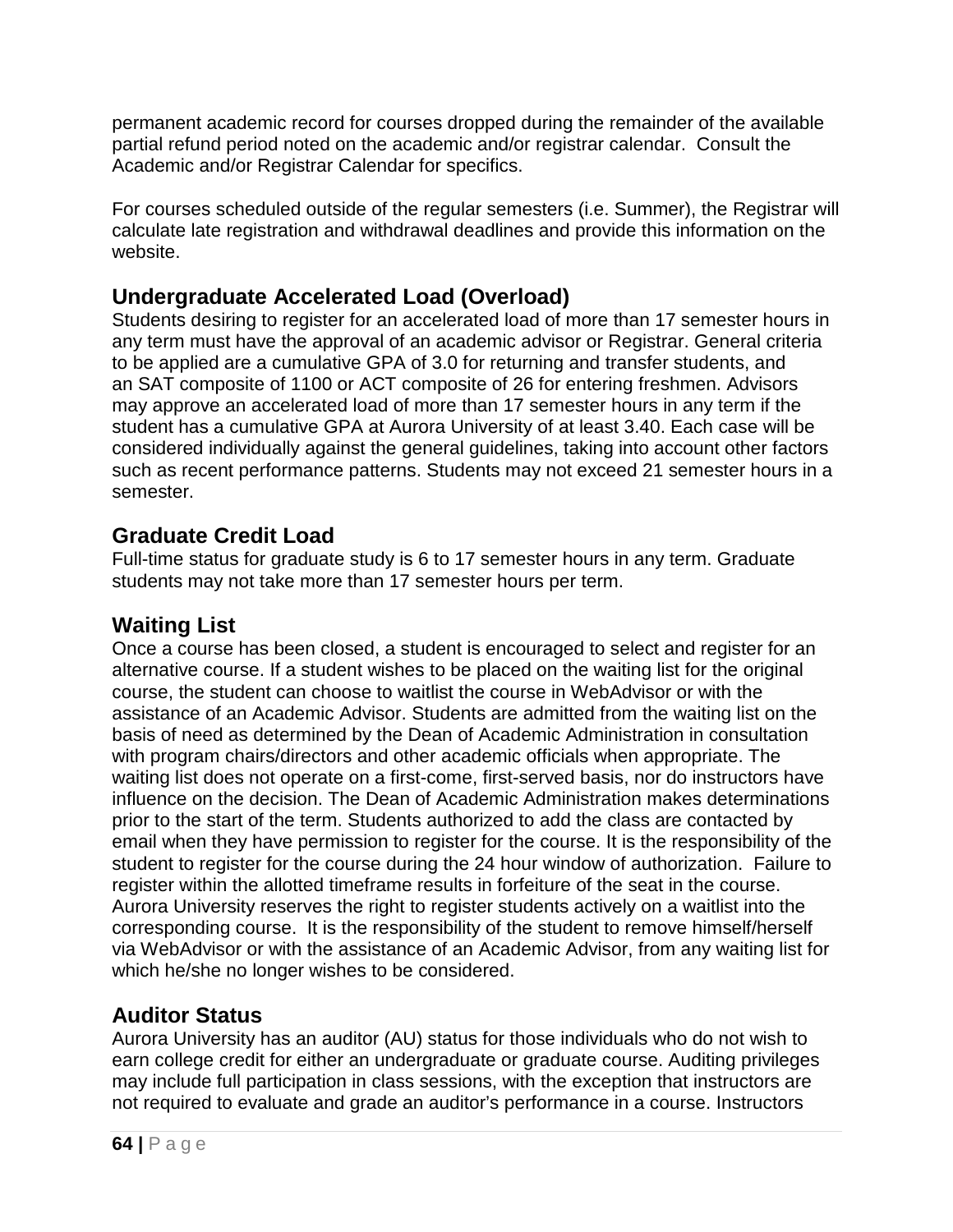permanent academic record for courses dropped during the remainder of the available partial refund period noted on the academic and/or registrar calendar. Consult the Academic and/or Registrar Calendar for specifics.

For courses scheduled outside of the regular semesters (i.e. Summer), the Registrar will calculate late registration and withdrawal deadlines and provide this information on the website.

## Undergraduate Accelerated Load (Overload)

Students desiring to register for an accelerated load of more than 17 semester hours in any term must have the approval of an academic advisor or Registrar. General criteria to be applied are a cumulative GPA of 3.0 for returning and transfer students, and an SAT composite of 1100 or ACT composite of 26 for entering freshmen. Advisors may approve an accelerated load of more than 17 semester hours in any term if the student has a cumulative GPA at Aurora University of at least 3.40. Each case will be considered individually against the general guidelines, taking into account other factors such as recent performance patterns. Students may not exceed 21 semester hours in a semester.

## Graduate Credit Load

Full-time status for graduate study is 6 to 17 semester hours in any term. Graduate students may not take more than 17 semester hours per term.

## Waiting List

Once a course has been closed, a student is encouraged to select and register for an alternative course. If a student wishes to be placed on the waiting list for the original course, the student can choose to waitlist the course in WebAdvisor or with the assistance of an Academic Advisor. Students are admitted from the waiting list on the basis of need as determined by the Dean of Academic Administration in consultation with program chairs/directors and other academic officials when appropriate. The waiting list does not operate on a first-come, first-served basis, nor do instructors have influence on the decision. The Dean of Academic Administration makes determinations prior to the start of the term. Students authorized to add the class are contacted by email when they have permission to register for the course. It is the responsibility of the student to register for the course during the 24 hour window of authorization. Failure to register within the allotted timeframe results in forfeiture of the seat in the course. Aurora University reserves the right to register students actively on a waitlist into the corresponding course. It is the responsibility of the student to remove himself/herself via WebAdvisor or with the assistance of an Academic Advisor, from any waiting list for which he/she no longer wishes to be considered.

## Auditor Status

Aurora University has an auditor (AU) status for those individuals who do not wish to earn college credit for either an undergraduate or graduate course. Auditing privileges may include full participation in class sessions, with the exception that instructors are not required to evaluate and grade an auditor's performance in a course. Instructors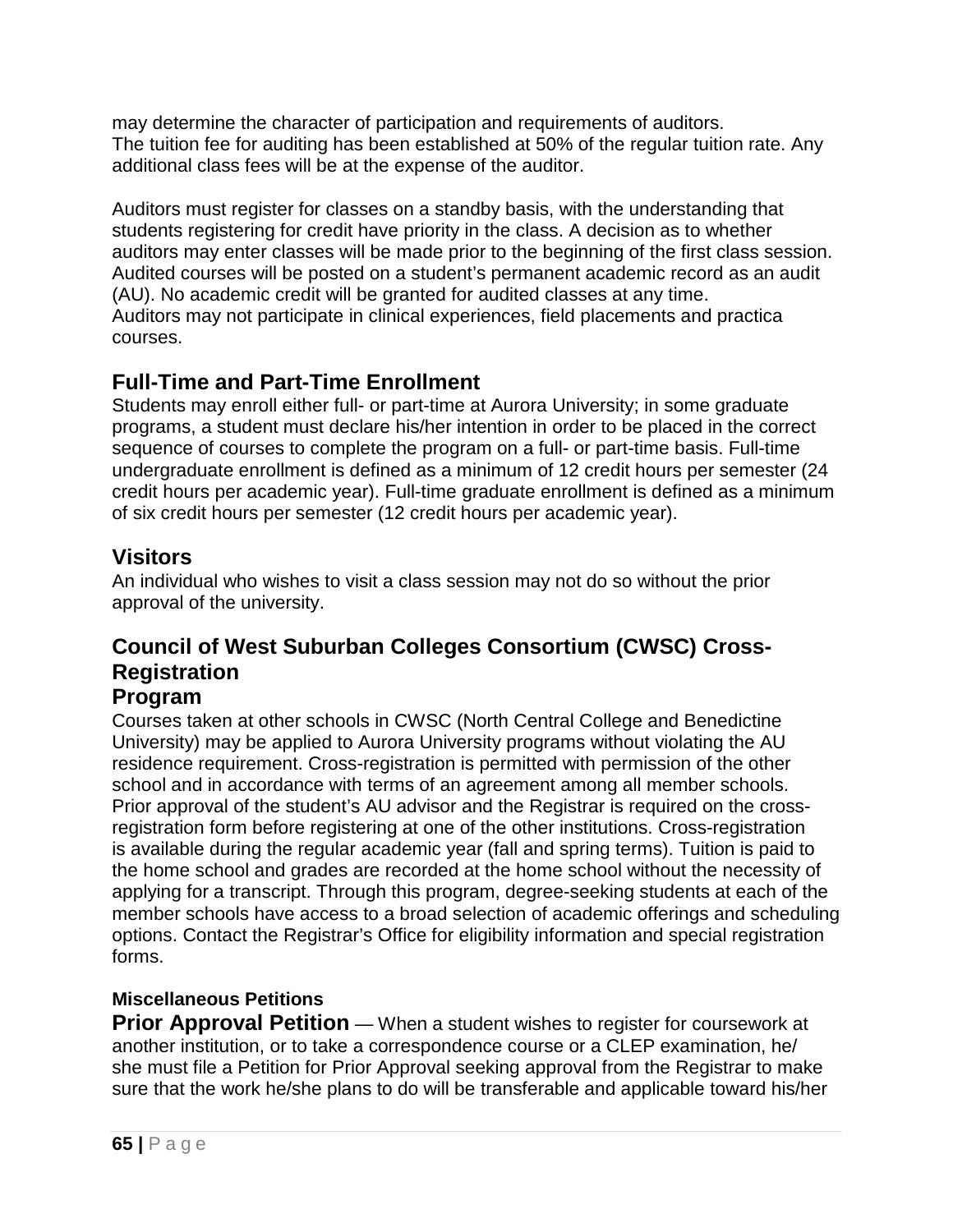may determine the character of participation and requirements of auditors.
The tuition fee for auditing has been established at 50% of the regular tuition rate. Any additional class fees will be at the expense of the auditor.

Auditors must register for classes on a standby basis, with the understanding that students registering for credit have priority in the class. A decision as to whether auditors may enter classes will be made prior to the beginning of the first class session. Audited courses will be posted on a student's permanent academic record as an audit (AU). No academic credit will be granted for audited classes at any time.
Auditors may not participate in clinical experiences, field placements and practica courses.

## Full-Time and Part-Time Enrollment

Students may enroll either full- or part-time at Aurora University; in some graduate programs, a student must declare his/her intention in order to be placed in the correct sequence of courses to complete the program on a full- or part-time basis. Full-time undergraduate enrollment is defined as a minimum of 12 credit hours per semester (24 credit hours per academic year). Full-time graduate enrollment is defined as a minimum of six credit hours per semester (12 credit hours per academic year).

## Visitors

An individual who wishes to visit a class session may not do so without the prior approval of the university.

## Council of West Suburban Colleges Consortium (CWSC) Cross-Registration Program

Courses taken at other schools in CWSC (North Central College and Benedictine University) may be applied to Aurora University programs without violating the AU residence requirement. Cross-registration is permitted with permission of the other school and in accordance with terms of an agreement among all member schools. Prior approval of the student's AU advisor and the Registrar is required on the cross-registration form before registering at one of the other institutions. Cross-registration is available during the regular academic year (fall and spring terms). Tuition is paid to the home school and grades are recorded at the home school without the necessity of applying for a transcript. Through this program, degree-seeking students at each of the member schools have access to a broad selection of academic offerings and scheduling options. Contact the Registrar's Office for eligibility information and special registration forms.

#### Miscellaneous Petitions

**Prior Approval Petition** — When a student wishes to register for coursework at another institution, or to take a correspondence course or a CLEP examination, he/she must file a Petition for Prior Approval seeking approval from the Registrar to make sure that the work he/she plans to do will be transferable and applicable toward his/her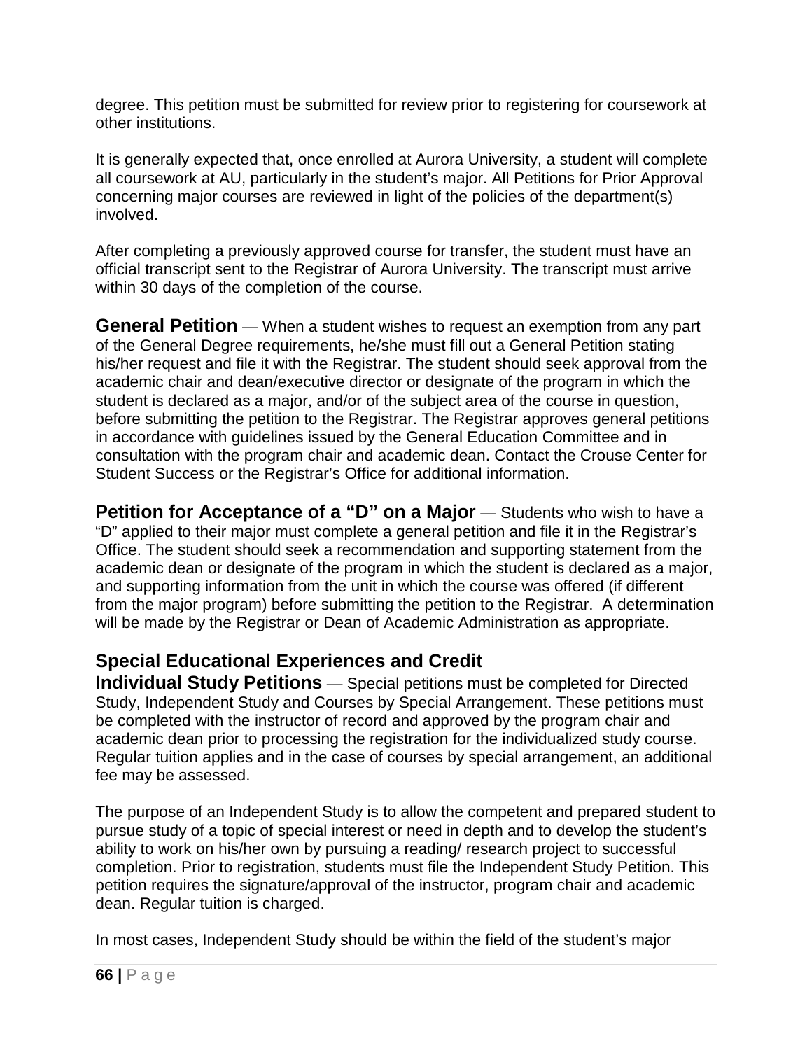degree. This petition must be submitted for review prior to registering for coursework at other institutions.

It is generally expected that, once enrolled at Aurora University, a student will complete all coursework at AU, particularly in the student's major. All Petitions for Prior Approval concerning major courses are reviewed in light of the policies of the department(s) involved.

After completing a previously approved course for transfer, the student must have an official transcript sent to the Registrar of Aurora University. The transcript must arrive within 30 days of the completion of the course.

**General Petition** — When a student wishes to request an exemption from any part of the General Degree requirements, he/she must fill out a General Petition stating his/her request and file it with the Registrar. The student should seek approval from the academic chair and dean/executive director or designate of the program in which the student is declared as a major, and/or of the subject area of the course in question, before submitting the petition to the Registrar. The Registrar approves general petitions in accordance with guidelines issued by the General Education Committee and in consultation with the program chair and academic dean. Contact the Crouse Center for Student Success or the Registrar's Office for additional information.

**Petition for Acceptance of a "D" on a Major** — Students who wish to have a "D" applied to their major must complete a general petition and file it in the Registrar's Office. The student should seek a recommendation and supporting statement from the academic dean or designate of the program in which the student is declared as a major, and supporting information from the unit in which the course was offered (if different from the major program) before submitting the petition to the Registrar. A determination will be made by the Registrar or Dean of Academic Administration as appropriate.

## Special Educational Experiences and Credit

**Individual Study Petitions** — Special petitions must be completed for Directed Study, Independent Study and Courses by Special Arrangement. These petitions must be completed with the instructor of record and approved by the program chair and academic dean prior to processing the registration for the individualized study course. Regular tuition applies and in the case of courses by special arrangement, an additional fee may be assessed.

The purpose of an Independent Study is to allow the competent and prepared student to pursue study of a topic of special interest or need in depth and to develop the student's ability to work on his/her own by pursuing a reading/ research project to successful completion. Prior to registration, students must file the Independent Study Petition. This petition requires the signature/approval of the instructor, program chair and academic dean. Regular tuition is charged.

In most cases, Independent Study should be within the field of the student's major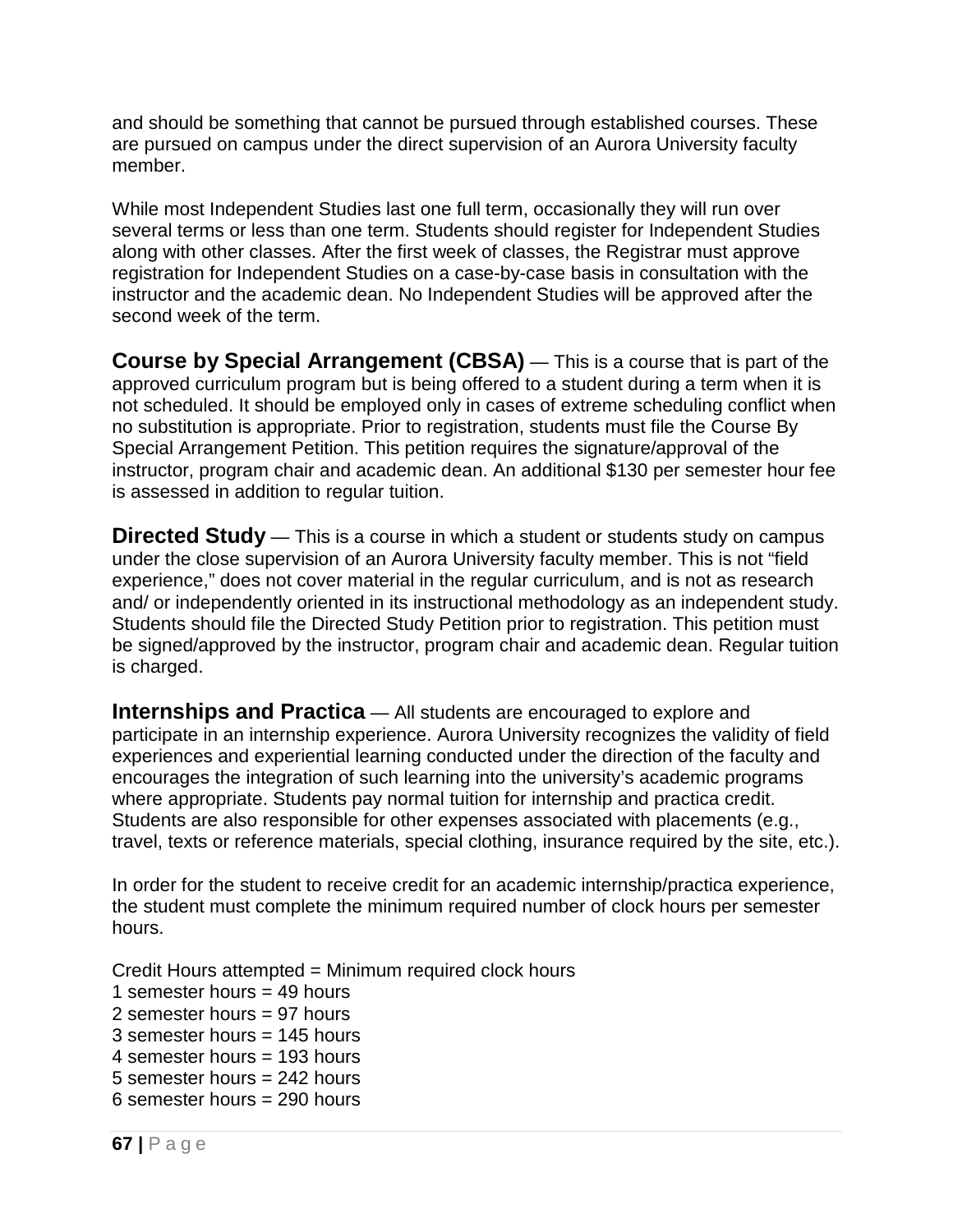and should be something that cannot be pursued through established courses. These are pursued on campus under the direct supervision of an Aurora University faculty member.

While most Independent Studies last one full term, occasionally they will run over several terms or less than one term. Students should register for Independent Studies along with other classes. After the first week of classes, the Registrar must approve registration for Independent Studies on a case-by-case basis in consultation with the instructor and the academic dean. No Independent Studies will be approved after the second week of the term.

**Course by Special Arrangement (CBSA)** — This is a course that is part of the approved curriculum program but is being offered to a student during a term when it is not scheduled. It should be employed only in cases of extreme scheduling conflict when no substitution is appropriate. Prior to registration, students must file the Course By Special Arrangement Petition. This petition requires the signature/approval of the instructor, program chair and academic dean. An additional $130 per semester hour fee is assessed in addition to regular tuition.

**Directed Study** — This is a course in which a student or students study on campus under the close supervision of an Aurora University faculty member. This is not "field experience," does not cover material in the regular curriculum, and is not as research and/ or independently oriented in its instructional methodology as an independent study. Students should file the Directed Study Petition prior to registration. This petition must be signed/approved by the instructor, program chair and academic dean. Regular tuition is charged.

**Internships and Practica** — All students are encouraged to explore and participate in an internship experience. Aurora University recognizes the validity of field experiences and experiential learning conducted under the direction of the faculty and encourages the integration of such learning into the university's academic programs where appropriate. Students pay normal tuition for internship and practica credit. Students are also responsible for other expenses associated with placements (e.g., travel, texts or reference materials, special clothing, insurance required by the site, etc.).

In order for the student to receive credit for an academic internship/practica experience, the student must complete the minimum required number of clock hours per semester hours.

Credit Hours attempted = Minimum required clock hours
1 semester hours = 49 hours
2 semester hours = 97 hours
3 semester hours = 145 hours
4 semester hours = 193 hours
5 semester hours = 242 hours
6 semester hours = 290 hours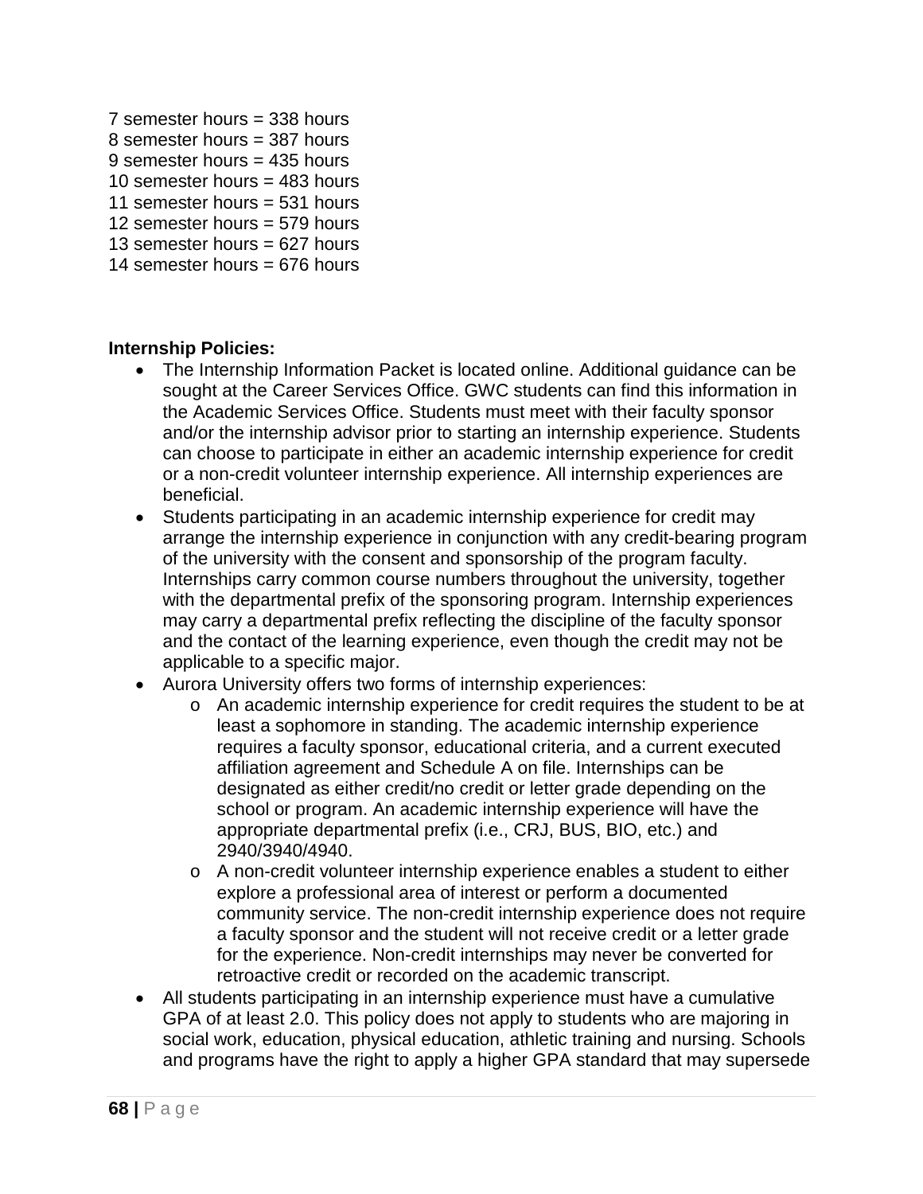7 semester hours = 338 hours
8 semester hours = 387 hours
9 semester hours = 435 hours
10 semester hours = 483 hours
11 semester hours = 531 hours
12 semester hours = 579 hours
13 semester hours = 627 hours
14 semester hours = 676 hours

**Internship Policies:**

- The Internship Information Packet is located online. Additional guidance can be sought at the Career Services Office. GWC students can find this information in the Academic Services Office. Students must meet with their faculty sponsor and/or the internship advisor prior to starting an internship experience. Students can choose to participate in either an academic internship experience for credit or a non-credit volunteer internship experience. All internship experiences are beneficial.
- Students participating in an academic internship experience for credit may arrange the internship experience in conjunction with any credit-bearing program of the university with the consent and sponsorship of the program faculty. Internships carry common course numbers throughout the university, together with the departmental prefix of the sponsoring program. Internship experiences may carry a departmental prefix reflecting the discipline of the faculty sponsor and the contact of the learning experience, even though the credit may not be applicable to a specific major.
- Aurora University offers two forms of internship experiences:
  - An academic internship experience for credit requires the student to be at least a sophomore in standing. The academic internship experience requires a faculty sponsor, educational criteria, and a current executed affiliation agreement and Schedule A on file. Internships can be designated as either credit/no credit or letter grade depending on the school or program. An academic internship experience will have the appropriate departmental prefix (i.e., CRJ, BUS, BIO, etc.) and 2940/3940/4940.
  - A non-credit volunteer internship experience enables a student to either explore a professional area of interest or perform a documented community service. The non-credit internship experience does not require a faculty sponsor and the student will not receive credit or a letter grade for the experience. Non-credit internships may never be converted for retroactive credit or recorded on the academic transcript.
- All students participating in an internship experience must have a cumulative GPA of at least 2.0. This policy does not apply to students who are majoring in social work, education, physical education, athletic training and nursing. Schools and programs have the right to apply a higher GPA standard that may supersede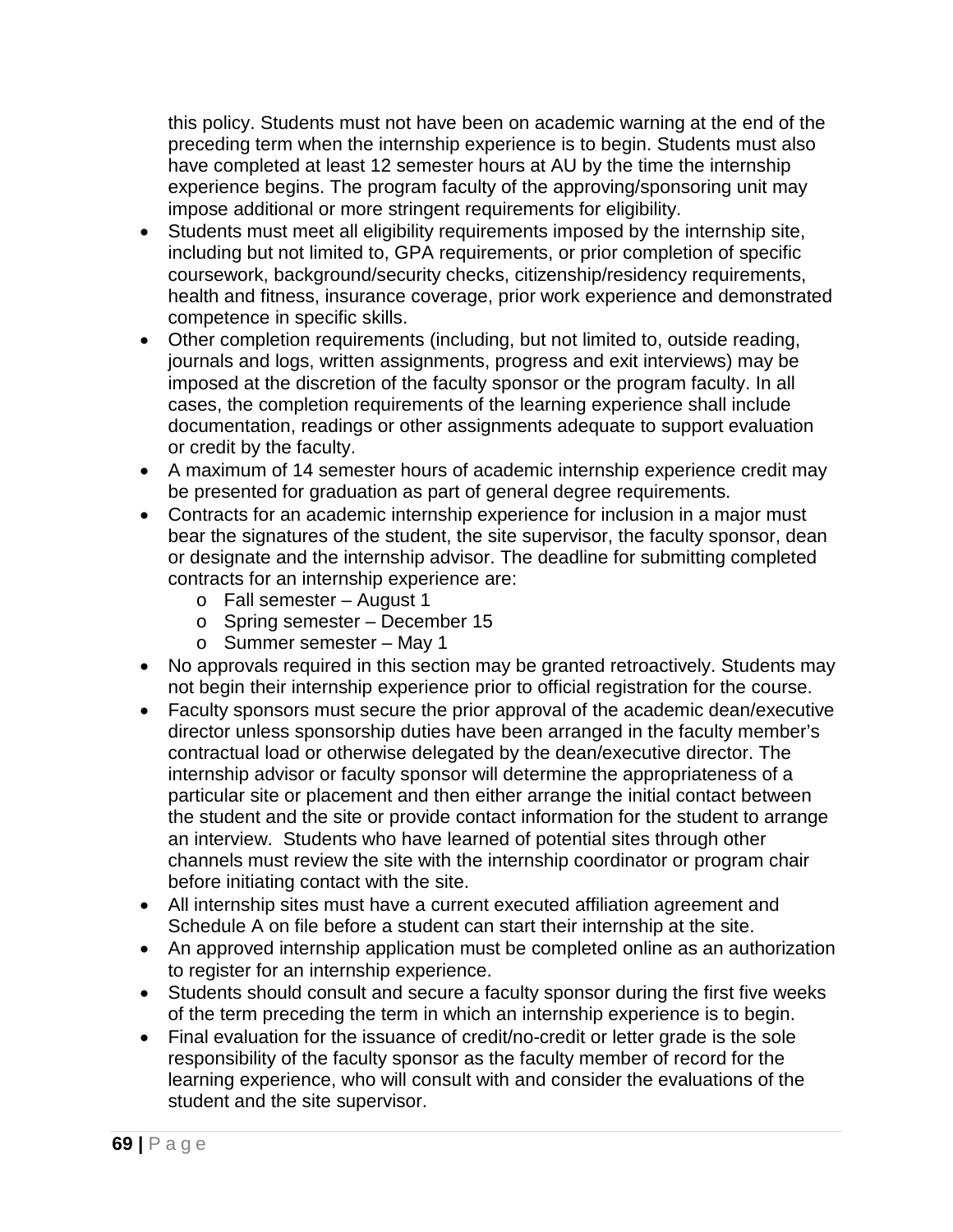this policy. Students must not have been on academic warning at the end of the preceding term when the internship experience is to begin. Students must also have completed at least 12 semester hours at AU by the time the internship experience begins. The program faculty of the approving/sponsoring unit may impose additional or more stringent requirements for eligibility.

- Students must meet all eligibility requirements imposed by the internship site, including but not limited to, GPA requirements, or prior completion of specific coursework, background/security checks, citizenship/residency requirements, health and fitness, insurance coverage, prior work experience and demonstrated competence in specific skills.
- Other completion requirements (including, but not limited to, outside reading, journals and logs, written assignments, progress and exit interviews) may be imposed at the discretion of the faculty sponsor or the program faculty. In all cases, the completion requirements of the learning experience shall include documentation, readings or other assignments adequate to support evaluation or credit by the faculty.
- A maximum of 14 semester hours of academic internship experience credit may be presented for graduation as part of general degree requirements.
- Contracts for an academic internship experience for inclusion in a major must bear the signatures of the student, the site supervisor, the faculty sponsor, dean or designate and the internship advisor. The deadline for submitting completed contracts for an internship experience are:
    - Fall semester – August 1
    - Spring semester – December 15
    - Summer semester – May 1
- No approvals required in this section may be granted retroactively. Students may not begin their internship experience prior to official registration for the course.
- Faculty sponsors must secure the prior approval of the academic dean/executive director unless sponsorship duties have been arranged in the faculty member's contractual load or otherwise delegated by the dean/executive director. The internship advisor or faculty sponsor will determine the appropriateness of a particular site or placement and then either arrange the initial contact between the student and the site or provide contact information for the student to arrange an interview. Students who have learned of potential sites through other channels must review the site with the internship coordinator or program chair before initiating contact with the site.
- All internship sites must have a current executed affiliation agreement and Schedule A on file before a student can start their internship at the site.
- An approved internship application must be completed online as an authorization to register for an internship experience.
- Students should consult and secure a faculty sponsor during the first five weeks of the term preceding the term in which an internship experience is to begin.
- Final evaluation for the issuance of credit/no-credit or letter grade is the sole responsibility of the faculty sponsor as the faculty member of record for the learning experience, who will consult with and consider the evaluations of the student and the site supervisor.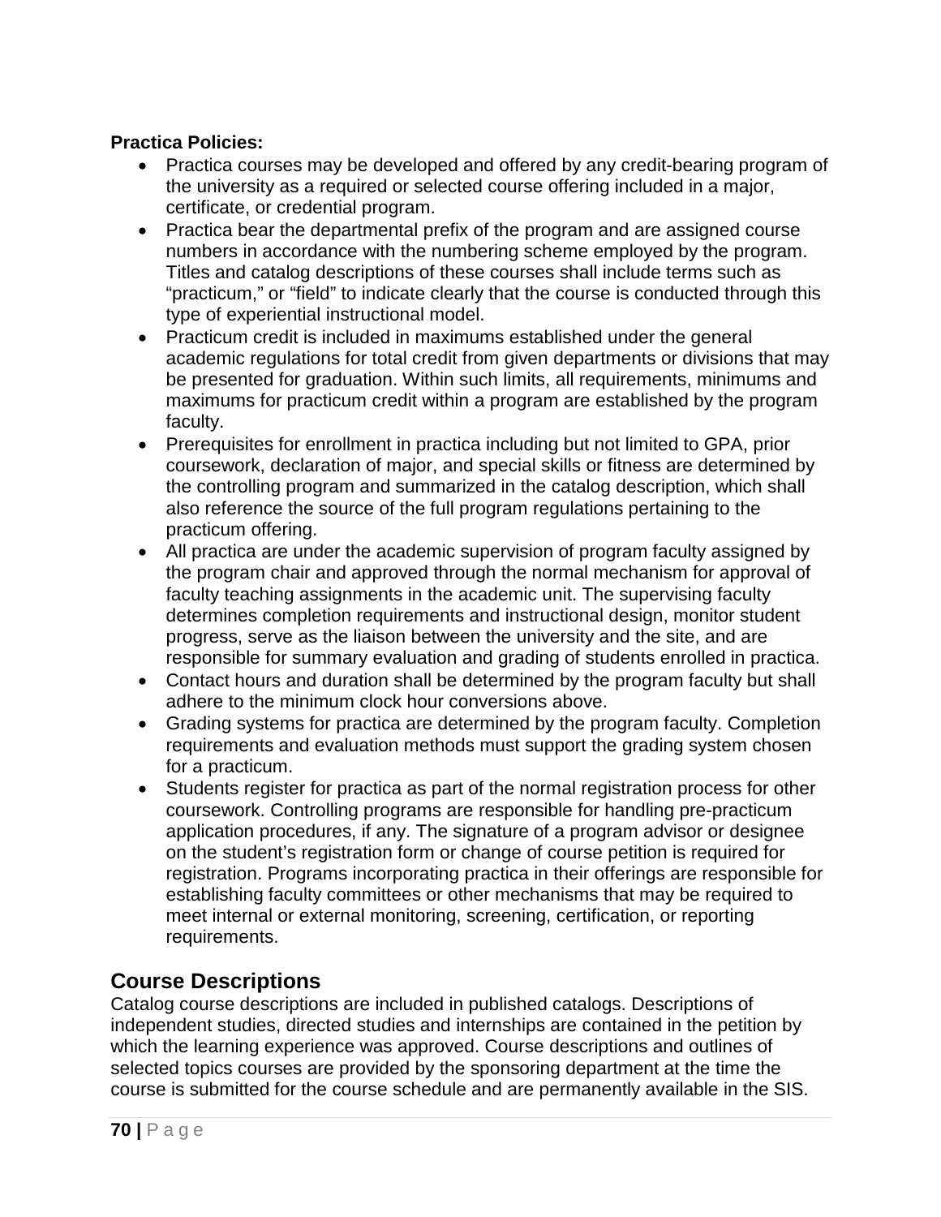**Practica Policies:**

- Practica courses may be developed and offered by any credit-bearing program of the university as a required or selected course offering included in a major, certificate, or credential program.
- Practica bear the departmental prefix of the program and are assigned course numbers in accordance with the numbering scheme employed by the program. Titles and catalog descriptions of these courses shall include terms such as “practicum,” or “field” to indicate clearly that the course is conducted through this type of experiential instructional model.
- Practicum credit is included in maximums established under the general academic regulations for total credit from given departments or divisions that may be presented for graduation. Within such limits, all requirements, minimums and maximums for practicum credit within a program are established by the program faculty.
- Prerequisites for enrollment in practica including but not limited to GPA, prior coursework, declaration of major, and special skills or fitness are determined by the controlling program and summarized in the catalog description, which shall also reference the source of the full program regulations pertaining to the practicum offering.
- All practica are under the academic supervision of program faculty assigned by the program chair and approved through the normal mechanism for approval of faculty teaching assignments in the academic unit. The supervising faculty determines completion requirements and instructional design, monitor student progress, serve as the liaison between the university and the site, and are responsible for summary evaluation and grading of students enrolled in practica.
- Contact hours and duration shall be determined by the program faculty but shall adhere to the minimum clock hour conversions above.
- Grading systems for practica are determined by the program faculty. Completion requirements and evaluation methods must support the grading system chosen for a practicum.
- Students register for practica as part of the normal registration process for other coursework. Controlling programs are responsible for handling pre-practicum application procedures, if any. The signature of a program advisor or designee on the student’s registration form or change of course petition is required for registration. Programs incorporating practica in their offerings are responsible for establishing faculty committees or other mechanisms that may be required to meet internal or external monitoring, screening, certification, or reporting requirements.

## Course Descriptions

Catalog course descriptions are included in published catalogs. Descriptions of independent studies, directed studies and internships are contained in the petition by which the learning experience was approved. Course descriptions and outlines of selected topics courses are provided by the sponsoring department at the time the course is submitted for the course schedule and are permanently available in the SIS.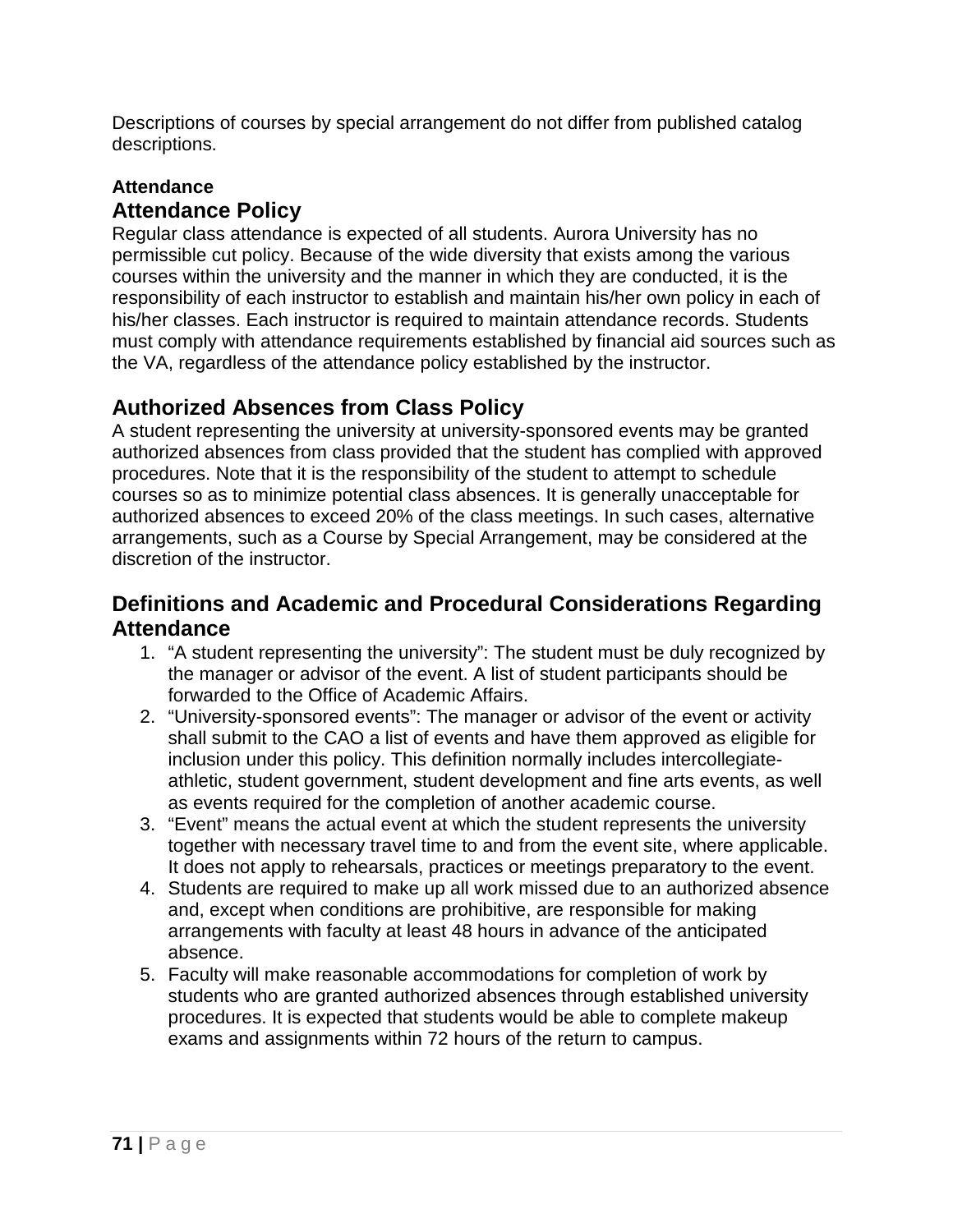Descriptions of courses by special arrangement do not differ from published catalog descriptions.

**Attendance**

## Attendance Policy

Regular class attendance is expected of all students. Aurora University has no permissible cut policy. Because of the wide diversity that exists among the various courses within the university and the manner in which they are conducted, it is the responsibility of each instructor to establish and maintain his/her own policy in each of his/her classes. Each instructor is required to maintain attendance records. Students must comply with attendance requirements established by financial aid sources such as the VA, regardless of the attendance policy established by the instructor.

## Authorized Absences from Class Policy

A student representing the university at university-sponsored events may be granted authorized absences from class provided that the student has complied with approved procedures. Note that it is the responsibility of the student to attempt to schedule courses so as to minimize potential class absences. It is generally unacceptable for authorized absences to exceed 20% of the class meetings. In such cases, alternative arrangements, such as a Course by Special Arrangement, may be considered at the discretion of the instructor.

## Definitions and Academic and Procedural Considerations Regarding Attendance

1. "A student representing the university": The student must be duly recognized by the manager or advisor of the event. A list of student participants should be forwarded to the Office of Academic Affairs.
2. "University-sponsored events": The manager or advisor of the event or activity shall submit to the CAO a list of events and have them approved as eligible for inclusion under this policy. This definition normally includes intercollegiate-athletic, student government, student development and fine arts events, as well as events required for the completion of another academic course.
3. "Event" means the actual event at which the student represents the university together with necessary travel time to and from the event site, where applicable. It does not apply to rehearsals, practices or meetings preparatory to the event.
4. Students are required to make up all work missed due to an authorized absence and, except when conditions are prohibitive, are responsible for making arrangements with faculty at least 48 hours in advance of the anticipated absence.
5. Faculty will make reasonable accommodations for completion of work by students who are granted authorized absences through established university procedures. It is expected that students would be able to complete makeup exams and assignments within 72 hours of the return to campus.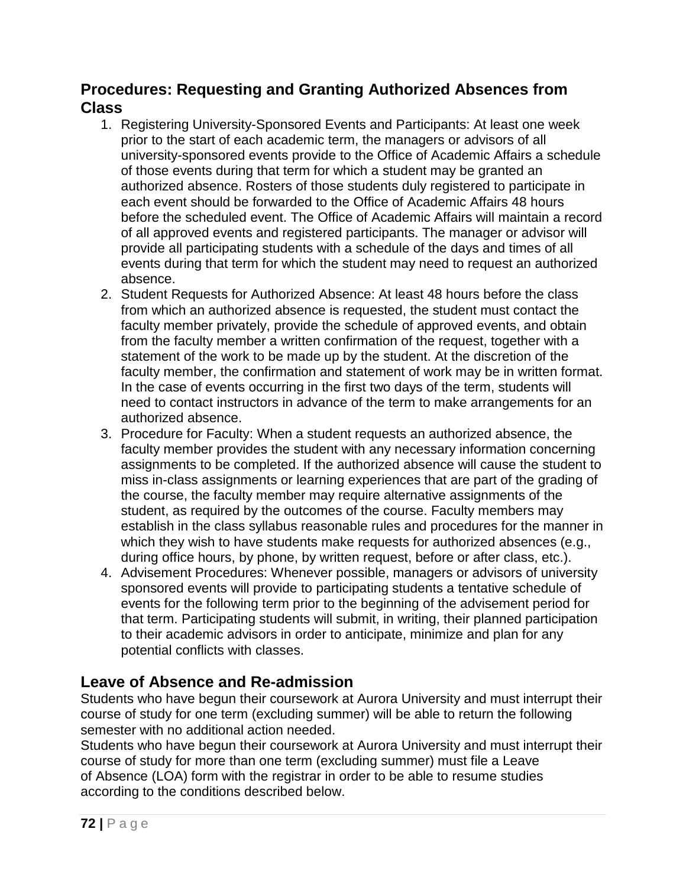## Procedures: Requesting and Granting Authorized Absences from Class

1. Registering University-Sponsored Events and Participants: At least one week prior to the start of each academic term, the managers or advisors of all university-sponsored events provide to the Office of Academic Affairs a schedule of those events during that term for which a student may be granted an authorized absence. Rosters of those students duly registered to participate in each event should be forwarded to the Office of Academic Affairs 48 hours before the scheduled event. The Office of Academic Affairs will maintain a record of all approved events and registered participants. The manager or advisor will provide all participating students with a schedule of the days and times of all events during that term for which the student may need to request an authorized absence.
2. Student Requests for Authorized Absence: At least 48 hours before the class from which an authorized absence is requested, the student must contact the faculty member privately, provide the schedule of approved events, and obtain from the faculty member a written confirmation of the request, together with a statement of the work to be made up by the student. At the discretion of the faculty member, the confirmation and statement of work may be in written format. In the case of events occurring in the first two days of the term, students will need to contact instructors in advance of the term to make arrangements for an authorized absence.
3. Procedure for Faculty: When a student requests an authorized absence, the faculty member provides the student with any necessary information concerning assignments to be completed. If the authorized absence will cause the student to miss in-class assignments or learning experiences that are part of the grading of the course, the faculty member may require alternative assignments of the student, as required by the outcomes of the course. Faculty members may establish in the class syllabus reasonable rules and procedures for the manner in which they wish to have students make requests for authorized absences (e.g., during office hours, by phone, by written request, before or after class, etc.).
4. Advisement Procedures: Whenever possible, managers or advisors of university sponsored events will provide to participating students a tentative schedule of events for the following term prior to the beginning of the advisement period for that term. Participating students will submit, in writing, their planned participation to their academic advisors in order to anticipate, minimize and plan for any potential conflicts with classes.

## Leave of Absence and Re-admission

Students who have begun their coursework at Aurora University and must interrupt their course of study for one term (excluding summer) will be able to return the following semester with no additional action needed.

Students who have begun their coursework at Aurora University and must interrupt their course of study for more than one term (excluding summer) must file a Leave of Absence (LOA) form with the registrar in order to be able to resume studies according to the conditions described below.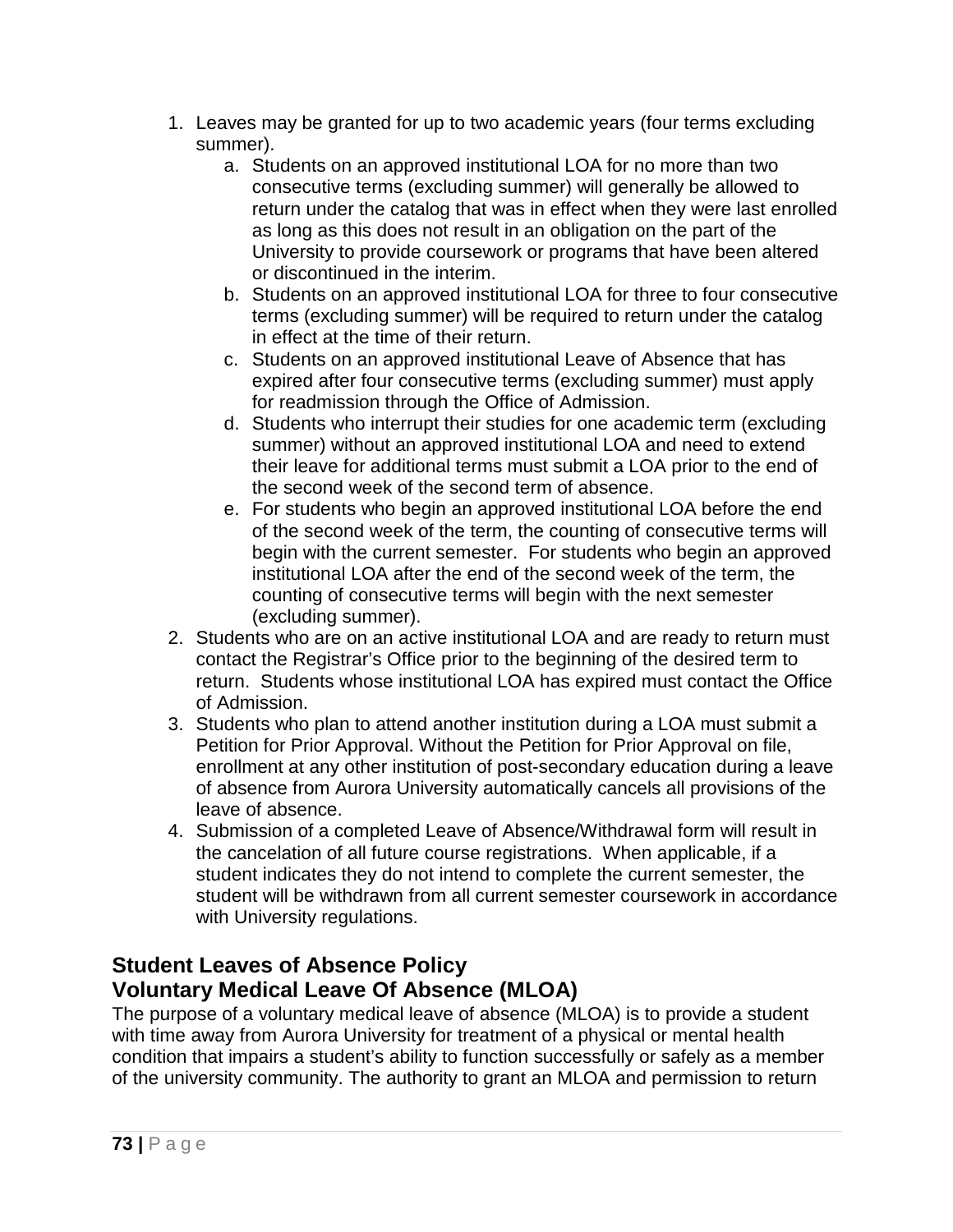1. Leaves may be granted for up to two academic years (four terms excluding summer).
   a. Students on an approved institutional LOA for no more than two consecutive terms (excluding summer) will generally be allowed to return under the catalog that was in effect when they were last enrolled as long as this does not result in an obligation on the part of the University to provide coursework or programs that have been altered or discontinued in the interim.
   b. Students on an approved institutional LOA for three to four consecutive terms (excluding summer) will be required to return under the catalog in effect at the time of their return.
   c. Students on an approved institutional Leave of Absence that has expired after four consecutive terms (excluding summer) must apply for readmission through the Office of Admission.
   d. Students who interrupt their studies for one academic term (excluding summer) without an approved institutional LOA and need to extend their leave for additional terms must submit a LOA prior to the end of the second week of the second term of absence.
   e. For students who begin an approved institutional LOA before the end of the second week of the term, the counting of consecutive terms will begin with the current semester. For students who begin an approved institutional LOA after the end of the second week of the term, the counting of consecutive terms will begin with the next semester (excluding summer).
2. Students who are on an active institutional LOA and are ready to return must contact the Registrar's Office prior to the beginning of the desired term to return. Students whose institutional LOA has expired must contact the Office of Admission.
3. Students who plan to attend another institution during a LOA must submit a Petition for Prior Approval. Without the Petition for Prior Approval on file, enrollment at any other institution of post-secondary education during a leave of absence from Aurora University automatically cancels all provisions of the leave of absence.
4. Submission of a completed Leave of Absence/Withdrawal form will result in the cancelation of all future course registrations. When applicable, if a student indicates they do not intend to complete the current semester, the student will be withdrawn from all current semester coursework in accordance with University regulations.

## Student Leaves of Absence Policy
## Voluntary Medical Leave Of Absence (MLOA)

The purpose of a voluntary medical leave of absence (MLOA) is to provide a student with time away from Aurora University for treatment of a physical or mental health condition that impairs a student's ability to function successfully or safely as a member of the university community. The authority to grant an MLOA and permission to return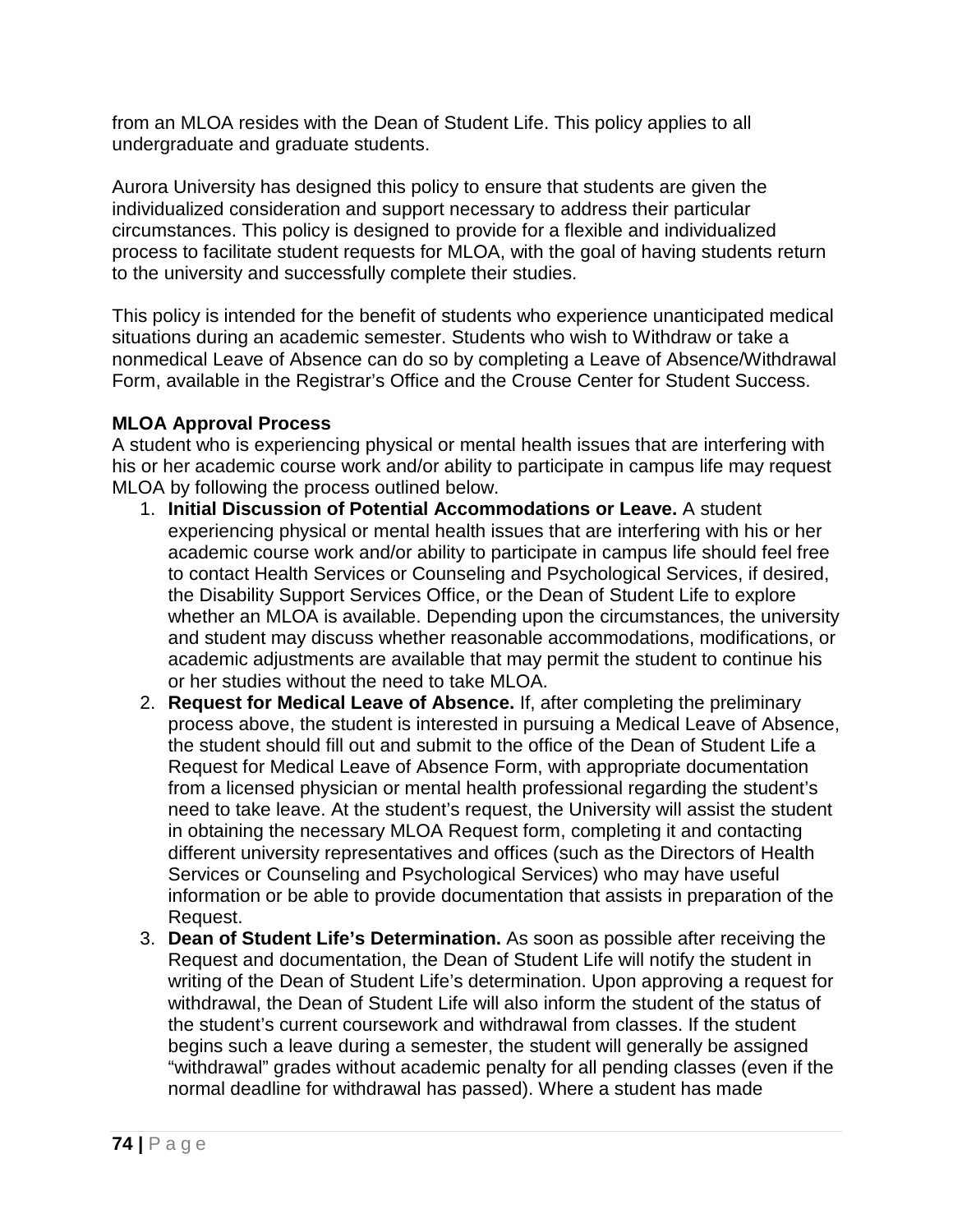from an MLOA resides with the Dean of Student Life. This policy applies to all undergraduate and graduate students.

Aurora University has designed this policy to ensure that students are given the individualized consideration and support necessary to address their particular circumstances. This policy is designed to provide for a flexible and individualized process to facilitate student requests for MLOA, with the goal of having students return to the university and successfully complete their studies.

This policy is intended for the benefit of students who experience unanticipated medical situations during an academic semester. Students who wish to Withdraw or take a nonmedical Leave of Absence can do so by completing a Leave of Absence/Withdrawal Form, available in the Registrar's Office and the Crouse Center for Student Success.

**MLOA Approval Process**

A student who is experiencing physical or mental health issues that are interfering with his or her academic course work and/or ability to participate in campus life may request MLOA by following the process outlined below.

1. **Initial Discussion of Potential Accommodations or Leave.** A student experiencing physical or mental health issues that are interfering with his or her academic course work and/or ability to participate in campus life should feel free to contact Health Services or Counseling and Psychological Services, if desired, the Disability Support Services Office, or the Dean of Student Life to explore whether an MLOA is available. Depending upon the circumstances, the university and student may discuss whether reasonable accommodations, modifications, or academic adjustments are available that may permit the student to continue his or her studies without the need to take MLOA.
2. **Request for Medical Leave of Absence.** If, after completing the preliminary process above, the student is interested in pursuing a Medical Leave of Absence, the student should fill out and submit to the office of the Dean of Student Life a Request for Medical Leave of Absence Form, with appropriate documentation from a licensed physician or mental health professional regarding the student's need to take leave. At the student's request, the University will assist the student in obtaining the necessary MLOA Request form, completing it and contacting different university representatives and offices (such as the Directors of Health Services or Counseling and Psychological Services) who may have useful information or be able to provide documentation that assists in preparation of the Request.
3. **Dean of Student Life's Determination.** As soon as possible after receiving the Request and documentation, the Dean of Student Life will notify the student in writing of the Dean of Student Life's determination. Upon approving a request for withdrawal, the Dean of Student Life will also inform the student of the status of the student's current coursework and withdrawal from classes. If the student begins such a leave during a semester, the student will generally be assigned "withdrawal" grades without academic penalty for all pending classes (even if the normal deadline for withdrawal has passed). Where a student has made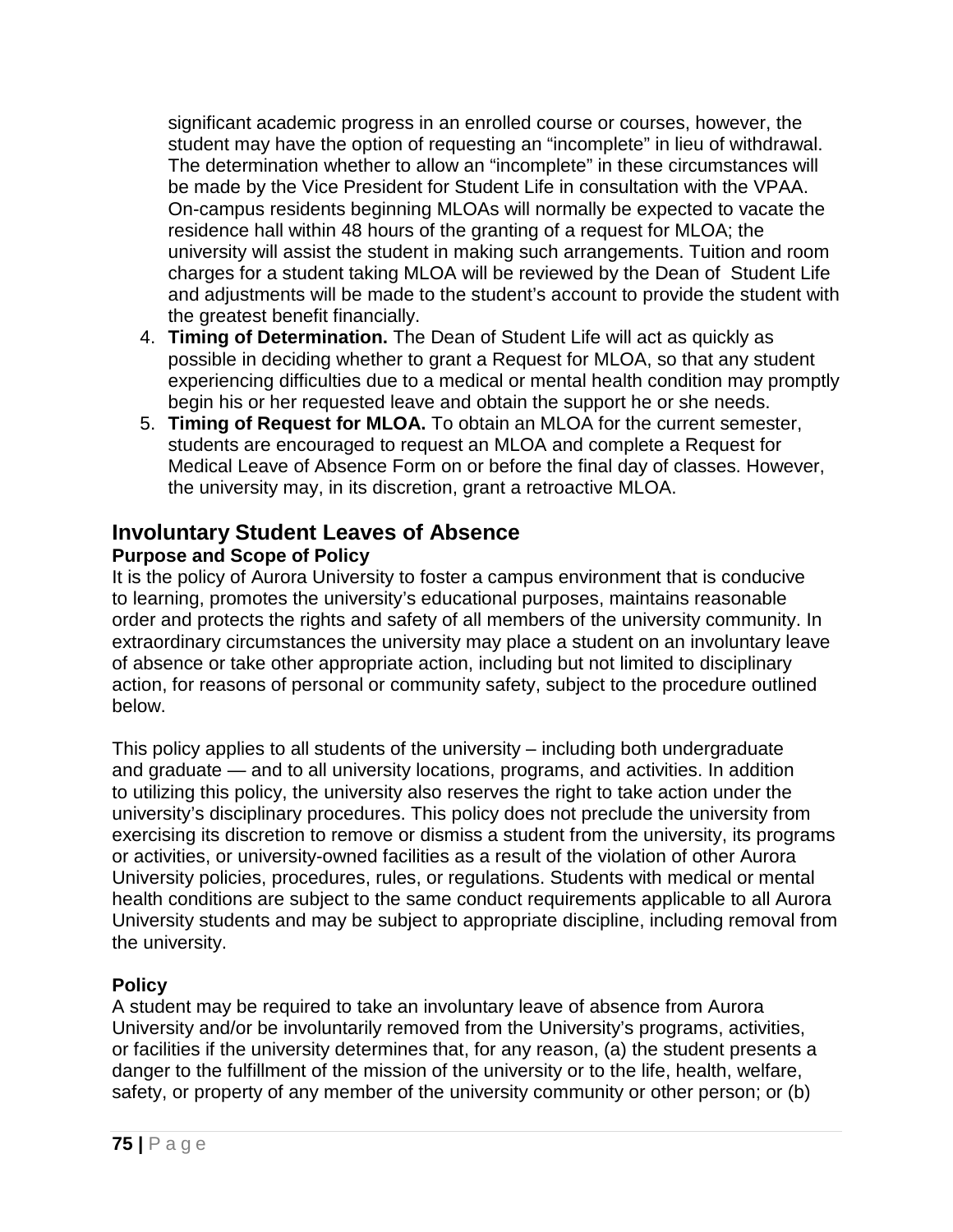significant academic progress in an enrolled course or courses, however, the student may have the option of requesting an “incomplete” in lieu of withdrawal. The determination whether to allow an “incomplete” in these circumstances will be made by the Vice President for Student Life in consultation with the VPAA. On-campus residents beginning MLOAs will normally be expected to vacate the residence hall within 48 hours of the granting of a request for MLOA; the university will assist the student in making such arrangements. Tuition and room charges for a student taking MLOA will be reviewed by the Dean of Student Life and adjustments will be made to the student’s account to provide the student with the greatest benefit financially.

4. **Timing of Determination.** The Dean of Student Life will act as quickly as possible in deciding whether to grant a Request for MLOA, so that any student experiencing difficulties due to a medical or mental health condition may promptly begin his or her requested leave and obtain the support he or she needs.
5. **Timing of Request for MLOA.** To obtain an MLOA for the current semester, students are encouraged to request an MLOA and complete a Request for Medical Leave of Absence Form on or before the final day of classes. However, the university may, in its discretion, grant a retroactive MLOA.

## Involuntary Student Leaves of Absence

### Purpose and Scope of Policy

It is the policy of Aurora University to foster a campus environment that is conducive to learning, promotes the university’s educational purposes, maintains reasonable order and protects the rights and safety of all members of the university community. In extraordinary circumstances the university may place a student on an involuntary leave of absence or take other appropriate action, including but not limited to disciplinary action, for reasons of personal or community safety, subject to the procedure outlined below.

This policy applies to all students of the university – including both undergraduate and graduate — and to all university locations, programs, and activities. In addition to utilizing this policy, the university also reserves the right to take action under the university’s disciplinary procedures. This policy does not preclude the university from exercising its discretion to remove or dismiss a student from the university, its programs or activities, or university-owned facilities as a result of the violation of other Aurora University policies, procedures, rules, or regulations. Students with medical or mental health conditions are subject to the same conduct requirements applicable to all Aurora University students and may be subject to appropriate discipline, including removal from the university.

### Policy

A student may be required to take an involuntary leave of absence from Aurora University and/or be involuntarily removed from the University’s programs, activities, or facilities if the university determines that, for any reason, (a) the student presents a danger to the fulfillment of the mission of the university or to the life, health, welfare, safety, or property of any member of the university community or other person; or (b)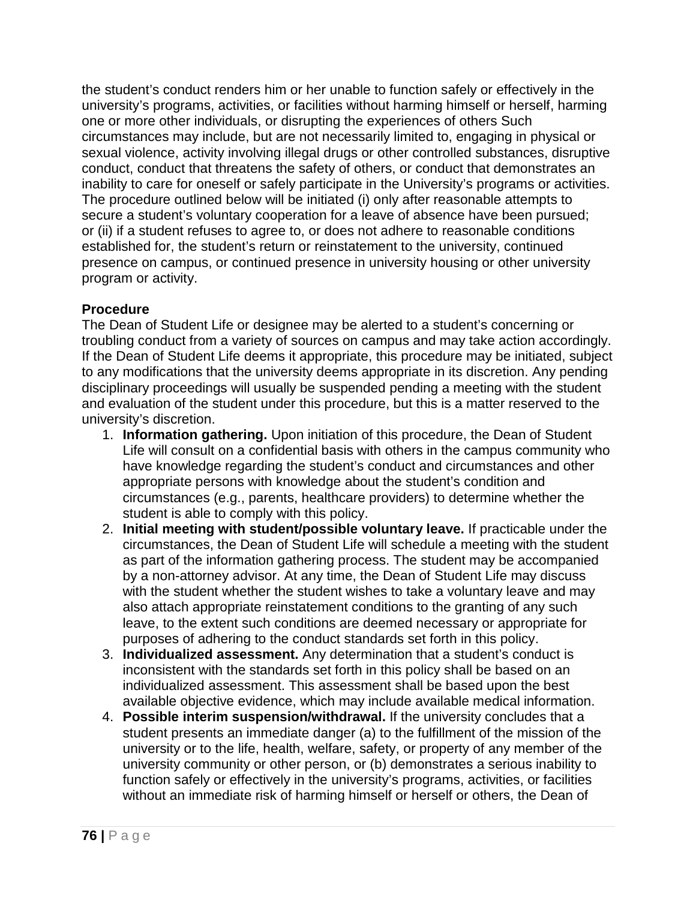the student's conduct renders him or her unable to function safely or effectively in the university's programs, activities, or facilities without harming himself or herself, harming one or more other individuals, or disrupting the experiences of others Such circumstances may include, but are not necessarily limited to, engaging in physical or sexual violence, activity involving illegal drugs or other controlled substances, disruptive conduct, conduct that threatens the safety of others, or conduct that demonstrates an inability to care for oneself or safely participate in the University's programs or activities. The procedure outlined below will be initiated (i) only after reasonable attempts to secure a student's voluntary cooperation for a leave of absence have been pursued; or (ii) if a student refuses to agree to, or does not adhere to reasonable conditions established for, the student's return or reinstatement to the university, continued presence on campus, or continued presence in university housing or other university program or activity.

**Procedure**

The Dean of Student Life or designee may be alerted to a student's concerning or troubling conduct from a variety of sources on campus and may take action accordingly. If the Dean of Student Life deems it appropriate, this procedure may be initiated, subject to any modifications that the university deems appropriate in its discretion. Any pending disciplinary proceedings will usually be suspended pending a meeting with the student and evaluation of the student under this procedure, but this is a matter reserved to the university's discretion.

1. **Information gathering.** Upon initiation of this procedure, the Dean of Student Life will consult on a confidential basis with others in the campus community who have knowledge regarding the student's conduct and circumstances and other appropriate persons with knowledge about the student's condition and circumstances (e.g., parents, healthcare providers) to determine whether the student is able to comply with this policy.
2. **Initial meeting with student/possible voluntary leave.** If practicable under the circumstances, the Dean of Student Life will schedule a meeting with the student as part of the information gathering process. The student may be accompanied by a non-attorney advisor. At any time, the Dean of Student Life may discuss with the student whether the student wishes to take a voluntary leave and may also attach appropriate reinstatement conditions to the granting of any such leave, to the extent such conditions are deemed necessary or appropriate for purposes of adhering to the conduct standards set forth in this policy.
3. **Individualized assessment.** Any determination that a student's conduct is inconsistent with the standards set forth in this policy shall be based on an individualized assessment. This assessment shall be based upon the best available objective evidence, which may include available medical information.
4. **Possible interim suspension/withdrawal.** If the university concludes that a student presents an immediate danger (a) to the fulfillment of the mission of the university or to the life, health, welfare, safety, or property of any member of the university community or other person, or (b) demonstrates a serious inability to function safely or effectively in the university's programs, activities, or facilities without an immediate risk of harming himself or herself or others, the Dean of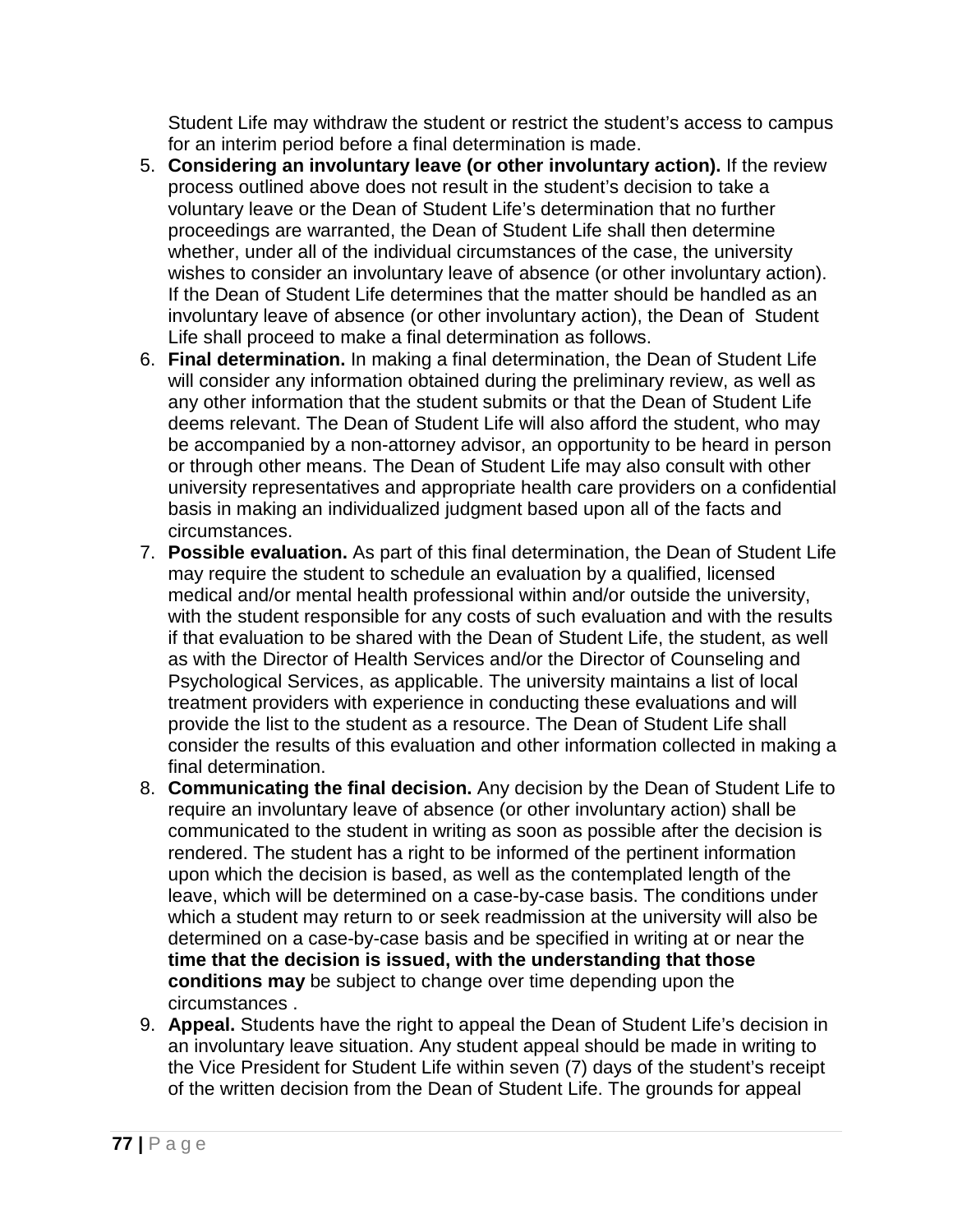Student Life may withdraw the student or restrict the student's access to campus for an interim period before a final determination is made.

5. **Considering an involuntary leave (or other involuntary action).** If the review process outlined above does not result in the student's decision to take a voluntary leave or the Dean of Student Life's determination that no further proceedings are warranted, the Dean of Student Life shall then determine whether, under all of the individual circumstances of the case, the university wishes to consider an involuntary leave of absence (or other involuntary action). If the Dean of Student Life determines that the matter should be handled as an involuntary leave of absence (or other involuntary action), the Dean of Student Life shall proceed to make a final determination as follows.
6. **Final determination.** In making a final determination, the Dean of Student Life will consider any information obtained during the preliminary review, as well as any other information that the student submits or that the Dean of Student Life deems relevant. The Dean of Student Life will also afford the student, who may be accompanied by a non-attorney advisor, an opportunity to be heard in person or through other means. The Dean of Student Life may also consult with other university representatives and appropriate health care providers on a confidential basis in making an individualized judgment based upon all of the facts and circumstances.
7. **Possible evaluation.** As part of this final determination, the Dean of Student Life may require the student to schedule an evaluation by a qualified, licensed medical and/or mental health professional within and/or outside the university, with the student responsible for any costs of such evaluation and with the results if that evaluation to be shared with the Dean of Student Life, the student, as well as with the Director of Health Services and/or the Director of Counseling and Psychological Services, as applicable. The university maintains a list of local treatment providers with experience in conducting these evaluations and will provide the list to the student as a resource. The Dean of Student Life shall consider the results of this evaluation and other information collected in making a final determination.
8. **Communicating the final decision.** Any decision by the Dean of Student Life to require an involuntary leave of absence (or other involuntary action) shall be communicated to the student in writing as soon as possible after the decision is rendered. The student has a right to be informed of the pertinent information upon which the decision is based, as well as the contemplated length of the leave, which will be determined on a case-by-case basis. The conditions under which a student may return to or seek readmission at the university will also be determined on a case-by-case basis and be specified in writing at or near the **time that the decision is issued, with the understanding that those conditions may** be subject to change over time depending upon the circumstances .
9. **Appeal.** Students have the right to appeal the Dean of Student Life's decision in an involuntary leave situation. Any student appeal should be made in writing to the Vice President for Student Life within seven (7) days of the student's receipt of the written decision from the Dean of Student Life. The grounds for appeal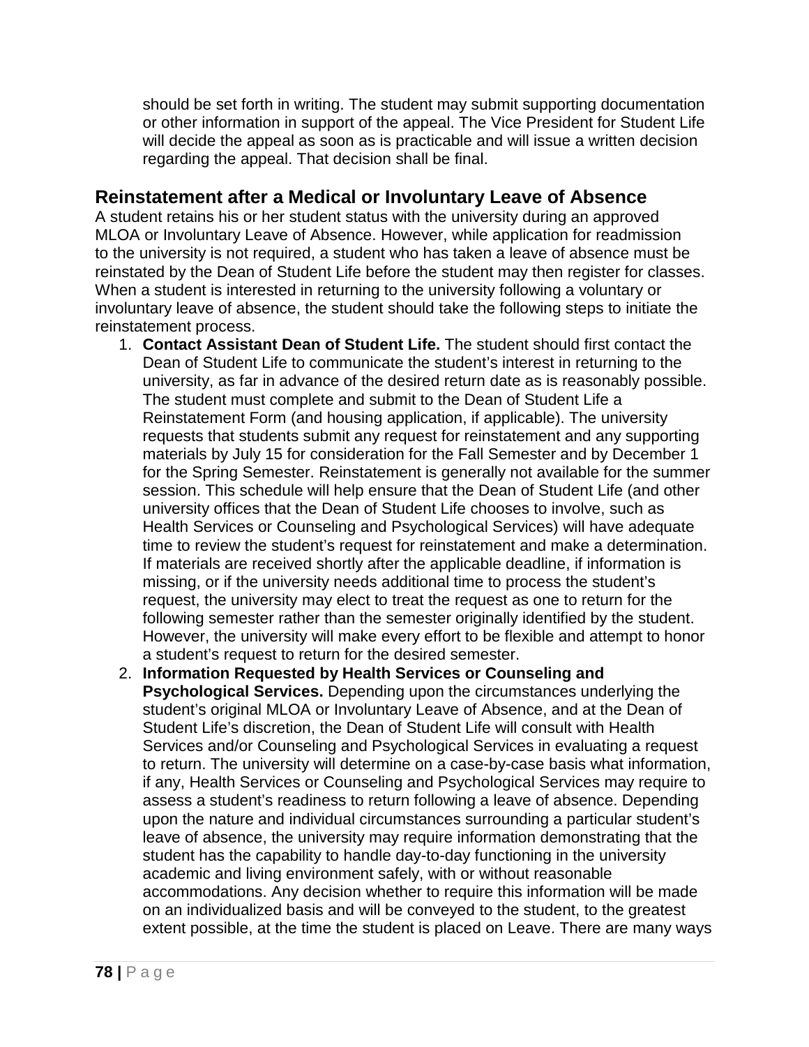should be set forth in writing. The student may submit supporting documentation or other information in support of the appeal. The Vice President for Student Life will decide the appeal as soon as is practicable and will issue a written decision regarding the appeal. That decision shall be final.

## Reinstatement after a Medical or Involuntary Leave of Absence

A student retains his or her student status with the university during an approved MLOA or Involuntary Leave of Absence. However, while application for readmission to the university is not required, a student who has taken a leave of absence must be reinstated by the Dean of Student Life before the student may then register for classes. When a student is interested in returning to the university following a voluntary or involuntary leave of absence, the student should take the following steps to initiate the reinstatement process.

1. **Contact Assistant Dean of Student Life.** The student should first contact the Dean of Student Life to communicate the student's interest in returning to the university, as far in advance of the desired return date as is reasonably possible. The student must complete and submit to the Dean of Student Life a Reinstatement Form (and housing application, if applicable). The university requests that students submit any request for reinstatement and any supporting materials by July 15 for consideration for the Fall Semester and by December 1 for the Spring Semester. Reinstatement is generally not available for the summer session. This schedule will help ensure that the Dean of Student Life (and other university offices that the Dean of Student Life chooses to involve, such as Health Services or Counseling and Psychological Services) will have adequate time to review the student's request for reinstatement and make a determination. If materials are received shortly after the applicable deadline, if information is missing, or if the university needs additional time to process the student's request, the university may elect to treat the request as one to return for the following semester rather than the semester originally identified by the student. However, the university will make every effort to be flexible and attempt to honor a student's request to return for the desired semester.
2. **Information Requested by Health Services or Counseling and Psychological Services.** Depending upon the circumstances underlying the student's original MLOA or Involuntary Leave of Absence, and at the Dean of Student Life's discretion, the Dean of Student Life will consult with Health Services and/or Counseling and Psychological Services in evaluating a request to return. The university will determine on a case-by-case basis what information, if any, Health Services or Counseling and Psychological Services may require to assess a student's readiness to return following a leave of absence. Depending upon the nature and individual circumstances surrounding a particular student's leave of absence, the university may require information demonstrating that the student has the capability to handle day-to-day functioning in the university academic and living environment safely, with or without reasonable accommodations. Any decision whether to require this information will be made on an individualized basis and will be conveyed to the student, to the greatest extent possible, at the time the student is placed on Leave. There are many ways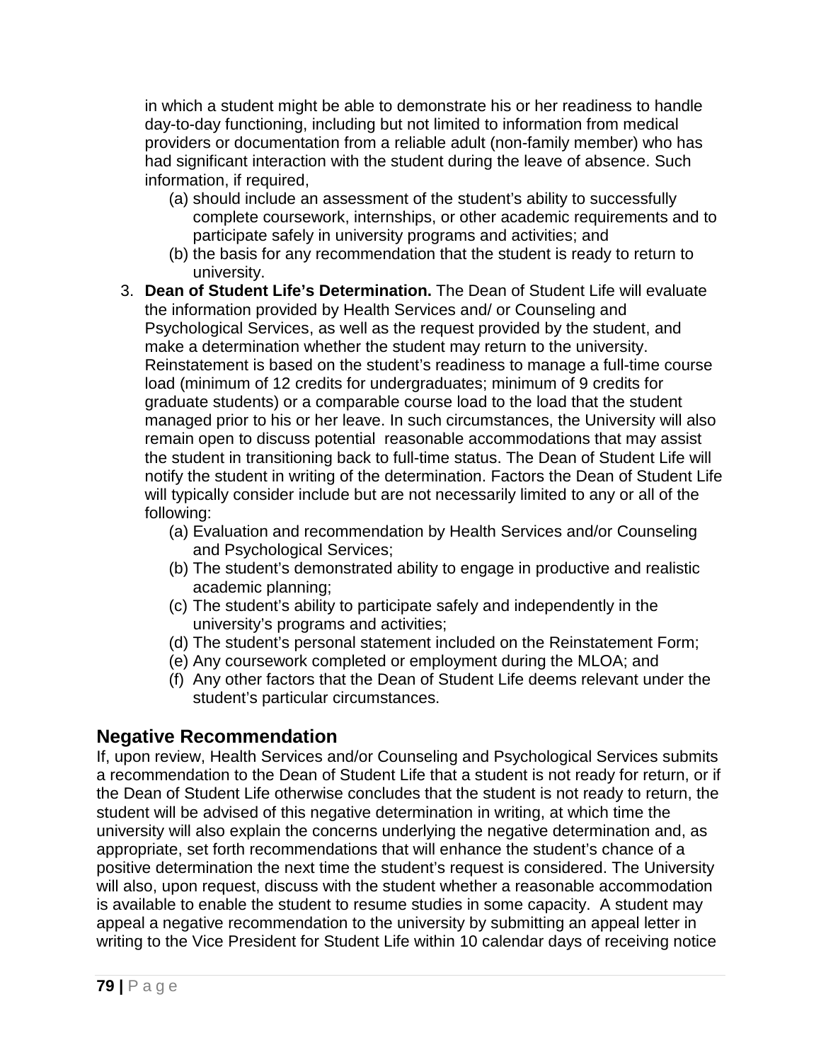in which a student might be able to demonstrate his or her readiness to handle day-to-day functioning, including but not limited to information from medical providers or documentation from a reliable adult (non-family member) who has had significant interaction with the student during the leave of absence. Such information, if required,

    (a) should include an assessment of the student's ability to successfully complete coursework, internships, or other academic requirements and to participate safely in university programs and activities; and
    (b) the basis for any recommendation that the student is ready to return to university.

3. **Dean of Student Life's Determination.** The Dean of Student Life will evaluate the information provided by Health Services and/ or Counseling and Psychological Services, as well as the request provided by the student, and make a determination whether the student may return to the university. Reinstatement is based on the student's readiness to manage a full-time course load (minimum of 12 credits for undergraduates; minimum of 9 credits for graduate students) or a comparable course load to the load that the student managed prior to his or her leave. In such circumstances, the University will also remain open to discuss potential reasonable accommodations that may assist the student in transitioning back to full-time status. The Dean of Student Life will notify the student in writing of the determination. Factors the Dean of Student Life will typically consider include but are not necessarily limited to any or all of the following:
    (a) Evaluation and recommendation by Health Services and/or Counseling and Psychological Services;
    (b) The student's demonstrated ability to engage in productive and realistic academic planning;
    (c) The student's ability to participate safely and independently in the university's programs and activities;
    (d) The student's personal statement included on the Reinstatement Form;
    (e) Any coursework completed or employment during the MLOA; and
    (f) Any other factors that the Dean of Student Life deems relevant under the student's particular circumstances.

## Negative Recommendation

If, upon review, Health Services and/or Counseling and Psychological Services submits a recommendation to the Dean of Student Life that a student is not ready for return, or if the Dean of Student Life otherwise concludes that the student is not ready to return, the student will be advised of this negative determination in writing, at which time the university will also explain the concerns underlying the negative determination and, as appropriate, set forth recommendations that will enhance the student's chance of a positive determination the next time the student's request is considered. The University will also, upon request, discuss with the student whether a reasonable accommodation is available to enable the student to resume studies in some capacity. A student may appeal a negative recommendation to the university by submitting an appeal letter in writing to the Vice President for Student Life within 10 calendar days of receiving notice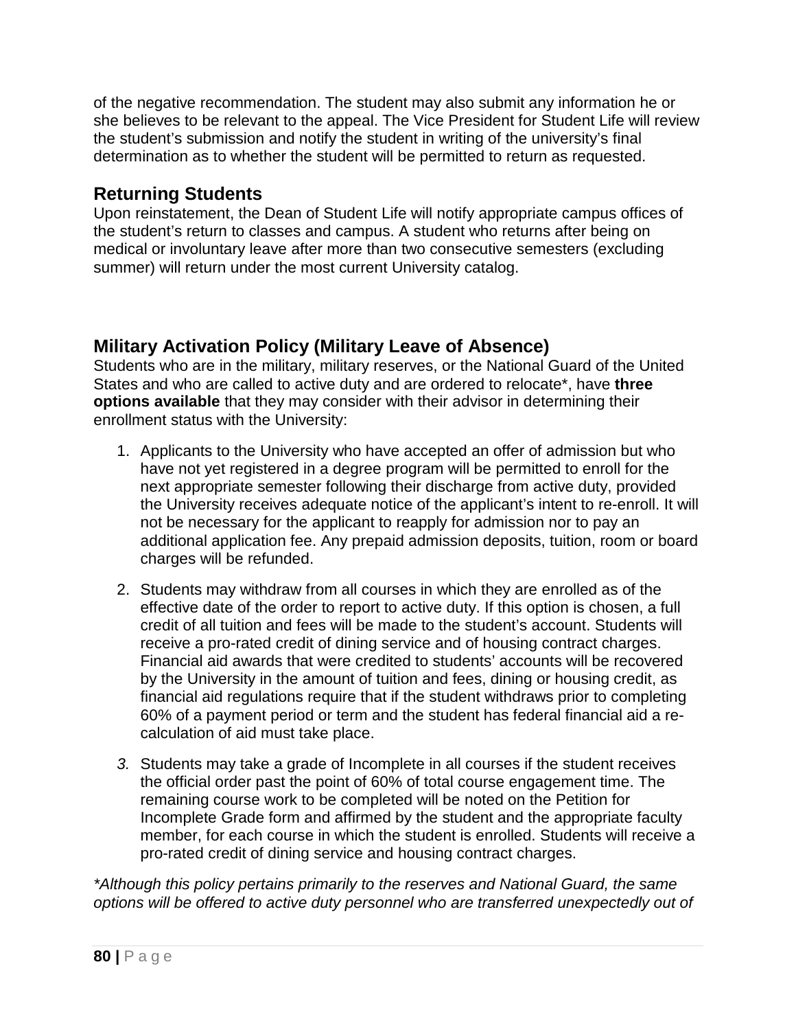of the negative recommendation. The student may also submit any information he or she believes to be relevant to the appeal. The Vice President for Student Life will review the student's submission and notify the student in writing of the university's final determination as to whether the student will be permitted to return as requested.

## Returning Students

Upon reinstatement, the Dean of Student Life will notify appropriate campus offices of the student's return to classes and campus. A student who returns after being on medical or involuntary leave after more than two consecutive semesters (excluding summer) will return under the most current University catalog.

## Military Activation Policy (Military Leave of Absence)

Students who are in the military, military reserves, or the National Guard of the United States and who are called to active duty and are ordered to relocate*, have **three options available** that they may consider with their advisor in determining their enrollment status with the University:

1. Applicants to the University who have accepted an offer of admission but who have not yet registered in a degree program will be permitted to enroll for the next appropriate semester following their discharge from active duty, provided the University receives adequate notice of the applicant's intent to re-enroll. It will not be necessary for the applicant to reapply for admission nor to pay an additional application fee. Any prepaid admission deposits, tuition, room or board charges will be refunded.

2. Students may withdraw from all courses in which they are enrolled as of the effective date of the order to report to active duty. If this option is chosen, a full credit of all tuition and fees will be made to the student's account. Students will receive a pro-rated credit of dining service and of housing contract charges. Financial aid awards that were credited to students' accounts will be recovered by the University in the amount of tuition and fees, dining or housing credit, as financial aid regulations require that if the student withdraws prior to completing 60% of a payment period or term and the student has federal financial aid a re-calculation of aid must take place.

3. Students may take a grade of Incomplete in all courses if the student receives the official order past the point of 60% of total course engagement time. The remaining course work to be completed will be noted on the Petition for Incomplete Grade form and affirmed by the student and the appropriate faculty member, for each course in which the student is enrolled. Students will receive a pro-rated credit of dining service and housing contract charges.

*\*Although this policy pertains primarily to the reserves and National Guard, the same options will be offered to active duty personnel who are transferred unexpectedly out of*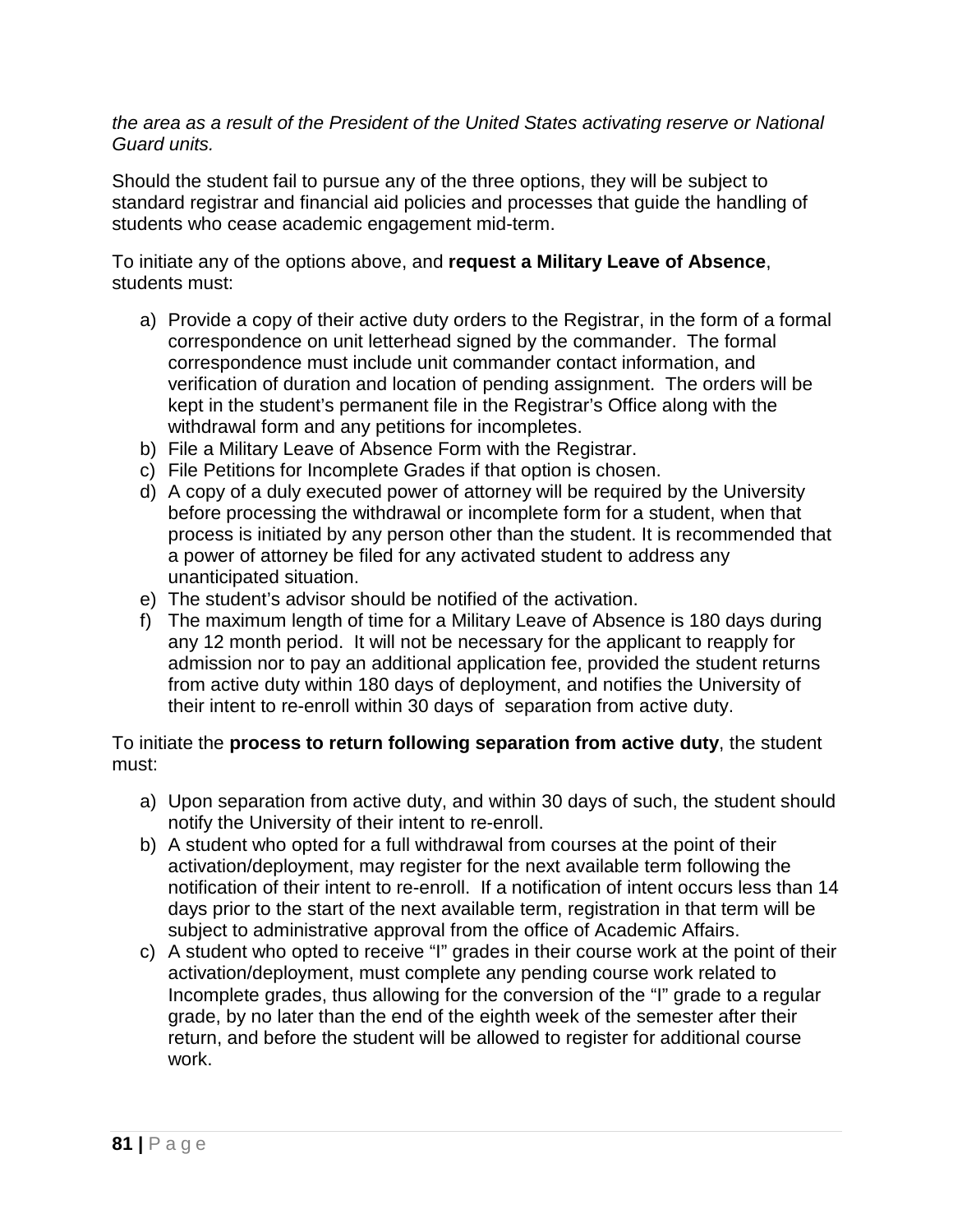*the area as a result of the President of the United States activating reserve or National Guard units.*

Should the student fail to pursue any of the three options, they will be subject to standard registrar and financial aid policies and processes that guide the handling of students who cease academic engagement mid-term.

To initiate any of the options above, and **request a Military Leave of Absence**, students must:

a) Provide a copy of their active duty orders to the Registrar, in the form of a formal correspondence on unit letterhead signed by the commander. The formal correspondence must include unit commander contact information, and verification of duration and location of pending assignment. The orders will be kept in the student's permanent file in the Registrar's Office along with the withdrawal form and any petitions for incompletes.
b) File a Military Leave of Absence Form with the Registrar.
c) File Petitions for Incomplete Grades if that option is chosen.
d) A copy of a duly executed power of attorney will be required by the University before processing the withdrawal or incomplete form for a student, when that process is initiated by any person other than the student. It is recommended that a power of attorney be filed for any activated student to address any unanticipated situation.
e) The student's advisor should be notified of the activation.
f) The maximum length of time for a Military Leave of Absence is 180 days during any 12 month period. It will not be necessary for the applicant to reapply for admission nor to pay an additional application fee, provided the student returns from active duty within 180 days of deployment, and notifies the University of their intent to re-enroll within 30 days of separation from active duty.

To initiate the **process to return following separation from active duty**, the student must:

a) Upon separation from active duty, and within 30 days of such, the student should notify the University of their intent to re-enroll.
b) A student who opted for a full withdrawal from courses at the point of their activation/deployment, may register for the next available term following the notification of their intent to re-enroll. If a notification of intent occurs less than 14 days prior to the start of the next available term, registration in that term will be subject to administrative approval from the office of Academic Affairs.
c) A student who opted to receive "I" grades in their course work at the point of their activation/deployment, must complete any pending course work related to Incomplete grades, thus allowing for the conversion of the "I" grade to a regular grade, by no later than the end of the eighth week of the semester after their return, and before the student will be allowed to register for additional course work.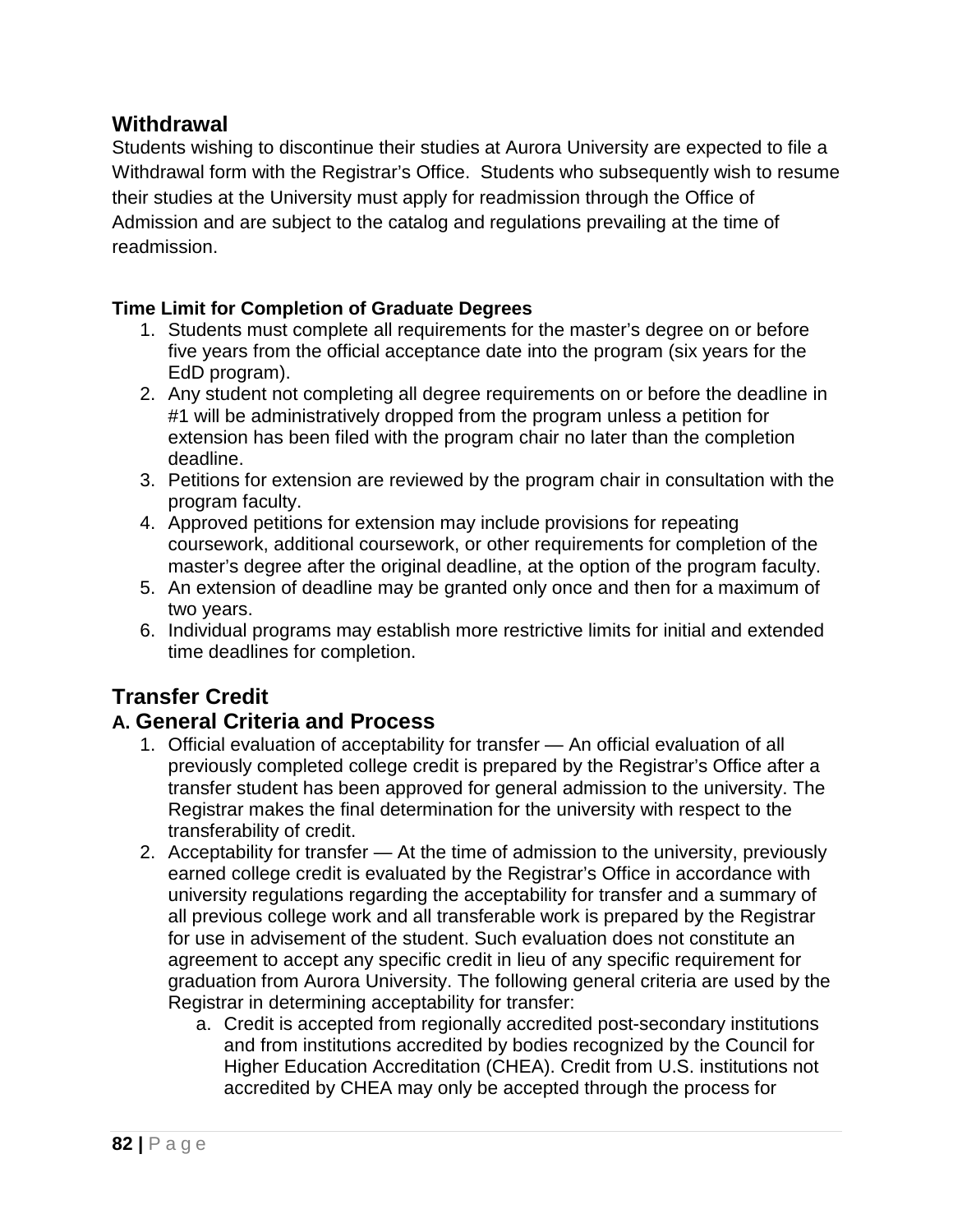## Withdrawal

Students wishing to discontinue their studies at Aurora University are expected to file a Withdrawal form with the Registrar's Office. Students who subsequently wish to resume their studies at the University must apply for readmission through the Office of Admission and are subject to the catalog and regulations prevailing at the time of readmission.

### Time Limit for Completion of Graduate Degrees

1. Students must complete all requirements for the master's degree on or before five years from the official acceptance date into the program (six years for the EdD program).
2. Any student not completing all degree requirements on or before the deadline in #1 will be administratively dropped from the program unless a petition for extension has been filed with the program chair no later than the completion deadline.
3. Petitions for extension are reviewed by the program chair in consultation with the program faculty.
4. Approved petitions for extension may include provisions for repeating coursework, additional coursework, or other requirements for completion of the master's degree after the original deadline, at the option of the program faculty.
5. An extension of deadline may be granted only once and then for a maximum of two years.
6. Individual programs may establish more restrictive limits for initial and extended time deadlines for completion.

## Transfer Credit

### A. General Criteria and Process

1. Official evaluation of acceptability for transfer — An official evaluation of all previously completed college credit is prepared by the Registrar's Office after a transfer student has been approved for general admission to the university. The Registrar makes the final determination for the university with respect to the transferability of credit.
2. Acceptability for transfer — At the time of admission to the university, previously earned college credit is evaluated by the Registrar's Office in accordance with university regulations regarding the acceptability for transfer and a summary of all previous college work and all transferable work is prepared by the Registrar for use in advisement of the student. Such evaluation does not constitute an agreement to accept any specific credit in lieu of any specific requirement for graduation from Aurora University. The following general criteria are used by the Registrar in determining acceptability for transfer:
   a. Credit is accepted from regionally accredited post-secondary institutions and from institutions accredited by bodies recognized by the Council for Higher Education Accreditation (CHEA). Credit from U.S. institutions not accredited by CHEA may only be accepted through the process for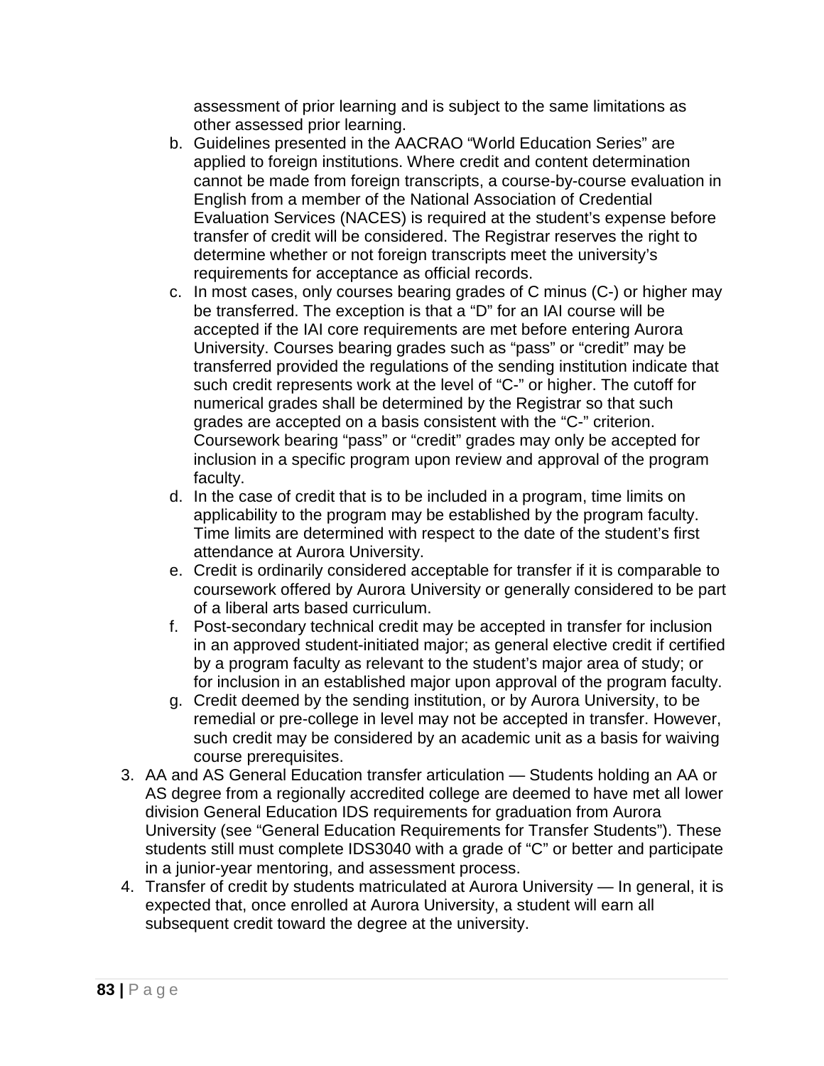assessment of prior learning and is subject to the same limitations as other assessed prior learning.

b. Guidelines presented in the AACRAO "World Education Series" are applied to foreign institutions. Where credit and content determination cannot be made from foreign transcripts, a course-by-course evaluation in English from a member of the National Association of Credential Evaluation Services (NACES) is required at the student's expense before transfer of credit will be considered. The Registrar reserves the right to determine whether or not foreign transcripts meet the university's requirements for acceptance as official records.
c. In most cases, only courses bearing grades of C minus (C-) or higher may be transferred. The exception is that a "D" for an IAI course will be accepted if the IAI core requirements are met before entering Aurora University. Courses bearing grades such as "pass" or "credit" may be transferred provided the regulations of the sending institution indicate that such credit represents work at the level of "C-" or higher. The cutoff for numerical grades shall be determined by the Registrar so that such grades are accepted on a basis consistent with the "C-" criterion. Coursework bearing "pass" or "credit" grades may only be accepted for inclusion in a specific program upon review and approval of the program faculty.
d. In the case of credit that is to be included in a program, time limits on applicability to the program may be established by the program faculty. Time limits are determined with respect to the date of the student's first attendance at Aurora University.
e. Credit is ordinarily considered acceptable for transfer if it is comparable to coursework offered by Aurora University or generally considered to be part of a liberal arts based curriculum.
f. Post-secondary technical credit may be accepted in transfer for inclusion in an approved student-initiated major; as general elective credit if certified by a program faculty as relevant to the student's major area of study; or for inclusion in an established major upon approval of the program faculty.
g. Credit deemed by the sending institution, or by Aurora University, to be remedial or pre-college in level may not be accepted in transfer. However, such credit may be considered by an academic unit as a basis for waiving course prerequisites.

3. AA and AS General Education transfer articulation — Students holding an AA or AS degree from a regionally accredited college are deemed to have met all lower division General Education IDS requirements for graduation from Aurora University (see "General Education Requirements for Transfer Students"). These students still must complete IDS3040 with a grade of "C" or better and participate in a junior-year mentoring, and assessment process.
4. Transfer of credit by students matriculated at Aurora University — In general, it is expected that, once enrolled at Aurora University, a student will earn all subsequent credit toward the degree at the university.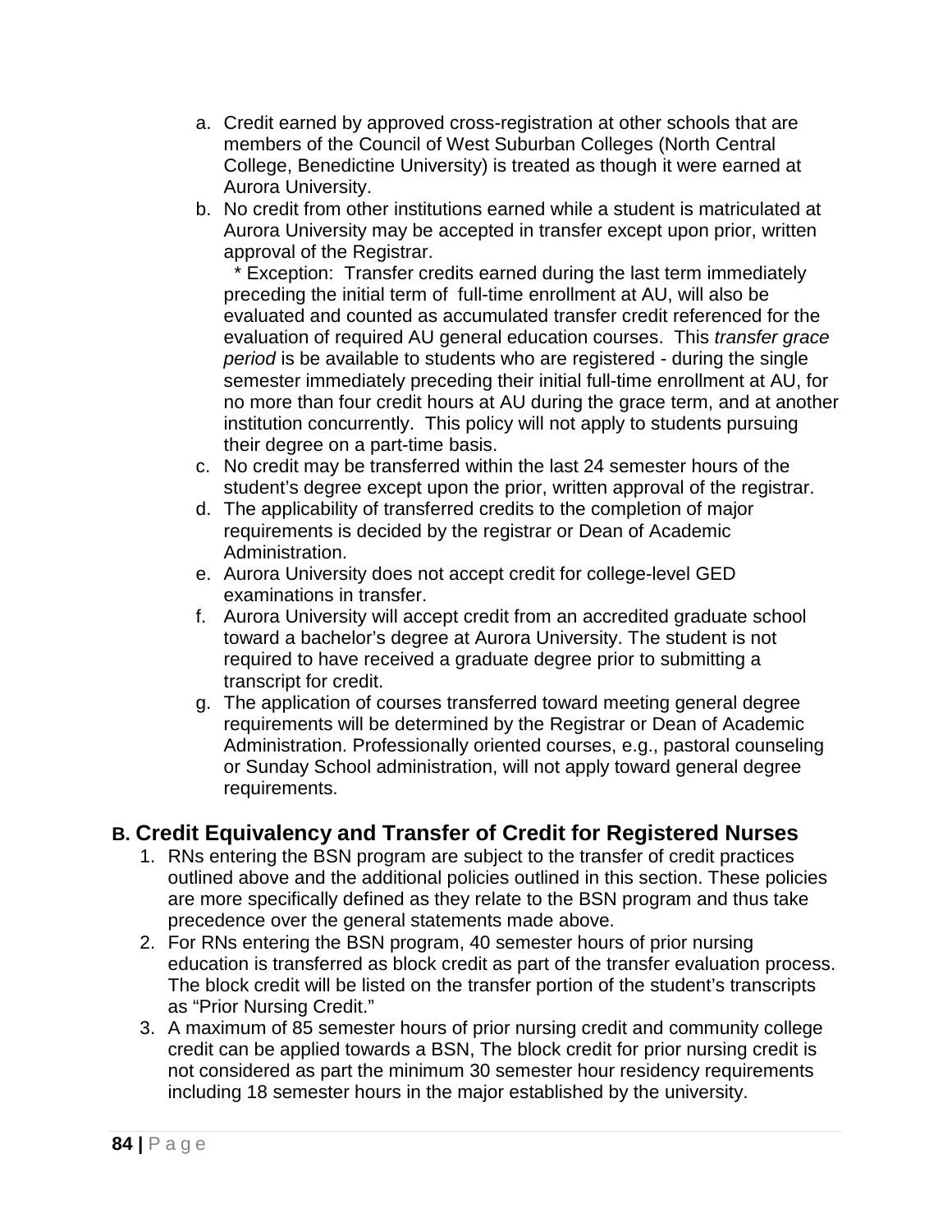a. Credit earned by approved cross-registration at other schools that are members of the Council of West Suburban Colleges (North Central College, Benedictine University) is treated as though it were earned at Aurora University.
b. No credit from other institutions earned while a student is matriculated at Aurora University may be accepted in transfer except upon prior, written approval of the Registrar.
   * Exception: Transfer credits earned during the last term immediately preceding the initial term of full-time enrollment at AU, will also be evaluated and counted as accumulated transfer credit referenced for the evaluation of required AU general education courses. This *transfer grace period* is be available to students who are registered - during the single semester immediately preceding their initial full-time enrollment at AU, for no more than four credit hours at AU during the grace term, and at another institution concurrently. This policy will not apply to students pursuing their degree on a part-time basis.
c. No credit may be transferred within the last 24 semester hours of the student's degree except upon the prior, written approval of the registrar.
d. The applicability of transferred credits to the completion of major requirements is decided by the registrar or Dean of Academic Administration.
e. Aurora University does not accept credit for college-level GED examinations in transfer.
f. Aurora University will accept credit from an accredited graduate school toward a bachelor's degree at Aurora University. The student is not required to have received a graduate degree prior to submitting a transcript for credit.
g. The application of courses transferred toward meeting general degree requirements will be determined by the Registrar or Dean of Academic Administration. Professionally oriented courses, e.g., pastoral counseling or Sunday School administration, will not apply toward general degree requirements.

## B. Credit Equivalency and Transfer of Credit for Registered Nurses

1. RNs entering the BSN program are subject to the transfer of credit practices outlined above and the additional policies outlined in this section. These policies are more specifically defined as they relate to the BSN program and thus take precedence over the general statements made above.
2. For RNs entering the BSN program, 40 semester hours of prior nursing education is transferred as block credit as part of the transfer evaluation process. The block credit will be listed on the transfer portion of the student's transcripts as "Prior Nursing Credit."
3. A maximum of 85 semester hours of prior nursing credit and community college credit can be applied towards a BSN, The block credit for prior nursing credit is not considered as part the minimum 30 semester hour residency requirements including 18 semester hours in the major established by the university.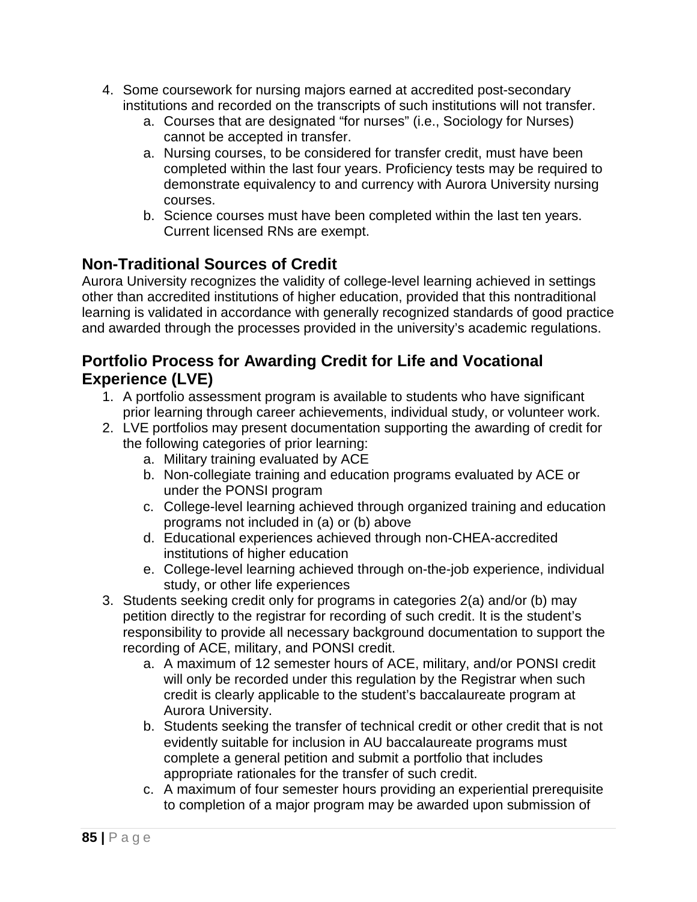4. Some coursework for nursing majors earned at accredited post-secondary institutions and recorded on the transcripts of such institutions will not transfer.
    a. Courses that are designated "for nurses" (i.e., Sociology for Nurses) cannot be accepted in transfer.
    a. Nursing courses, to be considered for transfer credit, must have been completed within the last four years. Proficiency tests may be required to demonstrate equivalency to and currency with Aurora University nursing courses.
    b. Science courses must have been completed within the last ten years. Current licensed RNs are exempt.

## Non-Traditional Sources of Credit

Aurora University recognizes the validity of college-level learning achieved in settings other than accredited institutions of higher education, provided that this nontraditional learning is validated in accordance with generally recognized standards of good practice and awarded through the processes provided in the university's academic regulations.

## Portfolio Process for Awarding Credit for Life and Vocational Experience (LVE)

1. A portfolio assessment program is available to students who have significant prior learning through career achievements, individual study, or volunteer work.
2. LVE portfolios may present documentation supporting the awarding of credit for the following categories of prior learning:
    a. Military training evaluated by ACE
    b. Non-collegiate training and education programs evaluated by ACE or under the PONSI program
    c. College-level learning achieved through organized training and education programs not included in (a) or (b) above
    d. Educational experiences achieved through non-CHEA-accredited institutions of higher education
    e. College-level learning achieved through on-the-job experience, individual study, or other life experiences
3. Students seeking credit only for programs in categories 2(a) and/or (b) may petition directly to the registrar for recording of such credit. It is the student's responsibility to provide all necessary background documentation to support the recording of ACE, military, and PONSI credit.
    a. A maximum of 12 semester hours of ACE, military, and/or PONSI credit will only be recorded under this regulation by the Registrar when such credit is clearly applicable to the student's baccalaureate program at Aurora University.
    b. Students seeking the transfer of technical credit or other credit that is not evidently suitable for inclusion in AU baccalaureate programs must complete a general petition and submit a portfolio that includes appropriate rationales for the transfer of such credit.
    c. A maximum of four semester hours providing an experiential prerequisite to completion of a major program may be awarded upon submission of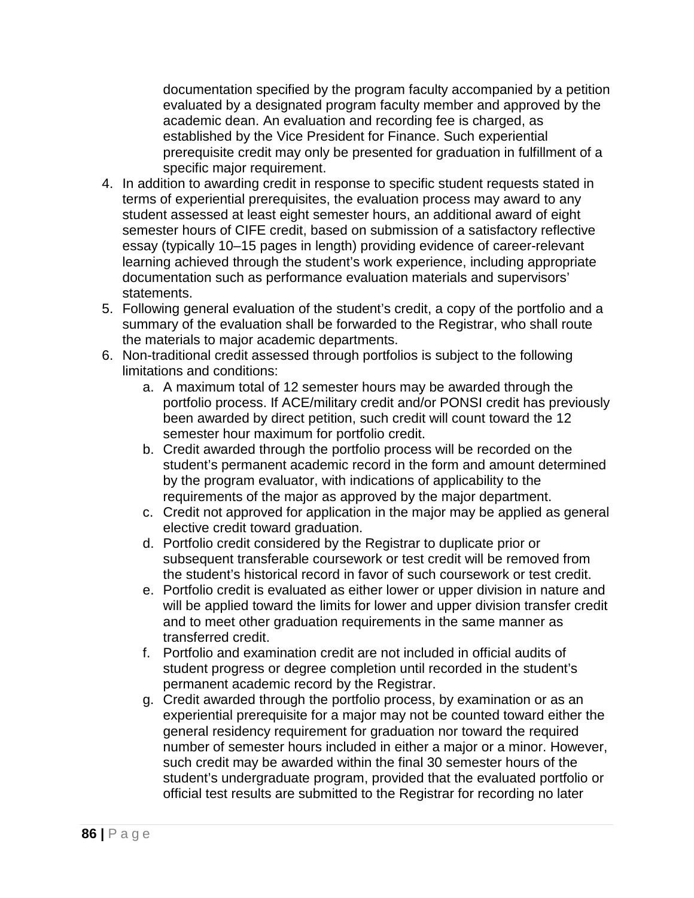documentation specified by the program faculty accompanied by a petition evaluated by a designated program faculty member and approved by the academic dean. An evaluation and recording fee is charged, as established by the Vice President for Finance. Such experiential prerequisite credit may only be presented for graduation in fulfillment of a specific major requirement.

4. In addition to awarding credit in response to specific student requests stated in terms of experiential prerequisites, the evaluation process may award to any student assessed at least eight semester hours, an additional award of eight semester hours of CIFE credit, based on submission of a satisfactory reflective essay (typically 10–15 pages in length) providing evidence of career-relevant learning achieved through the student's work experience, including appropriate documentation such as performance evaluation materials and supervisors' statements.
5. Following general evaluation of the student's credit, a copy of the portfolio and a summary of the evaluation shall be forwarded to the Registrar, who shall route the materials to major academic departments.
6. Non-traditional credit assessed through portfolios is subject to the following limitations and conditions:
    a. A maximum total of 12 semester hours may be awarded through the portfolio process. If ACE/military credit and/or PONSI credit has previously been awarded by direct petition, such credit will count toward the 12 semester hour maximum for portfolio credit.
    b. Credit awarded through the portfolio process will be recorded on the student's permanent academic record in the form and amount determined by the program evaluator, with indications of applicability to the requirements of the major as approved by the major department.
    c. Credit not approved for application in the major may be applied as general elective credit toward graduation.
    d. Portfolio credit considered by the Registrar to duplicate prior or subsequent transferable coursework or test credit will be removed from the student's historical record in favor of such coursework or test credit.
    e. Portfolio credit is evaluated as either lower or upper division in nature and will be applied toward the limits for lower and upper division transfer credit and to meet other graduation requirements in the same manner as transferred credit.
    f. Portfolio and examination credit are not included in official audits of student progress or degree completion until recorded in the student's permanent academic record by the Registrar.
    g. Credit awarded through the portfolio process, by examination or as an experiential prerequisite for a major may not be counted toward either the general residency requirement for graduation nor toward the required number of semester hours included in either a major or a minor. However, such credit may be awarded within the final 30 semester hours of the student's undergraduate program, provided that the evaluated portfolio or official test results are submitted to the Registrar for recording no later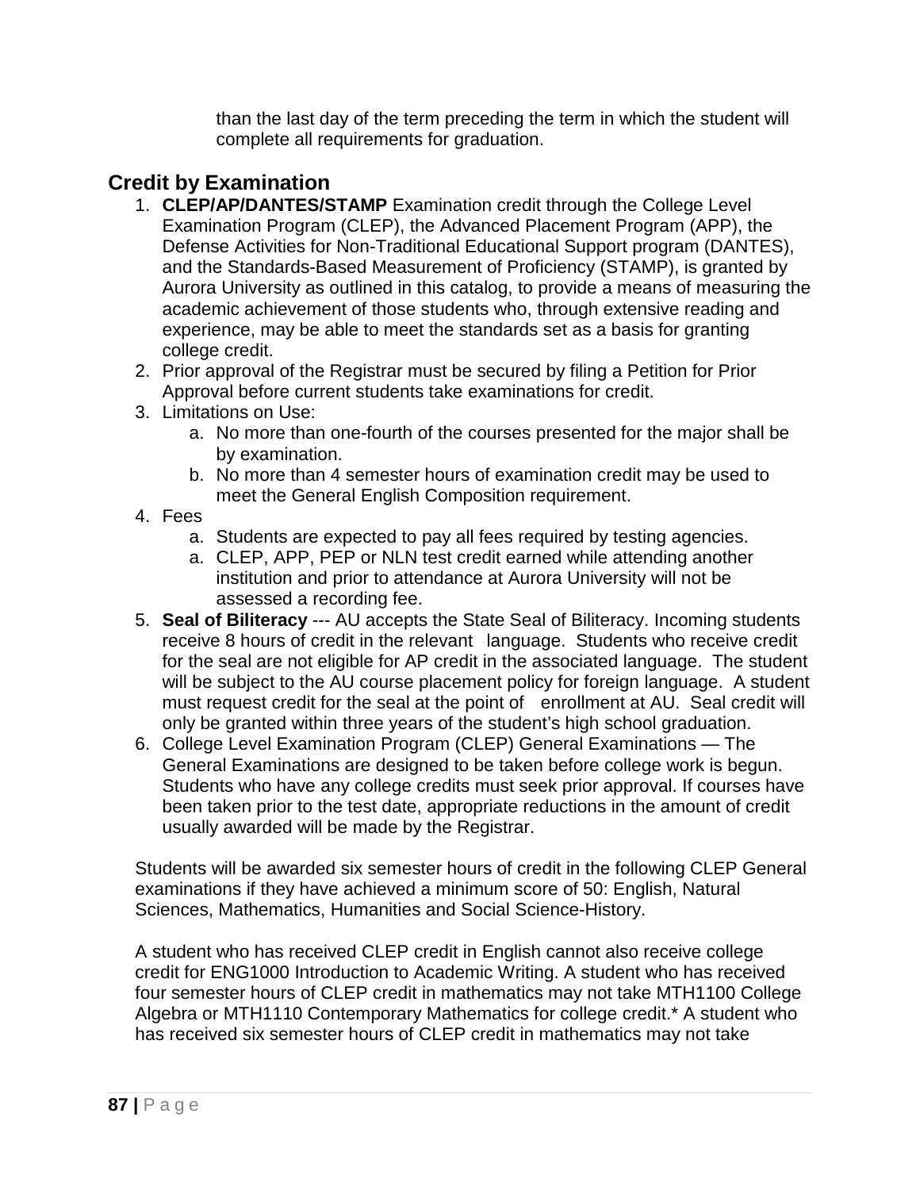than the last day of the term preceding the term in which the student will complete all requirements for graduation.

## Credit by Examination

1. **CLEP/AP/DANTES/STAMP** Examination credit through the College Level Examination Program (CLEP), the Advanced Placement Program (APP), the Defense Activities for Non-Traditional Educational Support program (DANTES), and the Standards-Based Measurement of Proficiency (STAMP), is granted by Aurora University as outlined in this catalog, to provide a means of measuring the academic achievement of those students who, through extensive reading and experience, may be able to meet the standards set as a basis for granting college credit.
2. Prior approval of the Registrar must be secured by filing a Petition for Prior Approval before current students take examinations for credit.
3. Limitations on Use:
   a. No more than one-fourth of the courses presented for the major shall be by examination.
   b. No more than 4 semester hours of examination credit may be used to meet the General English Composition requirement.
4. Fees
   a. Students are expected to pay all fees required by testing agencies.
   a. CLEP, APP, PEP or NLN test credit earned while attending another institution and prior to attendance at Aurora University will not be assessed a recording fee.
5. **Seal of Biliteracy** --- AU accepts the State Seal of Biliteracy. Incoming students receive 8 hours of credit in the relevant language. Students who receive credit for the seal are not eligible for AP credit in the associated language. The student will be subject to the AU course placement policy for foreign language. A student must request credit for the seal at the point of enrollment at AU. Seal credit will only be granted within three years of the student's high school graduation.
6. College Level Examination Program (CLEP) General Examinations — The General Examinations are designed to be taken before college work is begun. Students who have any college credits must seek prior approval. If courses have been taken prior to the test date, appropriate reductions in the amount of credit usually awarded will be made by the Registrar.

Students will be awarded six semester hours of credit in the following CLEP General examinations if they have achieved a minimum score of 50: English, Natural Sciences, Mathematics, Humanities and Social Science-History.

A student who has received CLEP credit in English cannot also receive college credit for ENG1000 Introduction to Academic Writing. A student who has received four semester hours of CLEP credit in mathematics may not take MTH1100 College Algebra or MTH1110 Contemporary Mathematics for college credit.* A student who has received six semester hours of CLEP credit in mathematics may not take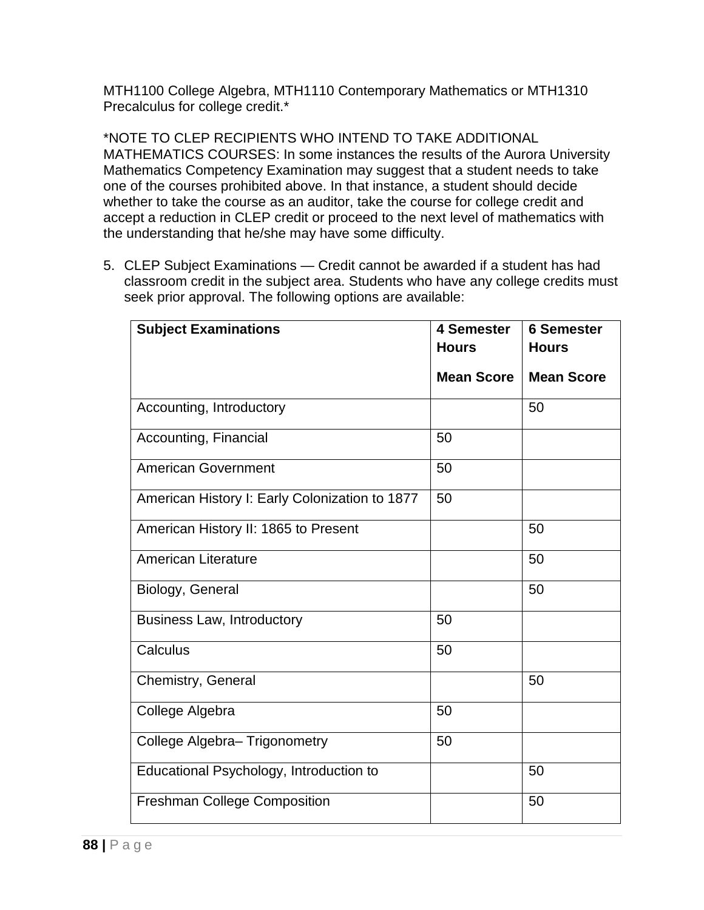MTH1100 College Algebra, MTH1110 Contemporary Mathematics or MTH1310 Precalculus for college credit.*

*NOTE TO CLEP RECIPIENTS WHO INTEND TO TAKE ADDITIONAL MATHEMATICS COURSES: In some instances the results of the Aurora University Mathematics Competency Examination may suggest that a student needs to take one of the courses prohibited above. In that instance, a student should decide whether to take the course as an auditor, take the course for college credit and accept a reduction in CLEP credit or proceed to the next level of mathematics with the understanding that he/she may have some difficulty.

5. CLEP Subject Examinations — Credit cannot be awarded if a student has had classroom credit in the subject area. Students who have any college credits must seek prior approval. The following options are available:

| **Subject Examinations** | **4 Semester Hours**<br>**Mean Score** | **6 Semester Hours**<br>**Mean Score** |
|---|---|---|
| Accounting, Introductory | | 50 |
| Accounting, Financial | 50 | |
| American Government | 50 | |
| American History I: Early Colonization to 1877 | 50 | |
| American History II: 1865 to Present | | 50 |
| American Literature | | 50 |
| Biology, General | | 50 |
| Business Law, Introductory | 50 | |
| Calculus | 50 | |
| Chemistry, General | | 50 |
| College Algebra | 50 | |
| College Algebra– Trigonometry | 50 | |
| Educational Psychology, Introduction to | | 50 |
| Freshman College Composition | | 50 |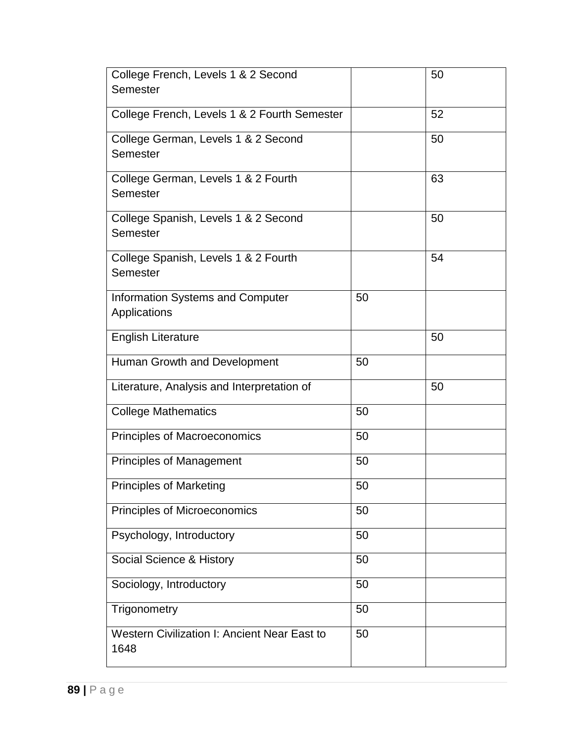| | | |
|---|---|---|
| College French, Levels 1 & 2 Second Semester | | 50 |
| College French, Levels 1 & 2 Fourth Semester | | 52 |
| College German, Levels 1 & 2 Second Semester | | 50 |
| College German, Levels 1 & 2 Fourth Semester | | 63 |
| College Spanish, Levels 1 & 2 Second Semester | | 50 |
| College Spanish, Levels 1 & 2 Fourth Semester | | 54 |
| Information Systems and Computer Applications | 50 | |
| English Literature | | 50 |
| Human Growth and Development | 50 | |
| Literature, Analysis and Interpretation of | | 50 |
| College Mathematics | 50 | |
| Principles of Macroeconomics | 50 | |
| Principles of Management | 50 | |
| Principles of Marketing | 50 | |
| Principles of Microeconomics | 50 | |
| Psychology, Introductory | 50 | |
| Social Science & History | 50 | |
| Sociology, Introductory | 50 | |
| Trigonometry | 50 | |
| Western Civilization I: Ancient Near East to 1648 | 50 | |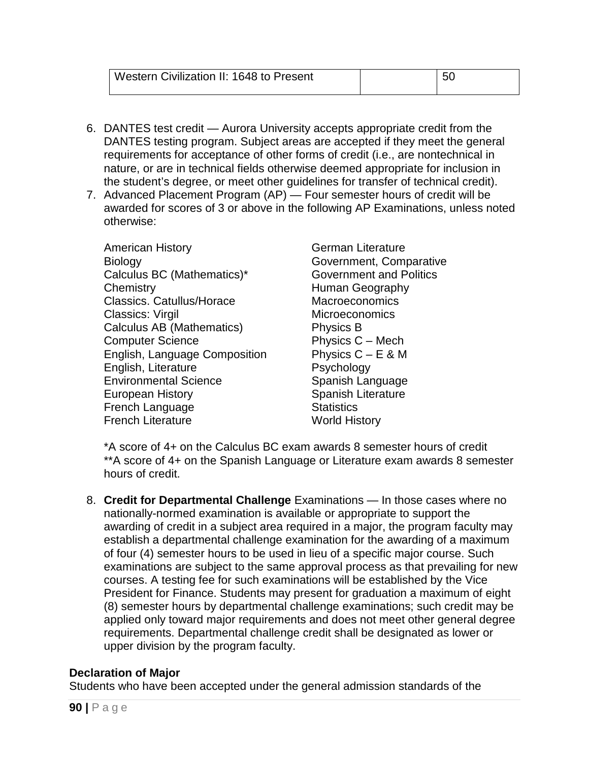| Western Civilization II: 1648 to Present | | 50 |
|---|---|---|

6. DANTES test credit — Aurora University accepts appropriate credit from the DANTES testing program. Subject areas are accepted if they meet the general requirements for acceptance of other forms of credit (i.e., are nontechnical in nature, or are in technical fields otherwise deemed appropriate for inclusion in the student's degree, or meet other guidelines for transfer of technical credit).
7. Advanced Placement Program (AP) — Four semester hours of credit will be awarded for scores of 3 or above in the following AP Examinations, unless noted otherwise:

   American History
   Biology
   Calculus BC (Mathematics)*
   Chemistry
   Classics. Catullus/Horace
   Classics: Virgil
   Calculus AB (Mathematics)
   Computer Science
   English, Language Composition
   English, Literature
   Environmental Science
   European History
   French Language
   French Literature
   German Literature
   Government, Comparative
   Government and Politics
   Human Geography
   Macroeconomics
   Microeconomics
   Physics B
   Physics C – Mech
   Physics C – E & M
   Psychology
   Spanish Language
   Spanish Literature
   Statistics
   World History

   *A score of 4+ on the Calculus BC exam awards 8 semester hours of credit
   **A score of 4+ on the Spanish Language or Literature exam awards 8 semester hours of credit.

8. **Credit for Departmental Challenge** Examinations — In those cases where no nationally-normed examination is available or appropriate to support the awarding of credit in a subject area required in a major, the program faculty may establish a departmental challenge examination for the awarding of a maximum of four (4) semester hours to be used in lieu of a specific major course. Such examinations are subject to the same approval process as that prevailing for new courses. A testing fee for such examinations will be established by the Vice President for Finance. Students may present for graduation a maximum of eight (8) semester hours by departmental challenge examinations; such credit may be applied only toward major requirements and does not meet other general degree requirements. Departmental challenge credit shall be designated as lower or upper division by the program faculty.

**Declaration of Major**

Students who have been accepted under the general admission standards of the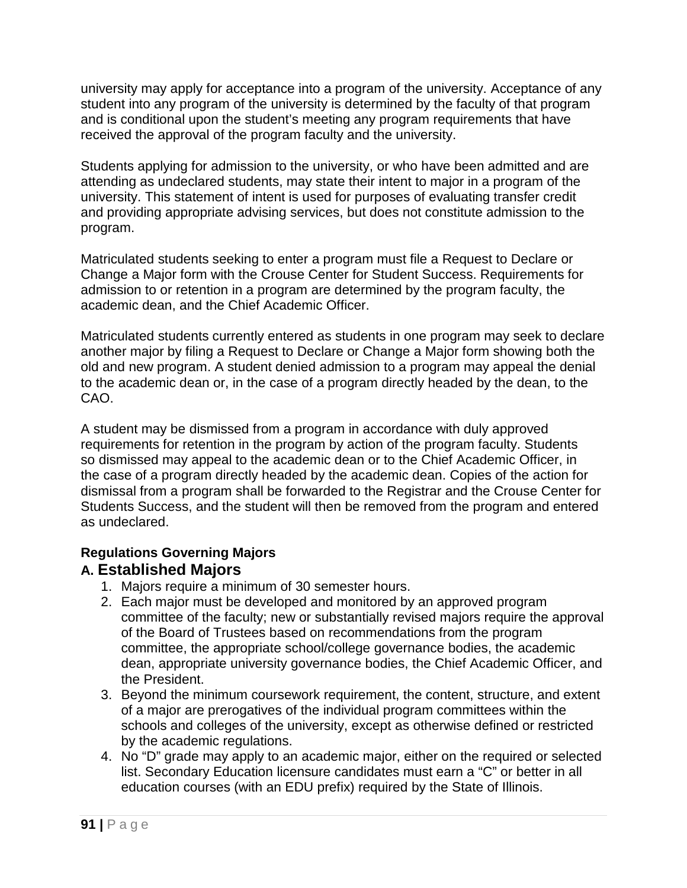university may apply for acceptance into a program of the university. Acceptance of any student into any program of the university is determined by the faculty of that program and is conditional upon the student's meeting any program requirements that have received the approval of the program faculty and the university.

Students applying for admission to the university, or who have been admitted and are attending as undeclared students, may state their intent to major in a program of the university. This statement of intent is used for purposes of evaluating transfer credit and providing appropriate advising services, but does not constitute admission to the program.

Matriculated students seeking to enter a program must file a Request to Declare or Change a Major form with the Crouse Center for Student Success. Requirements for admission to or retention in a program are determined by the program faculty, the academic dean, and the Chief Academic Officer.

Matriculated students currently entered as students in one program may seek to declare another major by filing a Request to Declare or Change a Major form showing both the old and new program. A student denied admission to a program may appeal the denial to the academic dean or, in the case of a program directly headed by the dean, to the CAO.

A student may be dismissed from a program in accordance with duly approved requirements for retention in the program by action of the program faculty. Students so dismissed may appeal to the academic dean or to the Chief Academic Officer, in the case of a program directly headed by the academic dean. Copies of the action for dismissal from a program shall be forwarded to the Registrar and the Crouse Center for Students Success, and the student will then be removed from the program and entered as undeclared.

**Regulations Governing Majors**

## A. Established Majors

1. Majors require a minimum of 30 semester hours.
2. Each major must be developed and monitored by an approved program committee of the faculty; new or substantially revised majors require the approval of the Board of Trustees based on recommendations from the program committee, the appropriate school/college governance bodies, the academic dean, appropriate university governance bodies, the Chief Academic Officer, and the President.
3. Beyond the minimum coursework requirement, the content, structure, and extent of a major are prerogatives of the individual program committees within the schools and colleges of the university, except as otherwise defined or restricted by the academic regulations.
4. No "D" grade may apply to an academic major, either on the required or selected list. Secondary Education licensure candidates must earn a "C" or better in all education courses (with an EDU prefix) required by the State of Illinois.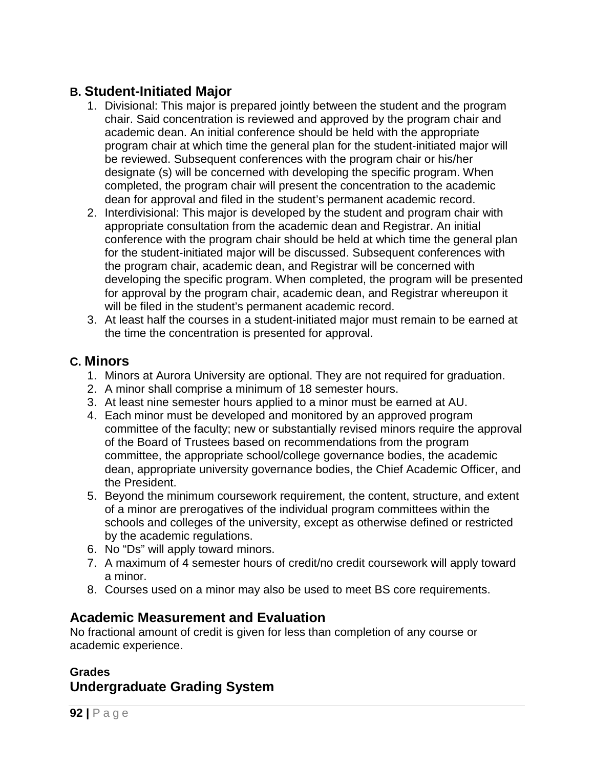### B. Student-Initiated Major

1. Divisional: This major is prepared jointly between the student and the program chair. Said concentration is reviewed and approved by the program chair and academic dean. An initial conference should be held with the appropriate program chair at which time the general plan for the student-initiated major will be reviewed. Subsequent conferences with the program chair or his/her designate (s) will be concerned with developing the specific program. When completed, the program chair will present the concentration to the academic dean for approval and filed in the student's permanent academic record.
2. Interdivisional: This major is developed by the student and program chair with appropriate consultation from the academic dean and Registrar. An initial conference with the program chair should be held at which time the general plan for the student-initiated major will be discussed. Subsequent conferences with the program chair, academic dean, and Registrar will be concerned with developing the specific program. When completed, the program will be presented for approval by the program chair, academic dean, and Registrar whereupon it will be filed in the student's permanent academic record.
3. At least half the courses in a student-initiated major must remain to be earned at the time the concentration is presented for approval.

### C. Minors

1. Minors at Aurora University are optional. They are not required for graduation.
2. A minor shall comprise a minimum of 18 semester hours.
3. At least nine semester hours applied to a minor must be earned at AU.
4. Each minor must be developed and monitored by an approved program committee of the faculty; new or substantially revised minors require the approval of the Board of Trustees based on recommendations from the program committee, the appropriate school/college governance bodies, the academic dean, appropriate university governance bodies, the Chief Academic Officer, and the President.
5. Beyond the minimum coursework requirement, the content, structure, and extent of a minor are prerogatives of the individual program committees within the schools and colleges of the university, except as otherwise defined or restricted by the academic regulations.
6. No "Ds" will apply toward minors.
7. A maximum of 4 semester hours of credit/no credit coursework will apply toward a minor.
8. Courses used on a minor may also be used to meet BS core requirements.

## Academic Measurement and Evaluation

No fractional amount of credit is given for less than completion of any course or academic experience.

#### Grades

### Undergraduate Grading System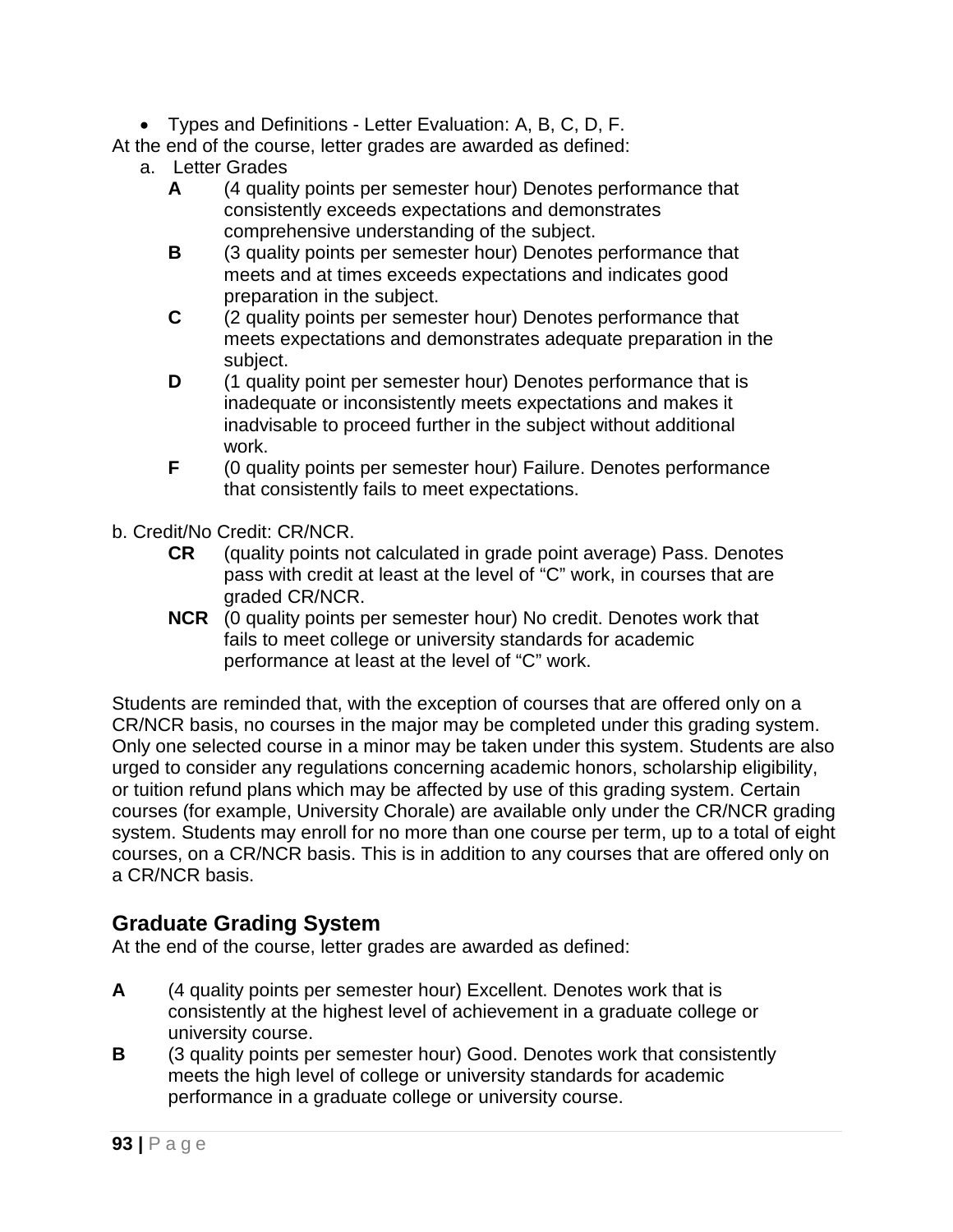- Types and Definitions - Letter Evaluation: A, B, C, D, F.

At the end of the course, letter grades are awarded as defined:

a. Letter Grades

**A** (4 quality points per semester hour) Denotes performance that consistently exceeds expectations and demonstrates comprehensive understanding of the subject.

**B** (3 quality points per semester hour) Denotes performance that meets and at times exceeds expectations and indicates good preparation in the subject.

**C** (2 quality points per semester hour) Denotes performance that meets expectations and demonstrates adequate preparation in the subject.

**D** (1 quality point per semester hour) Denotes performance that is inadequate or inconsistently meets expectations and makes it inadvisable to proceed further in the subject without additional work.

**F** (0 quality points per semester hour) Failure. Denotes performance that consistently fails to meet expectations.

b. Credit/No Credit: CR/NCR.

**CR** (quality points not calculated in grade point average) Pass. Denotes pass with credit at least at the level of "C" work, in courses that are graded CR/NCR.

**NCR** (0 quality points per semester hour) No credit. Denotes work that fails to meet college or university standards for academic performance at least at the level of "C" work.

Students are reminded that, with the exception of courses that are offered only on a CR/NCR basis, no courses in the major may be completed under this grading system. Only one selected course in a minor may be taken under this system. Students are also urged to consider any regulations concerning academic honors, scholarship eligibility, or tuition refund plans which may be affected by use of this grading system. Certain courses (for example, University Chorale) are available only under the CR/NCR grading system. Students may enroll for no more than one course per term, up to a total of eight courses, on a CR/NCR basis. This is in addition to any courses that are offered only on a CR/NCR basis.

## Graduate Grading System

At the end of the course, letter grades are awarded as defined:

**A** (4 quality points per semester hour) Excellent. Denotes work that is consistently at the highest level of achievement in a graduate college or university course.

**B** (3 quality points per semester hour) Good. Denotes work that consistently meets the high level of college or university standards for academic performance in a graduate college or university course.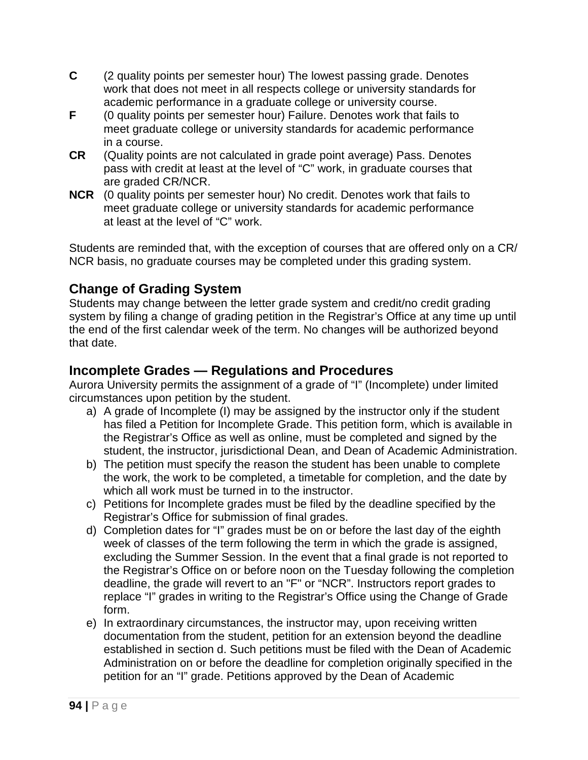**C** (2 quality points per semester hour) The lowest passing grade. Denotes work that does not meet in all respects college or university standards for academic performance in a graduate college or university course.

**F** (0 quality points per semester hour) Failure. Denotes work that fails to meet graduate college or university standards for academic performance in a course.

**CR** (Quality points are not calculated in grade point average) Pass. Denotes pass with credit at least at the level of "C" work, in graduate courses that are graded CR/NCR.

**NCR** (0 quality points per semester hour) No credit. Denotes work that fails to meet graduate college or university standards for academic performance at least at the level of "C" work.

Students are reminded that, with the exception of courses that are offered only on a CR/NCR basis, no graduate courses may be completed under this grading system.

## Change of Grading System

Students may change between the letter grade system and credit/no credit grading system by filing a change of grading petition in the Registrar's Office at any time up until the end of the first calendar week of the term. No changes will be authorized beyond that date.

## Incomplete Grades — Regulations and Procedures

Aurora University permits the assignment of a grade of "I" (Incomplete) under limited circumstances upon petition by the student.

a) A grade of Incomplete (I) may be assigned by the instructor only if the student has filed a Petition for Incomplete Grade. This petition form, which is available in the Registrar's Office as well as online, must be completed and signed by the student, the instructor, jurisdictional Dean, and Dean of Academic Administration.
b) The petition must specify the reason the student has been unable to complete the work, the work to be completed, a timetable for completion, and the date by which all work must be turned in to the instructor.
c) Petitions for Incomplete grades must be filed by the deadline specified by the Registrar's Office for submission of final grades.
d) Completion dates for "I" grades must be on or before the last day of the eighth week of classes of the term following the term in which the grade is assigned, excluding the Summer Session. In the event that a final grade is not reported to the Registrar's Office on or before noon on the Tuesday following the completion deadline, the grade will revert to an "F" or "NCR". Instructors report grades to replace "I" grades in writing to the Registrar's Office using the Change of Grade form.
e) In extraordinary circumstances, the instructor may, upon receiving written documentation from the student, petition for an extension beyond the deadline established in section d. Such petitions must be filed with the Dean of Academic Administration on or before the deadline for completion originally specified in the petition for an "I" grade. Petitions approved by the Dean of Academic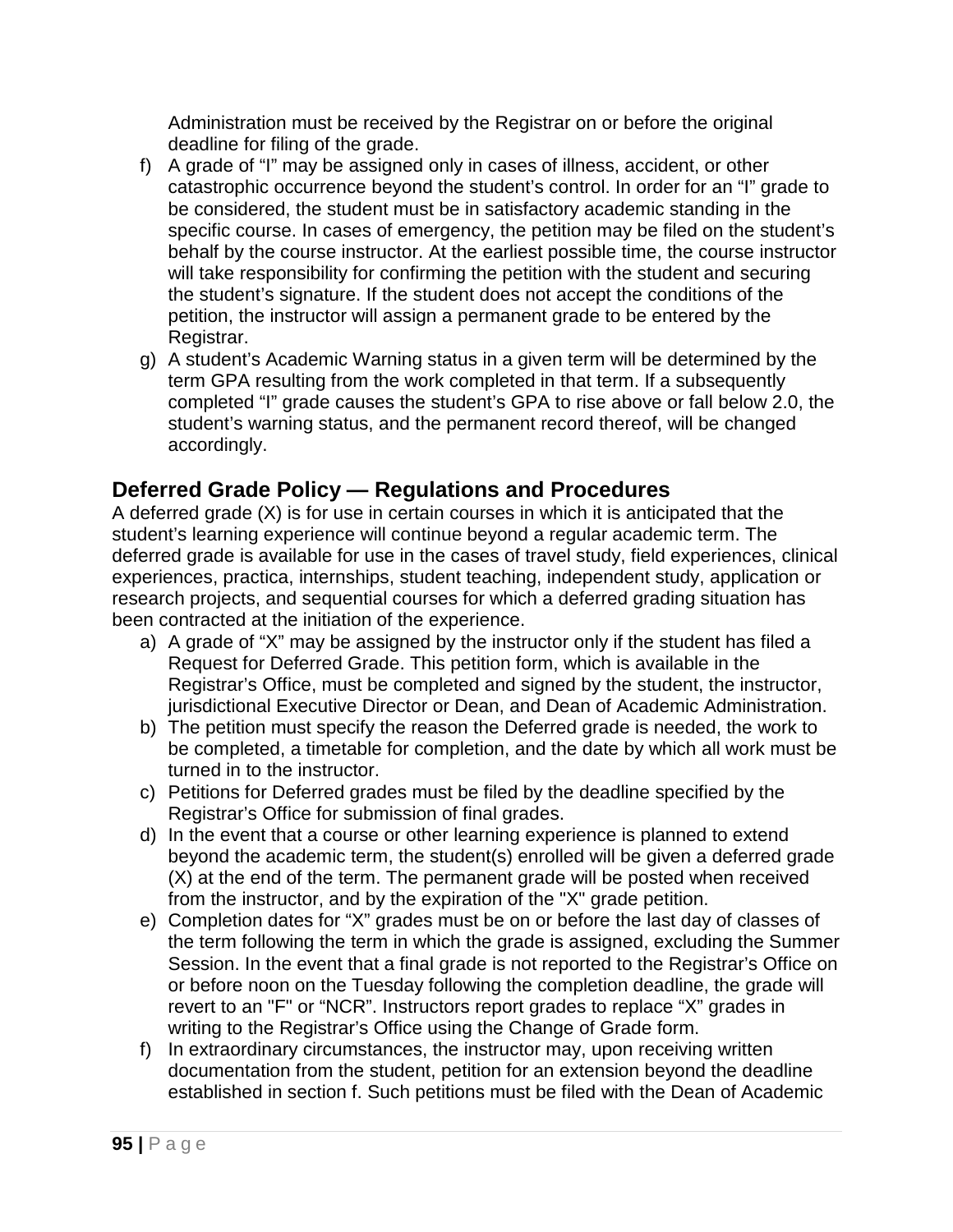Administration must be received by the Registrar on or before the original deadline for filing of the grade.

f) A grade of "I" may be assigned only in cases of illness, accident, or other catastrophic occurrence beyond the student's control. In order for an "I" grade to be considered, the student must be in satisfactory academic standing in the specific course. In cases of emergency, the petition may be filed on the student's behalf by the course instructor. At the earliest possible time, the course instructor will take responsibility for confirming the petition with the student and securing the student's signature. If the student does not accept the conditions of the petition, the instructor will assign a permanent grade to be entered by the Registrar.
g) A student's Academic Warning status in a given term will be determined by the term GPA resulting from the work completed in that term. If a subsequently completed "I" grade causes the student's GPA to rise above or fall below 2.0, the student's warning status, and the permanent record thereof, will be changed accordingly.

## Deferred Grade Policy — Regulations and Procedures

A deferred grade (X) is for use in certain courses in which it is anticipated that the student's learning experience will continue beyond a regular academic term. The deferred grade is available for use in the cases of travel study, field experiences, clinical experiences, practica, internships, student teaching, independent study, application or research projects, and sequential courses for which a deferred grading situation has been contracted at the initiation of the experience.

a) A grade of "X" may be assigned by the instructor only if the student has filed a Request for Deferred Grade. This petition form, which is available in the Registrar's Office, must be completed and signed by the student, the instructor, jurisdictional Executive Director or Dean, and Dean of Academic Administration.
b) The petition must specify the reason the Deferred grade is needed, the work to be completed, a timetable for completion, and the date by which all work must be turned in to the instructor.
c) Petitions for Deferred grades must be filed by the deadline specified by the Registrar's Office for submission of final grades.
d) In the event that a course or other learning experience is planned to extend beyond the academic term, the student(s) enrolled will be given a deferred grade (X) at the end of the term. The permanent grade will be posted when received from the instructor, and by the expiration of the "X" grade petition.
e) Completion dates for "X" grades must be on or before the last day of classes of the term following the term in which the grade is assigned, excluding the Summer Session. In the event that a final grade is not reported to the Registrar's Office on or before noon on the Tuesday following the completion deadline, the grade will revert to an "F" or "NCR". Instructors report grades to replace "X" grades in writing to the Registrar's Office using the Change of Grade form.
f) In extraordinary circumstances, the instructor may, upon receiving written documentation from the student, petition for an extension beyond the deadline established in section f. Such petitions must be filed with the Dean of Academic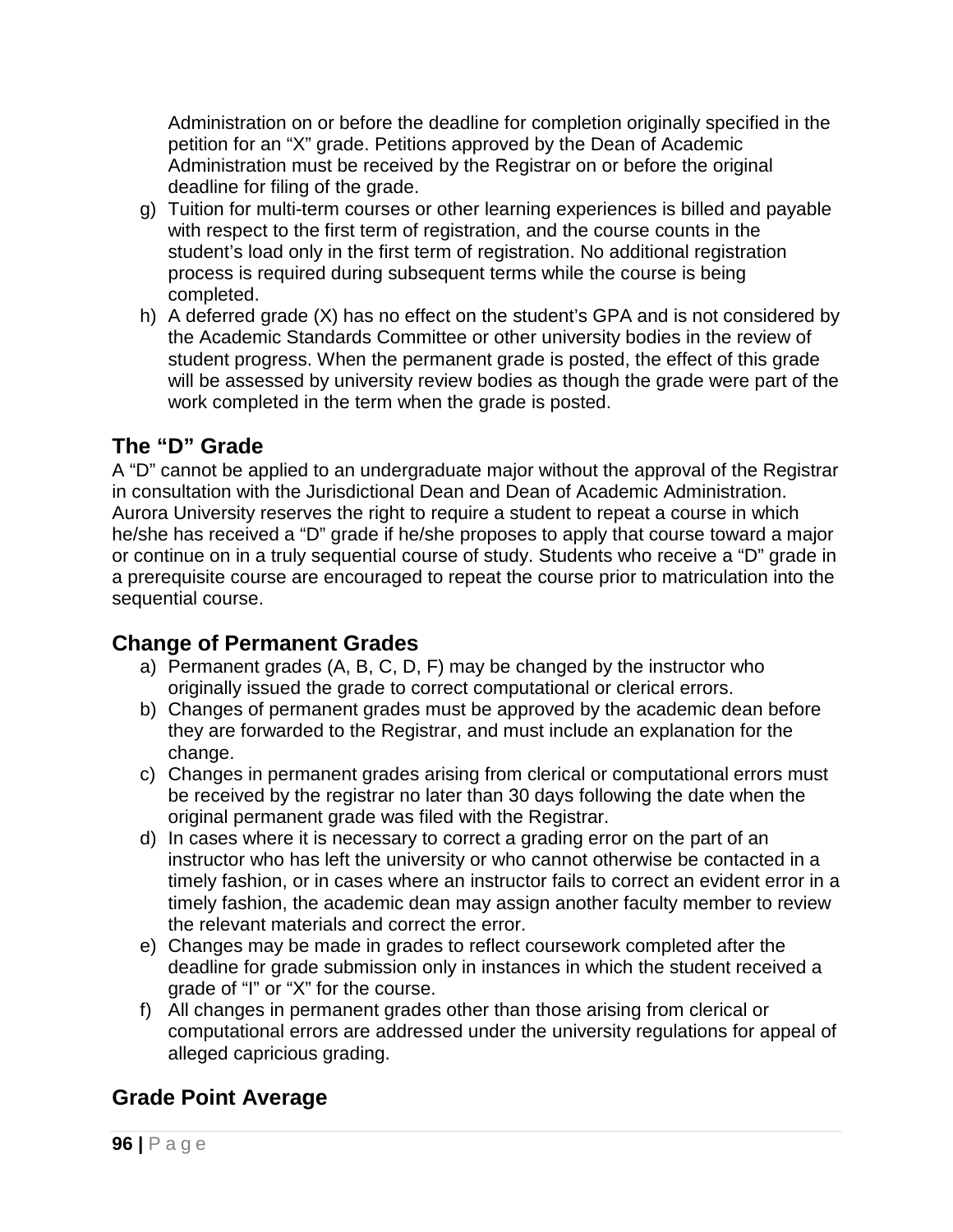Administration on or before the deadline for completion originally specified in the petition for an "X" grade. Petitions approved by the Dean of Academic Administration must be received by the Registrar on or before the original deadline for filing of the grade.

g) Tuition for multi-term courses or other learning experiences is billed and payable with respect to the first term of registration, and the course counts in the student's load only in the first term of registration. No additional registration process is required during subsequent terms while the course is being completed.
h) A deferred grade (X) has no effect on the student's GPA and is not considered by the Academic Standards Committee or other university bodies in the review of student progress. When the permanent grade is posted, the effect of this grade will be assessed by university review bodies as though the grade were part of the work completed in the term when the grade is posted.

## The "D" Grade

A "D" cannot be applied to an undergraduate major without the approval of the Registrar in consultation with the Jurisdictional Dean and Dean of Academic Administration. Aurora University reserves the right to require a student to repeat a course in which he/she has received a "D" grade if he/she proposes to apply that course toward a major or continue on in a truly sequential course of study. Students who receive a "D" grade in a prerequisite course are encouraged to repeat the course prior to matriculation into the sequential course.

## Change of Permanent Grades

a) Permanent grades (A, B, C, D, F) may be changed by the instructor who originally issued the grade to correct computational or clerical errors.
b) Changes of permanent grades must be approved by the academic dean before they are forwarded to the Registrar, and must include an explanation for the change.
c) Changes in permanent grades arising from clerical or computational errors must be received by the registrar no later than 30 days following the date when the original permanent grade was filed with the Registrar.
d) In cases where it is necessary to correct a grading error on the part of an instructor who has left the university or who cannot otherwise be contacted in a timely fashion, or in cases where an instructor fails to correct an evident error in a timely fashion, the academic dean may assign another faculty member to review the relevant materials and correct the error.
e) Changes may be made in grades to reflect coursework completed after the deadline for grade submission only in instances in which the student received a grade of "I" or "X" for the course.
f) All changes in permanent grades other than those arising from clerical or computational errors are addressed under the university regulations for appeal of alleged capricious grading.

## Grade Point Average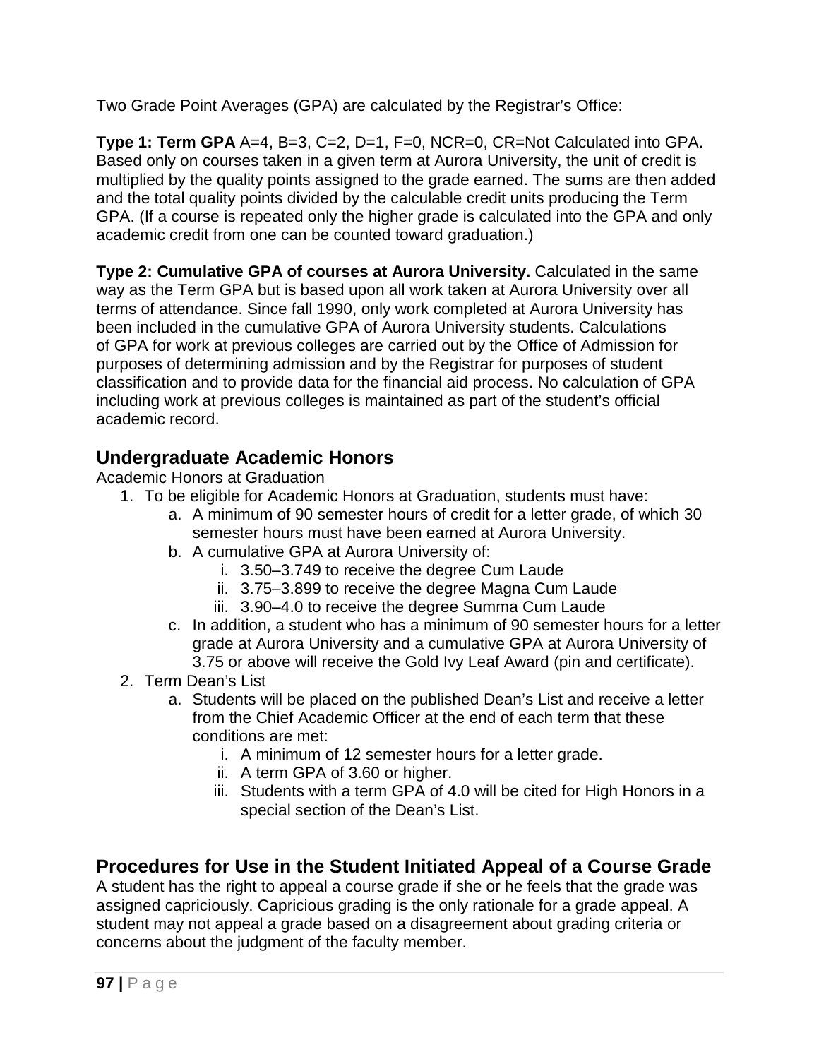Two Grade Point Averages (GPA) are calculated by the Registrar's Office:

**Type 1: Term GPA** A=4, B=3, C=2, D=1, F=0, NCR=0, CR=Not Calculated into GPA. Based only on courses taken in a given term at Aurora University, the unit of credit is multiplied by the quality points assigned to the grade earned. The sums are then added and the total quality points divided by the calculable credit units producing the Term GPA. (If a course is repeated only the higher grade is calculated into the GPA and only academic credit from one can be counted toward graduation.)

**Type 2: Cumulative GPA of courses at Aurora University.** Calculated in the same way as the Term GPA but is based upon all work taken at Aurora University over all terms of attendance. Since fall 1990, only work completed at Aurora University has been included in the cumulative GPA of Aurora University students. Calculations of GPA for work at previous colleges are carried out by the Office of Admission for purposes of determining admission and by the Registrar for purposes of student classification and to provide data for the financial aid process. No calculation of GPA including work at previous colleges is maintained as part of the student's official academic record.

## Undergraduate Academic Honors

Academic Honors at Graduation

1. To be eligible for Academic Honors at Graduation, students must have:
    a. A minimum of 90 semester hours of credit for a letter grade, of which 30 semester hours must have been earned at Aurora University.
    b. A cumulative GPA at Aurora University of:
        i. 3.50–3.749 to receive the degree Cum Laude
        ii. 3.75–3.899 to receive the degree Magna Cum Laude
        iii. 3.90–4.0 to receive the degree Summa Cum Laude
    c. In addition, a student who has a minimum of 90 semester hours for a letter grade at Aurora University and a cumulative GPA at Aurora University of 3.75 or above will receive the Gold Ivy Leaf Award (pin and certificate).
2. Term Dean's List
    a. Students will be placed on the published Dean's List and receive a letter from the Chief Academic Officer at the end of each term that these conditions are met:
        i. A minimum of 12 semester hours for a letter grade.
        ii. A term GPA of 3.60 or higher.
        iii. Students with a term GPA of 4.0 will be cited for High Honors in a special section of the Dean's List.

## Procedures for Use in the Student Initiated Appeal of a Course Grade

A student has the right to appeal a course grade if she or he feels that the grade was assigned capriciously. Capricious grading is the only rationale for a grade appeal. A student may not appeal a grade based on a disagreement about grading criteria or concerns about the judgment of the faculty member.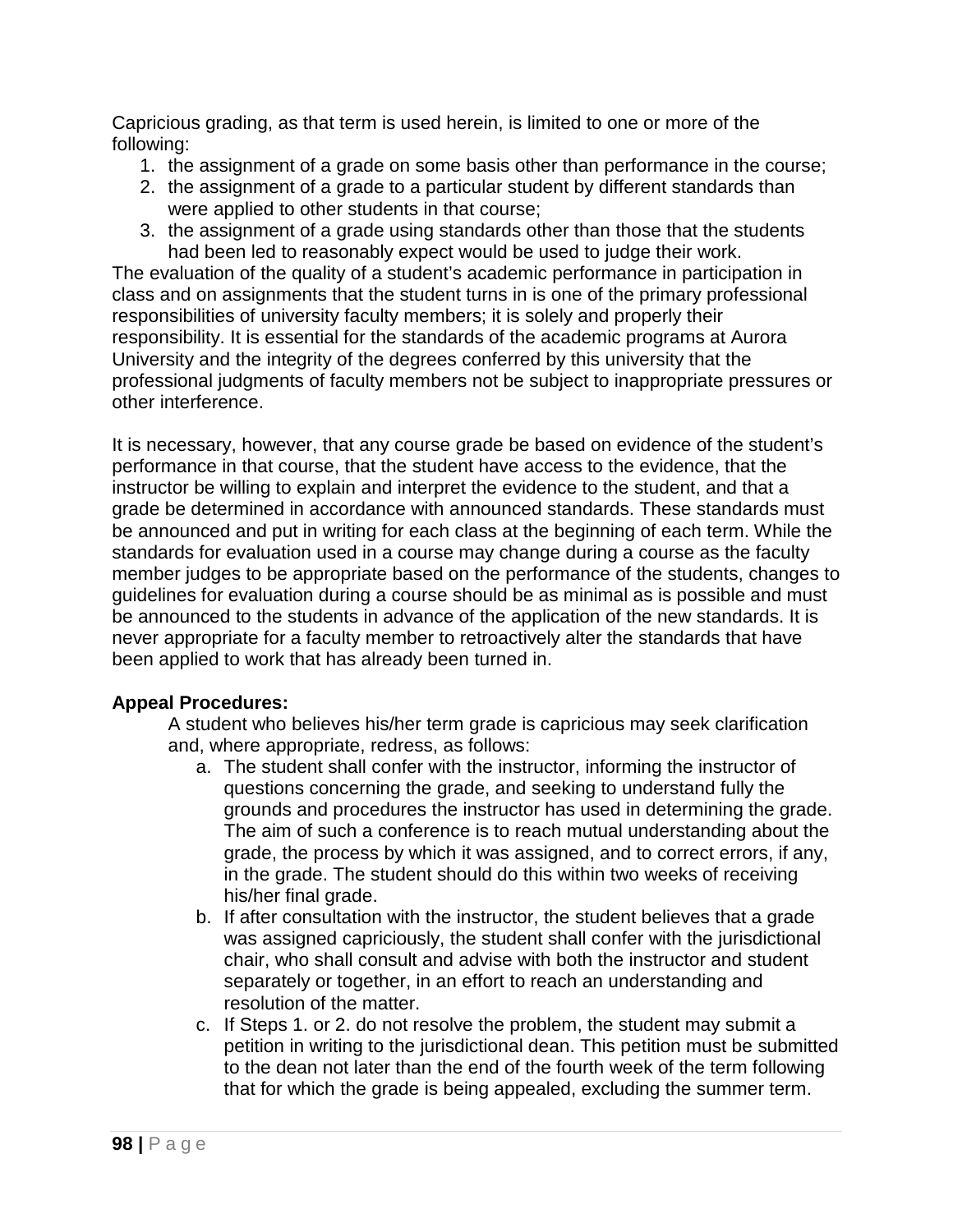Capricious grading, as that term is used herein, is limited to one or more of the following:

1. the assignment of a grade on some basis other than performance in the course;
2. the assignment of a grade to a particular student by different standards than were applied to other students in that course;
3. the assignment of a grade using standards other than those that the students had been led to reasonably expect would be used to judge their work.

The evaluation of the quality of a student's academic performance in participation in class and on assignments that the student turns in is one of the primary professional responsibilities of university faculty members; it is solely and properly their responsibility. It is essential for the standards of the academic programs at Aurora University and the integrity of the degrees conferred by this university that the professional judgments of faculty members not be subject to inappropriate pressures or other interference.

It is necessary, however, that any course grade be based on evidence of the student's performance in that course, that the student have access to the evidence, that the instructor be willing to explain and interpret the evidence to the student, and that a grade be determined in accordance with announced standards. These standards must be announced and put in writing for each class at the beginning of each term. While the standards for evaluation used in a course may change during a course as the faculty member judges to be appropriate based on the performance of the students, changes to guidelines for evaluation during a course should be as minimal as is possible and must be announced to the students in advance of the application of the new standards. It is never appropriate for a faculty member to retroactively alter the standards that have been applied to work that has already been turned in.

**Appeal Procedures:**

A student who believes his/her term grade is capricious may seek clarification and, where appropriate, redress, as follows:

a. The student shall confer with the instructor, informing the instructor of questions concerning the grade, and seeking to understand fully the grounds and procedures the instructor has used in determining the grade. The aim of such a conference is to reach mutual understanding about the grade, the process by which it was assigned, and to correct errors, if any, in the grade. The student should do this within two weeks of receiving his/her final grade.

b. If after consultation with the instructor, the student believes that a grade was assigned capriciously, the student shall confer with the jurisdictional chair, who shall consult and advise with both the instructor and student separately or together, in an effort to reach an understanding and resolution of the matter.

c. If Steps 1. or 2. do not resolve the problem, the student may submit a petition in writing to the jurisdictional dean. This petition must be submitted to the dean not later than the end of the fourth week of the term following that for which the grade is being appealed, excluding the summer term.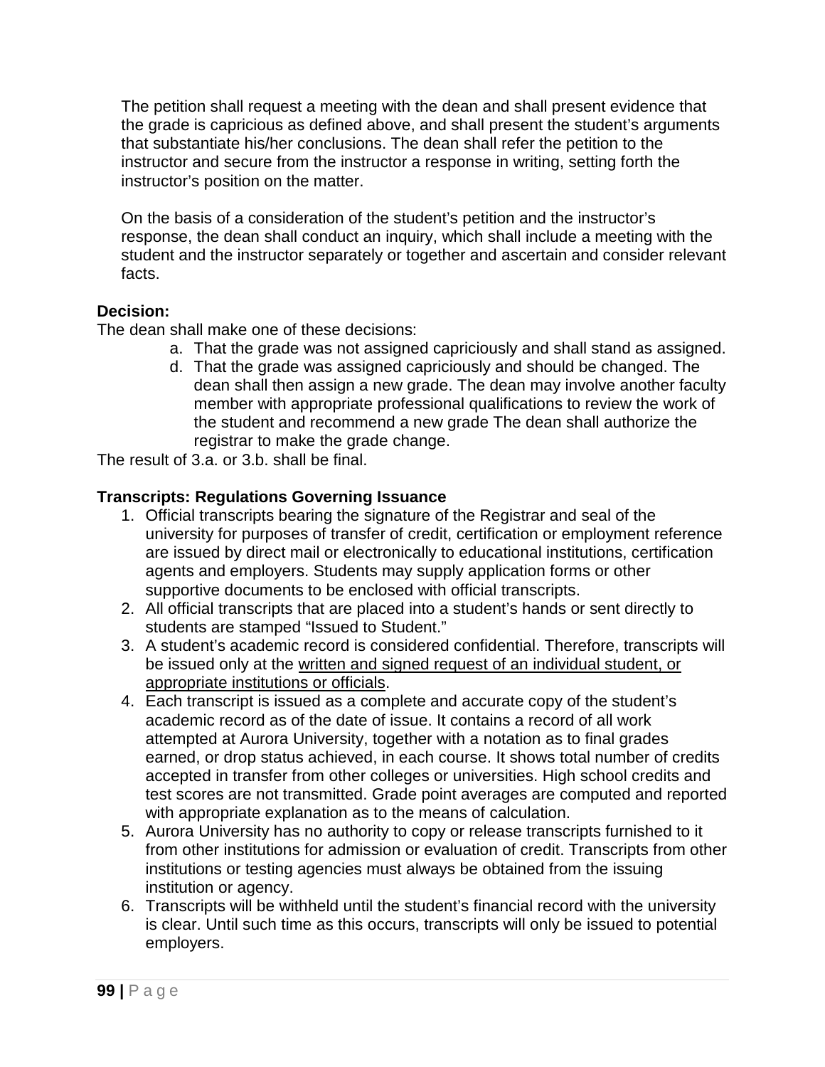The petition shall request a meeting with the dean and shall present evidence that the grade is capricious as defined above, and shall present the student's arguments that substantiate his/her conclusions. The dean shall refer the petition to the instructor and secure from the instructor a response in writing, setting forth the instructor's position on the matter.

On the basis of a consideration of the student's petition and the instructor's response, the dean shall conduct an inquiry, which shall include a meeting with the student and the instructor separately or together and ascertain and consider relevant facts.

**Decision:**

The dean shall make one of these decisions:

a. That the grade was not assigned capriciously and shall stand as assigned.

d. That the grade was assigned capriciously and should be changed. The dean shall then assign a new grade. The dean may involve another faculty member with appropriate professional qualifications to review the work of the student and recommend a new grade The dean shall authorize the registrar to make the grade change.

The result of 3.a. or 3.b. shall be final.

**Transcripts: Regulations Governing Issuance**

1. Official transcripts bearing the signature of the Registrar and seal of the university for purposes of transfer of credit, certification or employment reference are issued by direct mail or electronically to educational institutions, certification agents and employers. Students may supply application forms or other supportive documents to be enclosed with official transcripts.
2. All official transcripts that are placed into a student's hands or sent directly to students are stamped "Issued to Student."
3. A student's academic record is considered confidential. Therefore, transcripts will be issued only at the <u>written and signed request of an individual student, or appropriate institutions or officials</u>.
4. Each transcript is issued as a complete and accurate copy of the student's academic record as of the date of issue. It contains a record of all work attempted at Aurora University, together with a notation as to final grades earned, or drop status achieved, in each course. It shows total number of credits accepted in transfer from other colleges or universities. High school credits and test scores are not transmitted. Grade point averages are computed and reported with appropriate explanation as to the means of calculation.
5. Aurora University has no authority to copy or release transcripts furnished to it from other institutions for admission or evaluation of credit. Transcripts from other institutions or testing agencies must always be obtained from the issuing institution or agency.
6. Transcripts will be withheld until the student's financial record with the university is clear. Until such time as this occurs, transcripts will only be issued to potential employers.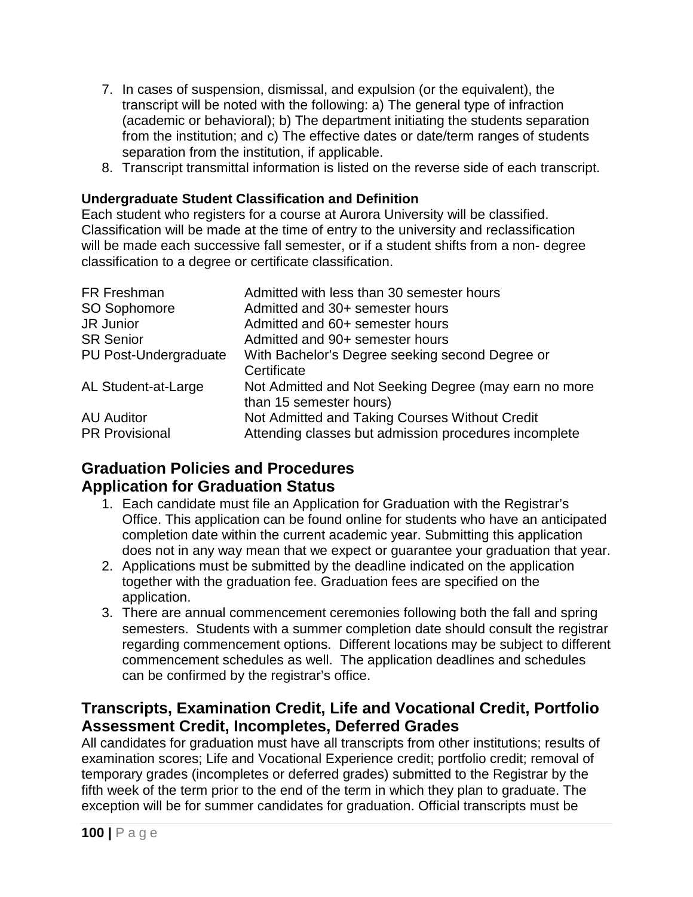7. In cases of suspension, dismissal, and expulsion (or the equivalent), the transcript will be noted with the following: a) The general type of infraction (academic or behavioral); b) The department initiating the students separation from the institution; and c) The effective dates or date/term ranges of students separation from the institution, if applicable.
8. Transcript transmittal information is listed on the reverse side of each transcript.

**Undergraduate Student Classification and Definition**

Each student who registers for a course at Aurora University will be classified. Classification will be made at the time of entry to the university and reclassification will be made each successive fall semester, or if a student shifts from a non- degree classification to a degree or certificate classification.

| | |
|---|---|
| FR Freshman | Admitted with less than 30 semester hours |
| SO Sophomore | Admitted and 30+ semester hours |
| JR Junior | Admitted and 60+ semester hours |
| SR Senior | Admitted and 90+ semester hours |
| PU Post-Undergraduate | With Bachelor's Degree seeking second Degree or Certificate |
| AL Student-at-Large | Not Admitted and Not Seeking Degree (may earn no more than 15 semester hours) |
| AU Auditor | Not Admitted and Taking Courses Without Credit |
| PR Provisional | Attending classes but admission procedures incomplete |

## Graduation Policies and Procedures

## Application for Graduation Status

1. Each candidate must file an Application for Graduation with the Registrar's Office. This application can be found online for students who have an anticipated completion date within the current academic year. Submitting this application does not in any way mean that we expect or guarantee your graduation that year.
2. Applications must be submitted by the deadline indicated on the application together with the graduation fee. Graduation fees are specified on the application.
3. There are annual commencement ceremonies following both the fall and spring semesters. Students with a summer completion date should consult the registrar regarding commencement options. Different locations may be subject to different commencement schedules as well. The application deadlines and schedules can be confirmed by the registrar's office.

## Transcripts, Examination Credit, Life and Vocational Credit, Portfolio Assessment Credit, Incompletes, Deferred Grades

All candidates for graduation must have all transcripts from other institutions; results of examination scores; Life and Vocational Experience credit; portfolio credit; removal of temporary grades (incompletes or deferred grades) submitted to the Registrar by the fifth week of the term prior to the end of the term in which they plan to graduate. The exception will be for summer candidates for graduation. Official transcripts must be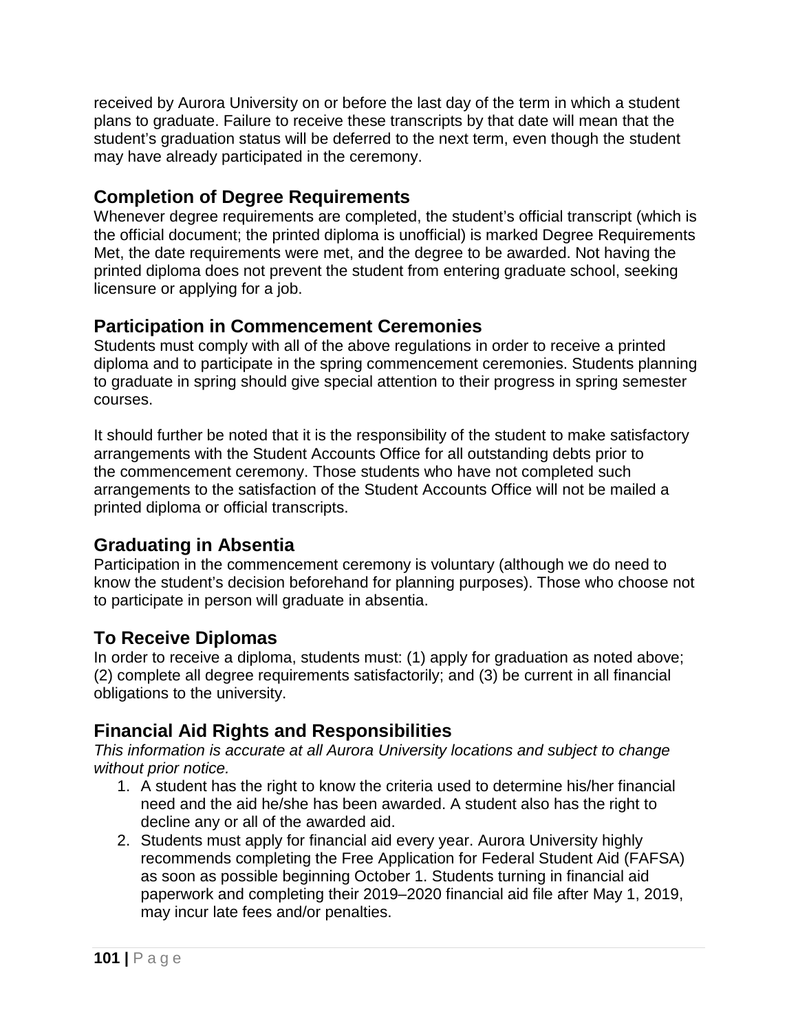received by Aurora University on or before the last day of the term in which a student plans to graduate. Failure to receive these transcripts by that date will mean that the student's graduation status will be deferred to the next term, even though the student may have already participated in the ceremony.

## Completion of Degree Requirements

Whenever degree requirements are completed, the student's official transcript (which is the official document; the printed diploma is unofficial) is marked Degree Requirements Met, the date requirements were met, and the degree to be awarded. Not having the printed diploma does not prevent the student from entering graduate school, seeking licensure or applying for a job.

## Participation in Commencement Ceremonies

Students must comply with all of the above regulations in order to receive a printed diploma and to participate in the spring commencement ceremonies. Students planning to graduate in spring should give special attention to their progress in spring semester courses.

It should further be noted that it is the responsibility of the student to make satisfactory arrangements with the Student Accounts Office for all outstanding debts prior to the commencement ceremony. Those students who have not completed such arrangements to the satisfaction of the Student Accounts Office will not be mailed a printed diploma or official transcripts.

## Graduating in Absentia

Participation in the commencement ceremony is voluntary (although we do need to know the student's decision beforehand for planning purposes). Those who choose not to participate in person will graduate in absentia.

## To Receive Diplomas

In order to receive a diploma, students must: (1) apply for graduation as noted above; (2) complete all degree requirements satisfactorily; and (3) be current in all financial obligations to the university.

## Financial Aid Rights and Responsibilities

*This information is accurate at all Aurora University locations and subject to change without prior notice.*

1. A student has the right to know the criteria used to determine his/her financial need and the aid he/she has been awarded. A student also has the right to decline any or all of the awarded aid.
2. Students must apply for financial aid every year. Aurora University highly recommends completing the Free Application for Federal Student Aid (FAFSA) as soon as possible beginning October 1. Students turning in financial aid paperwork and completing their 2019–2020 financial aid file after May 1, 2019, may incur late fees and/or penalties.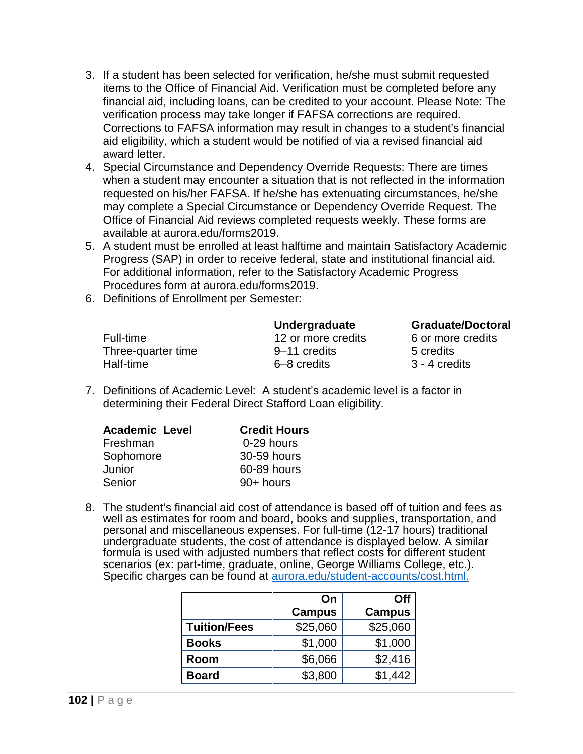3. If a student has been selected for verification, he/she must submit requested items to the Office of Financial Aid. Verification must be completed before any financial aid, including loans, can be credited to your account. Please Note: The verification process may take longer if FAFSA corrections are required. Corrections to FAFSA information may result in changes to a student's financial aid eligibility, which a student would be notified of via a revised financial aid award letter.
4. Special Circumstance and Dependency Override Requests: There are times when a student may encounter a situation that is not reflected in the information requested on his/her FAFSA. If he/she has extenuating circumstances, he/she may complete a Special Circumstance or Dependency Override Request. The Office of Financial Aid reviews completed requests weekly. These forms are available at aurora.edu/forms2019.
5. A student must be enrolled at least halftime and maintain Satisfactory Academic Progress (SAP) in order to receive federal, state and institutional financial aid. For additional information, refer to the Satisfactory Academic Progress Procedures form at aurora.edu/forms2019.
6. Definitions of Enrollment per Semester:

| | **Undergraduate** | **Graduate/Doctoral** |
|---|---|---|
| Full-time | 12 or more credits | 6 or more credits |
| Three-quarter time | 9–11 credits | 5 credits |
| Half-time | 6–8 credits | 3 - 4 credits |

7. Definitions of Academic Level: A student's academic level is a factor in determining their Federal Direct Stafford Loan eligibility.

| **Academic Level** | **Credit Hours** |
|---|---|
| Freshman | 0-29 hours |
| Sophomore | 30-59 hours |
| Junior | 60-89 hours |
| Senior | 90+ hours |

8. The student's financial aid cost of attendance is based off of tuition and fees as well as estimates for room and board, books and supplies, transportation, and personal and miscellaneous expenses. For full-time (12-17 hours) traditional undergraduate students, the cost of attendance is displayed below. A similar formula is used with adjusted numbers that reflect costs for different student scenarios (ex: part-time, graduate, online, George Williams College, etc.). Specific charges can be found at aurora.edu/student-accounts/cost.html.

| | **On Campus** | **Off Campus** |
|---|---|---|
| **Tuition/Fees** | $25,060 | $25,060 |
| **Books** | $1,000 | $1,000 |
| **Room** | $6,066 | $2,416 |
| **Board** | $3,800 | $1,442 |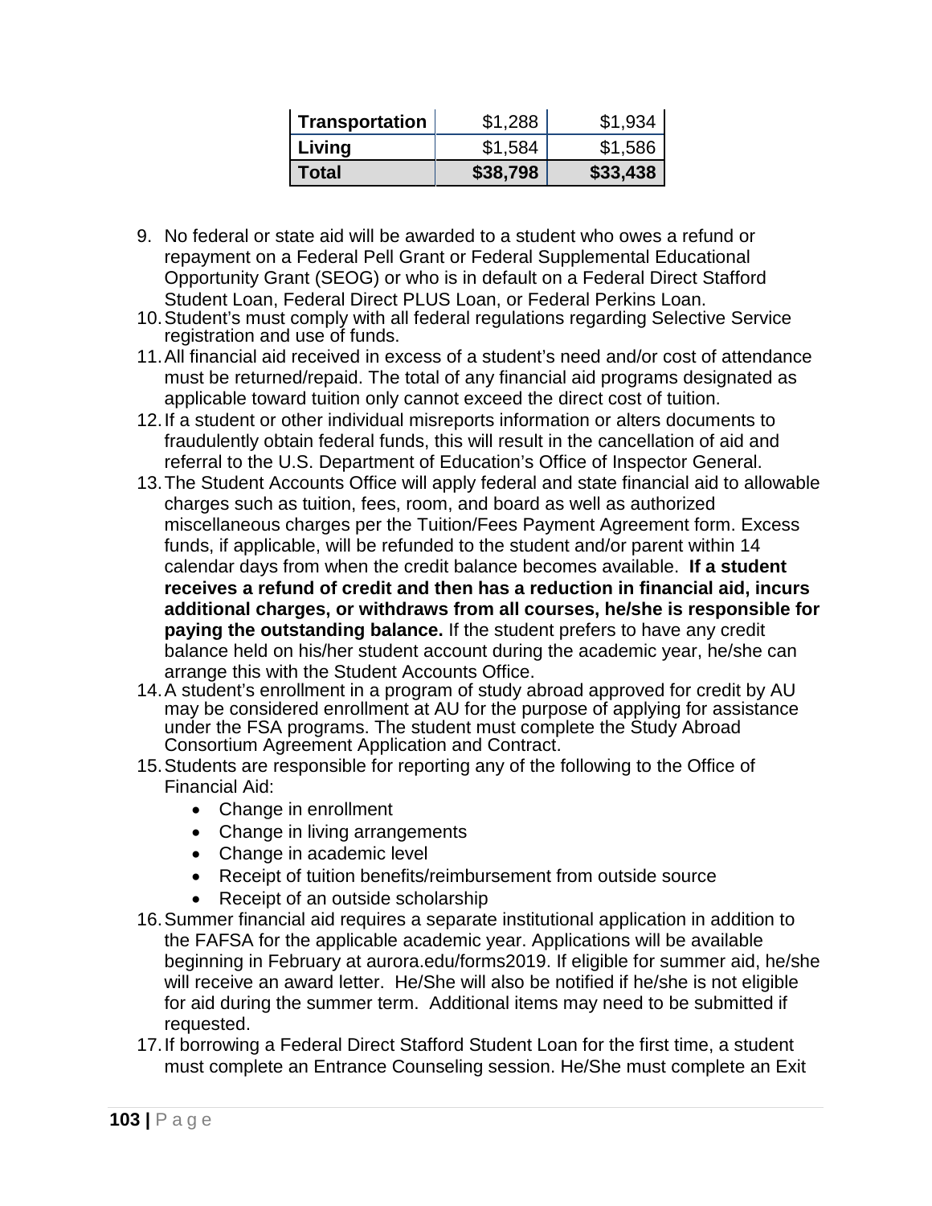| Transportation | $1,288 | $1,934 |
|---|---|---|
| Living | $1,584 | $1,586 |
| **Total** | **$38,798** | **$33,438** |

9. No federal or state aid will be awarded to a student who owes a refund or repayment on a Federal Pell Grant or Federal Supplemental Educational Opportunity Grant (SEOG) or who is in default on a Federal Direct Stafford Student Loan, Federal Direct PLUS Loan, or Federal Perkins Loan.
10. Student's must comply with all federal regulations regarding Selective Service registration and use of funds.
11. All financial aid received in excess of a student's need and/or cost of attendance must be returned/repaid. The total of any financial aid programs designated as applicable toward tuition only cannot exceed the direct cost of tuition.
12. If a student or other individual misreports information or alters documents to fraudulently obtain federal funds, this will result in the cancellation of aid and referral to the U.S. Department of Education's Office of Inspector General.
13. The Student Accounts Office will apply federal and state financial aid to allowable charges such as tuition, fees, room, and board as well as authorized miscellaneous charges per the Tuition/Fees Payment Agreement form. Excess funds, if applicable, will be refunded to the student and/or parent within 14 calendar days from when the credit balance becomes available. **If a student receives a refund of credit and then has a reduction in financial aid, incurs additional charges, or withdraws from all courses, he/she is responsible for paying the outstanding balance.** If the student prefers to have any credit balance held on his/her student account during the academic year, he/she can arrange this with the Student Accounts Office.
14. A student's enrollment in a program of study abroad approved for credit by AU may be considered enrollment at AU for the purpose of applying for assistance under the FSA programs. The student must complete the Study Abroad Consortium Agreement Application and Contract.
15. Students are responsible for reporting any of the following to the Office of Financial Aid:
    - Change in enrollment
    - Change in living arrangements
    - Change in academic level
    - Receipt of tuition benefits/reimbursement from outside source
    - Receipt of an outside scholarship
16. Summer financial aid requires a separate institutional application in addition to the FAFSA for the applicable academic year. Applications will be available beginning in February at aurora.edu/forms2019. If eligible for summer aid, he/she will receive an award letter. He/She will also be notified if he/she is not eligible for aid during the summer term. Additional items may need to be submitted if requested.
17. If borrowing a Federal Direct Stafford Student Loan for the first time, a student must complete an Entrance Counseling session. He/She must complete an Exit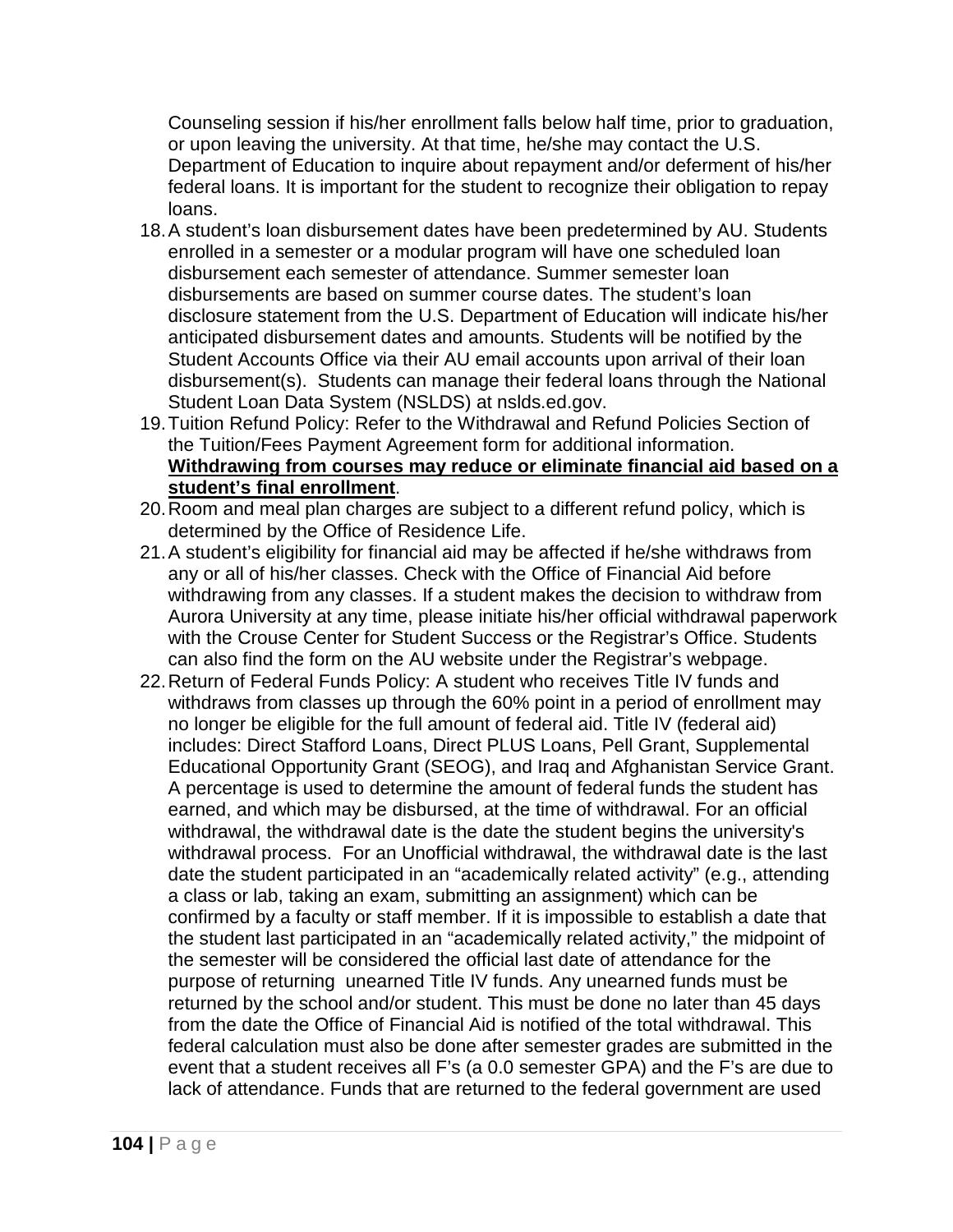Counseling session if his/her enrollment falls below half time, prior to graduation, or upon leaving the university. At that time, he/she may contact the U.S. Department of Education to inquire about repayment and/or deferment of his/her federal loans. It is important for the student to recognize their obligation to repay loans.

18. A student's loan disbursement dates have been predetermined by AU. Students enrolled in a semester or a modular program will have one scheduled loan disbursement each semester of attendance. Summer semester loan disbursements are based on summer course dates. The student's loan disclosure statement from the U.S. Department of Education will indicate his/her anticipated disbursement dates and amounts. Students will be notified by the Student Accounts Office via their AU email accounts upon arrival of their loan disbursement(s). Students can manage their federal loans through the National Student Loan Data System (NSLDS) at nslds.ed.gov.
19. Tuition Refund Policy: Refer to the Withdrawal and Refund Policies Section of the Tuition/Fees Payment Agreement form for additional information. **<u>Withdrawing from courses may reduce or eliminate financial aid based on a student's final enrollment</u>**.
20. Room and meal plan charges are subject to a different refund policy, which is determined by the Office of Residence Life.
21. A student's eligibility for financial aid may be affected if he/she withdraws from any or all of his/her classes. Check with the Office of Financial Aid before withdrawing from any classes. If a student makes the decision to withdraw from Aurora University at any time, please initiate his/her official withdrawal paperwork with the Crouse Center for Student Success or the Registrar's Office. Students can also find the form on the AU website under the Registrar's webpage.
22. Return of Federal Funds Policy: A student who receives Title IV funds and withdraws from classes up through the 60% point in a period of enrollment may no longer be eligible for the full amount of federal aid. Title IV (federal aid) includes: Direct Stafford Loans, Direct PLUS Loans, Pell Grant, Supplemental Educational Opportunity Grant (SEOG), and Iraq and Afghanistan Service Grant. A percentage is used to determine the amount of federal funds the student has earned, and which may be disbursed, at the time of withdrawal. For an official withdrawal, the withdrawal date is the date the student begins the university's withdrawal process. For an Unofficial withdrawal, the withdrawal date is the last date the student participated in an "academically related activity" (e.g., attending a class or lab, taking an exam, submitting an assignment) which can be confirmed by a faculty or staff member. If it is impossible to establish a date that the student last participated in an "academically related activity," the midpoint of the semester will be considered the official last date of attendance for the purpose of returning unearned Title IV funds. Any unearned funds must be returned by the school and/or student. This must be done no later than 45 days from the date the Office of Financial Aid is notified of the total withdrawal. This federal calculation must also be done after semester grades are submitted in the event that a student receives all F's (a 0.0 semester GPA) and the F's are due to lack of attendance. Funds that are returned to the federal government are used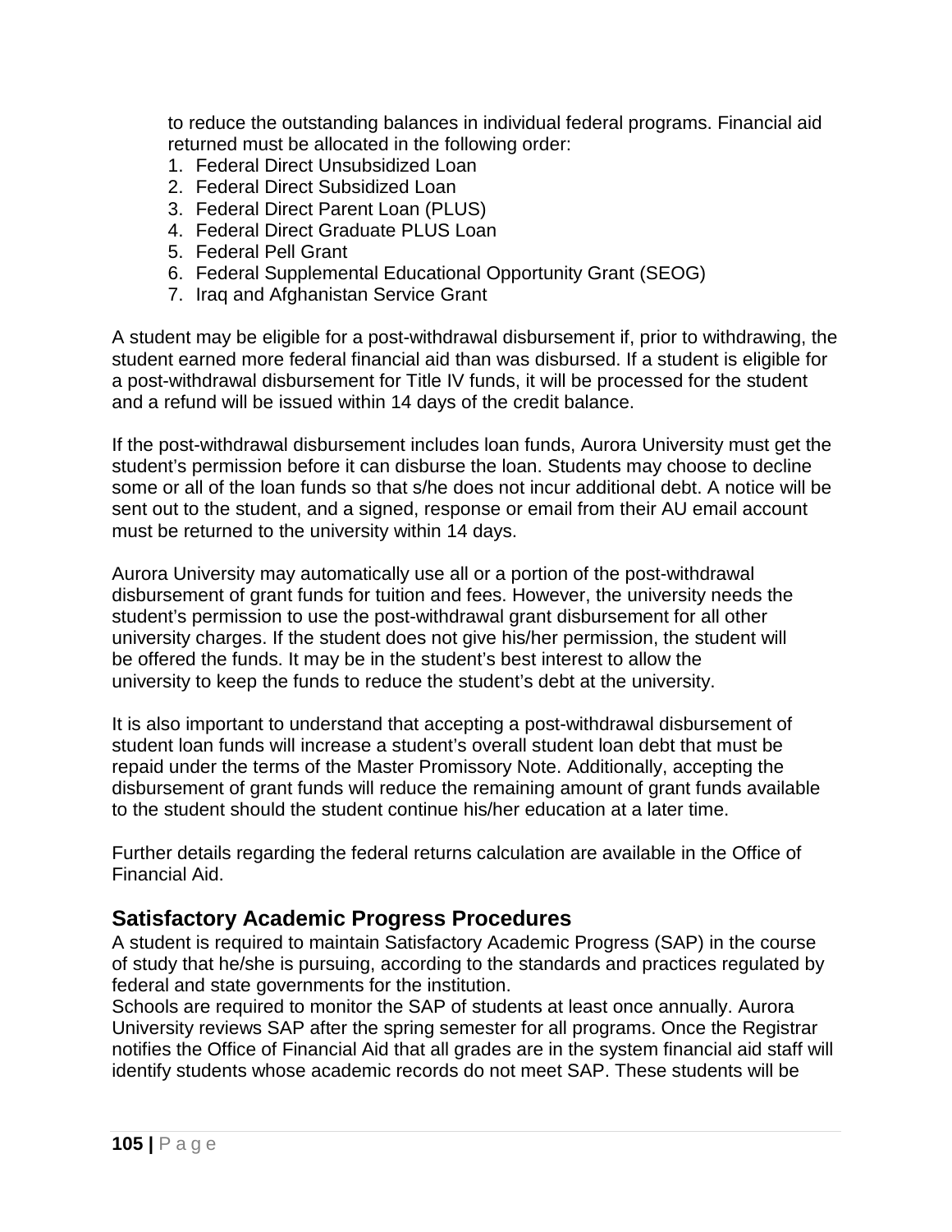to reduce the outstanding balances in individual federal programs. Financial aid returned must be allocated in the following order:

1. Federal Direct Unsubsidized Loan
2. Federal Direct Subsidized Loan
3. Federal Direct Parent Loan (PLUS)
4. Federal Direct Graduate PLUS Loan
5. Federal Pell Grant
6. Federal Supplemental Educational Opportunity Grant (SEOG)
7. Iraq and Afghanistan Service Grant

A student may be eligible for a post-withdrawal disbursement if, prior to withdrawing, the student earned more federal financial aid than was disbursed. If a student is eligible for a post-withdrawal disbursement for Title IV funds, it will be processed for the student and a refund will be issued within 14 days of the credit balance.

If the post-withdrawal disbursement includes loan funds, Aurora University must get the student's permission before it can disburse the loan. Students may choose to decline some or all of the loan funds so that s/he does not incur additional debt. A notice will be sent out to the student, and a signed, response or email from their AU email account must be returned to the university within 14 days.

Aurora University may automatically use all or a portion of the post-withdrawal disbursement of grant funds for tuition and fees. However, the university needs the student's permission to use the post-withdrawal grant disbursement for all other university charges. If the student does not give his/her permission, the student will be offered the funds. It may be in the student's best interest to allow the university to keep the funds to reduce the student's debt at the university.

It is also important to understand that accepting a post-withdrawal disbursement of student loan funds will increase a student's overall student loan debt that must be repaid under the terms of the Master Promissory Note. Additionally, accepting the disbursement of grant funds will reduce the remaining amount of grant funds available to the student should the student continue his/her education at a later time.

Further details regarding the federal returns calculation are available in the Office of Financial Aid.

## Satisfactory Academic Progress Procedures

A student is required to maintain Satisfactory Academic Progress (SAP) in the course of study that he/she is pursuing, according to the standards and practices regulated by federal and state governments for the institution.

Schools are required to monitor the SAP of students at least once annually. Aurora University reviews SAP after the spring semester for all programs. Once the Registrar notifies the Office of Financial Aid that all grades are in the system financial aid staff will identify students whose academic records do not meet SAP. These students will be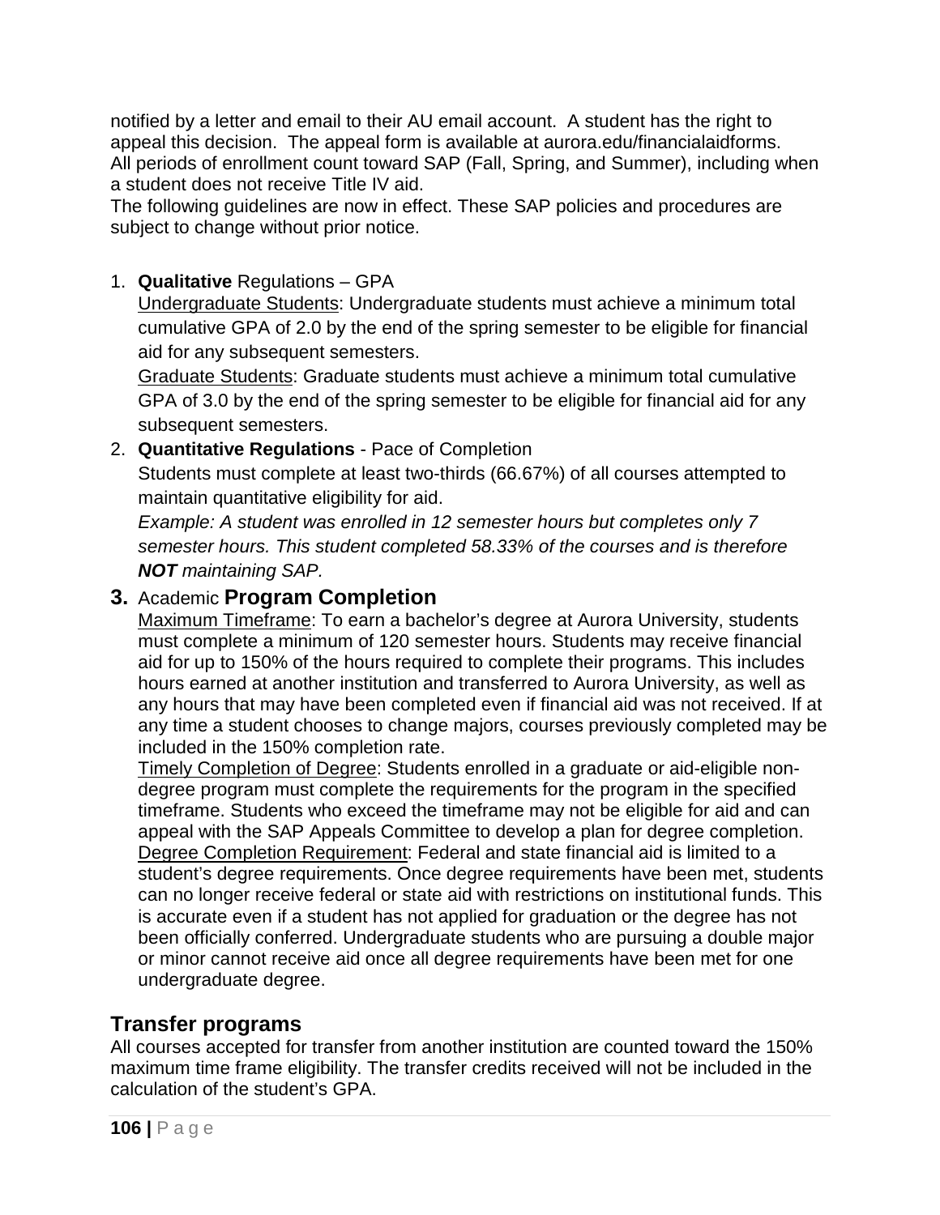notified by a letter and email to their AU email account. A student has the right to appeal this decision. The appeal form is available at aurora.edu/financialaidforms. All periods of enrollment count toward SAP (Fall, Spring, and Summer), including when a student does not receive Title IV aid.
The following guidelines are now in effect. These SAP policies and procedures are subject to change without prior notice.

1. **Qualitative** Regulations – GPA

   Undergraduate Students: Undergraduate students must achieve a minimum total cumulative GPA of 2.0 by the end of the spring semester to be eligible for financial aid for any subsequent semesters.

   Graduate Students: Graduate students must achieve a minimum total cumulative GPA of 3.0 by the end of the spring semester to be eligible for financial aid for any subsequent semesters.

2. **Quantitative Regulations** - Pace of Completion

   Students must complete at least two-thirds (66.67%) of all courses attempted to maintain quantitative eligibility for aid.

   *Example: A student was enrolled in 12 semester hours but completes only 7 semester hours. This student completed 58.33% of the courses and is therefore **NOT** maintaining SAP.*

3. Academic **Program Completion**

   Maximum Timeframe: To earn a bachelor's degree at Aurora University, students must complete a minimum of 120 semester hours. Students may receive financial aid for up to 150% of the hours required to complete their programs. This includes hours earned at another institution and transferred to Aurora University, as well as any hours that may have been completed even if financial aid was not received. If at any time a student chooses to change majors, courses previously completed may be included in the 150% completion rate.

   Timely Completion of Degree: Students enrolled in a graduate or aid-eligible non-degree program must complete the requirements for the program in the specified timeframe. Students who exceed the timeframe may not be eligible for aid and can appeal with the SAP Appeals Committee to develop a plan for degree completion.

   Degree Completion Requirement: Federal and state financial aid is limited to a student's degree requirements. Once degree requirements have been met, students can no longer receive federal or state aid with restrictions on institutional funds. This is accurate even if a student has not applied for graduation or the degree has not been officially conferred. Undergraduate students who are pursuing a double major or minor cannot receive aid once all degree requirements have been met for one undergraduate degree.

## Transfer programs

All courses accepted for transfer from another institution are counted toward the 150% maximum time frame eligibility. The transfer credits received will not be included in the calculation of the student's GPA.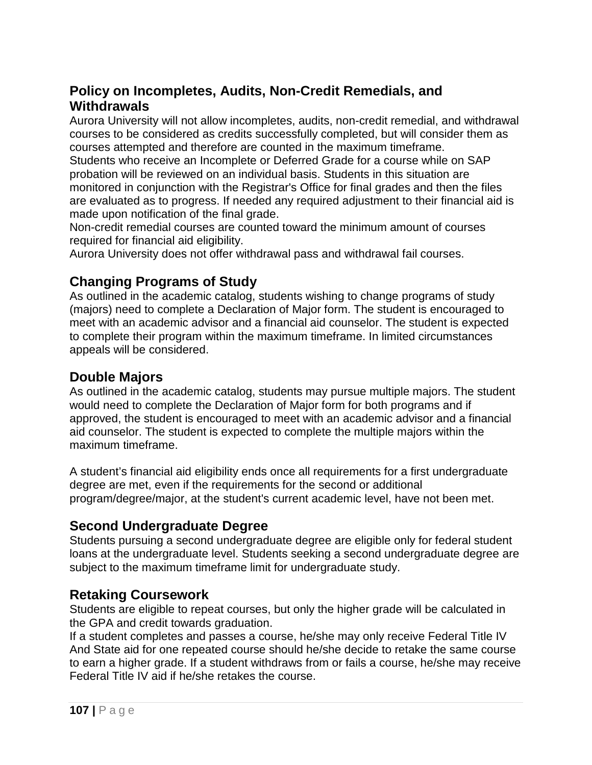## Policy on Incompletes, Audits, Non-Credit Remedials, and Withdrawals

Aurora University will not allow incompletes, audits, non-credit remedial, and withdrawal courses to be considered as credits successfully completed, but will consider them as courses attempted and therefore are counted in the maximum timeframe.
Students who receive an Incomplete or Deferred Grade for a course while on SAP probation will be reviewed on an individual basis. Students in this situation are monitored in conjunction with the Registrar's Office for final grades and then the files are evaluated as to progress. If needed any required adjustment to their financial aid is made upon notification of the final grade.
Non-credit remedial courses are counted toward the minimum amount of courses required for financial aid eligibility.
Aurora University does not offer withdrawal pass and withdrawal fail courses.

## Changing Programs of Study

As outlined in the academic catalog, students wishing to change programs of study (majors) need to complete a Declaration of Major form. The student is encouraged to meet with an academic advisor and a financial aid counselor. The student is expected to complete their program within the maximum timeframe. In limited circumstances appeals will be considered.

## Double Majors

As outlined in the academic catalog, students may pursue multiple majors. The student would need to complete the Declaration of Major form for both programs and if approved, the student is encouraged to meet with an academic advisor and a financial aid counselor. The student is expected to complete the multiple majors within the maximum timeframe.

A student's financial aid eligibility ends once all requirements for a first undergraduate degree are met, even if the requirements for the second or additional program/degree/major, at the student's current academic level, have not been met.

## Second Undergraduate Degree

Students pursuing a second undergraduate degree are eligible only for federal student loans at the undergraduate level. Students seeking a second undergraduate degree are subject to the maximum timeframe limit for undergraduate study.

## Retaking Coursework

Students are eligible to repeat courses, but only the higher grade will be calculated in the GPA and credit towards graduation.
If a student completes and passes a course, he/she may only receive Federal Title IV And State aid for one repeated course should he/she decide to retake the same course to earn a higher grade. If a student withdraws from or fails a course, he/she may receive Federal Title IV aid if he/she retakes the course.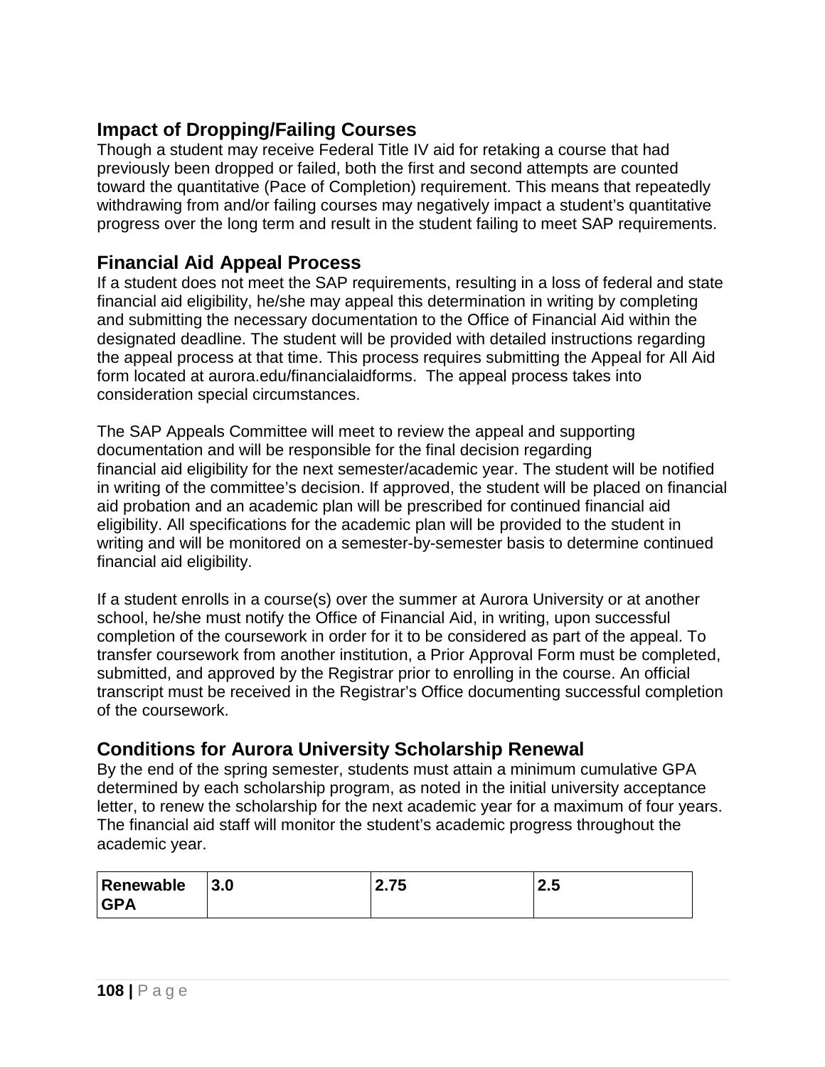## Impact of Dropping/Failing Courses

Though a student may receive Federal Title IV aid for retaking a course that had previously been dropped or failed, both the first and second attempts are counted toward the quantitative (Pace of Completion) requirement. This means that repeatedly withdrawing from and/or failing courses may negatively impact a student's quantitative progress over the long term and result in the student failing to meet SAP requirements.

## Financial Aid Appeal Process

If a student does not meet the SAP requirements, resulting in a loss of federal and state financial aid eligibility, he/she may appeal this determination in writing by completing and submitting the necessary documentation to the Office of Financial Aid within the designated deadline. The student will be provided with detailed instructions regarding the appeal process at that time. This process requires submitting the Appeal for All Aid form located at aurora.edu/financialaidforms. The appeal process takes into consideration special circumstances.

The SAP Appeals Committee will meet to review the appeal and supporting documentation and will be responsible for the final decision regarding financial aid eligibility for the next semester/academic year. The student will be notified in writing of the committee's decision. If approved, the student will be placed on financial aid probation and an academic plan will be prescribed for continued financial aid eligibility. All specifications for the academic plan will be provided to the student in writing and will be monitored on a semester-by-semester basis to determine continued financial aid eligibility.

If a student enrolls in a course(s) over the summer at Aurora University or at another school, he/she must notify the Office of Financial Aid, in writing, upon successful completion of the coursework in order for it to be considered as part of the appeal. To transfer coursework from another institution, a Prior Approval Form must be completed, submitted, and approved by the Registrar prior to enrolling in the course. An official transcript must be received in the Registrar's Office documenting successful completion of the coursework.

## Conditions for Aurora University Scholarship Renewal

By the end of the spring semester, students must attain a minimum cumulative GPA determined by each scholarship program, as noted in the initial university acceptance letter, to renew the scholarship for the next academic year for a maximum of four years. The financial aid staff will monitor the student's academic progress throughout the academic year.

| **Renewable GPA** | **3.0** | **2.75** | **2.5** |
|---|---|---|---|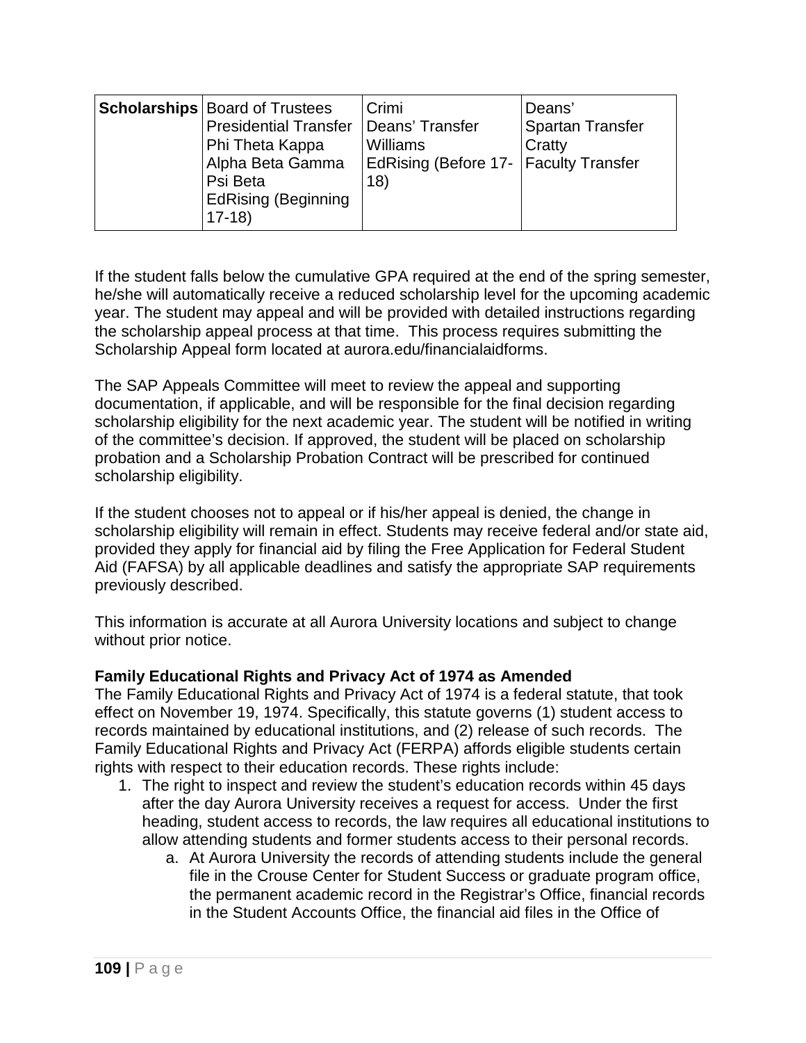| Scholarships | Board of Trustees<br>Presidential Transfer<br>Phi Theta Kappa<br>Alpha Beta Gamma<br>Psi Beta<br>EdRising (Beginning 17-18) | Crimi<br>Deans' Transfer<br>Williams<br>EdRising (Before 17-18) | Deans'<br>Spartan Transfer<br>Cratty<br>Faculty Transfer |
|---|---|---|---|

If the student falls below the cumulative GPA required at the end of the spring semester, he/she will automatically receive a reduced scholarship level for the upcoming academic year. The student may appeal and will be provided with detailed instructions regarding the scholarship appeal process at that time. This process requires submitting the Scholarship Appeal form located at aurora.edu/financialaidforms.

The SAP Appeals Committee will meet to review the appeal and supporting documentation, if applicable, and will be responsible for the final decision regarding scholarship eligibility for the next academic year. The student will be notified in writing of the committee's decision. If approved, the student will be placed on scholarship probation and a Scholarship Probation Contract will be prescribed for continued scholarship eligibility.

If the student chooses not to appeal or if his/her appeal is denied, the change in scholarship eligibility will remain in effect. Students may receive federal and/or state aid, provided they apply for financial aid by filing the Free Application for Federal Student Aid (FAFSA) by all applicable deadlines and satisfy the appropriate SAP requirements previously described.

This information is accurate at all Aurora University locations and subject to change without prior notice.

**Family Educational Rights and Privacy Act of 1974 as Amended**

The Family Educational Rights and Privacy Act of 1974 is a federal statute, that took effect on November 19, 1974. Specifically, this statute governs (1) student access to records maintained by educational institutions, and (2) release of such records. The Family Educational Rights and Privacy Act (FERPA) affords eligible students certain rights with respect to their education records. These rights include:

1. The right to inspect and review the student's education records within 45 days after the day Aurora University receives a request for access. Under the first heading, student access to records, the law requires all educational institutions to allow attending students and former students access to their personal records.
    a. At Aurora University the records of attending students include the general file in the Crouse Center for Student Success or graduate program office, the permanent academic record in the Registrar's Office, financial records in the Student Accounts Office, the financial aid files in the Office of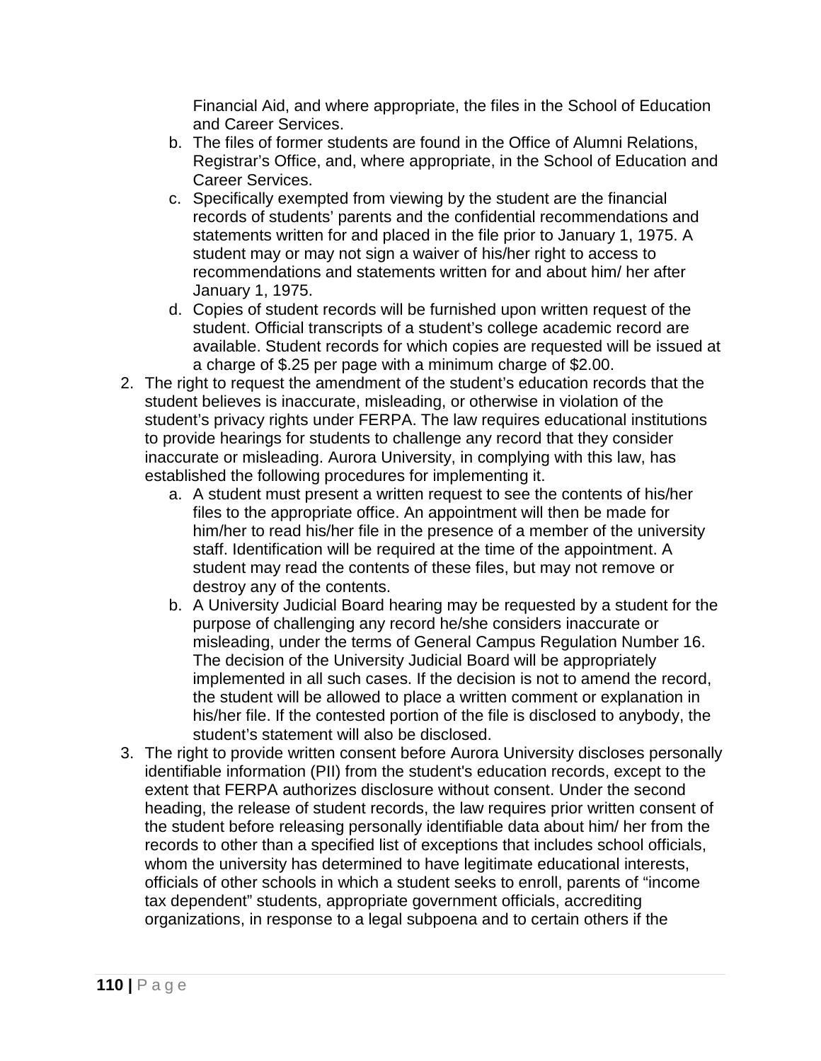Financial Aid, and where appropriate, the files in the School of Education and Career Services.

   b. The files of former students are found in the Office of Alumni Relations, Registrar's Office, and, where appropriate, in the School of Education and Career Services.
   c. Specifically exempted from viewing by the student are the financial records of students' parents and the confidential recommendations and statements written for and placed in the file prior to January 1, 1975. A student may or may not sign a waiver of his/her right to access to recommendations and statements written for and about him/ her after January 1, 1975.
   d. Copies of student records will be furnished upon written request of the student. Official transcripts of a student's college academic record are available. Student records for which copies are requested will be issued at a charge of $.25 per page with a minimum charge of $2.00.

2. The right to request the amendment of the student's education records that the student believes is inaccurate, misleading, or otherwise in violation of the student's privacy rights under FERPA. The law requires educational institutions to provide hearings for students to challenge any record that they consider inaccurate or misleading. Aurora University, in complying with this law, has established the following procedures for implementing it.
   a. A student must present a written request to see the contents of his/her files to the appropriate office. An appointment will then be made for him/her to read his/her file in the presence of a member of the university staff. Identification will be required at the time of the appointment. A student may read the contents of these files, but may not remove or destroy any of the contents.
   b. A University Judicial Board hearing may be requested by a student for the purpose of challenging any record he/she considers inaccurate or misleading, under the terms of General Campus Regulation Number 16. The decision of the University Judicial Board will be appropriately implemented in all such cases. If the decision is not to amend the record, the student will be allowed to place a written comment or explanation in his/her file. If the contested portion of the file is disclosed to anybody, the student's statement will also be disclosed.
3. The right to provide written consent before Aurora University discloses personally identifiable information (PII) from the student's education records, except to the extent that FERPA authorizes disclosure without consent. Under the second heading, the release of student records, the law requires prior written consent of the student before releasing personally identifiable data about him/ her from the records to other than a specified list of exceptions that includes school officials, whom the university has determined to have legitimate educational interests, officials of other schools in which a student seeks to enroll, parents of "income tax dependent" students, appropriate government officials, accrediting organizations, in response to a legal subpoena and to certain others if the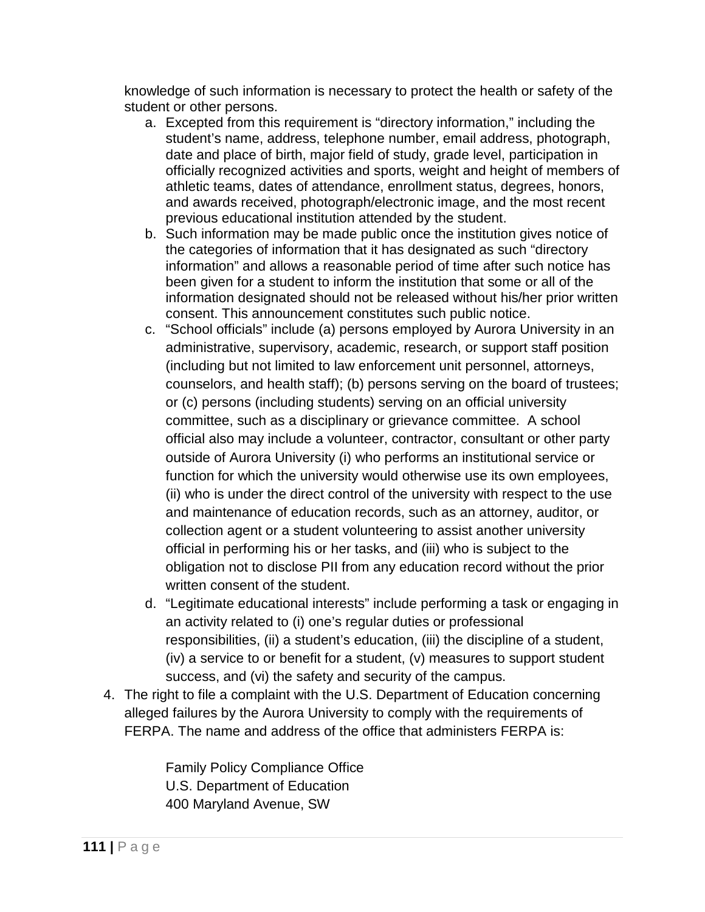knowledge of such information is necessary to protect the health or safety of the student or other persons.

   a. Excepted from this requirement is "directory information," including the student's name, address, telephone number, email address, photograph, date and place of birth, major field of study, grade level, participation in officially recognized activities and sports, weight and height of members of athletic teams, dates of attendance, enrollment status, degrees, honors, and awards received, photograph/electronic image, and the most recent previous educational institution attended by the student.
   b. Such information may be made public once the institution gives notice of the categories of information that it has designated as such "directory information" and allows a reasonable period of time after such notice has been given for a student to inform the institution that some or all of the information designated should not be released without his/her prior written consent. This announcement constitutes such public notice.
   c. "School officials" include (a) persons employed by Aurora University in an administrative, supervisory, academic, research, or support staff position (including but not limited to law enforcement unit personnel, attorneys, counselors, and health staff); (b) persons serving on the board of trustees; or (c) persons (including students) serving on an official university committee, such as a disciplinary or grievance committee. A school official also may include a volunteer, contractor, consultant or other party outside of Aurora University (i) who performs an institutional service or function for which the university would otherwise use its own employees, (ii) who is under the direct control of the university with respect to the use and maintenance of education records, such as an attorney, auditor, or collection agent or a student volunteering to assist another university official in performing his or her tasks, and (iii) who is subject to the obligation not to disclose PII from any education record without the prior written consent of the student.
   d. "Legitimate educational interests" include performing a task or engaging in an activity related to (i) one's regular duties or professional responsibilities, (ii) a student's education, (iii) the discipline of a student, (iv) a service to or benefit for a student, (v) measures to support student success, and (vi) the safety and security of the campus.

4. The right to file a complaint with the U.S. Department of Education concerning alleged failures by the Aurora University to comply with the requirements of FERPA. The name and address of the office that administers FERPA is:

   Family Policy Compliance Office
   U.S. Department of Education
   400 Maryland Avenue, SW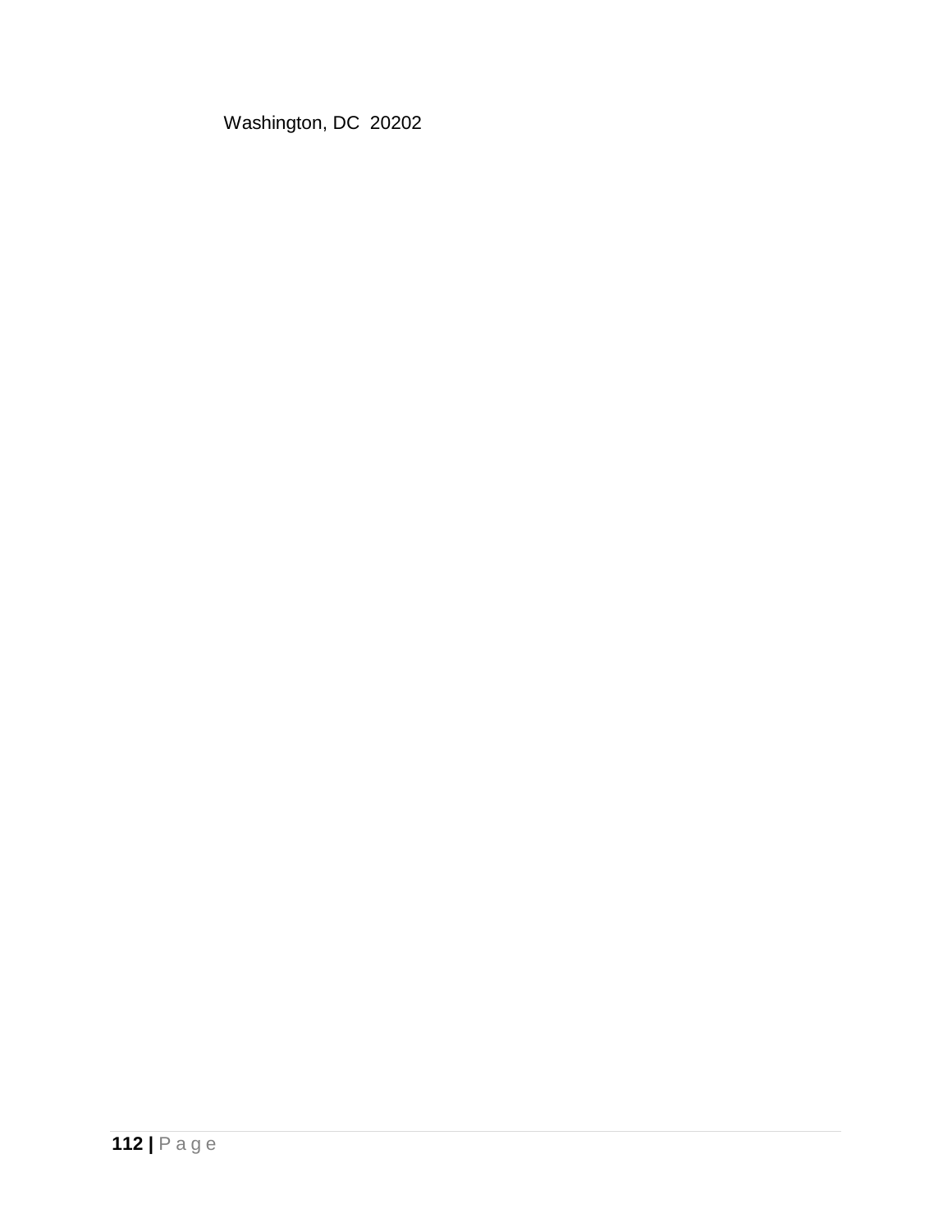Washington, DC  20202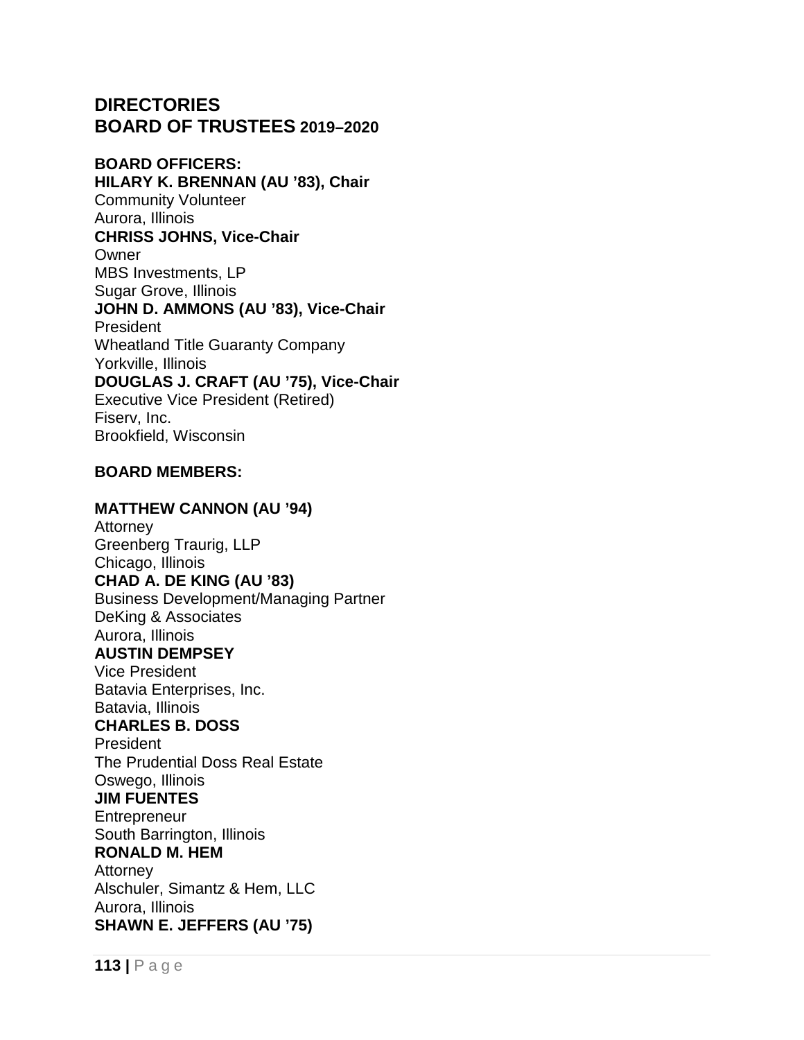# DIRECTORIES

## BOARD OF TRUSTEES 2019–2020

**BOARD OFFICERS:**

**HILARY K. BRENNAN (AU ’83), Chair**
Community Volunteer
Aurora, Illinois

**CHRISS JOHNS, Vice-Chair**
Owner
MBS Investments, LP
Sugar Grove, Illinois

**JOHN D. AMMONS (AU ’83), Vice-Chair**
President
Wheatland Title Guaranty Company
Yorkville, Illinois

**DOUGLAS J. CRAFT (AU ’75), Vice-Chair**
Executive Vice President (Retired)
Fiserv, Inc.
Brookfield, Wisconsin

**BOARD MEMBERS:**

**MATTHEW CANNON (AU ’94)**
Attorney
Greenberg Traurig, LLP
Chicago, Illinois

**CHAD A. DE KING (AU ’83)**
Business Development/Managing Partner
DeKing & Associates
Aurora, Illinois

**AUSTIN DEMPSEY**
Vice President
Batavia Enterprises, Inc.
Batavia, Illinois

**CHARLES B. DOSS**
President
The Prudential Doss Real Estate
Oswego, Illinois

**JIM FUENTES**
Entrepreneur
South Barrington, Illinois

**RONALD M. HEM**
Attorney
Alschuler, Simantz & Hem, LLC
Aurora, Illinois

**SHAWN E. JEFFERS (AU ’75)**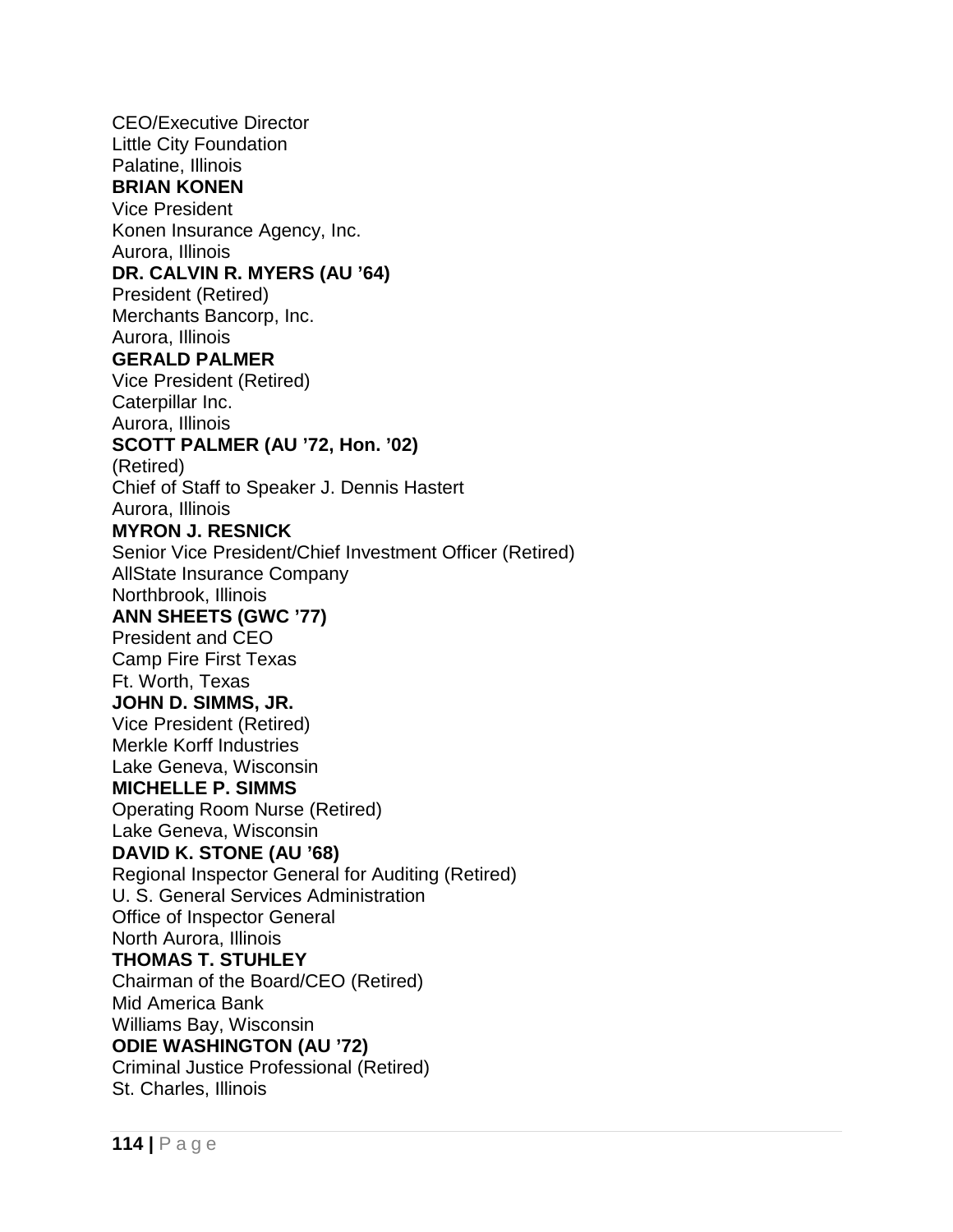CEO/Executive Director
Little City Foundation
Palatine, Illinois

**BRIAN KONEN**
Vice President
Konen Insurance Agency, Inc.
Aurora, Illinois

**DR. CALVIN R. MYERS (AU ’64)**
President (Retired)
Merchants Bancorp, Inc.
Aurora, Illinois

**GERALD PALMER**
Vice President (Retired)
Caterpillar Inc.
Aurora, Illinois

**SCOTT PALMER (AU ’72, Hon. ’02)**
(Retired)
Chief of Staff to Speaker J. Dennis Hastert
Aurora, Illinois

**MYRON J. RESNICK**
Senior Vice President/Chief Investment Officer (Retired)
AllState Insurance Company
Northbrook, Illinois

**ANN SHEETS (GWC ’77)**
President and CEO
Camp Fire First Texas
Ft. Worth, Texas

**JOHN D. SIMMS, JR.**
Vice President (Retired)
Merkle Korff Industries
Lake Geneva, Wisconsin

**MICHELLE P. SIMMS**
Operating Room Nurse (Retired)
Lake Geneva, Wisconsin

**DAVID K. STONE (AU ’68)**
Regional Inspector General for Auditing (Retired)
U. S. General Services Administration
Office of Inspector General
North Aurora, Illinois

**THOMAS T. STUHLEY**
Chairman of the Board/CEO (Retired)
Mid America Bank
Williams Bay, Wisconsin

**ODIE WASHINGTON (AU ’72)**
Criminal Justice Professional (Retired)
St. Charles, Illinois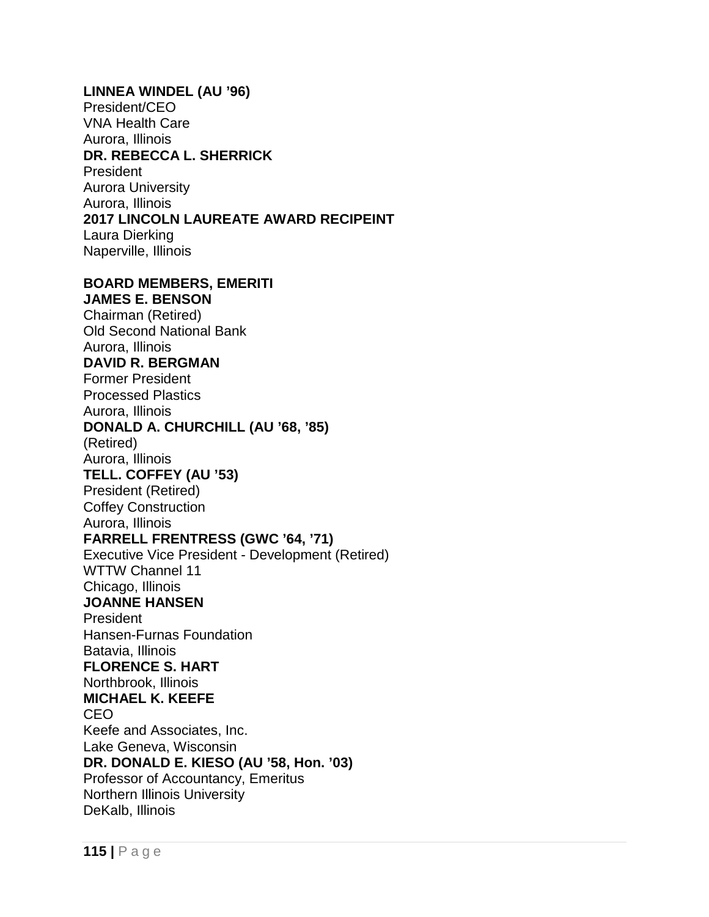**LINNEA WINDEL (AU ’96)**
President/CEO
VNA Health Care
Aurora, Illinois

**DR. REBECCA L. SHERRICK**
President
Aurora University
Aurora, Illinois

**2017 LINCOLN LAUREATE AWARD RECIPEINT**
Laura Dierking
Naperville, Illinois

**BOARD MEMBERS, EMERITI**

**JAMES E. BENSON**
Chairman (Retired)
Old Second National Bank
Aurora, Illinois

**DAVID R. BERGMAN**
Former President
Processed Plastics
Aurora, Illinois

**DONALD A. CHURCHILL (AU ’68, ’85)**
(Retired)
Aurora, Illinois

**TELL. COFFEY (AU ’53)**
President (Retired)
Coffey Construction
Aurora, Illinois

**FARRELL FRENTRESS (GWC ’64, ’71)**
Executive Vice President - Development (Retired)
WTTW Channel 11
Chicago, Illinois

**JOANNE HANSEN**
President
Hansen-Furnas Foundation
Batavia, Illinois

**FLORENCE S. HART**
Northbrook, Illinois

**MICHAEL K. KEEFE**
CEO
Keefe and Associates, Inc.
Lake Geneva, Wisconsin

**DR. DONALD E. KIESO (AU ’58, Hon. ’03)**
Professor of Accountancy, Emeritus
Northern Illinois University
DeKalb, Illinois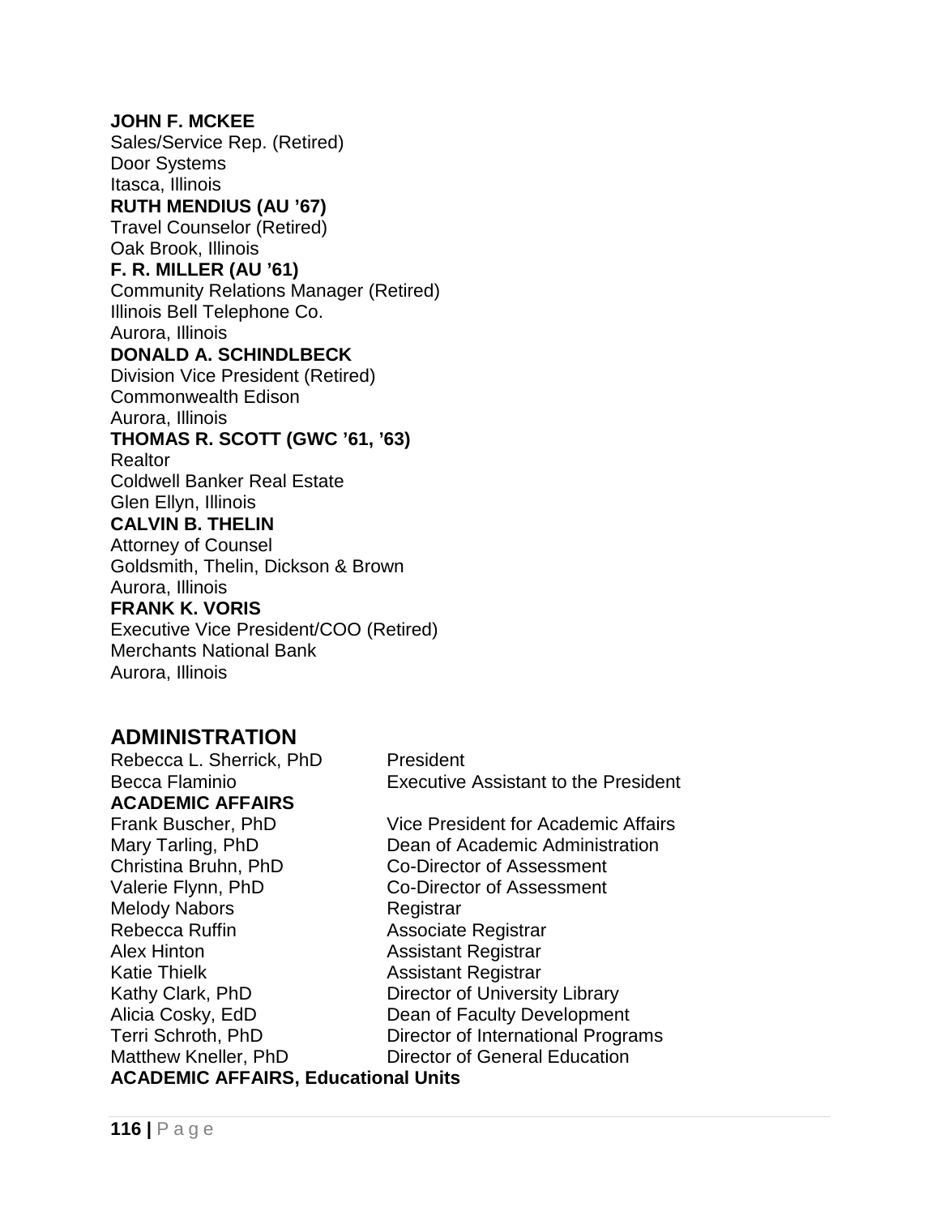**JOHN F. MCKEE**
Sales/Service Rep. (Retired)
Door Systems
Itasca, Illinois

**RUTH MENDIUS (AU ’67)**
Travel Counselor (Retired)
Oak Brook, Illinois

**F. R. MILLER (AU ’61)**
Community Relations Manager (Retired)
Illinois Bell Telephone Co.
Aurora, Illinois

**DONALD A. SCHINDLBECK**
Division Vice President (Retired)
Commonwealth Edison
Aurora, Illinois

**THOMAS R. SCOTT (GWC ’61, ’63)**
Realtor
Coldwell Banker Real Estate
Glen Ellyn, Illinois

**CALVIN B. THELIN**
Attorney of Counsel
Goldsmith, Thelin, Dickson & Brown
Aurora, Illinois

**FRANK K. VORIS**
Executive Vice President/COO (Retired)
Merchants National Bank
Aurora, Illinois

## ADMINISTRATION

| | |
|---|---|
| Rebecca L. Sherrick, PhD | President |
| Becca Flaminio | Executive Assistant to the President |

**ACADEMIC AFFAIRS**

| | |
|---|---|
| Frank Buscher, PhD | Vice President for Academic Affairs |
| Mary Tarling, PhD | Dean of Academic Administration |
| Christina Bruhn, PhD | Co-Director of Assessment |
| Valerie Flynn, PhD | Co-Director of Assessment |
| Melody Nabors | Registrar |
| Rebecca Ruffin | Associate Registrar |
| Alex Hinton | Assistant Registrar |
| Katie Thielk | Assistant Registrar |
| Kathy Clark, PhD | Director of University Library |
| Alicia Cosky, EdD | Dean of Faculty Development |
| Terri Schroth, PhD | Director of International Programs |
| Matthew Kneller, PhD | Director of General Education |

**ACADEMIC AFFAIRS, Educational Units**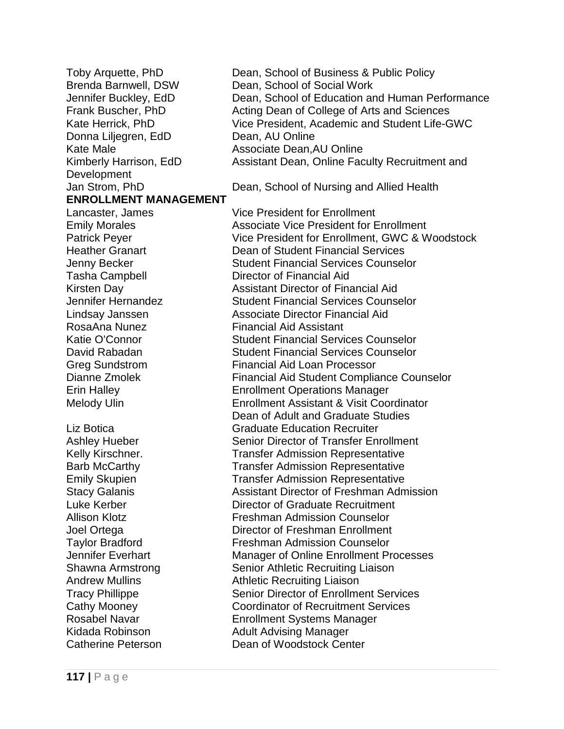| | |
|---|---|
| Toby Arquette, PhD | Dean, School of Business & Public Policy |
| Brenda Barnwell, DSW | Dean, School of Social Work |
| Jennifer Buckley, EdD | Dean, School of Education and Human Performance |
| Frank Buscher, PhD | Acting Dean of College of Arts and Sciences |
| Kate Herrick, PhD | Vice President, Academic and Student Life-GWC |
| Donna Liljegren, EdD | Dean, AU Online |
| Kate Male | Associate Dean,AU Online |
| Kimberly Harrison, EdD | Assistant Dean, Online Faculty Recruitment and Development |
| Jan Strom, PhD | Dean, School of Nursing and Allied Health |

**ENROLLMENT MANAGEMENT**

| | |
|---|---|
| Lancaster, James | Vice President for Enrollment |
| Emily Morales | Associate Vice President for Enrollment |
| Patrick Peyer | Vice President for Enrollment, GWC & Woodstock |
| Heather Granart | Dean of Student Financial Services |
| Jenny Becker | Student Financial Services Counselor |
| Tasha Campbell | Director of Financial Aid |
| Kirsten Day | Assistant Director of Financial Aid |
| Jennifer Hernandez | Student Financial Services Counselor |
| Lindsay Janssen | Associate Director Financial Aid |
| RosaAna Nunez | Financial Aid Assistant |
| Katie O'Connor | Student Financial Services Counselor |
| David Rabadan | Student Financial Services Counselor |
| Greg Sundstrom | Financial Aid Loan Processor |
| Dianne Zmolek | Financial Aid Student Compliance Counselor |
| Erin Halley | Enrollment Operations Manager |
| Melody Ulin | Enrollment Assistant & Visit Coordinator |
| | Dean of Adult and Graduate Studies |
| Liz Botica | Graduate Education Recruiter |
| Ashley Hueber | Senior Director of Transfer Enrollment |
| Kelly Kirschner. | Transfer Admission Representative |
| Barb McCarthy | Transfer Admission Representative |
| Emily Skupien | Transfer Admission Representative |
| Stacy Galanis | Assistant Director of Freshman Admission |
| Luke Kerber | Director of Graduate Recruitment |
| Allison Klotz | Freshman Admission Counselor |
| Joel Ortega | Director of Freshman Enrollment |
| Taylor Bradford | Freshman Admission Counselor |
| Jennifer Everhart | Manager of Online Enrollment Processes |
| Shawna Armstrong | Senior Athletic Recruiting Liaison |
| Andrew Mullins | Athletic Recruiting Liaison |
| Tracy Phillippe | Senior Director of Enrollment Services |
| Cathy Mooney | Coordinator of Recruitment Services |
| Rosabel Navar | Enrollment Systems Manager |
| Kidada Robinson | Adult Advising Manager |
| Catherine Peterson | Dean of Woodstock Center |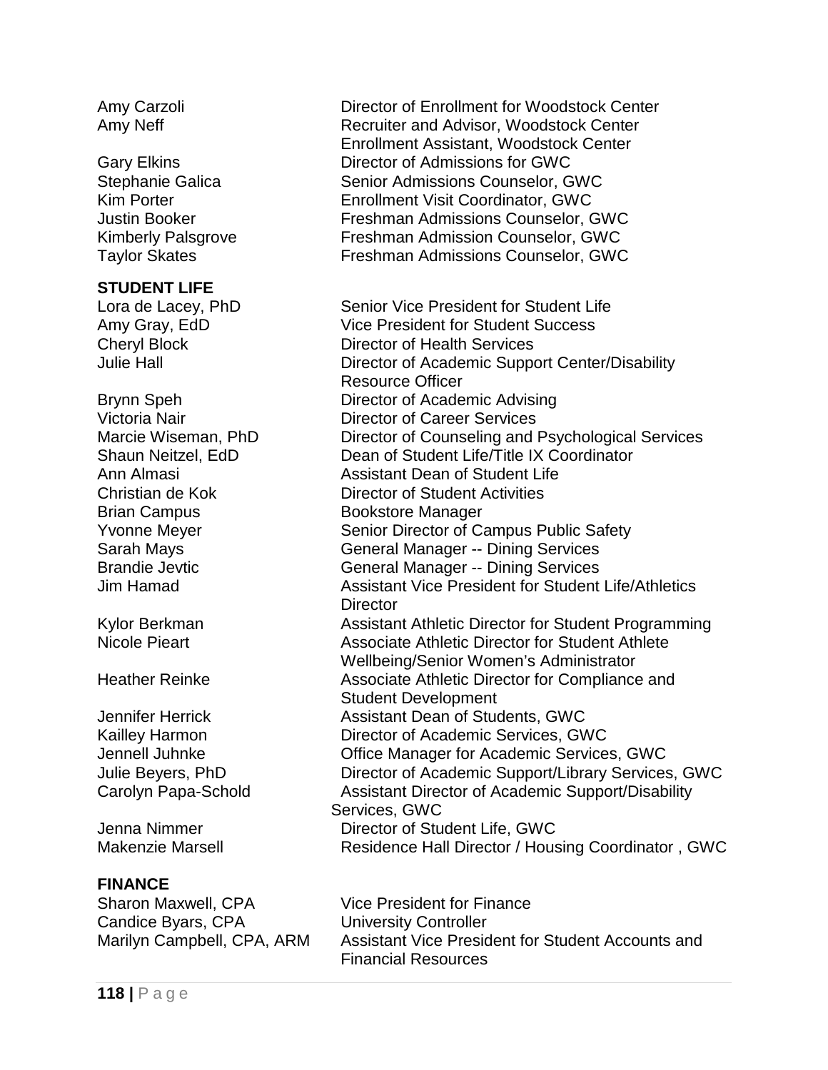| | |
|---|---|
| Amy Carzoli | Director of Enrollment for Woodstock Center |
| Amy Neff | Recruiter and Advisor, Woodstock Center<br>Enrollment Assistant, Woodstock Center |
| Gary Elkins | Director of Admissions for GWC |
| Stephanie Galica | Senior Admissions Counselor, GWC |
| Kim Porter | Enrollment Visit Coordinator, GWC |
| Justin Booker | Freshman Admissions Counselor, GWC |
| Kimberly Palsgrove | Freshman Admission Counselor, GWC |
| Taylor Skates | Freshman Admissions Counselor, GWC |

**STUDENT LIFE**

| | |
|---|---|
| Lora de Lacey, PhD | Senior Vice President for Student Life |
| Amy Gray, EdD | Vice President for Student Success |
| Cheryl Block | Director of Health Services |
| Julie Hall | Director of Academic Support Center/Disability Resource Officer |
| Brynn Speh | Director of Academic Advising |
| Victoria Nair | Director of Career Services |
| Marcie Wiseman, PhD | Director of Counseling and Psychological Services |
| Shaun Neitzel, EdD | Dean of Student Life/Title IX Coordinator |
| Ann Almasi | Assistant Dean of Student Life |
| Christian de Kok | Director of Student Activities |
| Brian Campus | Bookstore Manager |
| Yvonne Meyer | Senior Director of Campus Public Safety |
| Sarah Mays | General Manager -- Dining Services |
| Brandie Jevtic | General Manager -- Dining Services |
| Jim Hamad | Assistant Vice President for Student Life/Athletics Director |
| Kylor Berkman | Assistant Athletic Director for Student Programming |
| Nicole Pieart | Associate Athletic Director for Student Athlete Wellbeing/Senior Women's Administrator |
| Heather Reinke | Associate Athletic Director for Compliance and Student Development |
| Jennifer Herrick | Assistant Dean of Students, GWC |
| Kailley Harmon | Director of Academic Services, GWC |
| Jennell Juhnke | Office Manager for Academic Services, GWC |
| Julie Beyers, PhD | Director of Academic Support/Library Services, GWC |
| Carolyn Papa-Schold | Assistant Director of Academic Support/Disability Services, GWC |
| Jenna Nimmer | Director of Student Life, GWC |
| Makenzie Marsell | Residence Hall Director / Housing Coordinator , GWC |

**FINANCE**

| | |
|---|---|
| Sharon Maxwell, CPA | Vice President for Finance |
| Candice Byars, CPA | University Controller |
| Marilyn Campbell, CPA, ARM | Assistant Vice President for Student Accounts and Financial Resources |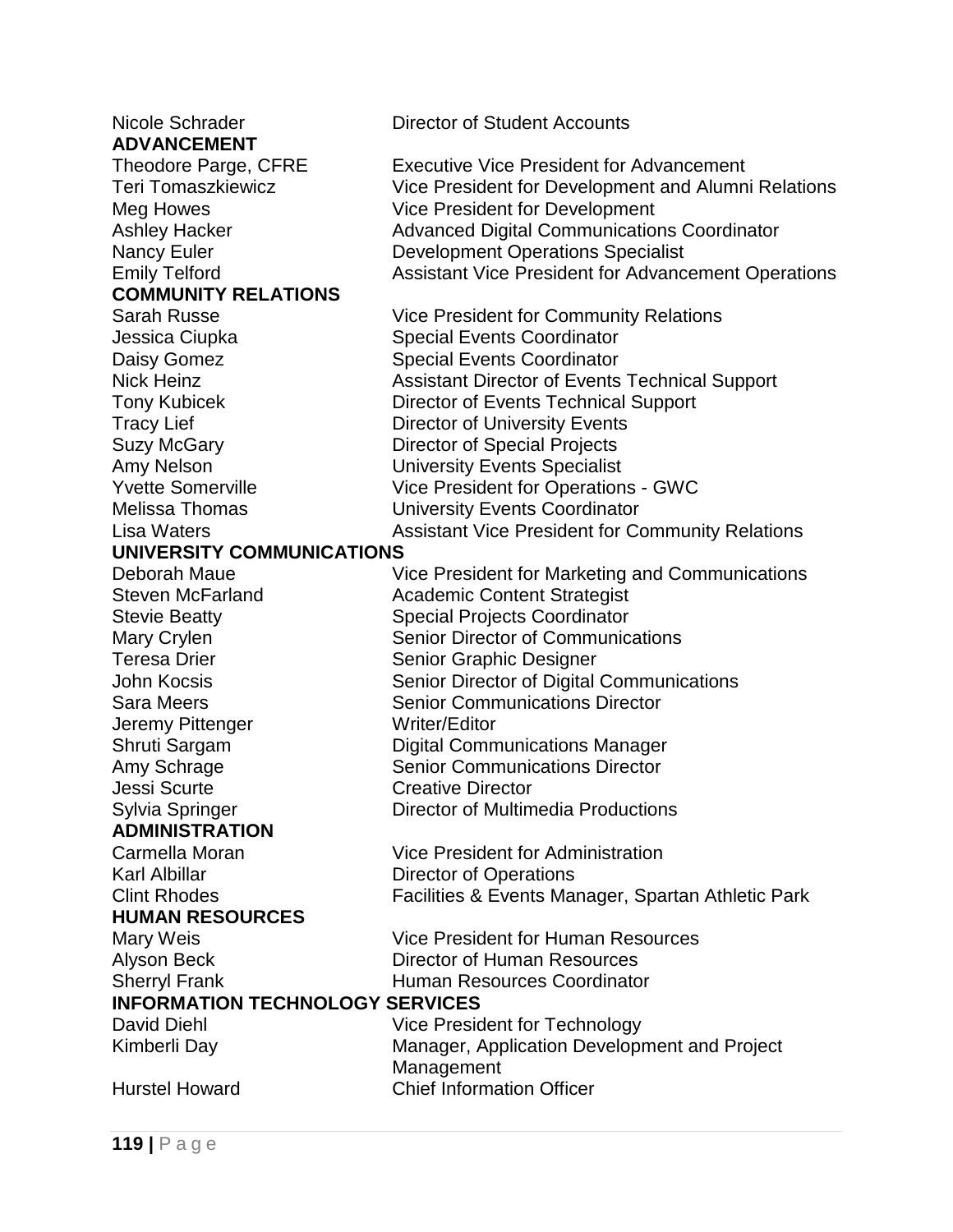| | |
|---|---|
| Nicole Schrader | Director of Student Accounts |

**ADVANCEMENT**

| | |
|---|---|
| Theodore Parge, CFRE | Executive Vice President for Advancement |
| Teri Tomaszkiewicz | Vice President for Development and Alumni Relations |
| Meg Howes | Vice President for Development |
| Ashley Hacker | Advanced Digital Communications Coordinator |
| Nancy Euler | Development Operations Specialist |
| Emily Telford | Assistant Vice President for Advancement Operations |

**COMMUNITY RELATIONS**

| | |
|---|---|
| Sarah Russe | Vice President for Community Relations |
| Jessica Ciupka | Special Events Coordinator |
| Daisy Gomez | Special Events Coordinator |
| Nick Heinz | Assistant Director of Events Technical Support |
| Tony Kubicek | Director of Events Technical Support |
| Tracy Lief | Director of University Events |
| Suzy McGary | Director of Special Projects |
| Amy Nelson | University Events Specialist |
| Yvette Somerville | Vice President for Operations - GWC |
| Melissa Thomas | University Events Coordinator |
| Lisa Waters | Assistant Vice President for Community Relations |

**UNIVERSITY COMMUNICATIONS**

| | |
|---|---|
| Deborah Maue | Vice President for Marketing and Communications |
| Steven McFarland | Academic Content Strategist |
| Stevie Beatty | Special Projects Coordinator |
| Mary Crylen | Senior Director of Communications |
| Teresa Drier | Senior Graphic Designer |
| John Kocsis | Senior Director of Digital Communications |
| Sara Meers | Senior Communications Director |
| Jeremy Pittenger | Writer/Editor |
| Shruti Sargam | Digital Communications Manager |
| Amy Schrage | Senior Communications Director |
| Jessi Scurte | Creative Director |
| Sylvia Springer | Director of Multimedia Productions |

**ADMINISTRATION**

| | |
|---|---|
| Carmella Moran | Vice President for Administration |
| Karl Albillar | Director of Operations |
| Clint Rhodes | Facilities & Events Manager, Spartan Athletic Park |

**HUMAN RESOURCES**

| | |
|---|---|
| Mary Weis | Vice President for Human Resources |
| Alyson Beck | Director of Human Resources |
| Sherryl Frank | Human Resources Coordinator |

**INFORMATION TECHNOLOGY SERVICES**

| | |
|---|---|
| David Diehl | Vice President for Technology |
| Kimberli Day | Manager, Application Development and Project Management |
| Hurstel Howard | Chief Information Officer |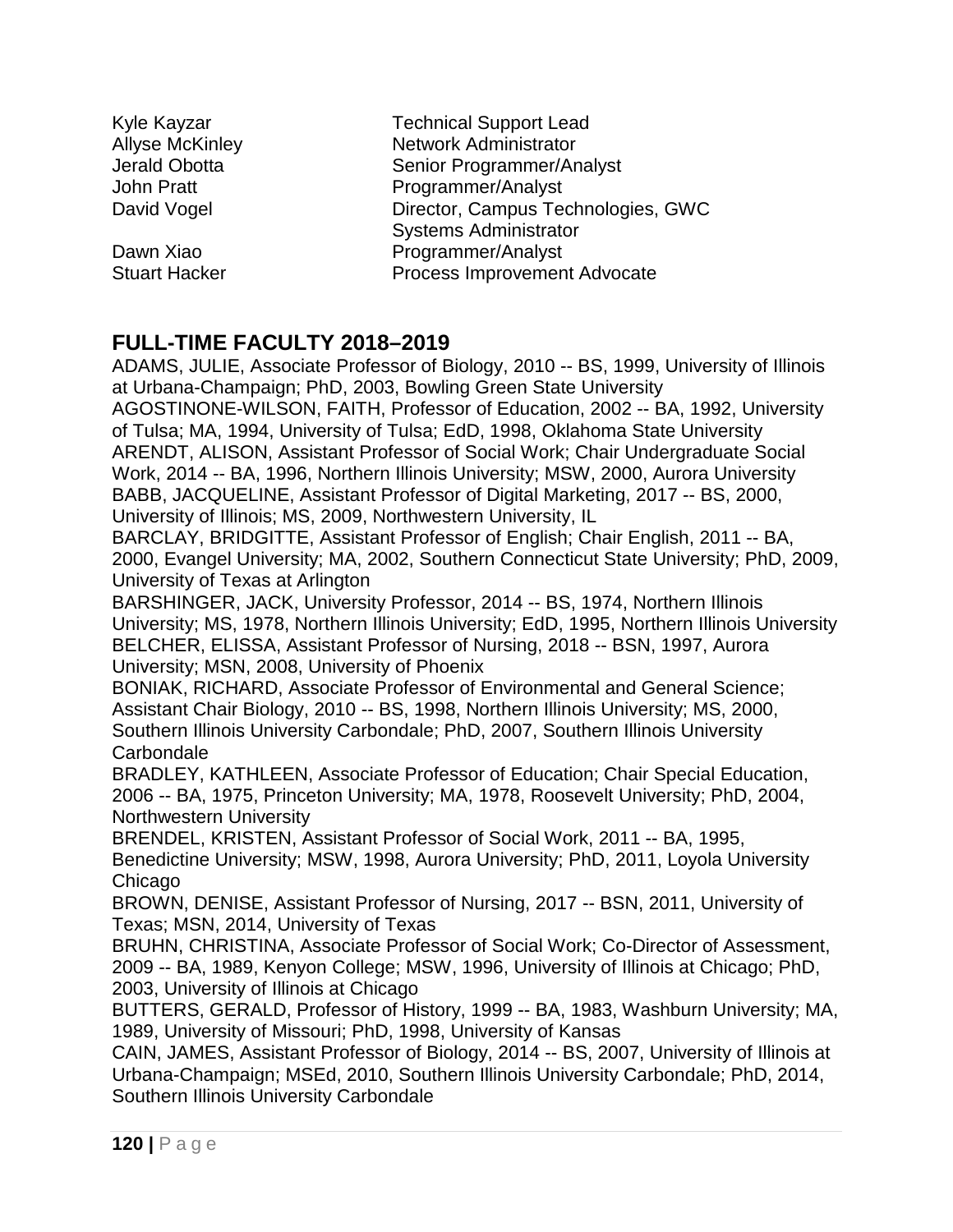| | |
|---|---|
| Kyle Kayzar | Technical Support Lead |
| Allyse McKinley | Network Administrator |
| Jerald Obotta | Senior Programmer/Analyst |
| John Pratt | Programmer/Analyst |
| David Vogel | Director, Campus Technologies, GWC Systems Administrator |
| Dawn Xiao | Programmer/Analyst |
| Stuart Hacker | Process Improvement Advocate |

## FULL-TIME FACULTY 2018–2019

ADAMS, JULIE, Associate Professor of Biology, 2010 -- BS, 1999, University of Illinois at Urbana-Champaign; PhD, 2003, Bowling Green State University

AGOSTINONE-WILSON, FAITH, Professor of Education, 2002 -- BA, 1992, University of Tulsa; MA, 1994, University of Tulsa; EdD, 1998, Oklahoma State University

ARENDT, ALISON, Assistant Professor of Social Work; Chair Undergraduate Social Work, 2014 -- BA, 1996, Northern Illinois University; MSW, 2000, Aurora University

BABB, JACQUELINE, Assistant Professor of Digital Marketing, 2017 -- BS, 2000, University of Illinois; MS, 2009, Northwestern University, IL

BARCLAY, BRIDGITTE, Assistant Professor of English; Chair English, 2011 -- BA, 2000, Evangel University; MA, 2002, Southern Connecticut State University; PhD, 2009, University of Texas at Arlington

BARSHINGER, JACK, University Professor, 2014 -- BS, 1974, Northern Illinois University; MS, 1978, Northern Illinois University; EdD, 1995, Northern Illinois University

BELCHER, ELISSA, Assistant Professor of Nursing, 2018 -- BSN, 1997, Aurora University; MSN, 2008, University of Phoenix

BONIAK, RICHARD, Associate Professor of Environmental and General Science; Assistant Chair Biology, 2010 -- BS, 1998, Northern Illinois University; MS, 2000, Southern Illinois University Carbondale; PhD, 2007, Southern Illinois University Carbondale

BRADLEY, KATHLEEN, Associate Professor of Education; Chair Special Education, 2006 -- BA, 1975, Princeton University; MA, 1978, Roosevelt University; PhD, 2004, Northwestern University

BRENDEL, KRISTEN, Assistant Professor of Social Work, 2011 -- BA, 1995, Benedictine University; MSW, 1998, Aurora University; PhD, 2011, Loyola University Chicago

BROWN, DENISE, Assistant Professor of Nursing, 2017 -- BSN, 2011, University of Texas; MSN, 2014, University of Texas

BRUHN, CHRISTINA, Associate Professor of Social Work; Co-Director of Assessment, 2009 -- BA, 1989, Kenyon College; MSW, 1996, University of Illinois at Chicago; PhD, 2003, University of Illinois at Chicago

BUTTERS, GERALD, Professor of History, 1999 -- BA, 1983, Washburn University; MA, 1989, University of Missouri; PhD, 1998, University of Kansas

CAIN, JAMES, Assistant Professor of Biology, 2014 -- BS, 2007, University of Illinois at Urbana-Champaign; MSEd, 2010, Southern Illinois University Carbondale; PhD, 2014, Southern Illinois University Carbondale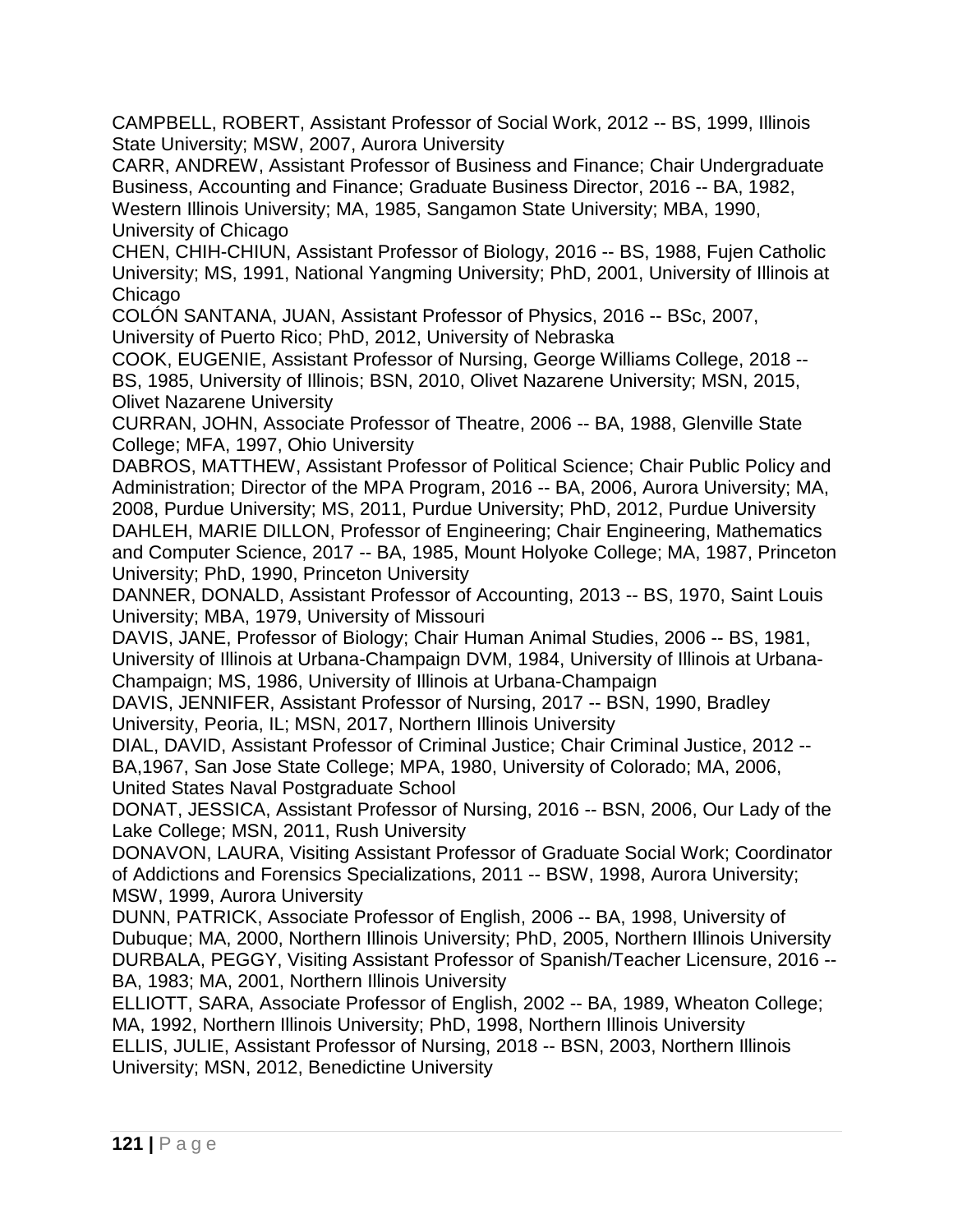CAMPBELL, ROBERT, Assistant Professor of Social Work, 2012 -- BS, 1999, Illinois State University; MSW, 2007, Aurora University

CARR, ANDREW, Assistant Professor of Business and Finance; Chair Undergraduate Business, Accounting and Finance; Graduate Business Director, 2016 -- BA, 1982, Western Illinois University; MA, 1985, Sangamon State University; MBA, 1990, University of Chicago

CHEN, CHIH-CHIUN, Assistant Professor of Biology, 2016 -- BS, 1988, Fujen Catholic University; MS, 1991, National Yangming University; PhD, 2001, University of Illinois at Chicago

COLÓN SANTANA, JUAN, Assistant Professor of Physics, 2016 -- BSc, 2007, University of Puerto Rico; PhD, 2012, University of Nebraska

COOK, EUGENIE, Assistant Professor of Nursing, George Williams College, 2018 -- BS, 1985, University of Illinois; BSN, 2010, Olivet Nazarene University; MSN, 2015, Olivet Nazarene University

CURRAN, JOHN, Associate Professor of Theatre, 2006 -- BA, 1988, Glenville State College; MFA, 1997, Ohio University

DABROS, MATTHEW, Assistant Professor of Political Science; Chair Public Policy and Administration; Director of the MPA Program, 2016 -- BA, 2006, Aurora University; MA, 2008, Purdue University; MS, 2011, Purdue University; PhD, 2012, Purdue University

DAHLEH, MARIE DILLON, Professor of Engineering; Chair Engineering, Mathematics and Computer Science, 2017 -- BA, 1985, Mount Holyoke College; MA, 1987, Princeton University; PhD, 1990, Princeton University

DANNER, DONALD, Assistant Professor of Accounting, 2013 -- BS, 1970, Saint Louis University; MBA, 1979, University of Missouri

DAVIS, JANE, Professor of Biology; Chair Human Animal Studies, 2006 -- BS, 1981, University of Illinois at Urbana-Champaign DVM, 1984, University of Illinois at Urbana-Champaign; MS, 1986, University of Illinois at Urbana-Champaign

DAVIS, JENNIFER, Assistant Professor of Nursing, 2017 -- BSN, 1990, Bradley University, Peoria, IL; MSN, 2017, Northern Illinois University

DIAL, DAVID, Assistant Professor of Criminal Justice; Chair Criminal Justice, 2012 -- BA,1967, San Jose State College; MPA, 1980, University of Colorado; MA, 2006, United States Naval Postgraduate School

DONAT, JESSICA, Assistant Professor of Nursing, 2016 -- BSN, 2006, Our Lady of the Lake College; MSN, 2011, Rush University

DONAVON, LAURA, Visiting Assistant Professor of Graduate Social Work; Coordinator of Addictions and Forensics Specializations, 2011 -- BSW, 1998, Aurora University; MSW, 1999, Aurora University

DUNN, PATRICK, Associate Professor of English, 2006 -- BA, 1998, University of Dubuque; MA, 2000, Northern Illinois University; PhD, 2005, Northern Illinois University

DURBALA, PEGGY, Visiting Assistant Professor of Spanish/Teacher Licensure, 2016 -- BA, 1983; MA, 2001, Northern Illinois University

ELLIOTT, SARA, Associate Professor of English, 2002 -- BA, 1989, Wheaton College; MA, 1992, Northern Illinois University; PhD, 1998, Northern Illinois University

ELLIS, JULIE, Assistant Professor of Nursing, 2018 -- BSN, 2003, Northern Illinois University; MSN, 2012, Benedictine University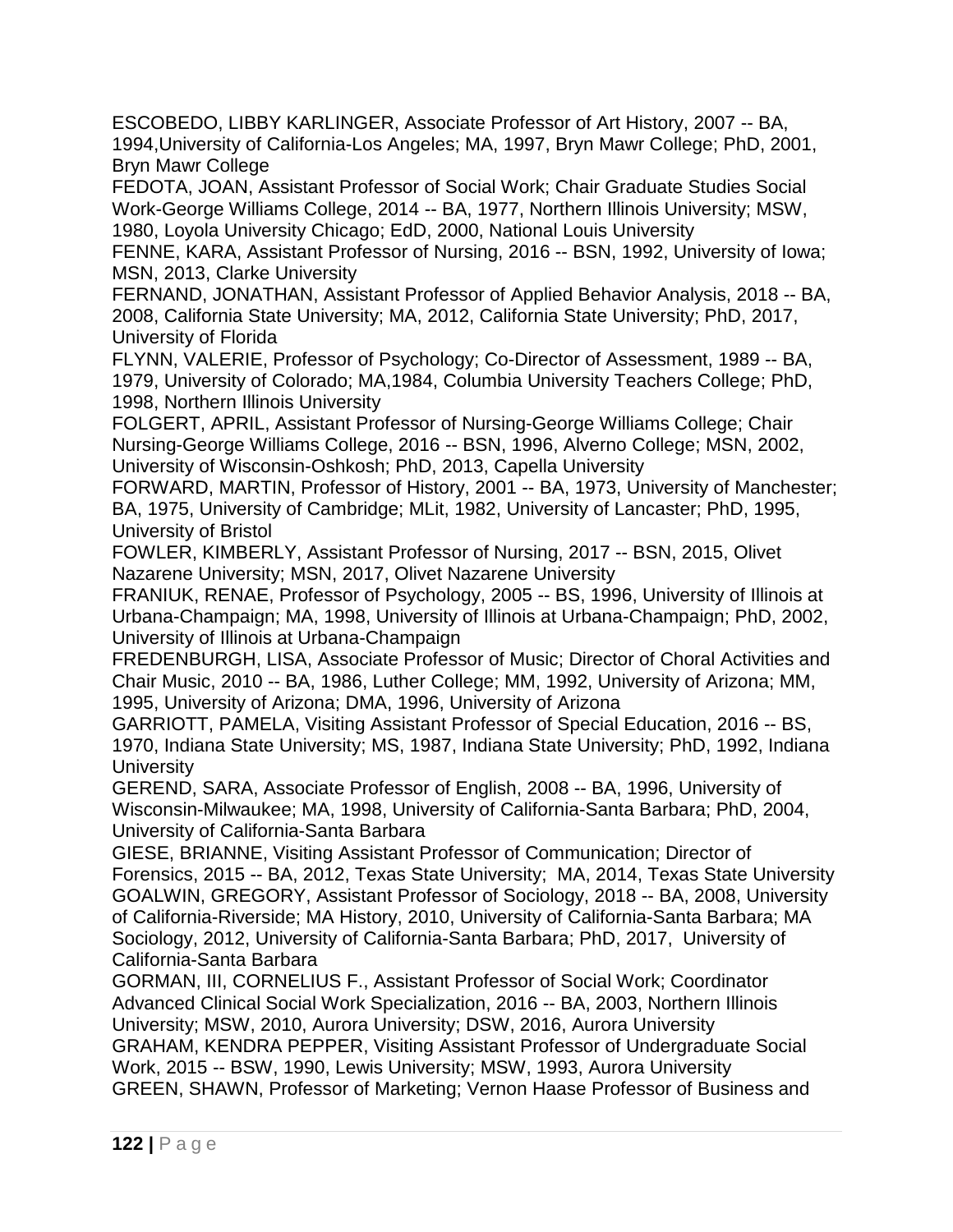ESCOBEDO, LIBBY KARLINGER, Associate Professor of Art History, 2007 -- BA, 1994,University of California-Los Angeles; MA, 1997, Bryn Mawr College; PhD, 2001, Bryn Mawr College

FEDOTA, JOAN, Assistant Professor of Social Work; Chair Graduate Studies Social Work-George Williams College, 2014 -- BA, 1977, Northern Illinois University; MSW, 1980, Loyola University Chicago; EdD, 2000, National Louis University

FENNE, KARA, Assistant Professor of Nursing, 2016 -- BSN, 1992, University of Iowa; MSN, 2013, Clarke University

FERNAND, JONATHAN, Assistant Professor of Applied Behavior Analysis, 2018 -- BA, 2008, California State University; MA, 2012, California State University; PhD, 2017, University of Florida

FLYNN, VALERIE, Professor of Psychology; Co-Director of Assessment, 1989 -- BA, 1979, University of Colorado; MA,1984, Columbia University Teachers College; PhD, 1998, Northern Illinois University

FOLGERT, APRIL, Assistant Professor of Nursing-George Williams College; Chair Nursing-George Williams College, 2016 -- BSN, 1996, Alverno College; MSN, 2002, University of Wisconsin-Oshkosh; PhD, 2013, Capella University

FORWARD, MARTIN, Professor of History, 2001 -- BA, 1973, University of Manchester; BA, 1975, University of Cambridge; MLit, 1982, University of Lancaster; PhD, 1995, University of Bristol

FOWLER, KIMBERLY, Assistant Professor of Nursing, 2017 -- BSN, 2015, Olivet Nazarene University; MSN, 2017, Olivet Nazarene University

FRANIUK, RENAE, Professor of Psychology, 2005 -- BS, 1996, University of Illinois at Urbana-Champaign; MA, 1998, University of Illinois at Urbana-Champaign; PhD, 2002, University of Illinois at Urbana-Champaign

FREDENBURGH, LISA, Associate Professor of Music; Director of Choral Activities and Chair Music, 2010 -- BA, 1986, Luther College; MM, 1992, University of Arizona; MM, 1995, University of Arizona; DMA, 1996, University of Arizona

GARRIOTT, PAMELA, Visiting Assistant Professor of Special Education, 2016 -- BS, 1970, Indiana State University; MS, 1987, Indiana State University; PhD, 1992, Indiana University

GEREND, SARA, Associate Professor of English, 2008 -- BA, 1996, University of Wisconsin-Milwaukee; MA, 1998, University of California-Santa Barbara; PhD, 2004, University of California-Santa Barbara

GIESE, BRIANNE, Visiting Assistant Professor of Communication; Director of Forensics, 2015 -- BA, 2012, Texas State University; MA, 2014, Texas State University

GOALWIN, GREGORY, Assistant Professor of Sociology, 2018 -- BA, 2008, University of California-Riverside; MA History, 2010, University of California-Santa Barbara; MA Sociology, 2012, University of California-Santa Barbara; PhD, 2017, University of California-Santa Barbara

GORMAN, III, CORNELIUS F., Assistant Professor of Social Work; Coordinator Advanced Clinical Social Work Specialization, 2016 -- BA, 2003, Northern Illinois University; MSW, 2010, Aurora University; DSW, 2016, Aurora University

GRAHAM, KENDRA PEPPER, Visiting Assistant Professor of Undergraduate Social Work, 2015 -- BSW, 1990, Lewis University; MSW, 1993, Aurora University

GREEN, SHAWN, Professor of Marketing; Vernon Haase Professor of Business and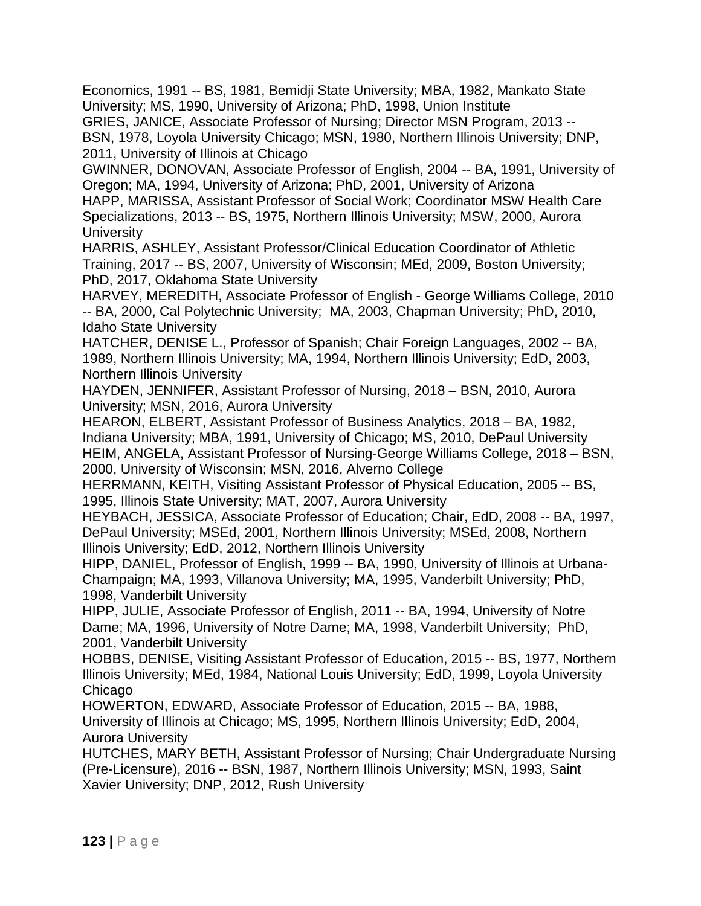Economics, 1991 -- BS, 1981, Bemidji State University; MBA, 1982, Mankato State University; MS, 1990, University of Arizona; PhD, 1998, Union Institute

GRIES, JANICE, Associate Professor of Nursing; Director MSN Program, 2013 -- BSN, 1978, Loyola University Chicago; MSN, 1980, Northern Illinois University; DNP, 2011, University of Illinois at Chicago

GWINNER, DONOVAN, Associate Professor of English, 2004 -- BA, 1991, University of Oregon; MA, 1994, University of Arizona; PhD, 2001, University of Arizona

HAPP, MARISSA, Assistant Professor of Social Work; Coordinator MSW Health Care Specializations, 2013 -- BS, 1975, Northern Illinois University; MSW, 2000, Aurora University

HARRIS, ASHLEY, Assistant Professor/Clinical Education Coordinator of Athletic Training, 2017 -- BS, 2007, University of Wisconsin; MEd, 2009, Boston University; PhD, 2017, Oklahoma State University

HARVEY, MEREDITH, Associate Professor of English - George Williams College, 2010 -- BA, 2000, Cal Polytechnic University; MA, 2003, Chapman University; PhD, 2010, Idaho State University

HATCHER, DENISE L., Professor of Spanish; Chair Foreign Languages, 2002 -- BA, 1989, Northern Illinois University; MA, 1994, Northern Illinois University; EdD, 2003, Northern Illinois University

HAYDEN, JENNIFER, Assistant Professor of Nursing, 2018 – BSN, 2010, Aurora University; MSN, 2016, Aurora University

HEARON, ELBERT, Assistant Professor of Business Analytics, 2018 – BA, 1982, Indiana University; MBA, 1991, University of Chicago; MS, 2010, DePaul University

HEIM, ANGELA, Assistant Professor of Nursing-George Williams College, 2018 – BSN, 2000, University of Wisconsin; MSN, 2016, Alverno College

HERRMANN, KEITH, Visiting Assistant Professor of Physical Education, 2005 -- BS, 1995, Illinois State University; MAT, 2007, Aurora University

HEYBACH, JESSICA, Associate Professor of Education; Chair, EdD, 2008 -- BA, 1997, DePaul University; MSEd, 2001, Northern Illinois University; MSEd, 2008, Northern Illinois University; EdD, 2012, Northern Illinois University

HIPP, DANIEL, Professor of English, 1999 -- BA, 1990, University of Illinois at Urbana-Champaign; MA, 1993, Villanova University; MA, 1995, Vanderbilt University; PhD, 1998, Vanderbilt University

HIPP, JULIE, Associate Professor of English, 2011 -- BA, 1994, University of Notre Dame; MA, 1996, University of Notre Dame; MA, 1998, Vanderbilt University; PhD, 2001, Vanderbilt University

HOBBS, DENISE, Visiting Assistant Professor of Education, 2015 -- BS, 1977, Northern Illinois University; MEd, 1984, National Louis University; EdD, 1999, Loyola University Chicago

HOWERTON, EDWARD, Associate Professor of Education, 2015 -- BA, 1988, University of Illinois at Chicago; MS, 1995, Northern Illinois University; EdD, 2004, Aurora University

HUTCHES, MARY BETH, Assistant Professor of Nursing; Chair Undergraduate Nursing (Pre-Licensure), 2016 -- BSN, 1987, Northern Illinois University; MSN, 1993, Saint Xavier University; DNP, 2012, Rush University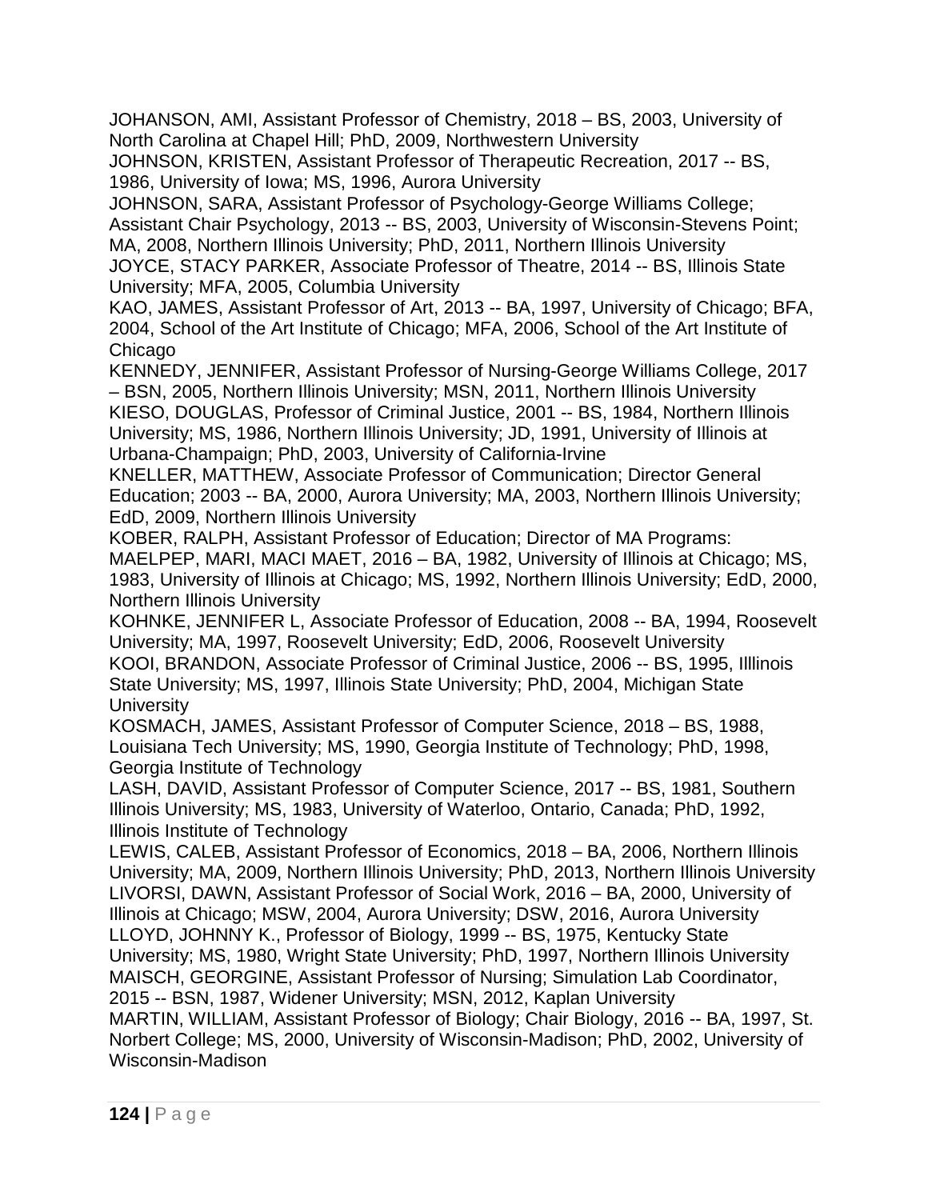JOHANSON, AMI, Assistant Professor of Chemistry, 2018 – BS, 2003, University of North Carolina at Chapel Hill; PhD, 2009, Northwestern University

JOHNSON, KRISTEN, Assistant Professor of Therapeutic Recreation, 2017 -- BS, 1986, University of Iowa; MS, 1996, Aurora University

JOHNSON, SARA, Assistant Professor of Psychology-George Williams College; Assistant Chair Psychology, 2013 -- BS, 2003, University of Wisconsin-Stevens Point; MA, 2008, Northern Illinois University; PhD, 2011, Northern Illinois University

JOYCE, STACY PARKER, Associate Professor of Theatre, 2014 -- BS, Illinois State University; MFA, 2005, Columbia University

KAO, JAMES, Assistant Professor of Art, 2013 -- BA, 1997, University of Chicago; BFA, 2004, School of the Art Institute of Chicago; MFA, 2006, School of the Art Institute of Chicago

KENNEDY, JENNIFER, Assistant Professor of Nursing-George Williams College, 2017 – BSN, 2005, Northern Illinois University; MSN, 2011, Northern Illinois University

KIESO, DOUGLAS, Professor of Criminal Justice, 2001 -- BS, 1984, Northern Illinois University; MS, 1986, Northern Illinois University; JD, 1991, University of Illinois at Urbana-Champaign; PhD, 2003, University of California-Irvine

KNELLER, MATTHEW, Associate Professor of Communication; Director General Education; 2003 -- BA, 2000, Aurora University; MA, 2003, Northern Illinois University; EdD, 2009, Northern Illinois University

KOBER, RALPH, Assistant Professor of Education; Director of MA Programs: MAELPEP, MARI, MACI MAET, 2016 – BA, 1982, University of Illinois at Chicago; MS, 1983, University of Illinois at Chicago; MS, 1992, Northern Illinois University; EdD, 2000, Northern Illinois University

KOHNKE, JENNIFER L, Associate Professor of Education, 2008 -- BA, 1994, Roosevelt University; MA, 1997, Roosevelt University; EdD, 2006, Roosevelt University

KOOI, BRANDON, Associate Professor of Criminal Justice, 2006 -- BS, 1995, Illlinois State University; MS, 1997, Illinois State University; PhD, 2004, Michigan State University

KOSMACH, JAMES, Assistant Professor of Computer Science, 2018 – BS, 1988, Louisiana Tech University; MS, 1990, Georgia Institute of Technology; PhD, 1998, Georgia Institute of Technology

LASH, DAVID, Assistant Professor of Computer Science, 2017 -- BS, 1981, Southern Illinois University; MS, 1983, University of Waterloo, Ontario, Canada; PhD, 1992, Illinois Institute of Technology

LEWIS, CALEB, Assistant Professor of Economics, 2018 – BA, 2006, Northern Illinois University; MA, 2009, Northern Illinois University; PhD, 2013, Northern Illinois University

LIVORSI, DAWN, Assistant Professor of Social Work, 2016 – BA, 2000, University of Illinois at Chicago; MSW, 2004, Aurora University; DSW, 2016, Aurora University

LLOYD, JOHNNY K., Professor of Biology, 1999 -- BS, 1975, Kentucky State University; MS, 1980, Wright State University; PhD, 1997, Northern Illinois University

MAISCH, GEORGINE, Assistant Professor of Nursing; Simulation Lab Coordinator, 2015 -- BSN, 1987, Widener University; MSN, 2012, Kaplan University

MARTIN, WILLIAM, Assistant Professor of Biology; Chair Biology, 2016 -- BA, 1997, St. Norbert College; MS, 2000, University of Wisconsin-Madison; PhD, 2002, University of Wisconsin-Madison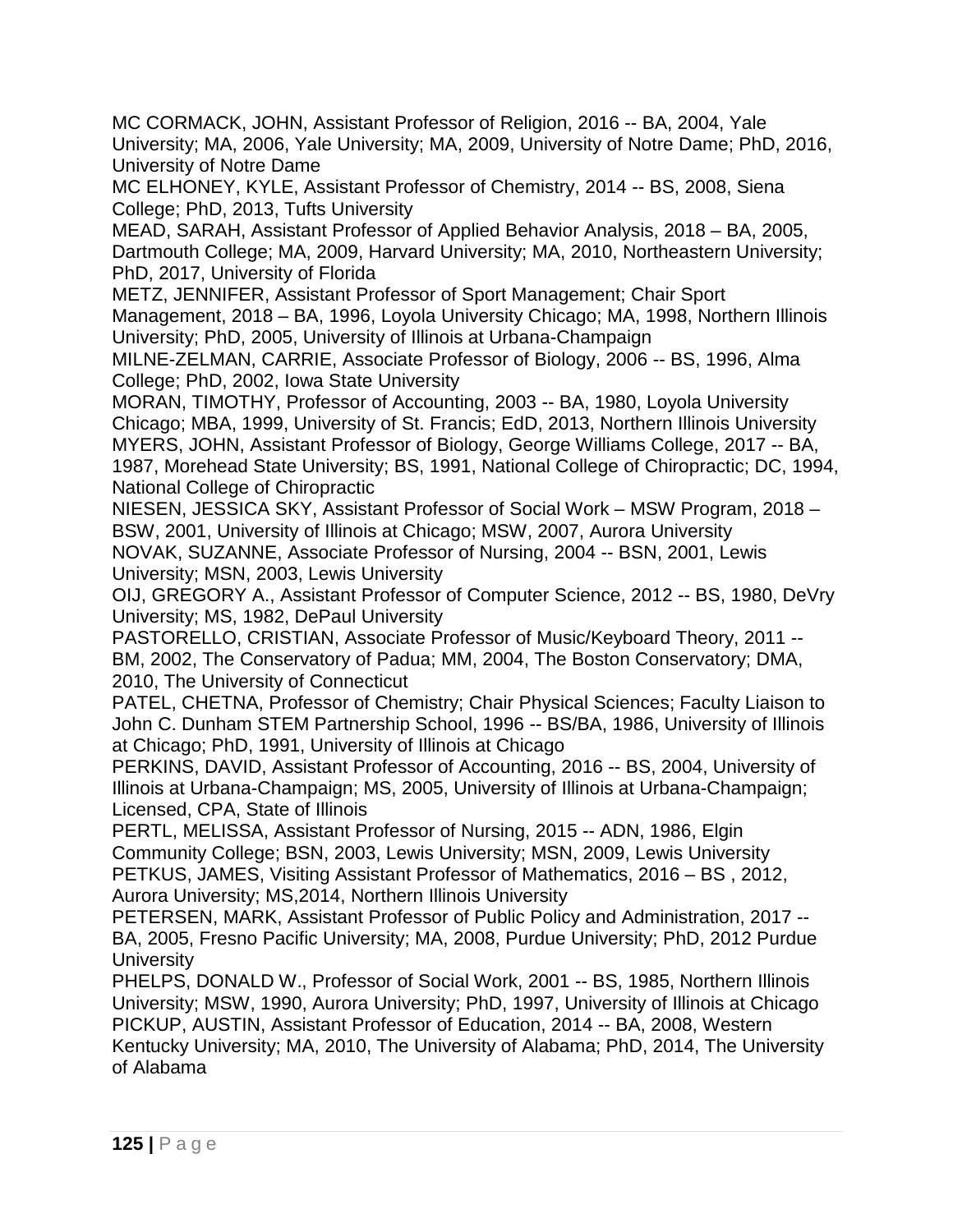MC CORMACK, JOHN, Assistant Professor of Religion, 2016 -- BA, 2004, Yale University; MA, 2006, Yale University; MA, 2009, University of Notre Dame; PhD, 2016, University of Notre Dame

MC ELHONEY, KYLE, Assistant Professor of Chemistry, 2014 -- BS, 2008, Siena College; PhD, 2013, Tufts University

MEAD, SARAH, Assistant Professor of Applied Behavior Analysis, 2018 – BA, 2005, Dartmouth College; MA, 2009, Harvard University; MA, 2010, Northeastern University; PhD, 2017, University of Florida

METZ, JENNIFER, Assistant Professor of Sport Management; Chair Sport Management, 2018 – BA, 1996, Loyola University Chicago; MA, 1998, Northern Illinois University; PhD, 2005, University of Illinois at Urbana-Champaign

MILNE-ZELMAN, CARRIE, Associate Professor of Biology, 2006 -- BS, 1996, Alma College; PhD, 2002, Iowa State University

MORAN, TIMOTHY, Professor of Accounting, 2003 -- BA, 1980, Loyola University Chicago; MBA, 1999, University of St. Francis; EdD, 2013, Northern Illinois University

MYERS, JOHN, Assistant Professor of Biology, George Williams College, 2017 -- BA, 1987, Morehead State University; BS, 1991, National College of Chiropractic; DC, 1994, National College of Chiropractic

NIESEN, JESSICA SKY, Assistant Professor of Social Work – MSW Program, 2018 – BSW, 2001, University of Illinois at Chicago; MSW, 2007, Aurora University

NOVAK, SUZANNE, Associate Professor of Nursing, 2004 -- BSN, 2001, Lewis University; MSN, 2003, Lewis University

OIJ, GREGORY A., Assistant Professor of Computer Science, 2012 -- BS, 1980, DeVry University; MS, 1982, DePaul University

PASTORELLO, CRISTIAN, Associate Professor of Music/Keyboard Theory, 2011 -- BM, 2002, The Conservatory of Padua; MM, 2004, The Boston Conservatory; DMA, 2010, The University of Connecticut

PATEL, CHETNA, Professor of Chemistry; Chair Physical Sciences; Faculty Liaison to John C. Dunham STEM Partnership School, 1996 -- BS/BA, 1986, University of Illinois at Chicago; PhD, 1991, University of Illinois at Chicago

PERKINS, DAVID, Assistant Professor of Accounting, 2016 -- BS, 2004, University of Illinois at Urbana-Champaign; MS, 2005, University of Illinois at Urbana-Champaign; Licensed, CPA, State of Illinois

PERTL, MELISSA, Assistant Professor of Nursing, 2015 -- ADN, 1986, Elgin Community College; BSN, 2003, Lewis University; MSN, 2009, Lewis University

PETKUS, JAMES, Visiting Assistant Professor of Mathematics, 2016 – BS , 2012, Aurora University; MS,2014, Northern Illinois University

PETERSEN, MARK, Assistant Professor of Public Policy and Administration, 2017 -- BA, 2005, Fresno Pacific University; MA, 2008, Purdue University; PhD, 2012 Purdue University

PHELPS, DONALD W., Professor of Social Work, 2001 -- BS, 1985, Northern Illinois University; MSW, 1990, Aurora University; PhD, 1997, University of Illinois at Chicago

PICKUP, AUSTIN, Assistant Professor of Education, 2014 -- BA, 2008, Western Kentucky University; MA, 2010, The University of Alabama; PhD, 2014, The University of Alabama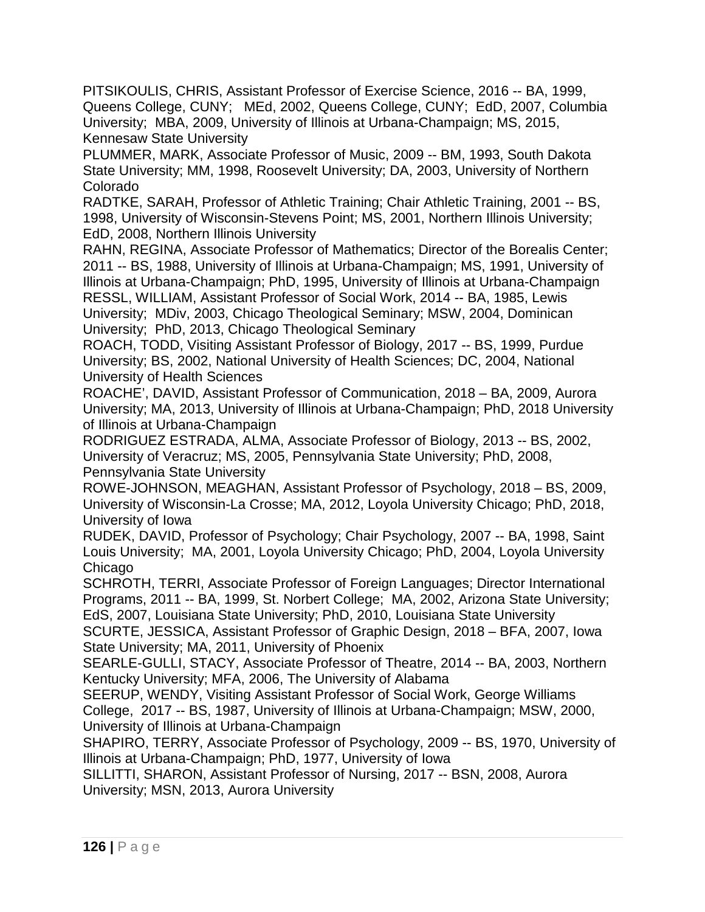PITSIKOULIS, CHRIS, Assistant Professor of Exercise Science, 2016 -- BA, 1999, Queens College, CUNY; MEd, 2002, Queens College, CUNY; EdD, 2007, Columbia University; MBA, 2009, University of Illinois at Urbana-Champaign; MS, 2015, Kennesaw State University

PLUMMER, MARK, Associate Professor of Music, 2009 -- BM, 1993, South Dakota State University; MM, 1998, Roosevelt University; DA, 2003, University of Northern Colorado

RADTKE, SARAH, Professor of Athletic Training; Chair Athletic Training, 2001 -- BS, 1998, University of Wisconsin-Stevens Point; MS, 2001, Northern Illinois University; EdD, 2008, Northern Illinois University

RAHN, REGINA, Associate Professor of Mathematics; Director of the Borealis Center; 2011 -- BS, 1988, University of Illinois at Urbana-Champaign; MS, 1991, University of Illinois at Urbana-Champaign; PhD, 1995, University of Illinois at Urbana-Champaign

RESSL, WILLIAM, Assistant Professor of Social Work, 2014 -- BA, 1985, Lewis University; MDiv, 2003, Chicago Theological Seminary; MSW, 2004, Dominican University; PhD, 2013, Chicago Theological Seminary

ROACH, TODD, Visiting Assistant Professor of Biology, 2017 -- BS, 1999, Purdue University; BS, 2002, National University of Health Sciences; DC, 2004, National University of Health Sciences

ROACHE', DAVID, Assistant Professor of Communication, 2018 – BA, 2009, Aurora University; MA, 2013, University of Illinois at Urbana-Champaign; PhD, 2018 University of Illinois at Urbana-Champaign

RODRIGUEZ ESTRADA, ALMA, Associate Professor of Biology, 2013 -- BS, 2002, University of Veracruz; MS, 2005, Pennsylvania State University; PhD, 2008, Pennsylvania State University

ROWE-JOHNSON, MEAGHAN, Assistant Professor of Psychology, 2018 – BS, 2009, University of Wisconsin-La Crosse; MA, 2012, Loyola University Chicago; PhD, 2018, University of Iowa

RUDEK, DAVID, Professor of Psychology; Chair Psychology, 2007 -- BA, 1998, Saint Louis University; MA, 2001, Loyola University Chicago; PhD, 2004, Loyola University Chicago

SCHROTH, TERRI, Associate Professor of Foreign Languages; Director International Programs, 2011 -- BA, 1999, St. Norbert College; MA, 2002, Arizona State University; EdS, 2007, Louisiana State University; PhD, 2010, Louisiana State University

SCURTE, JESSICA, Assistant Professor of Graphic Design, 2018 – BFA, 2007, Iowa State University; MA, 2011, University of Phoenix

SEARLE-GULLI, STACY, Associate Professor of Theatre, 2014 -- BA, 2003, Northern Kentucky University; MFA, 2006, The University of Alabama

SEERUP, WENDY, Visiting Assistant Professor of Social Work, George Williams College, 2017 -- BS, 1987, University of Illinois at Urbana-Champaign; MSW, 2000, University of Illinois at Urbana-Champaign

SHAPIRO, TERRY, Associate Professor of Psychology, 2009 -- BS, 1970, University of Illinois at Urbana-Champaign; PhD, 1977, University of Iowa

SILLITTI, SHARON, Assistant Professor of Nursing, 2017 -- BSN, 2008, Aurora University; MSN, 2013, Aurora University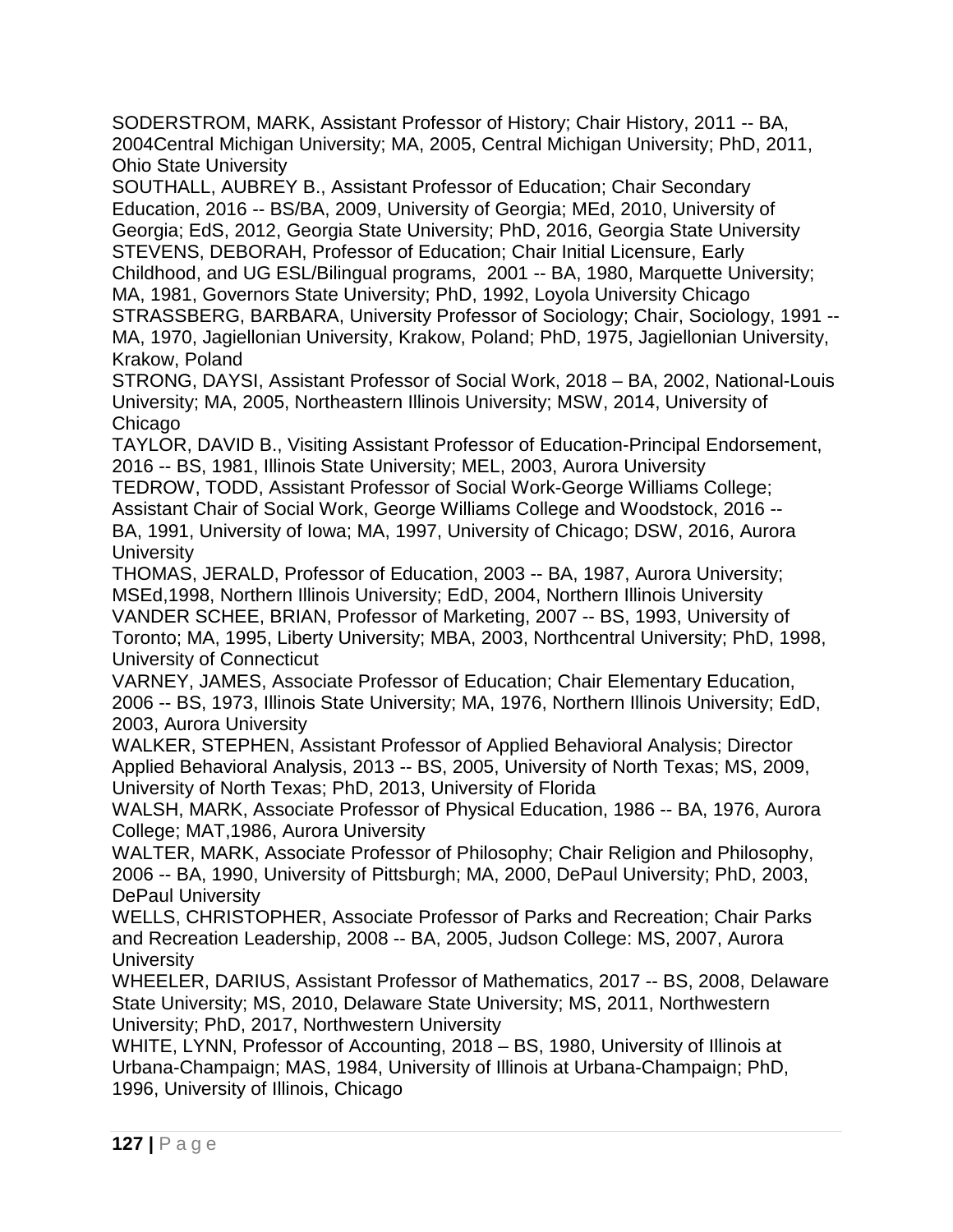SODERSTROM, MARK, Assistant Professor of History; Chair History, 2011 -- BA, 2004Central Michigan University; MA, 2005, Central Michigan University; PhD, 2011, Ohio State University

SOUTHALL, AUBREY B., Assistant Professor of Education; Chair Secondary Education, 2016 -- BS/BA, 2009, University of Georgia; MEd, 2010, University of Georgia; EdS, 2012, Georgia State University; PhD, 2016, Georgia State University

STEVENS, DEBORAH, Professor of Education; Chair Initial Licensure, Early Childhood, and UG ESL/Bilingual programs, 2001 -- BA, 1980, Marquette University; MA, 1981, Governors State University; PhD, 1992, Loyola University Chicago

STRASSBERG, BARBARA, University Professor of Sociology; Chair, Sociology, 1991 -- MA, 1970, Jagiellonian University, Krakow, Poland; PhD, 1975, Jagiellonian University, Krakow, Poland

STRONG, DAYSI, Assistant Professor of Social Work, 2018 – BA, 2002, National-Louis University; MA, 2005, Northeastern Illinois University; MSW, 2014, University of Chicago

TAYLOR, DAVID B., Visiting Assistant Professor of Education-Principal Endorsement, 2016 -- BS, 1981, Illinois State University; MEL, 2003, Aurora University

TEDROW, TODD, Assistant Professor of Social Work-George Williams College; Assistant Chair of Social Work, George Williams College and Woodstock, 2016 -- BA, 1991, University of Iowa; MA, 1997, University of Chicago; DSW, 2016, Aurora University

THOMAS, JERALD, Professor of Education, 2003 -- BA, 1987, Aurora University; MSEd,1998, Northern Illinois University; EdD, 2004, Northern Illinois University

VANDER SCHEE, BRIAN, Professor of Marketing, 2007 -- BS, 1993, University of Toronto; MA, 1995, Liberty University; MBA, 2003, Northcentral University; PhD, 1998, University of Connecticut

VARNEY, JAMES, Associate Professor of Education; Chair Elementary Education, 2006 -- BS, 1973, Illinois State University; MA, 1976, Northern Illinois University; EdD, 2003, Aurora University

WALKER, STEPHEN, Assistant Professor of Applied Behavioral Analysis; Director Applied Behavioral Analysis, 2013 -- BS, 2005, University of North Texas; MS, 2009, University of North Texas; PhD, 2013, University of Florida

WALSH, MARK, Associate Professor of Physical Education, 1986 -- BA, 1976, Aurora College; MAT,1986, Aurora University

WALTER, MARK, Associate Professor of Philosophy; Chair Religion and Philosophy, 2006 -- BA, 1990, University of Pittsburgh; MA, 2000, DePaul University; PhD, 2003, DePaul University

WELLS, CHRISTOPHER, Associate Professor of Parks and Recreation; Chair Parks and Recreation Leadership, 2008 -- BA, 2005, Judson College: MS, 2007, Aurora University

WHEELER, DARIUS, Assistant Professor of Mathematics, 2017 -- BS, 2008, Delaware State University; MS, 2010, Delaware State University; MS, 2011, Northwestern University; PhD, 2017, Northwestern University

WHITE, LYNN, Professor of Accounting, 2018 – BS, 1980, University of Illinois at Urbana-Champaign; MAS, 1984, University of Illinois at Urbana-Champaign; PhD, 1996, University of Illinois, Chicago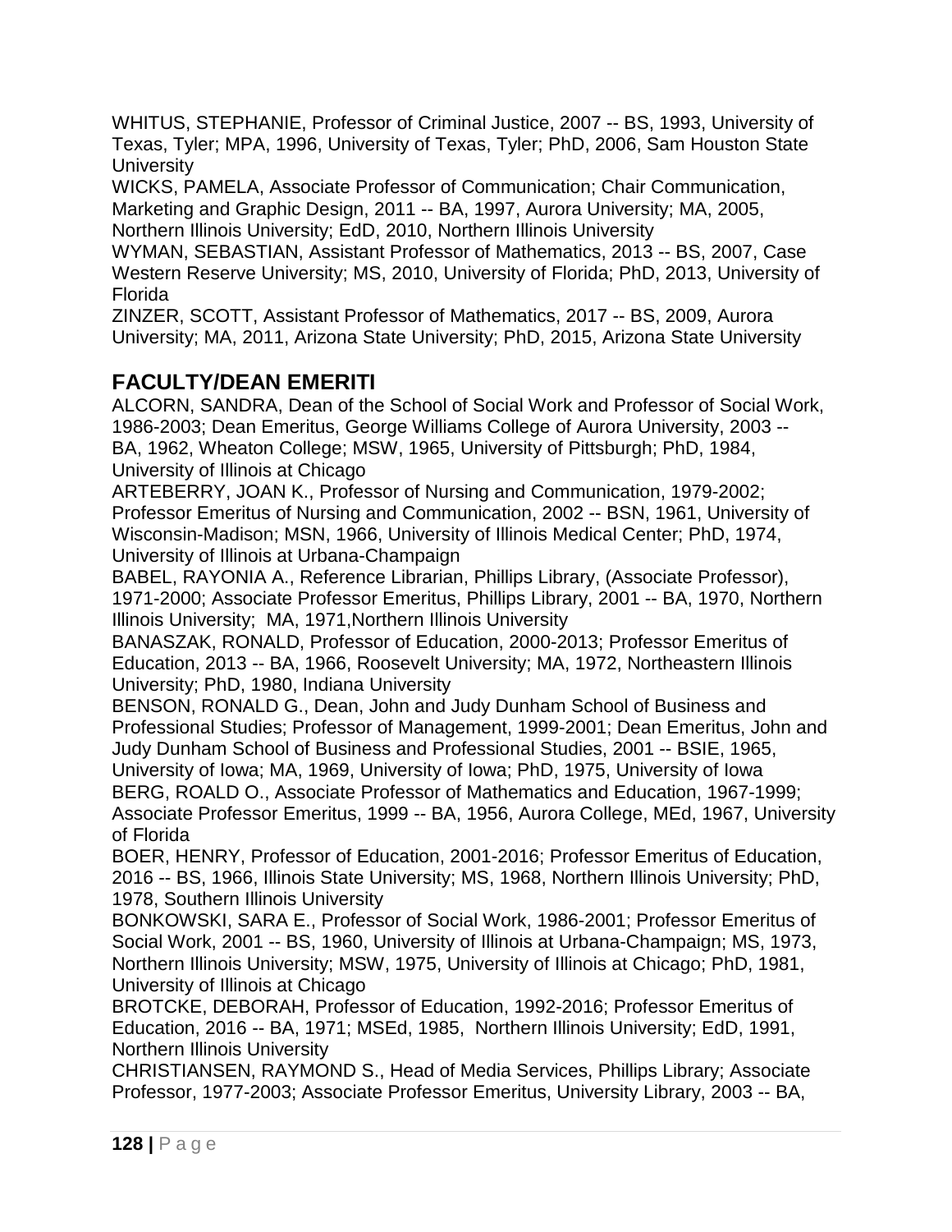WHITUS, STEPHANIE, Professor of Criminal Justice, 2007 -- BS, 1993, University of Texas, Tyler; MPA, 1996, University of Texas, Tyler; PhD, 2006, Sam Houston State University

WICKS, PAMELA, Associate Professor of Communication; Chair Communication, Marketing and Graphic Design, 2011 -- BA, 1997, Aurora University; MA, 2005, Northern Illinois University; EdD, 2010, Northern Illinois University

WYMAN, SEBASTIAN, Assistant Professor of Mathematics, 2013 -- BS, 2007, Case Western Reserve University; MS, 2010, University of Florida; PhD, 2013, University of Florida

ZINZER, SCOTT, Assistant Professor of Mathematics, 2017 -- BS, 2009, Aurora University; MA, 2011, Arizona State University; PhD, 2015, Arizona State University

## FACULTY/DEAN EMERITI

ALCORN, SANDRA, Dean of the School of Social Work and Professor of Social Work, 1986-2003; Dean Emeritus, George Williams College of Aurora University, 2003 -- BA, 1962, Wheaton College; MSW, 1965, University of Pittsburgh; PhD, 1984, University of Illinois at Chicago

ARTEBERRY, JOAN K., Professor of Nursing and Communication, 1979-2002; Professor Emeritus of Nursing and Communication, 2002 -- BSN, 1961, University of Wisconsin-Madison; MSN, 1966, University of Illinois Medical Center; PhD, 1974, University of Illinois at Urbana-Champaign

BABEL, RAYONIA A., Reference Librarian, Phillips Library, (Associate Professor), 1971-2000; Associate Professor Emeritus, Phillips Library, 2001 -- BA, 1970, Northern Illinois University; MA, 1971,Northern Illinois University

BANASZAK, RONALD, Professor of Education, 2000-2013; Professor Emeritus of Education, 2013 -- BA, 1966, Roosevelt University; MA, 1972, Northeastern Illinois University; PhD, 1980, Indiana University

BENSON, RONALD G., Dean, John and Judy Dunham School of Business and Professional Studies; Professor of Management, 1999-2001; Dean Emeritus, John and Judy Dunham School of Business and Professional Studies, 2001 -- BSIE, 1965, University of Iowa; MA, 1969, University of Iowa; PhD, 1975, University of Iowa

BERG, ROALD O., Associate Professor of Mathematics and Education, 1967-1999; Associate Professor Emeritus, 1999 -- BA, 1956, Aurora College, MEd, 1967, University of Florida

BOER, HENRY, Professor of Education, 2001-2016; Professor Emeritus of Education, 2016 -- BS, 1966, Illinois State University; MS, 1968, Northern Illinois University; PhD, 1978, Southern Illinois University

BONKOWSKI, SARA E., Professor of Social Work, 1986-2001; Professor Emeritus of Social Work, 2001 -- BS, 1960, University of Illinois at Urbana-Champaign; MS, 1973, Northern Illinois University; MSW, 1975, University of Illinois at Chicago; PhD, 1981, University of Illinois at Chicago

BROTCKE, DEBORAH, Professor of Education, 1992-2016; Professor Emeritus of Education, 2016 -- BA, 1971; MSEd, 1985, Northern Illinois University; EdD, 1991, Northern Illinois University

CHRISTIANSEN, RAYMOND S., Head of Media Services, Phillips Library; Associate Professor, 1977-2003; Associate Professor Emeritus, University Library, 2003 -- BA,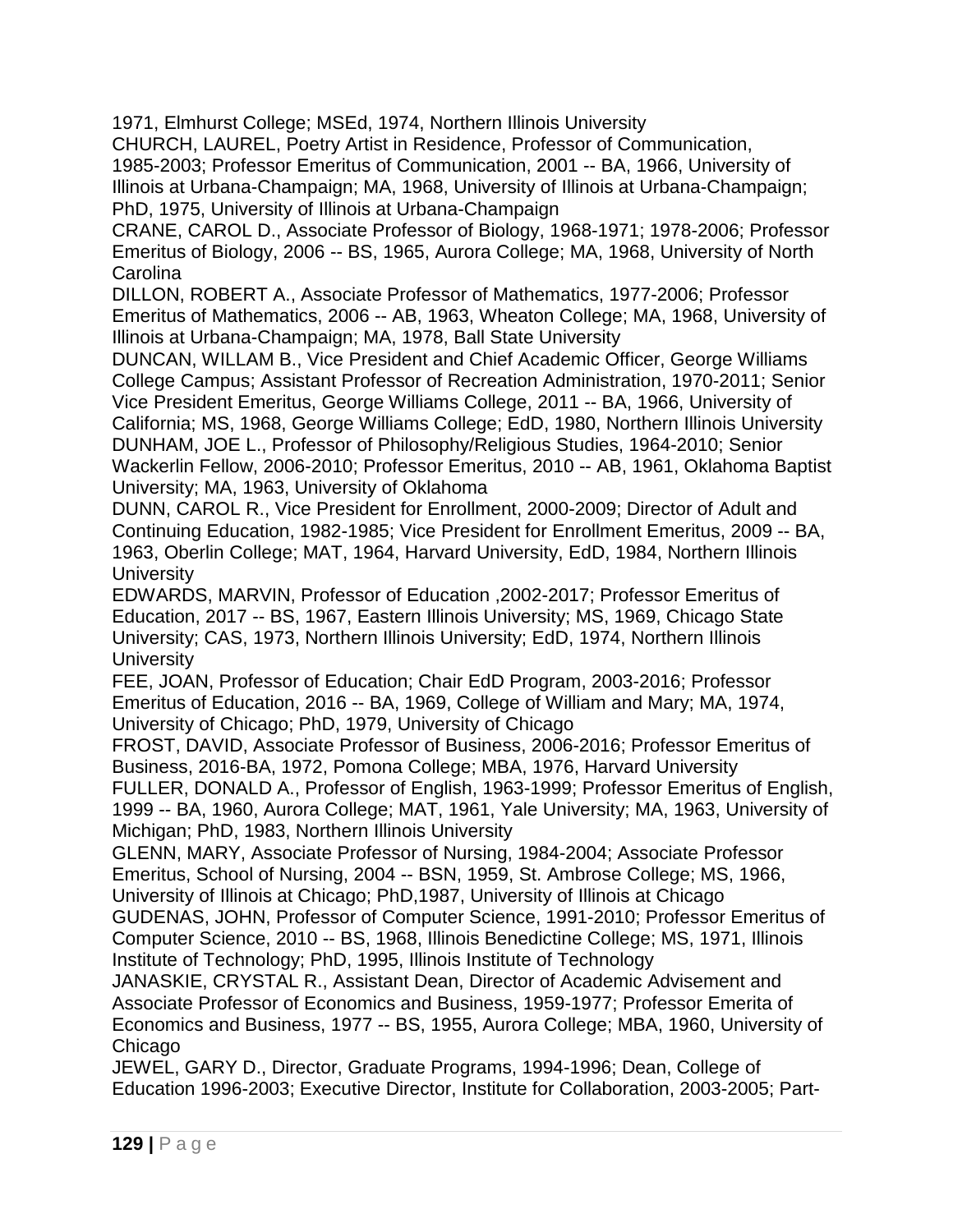1971, Elmhurst College; MSEd, 1974, Northern Illinois University

CHURCH, LAUREL, Poetry Artist in Residence, Professor of Communication, 1985-2003; Professor Emeritus of Communication, 2001 -- BA, 1966, University of Illinois at Urbana-Champaign; MA, 1968, University of Illinois at Urbana-Champaign; PhD, 1975, University of Illinois at Urbana-Champaign

CRANE, CAROL D., Associate Professor of Biology, 1968-1971; 1978-2006; Professor Emeritus of Biology, 2006 -- BS, 1965, Aurora College; MA, 1968, University of North Carolina

DILLON, ROBERT A., Associate Professor of Mathematics, 1977-2006; Professor Emeritus of Mathematics, 2006 -- AB, 1963, Wheaton College; MA, 1968, University of Illinois at Urbana-Champaign; MA, 1978, Ball State University

DUNCAN, WILLAM B., Vice President and Chief Academic Officer, George Williams College Campus; Assistant Professor of Recreation Administration, 1970-2011; Senior Vice President Emeritus, George Williams College, 2011 -- BA, 1966, University of California; MS, 1968, George Williams College; EdD, 1980, Northern Illinois University

DUNHAM, JOE L., Professor of Philosophy/Religious Studies, 1964-2010; Senior Wackerlin Fellow, 2006-2010; Professor Emeritus, 2010 -- AB, 1961, Oklahoma Baptist University; MA, 1963, University of Oklahoma

DUNN, CAROL R., Vice President for Enrollment, 2000-2009; Director of Adult and Continuing Education, 1982-1985; Vice President for Enrollment Emeritus, 2009 -- BA, 1963, Oberlin College; MAT, 1964, Harvard University, EdD, 1984, Northern Illinois University

EDWARDS, MARVIN, Professor of Education ,2002-2017; Professor Emeritus of Education, 2017 -- BS, 1967, Eastern Illinois University; MS, 1969, Chicago State University; CAS, 1973, Northern Illinois University; EdD, 1974, Northern Illinois University

FEE, JOAN, Professor of Education; Chair EdD Program, 2003-2016; Professor Emeritus of Education, 2016 -- BA, 1969, College of William and Mary; MA, 1974, University of Chicago; PhD, 1979, University of Chicago

FROST, DAVID, Associate Professor of Business, 2006-2016; Professor Emeritus of Business, 2016-BA, 1972, Pomona College; MBA, 1976, Harvard University

FULLER, DONALD A., Professor of English, 1963-1999; Professor Emeritus of English, 1999 -- BA, 1960, Aurora College; MAT, 1961, Yale University; MA, 1963, University of Michigan; PhD, 1983, Northern Illinois University

GLENN, MARY, Associate Professor of Nursing, 1984-2004; Associate Professor Emeritus, School of Nursing, 2004 -- BSN, 1959, St. Ambrose College; MS, 1966, University of Illinois at Chicago; PhD,1987, University of Illinois at Chicago

GUDENAS, JOHN, Professor of Computer Science, 1991-2010; Professor Emeritus of Computer Science, 2010 -- BS, 1968, Illinois Benedictine College; MS, 1971, Illinois Institute of Technology; PhD, 1995, Illinois Institute of Technology

JANASKIE, CRYSTAL R., Assistant Dean, Director of Academic Advisement and Associate Professor of Economics and Business, 1959-1977; Professor Emerita of Economics and Business, 1977 -- BS, 1955, Aurora College; MBA, 1960, University of Chicago

JEWEL, GARY D., Director, Graduate Programs, 1994-1996; Dean, College of Education 1996-2003; Executive Director, Institute for Collaboration, 2003-2005; Part-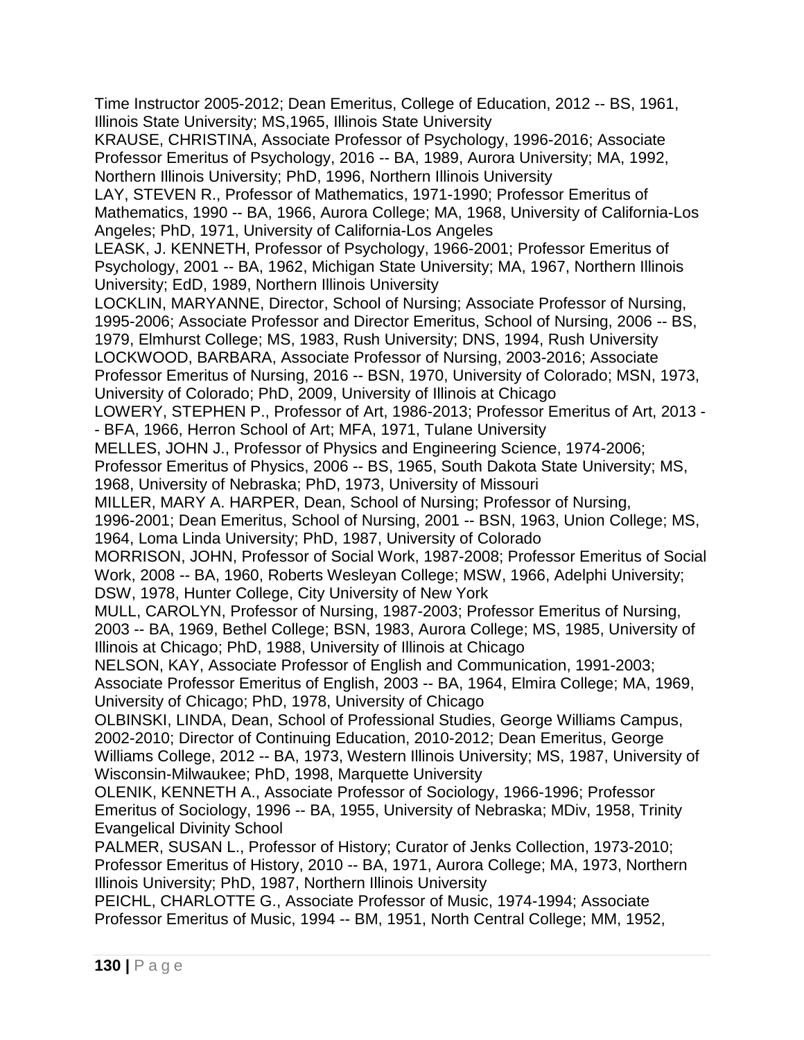Time Instructor 2005-2012; Dean Emeritus, College of Education, 2012 -- BS, 1961, Illinois State University; MS,1965, Illinois State University

KRAUSE, CHRISTINA, Associate Professor of Psychology, 1996-2016; Associate Professor Emeritus of Psychology, 2016 -- BA, 1989, Aurora University; MA, 1992, Northern Illinois University; PhD, 1996, Northern Illinois University

LAY, STEVEN R., Professor of Mathematics, 1971-1990; Professor Emeritus of Mathematics, 1990 -- BA, 1966, Aurora College; MA, 1968, University of California-Los Angeles; PhD, 1971, University of California-Los Angeles

LEASK, J. KENNETH, Professor of Psychology, 1966-2001; Professor Emeritus of Psychology, 2001 -- BA, 1962, Michigan State University; MA, 1967, Northern Illinois University; EdD, 1989, Northern Illinois University

LOCKLIN, MARYANNE, Director, School of Nursing; Associate Professor of Nursing, 1995-2006; Associate Professor and Director Emeritus, School of Nursing, 2006 -- BS, 1979, Elmhurst College; MS, 1983, Rush University; DNS, 1994, Rush University

LOCKWOOD, BARBARA, Associate Professor of Nursing, 2003-2016; Associate Professor Emeritus of Nursing, 2016 -- BSN, 1970, University of Colorado; MSN, 1973, University of Colorado; PhD, 2009, University of Illinois at Chicago

LOWERY, STEPHEN P., Professor of Art, 1986-2013; Professor Emeritus of Art, 2013 -- BFA, 1966, Herron School of Art; MFA, 1971, Tulane University

MELLES, JOHN J., Professor of Physics and Engineering Science, 1974-2006; Professor Emeritus of Physics, 2006 -- BS, 1965, South Dakota State University; MS, 1968, University of Nebraska; PhD, 1973, University of Missouri

MILLER, MARY A. HARPER, Dean, School of Nursing; Professor of Nursing, 1996-2001; Dean Emeritus, School of Nursing, 2001 -- BSN, 1963, Union College; MS, 1964, Loma Linda University; PhD, 1987, University of Colorado

MORRISON, JOHN, Professor of Social Work, 1987-2008; Professor Emeritus of Social Work, 2008 -- BA, 1960, Roberts Wesleyan College; MSW, 1966, Adelphi University; DSW, 1978, Hunter College, City University of New York

MULL, CAROLYN, Professor of Nursing, 1987-2003; Professor Emeritus of Nursing, 2003 -- BA, 1969, Bethel College; BSN, 1983, Aurora College; MS, 1985, University of Illinois at Chicago; PhD, 1988, University of Illinois at Chicago

NELSON, KAY, Associate Professor of English and Communication, 1991-2003; Associate Professor Emeritus of English, 2003 -- BA, 1964, Elmira College; MA, 1969, University of Chicago; PhD, 1978, University of Chicago

OLBINSKI, LINDA, Dean, School of Professional Studies, George Williams Campus, 2002-2010; Director of Continuing Education, 2010-2012; Dean Emeritus, George Williams College, 2012 -- BA, 1973, Western Illinois University; MS, 1987, University of Wisconsin-Milwaukee; PhD, 1998, Marquette University

OLENIK, KENNETH A., Associate Professor of Sociology, 1966-1996; Professor Emeritus of Sociology, 1996 -- BA, 1955, University of Nebraska; MDiv, 1958, Trinity Evangelical Divinity School

PALMER, SUSAN L., Professor of History; Curator of Jenks Collection, 1973-2010; Professor Emeritus of History, 2010 -- BA, 1971, Aurora College; MA, 1973, Northern Illinois University; PhD, 1987, Northern Illinois University

PEICHL, CHARLOTTE G., Associate Professor of Music, 1974-1994; Associate Professor Emeritus of Music, 1994 -- BM, 1951, North Central College; MM, 1952,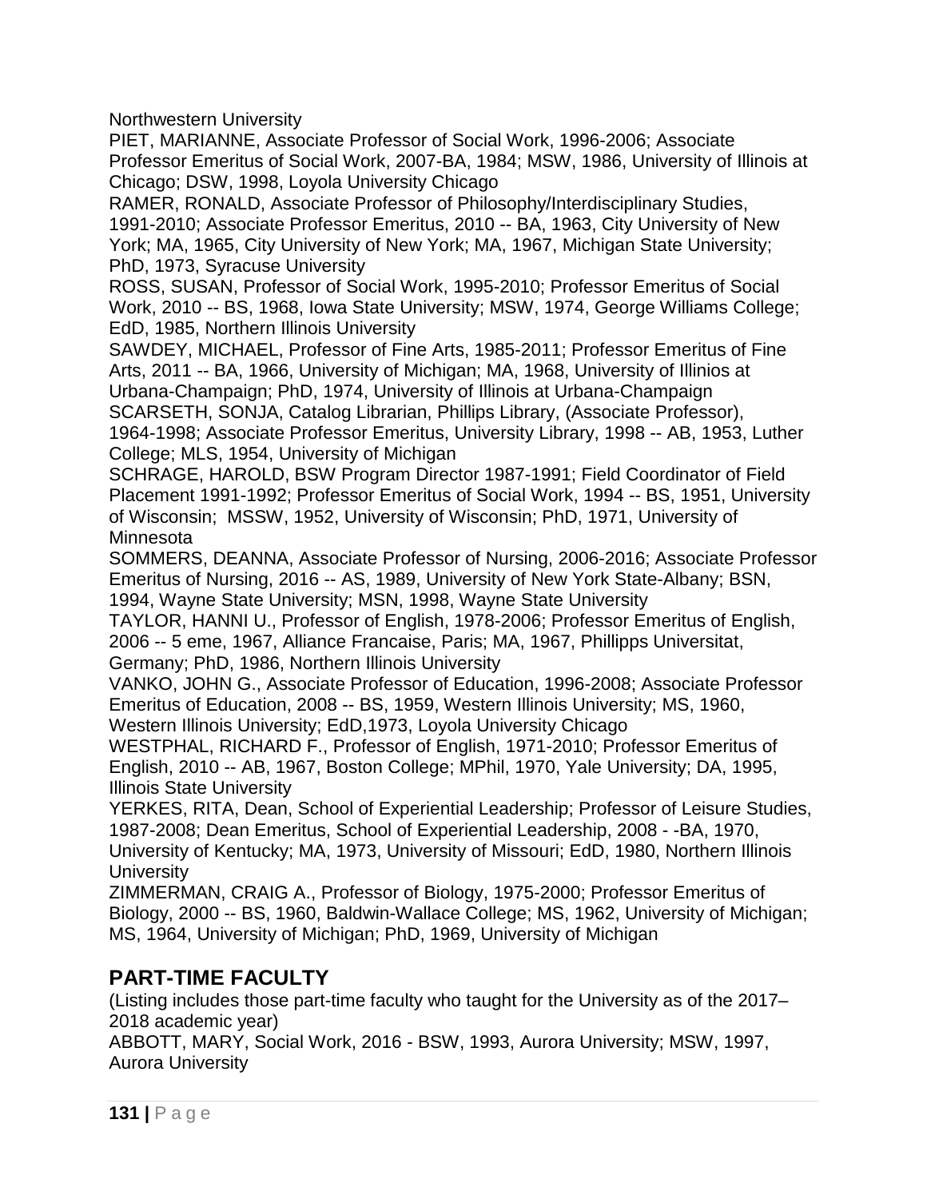Northwestern University

PIET, MARIANNE, Associate Professor of Social Work, 1996-2006; Associate Professor Emeritus of Social Work, 2007-BA, 1984; MSW, 1986, University of Illinois at Chicago; DSW, 1998, Loyola University Chicago

RAMER, RONALD, Associate Professor of Philosophy/Interdisciplinary Studies, 1991-2010; Associate Professor Emeritus, 2010 -- BA, 1963, City University of New York; MA, 1965, City University of New York; MA, 1967, Michigan State University; PhD, 1973, Syracuse University

ROSS, SUSAN, Professor of Social Work, 1995-2010; Professor Emeritus of Social Work, 2010 -- BS, 1968, Iowa State University; MSW, 1974, George Williams College; EdD, 1985, Northern Illinois University

SAWDEY, MICHAEL, Professor of Fine Arts, 1985-2011; Professor Emeritus of Fine Arts, 2011 -- BA, 1966, University of Michigan; MA, 1968, University of Illinios at Urbana-Champaign; PhD, 1974, University of Illinois at Urbana-Champaign

SCARSETH, SONJA, Catalog Librarian, Phillips Library, (Associate Professor), 1964-1998; Associate Professor Emeritus, University Library, 1998 -- AB, 1953, Luther College; MLS, 1954, University of Michigan

SCHRAGE, HAROLD, BSW Program Director 1987-1991; Field Coordinator of Field Placement 1991-1992; Professor Emeritus of Social Work, 1994 -- BS, 1951, University of Wisconsin; MSSW, 1952, University of Wisconsin; PhD, 1971, University of Minnesota

SOMMERS, DEANNA, Associate Professor of Nursing, 2006-2016; Associate Professor Emeritus of Nursing, 2016 -- AS, 1989, University of New York State-Albany; BSN, 1994, Wayne State University; MSN, 1998, Wayne State University

TAYLOR, HANNI U., Professor of English, 1978-2006; Professor Emeritus of English, 2006 -- 5 eme, 1967, Alliance Francaise, Paris; MA, 1967, Phillipps Universitat, Germany; PhD, 1986, Northern Illinois University

VANKO, JOHN G., Associate Professor of Education, 1996-2008; Associate Professor Emeritus of Education, 2008 -- BS, 1959, Western Illinois University; MS, 1960, Western Illinois University; EdD,1973, Loyola University Chicago

WESTPHAL, RICHARD F., Professor of English, 1971-2010; Professor Emeritus of English, 2010 -- AB, 1967, Boston College; MPhil, 1970, Yale University; DA, 1995, Illinois State University

YERKES, RITA, Dean, School of Experiential Leadership; Professor of Leisure Studies, 1987-2008; Dean Emeritus, School of Experiential Leadership, 2008 - -BA, 1970, University of Kentucky; MA, 1973, University of Missouri; EdD, 1980, Northern Illinois University

ZIMMERMAN, CRAIG A., Professor of Biology, 1975-2000; Professor Emeritus of Biology, 2000 -- BS, 1960, Baldwin-Wallace College; MS, 1962, University of Michigan; MS, 1964, University of Michigan; PhD, 1969, University of Michigan

## PART-TIME FACULTY

(Listing includes those part-time faculty who taught for the University as of the 2017–2018 academic year)

ABBOTT, MARY, Social Work, 2016 - BSW, 1993, Aurora University; MSW, 1997, Aurora University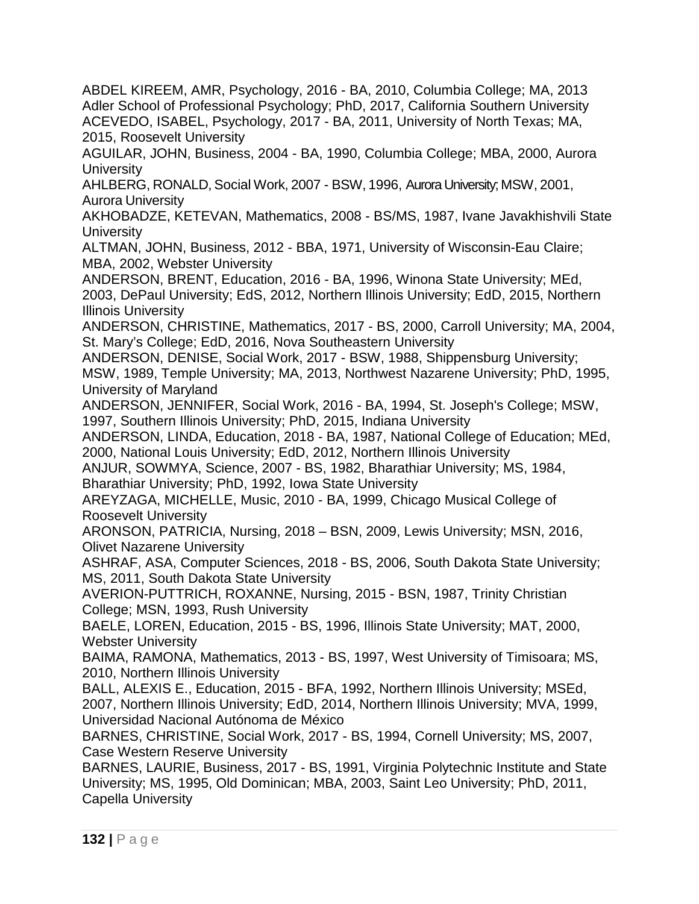ABDEL KIREEM, AMR, Psychology, 2016 - BA, 2010, Columbia College; MA, 2013 Adler School of Professional Psychology; PhD, 2017, California Southern University

ACEVEDO, ISABEL, Psychology, 2017 - BA, 2011, University of North Texas; MA, 2015, Roosevelt University

AGUILAR, JOHN, Business, 2004 - BA, 1990, Columbia College; MBA, 2000, Aurora University

AHLBERG, RONALD, Social Work, 2007 - BSW, 1996, Aurora University; MSW, 2001, Aurora University

AKHOBADZE, KETEVAN, Mathematics, 2008 - BS/MS, 1987, Ivane Javakhishvili State University

ALTMAN, JOHN, Business, 2012 - BBA, 1971, University of Wisconsin-Eau Claire; MBA, 2002, Webster University

ANDERSON, BRENT, Education, 2016 - BA, 1996, Winona State University; MEd, 2003, DePaul University; EdS, 2012, Northern Illinois University; EdD, 2015, Northern Illinois University

ANDERSON, CHRISTINE, Mathematics, 2017 - BS, 2000, Carroll University; MA, 2004, St. Mary's College; EdD, 2016, Nova Southeastern University

ANDERSON, DENISE, Social Work, 2017 - BSW, 1988, Shippensburg University; MSW, 1989, Temple University; MA, 2013, Northwest Nazarene University; PhD, 1995, University of Maryland

ANDERSON, JENNIFER, Social Work, 2016 - BA, 1994, St. Joseph's College; MSW, 1997, Southern Illinois University; PhD, 2015, Indiana University

ANDERSON, LINDA, Education, 2018 - BA, 1987, National College of Education; MEd, 2000, National Louis University; EdD, 2012, Northern Illinois University

ANJUR, SOWMYA, Science, 2007 - BS, 1982, Bharathiar University; MS, 1984, Bharathiar University; PhD, 1992, Iowa State University

AREYZAGA, MICHELLE, Music, 2010 - BA, 1999, Chicago Musical College of Roosevelt University

ARONSON, PATRICIA, Nursing, 2018 – BSN, 2009, Lewis University; MSN, 2016, Olivet Nazarene University

ASHRAF, ASA, Computer Sciences, 2018 - BS, 2006, South Dakota State University; MS, 2011, South Dakota State University

AVERION-PUTTRICH, ROXANNE, Nursing, 2015 - BSN, 1987, Trinity Christian College; MSN, 1993, Rush University

BAELE, LOREN, Education, 2015 - BS, 1996, Illinois State University; MAT, 2000, Webster University

BAIMA, RAMONA, Mathematics, 2013 - BS, 1997, West University of Timisoara; MS, 2010, Northern Illinois University

BALL, ALEXIS E., Education, 2015 - BFA, 1992, Northern Illinois University; MSEd, 2007, Northern Illinois University; EdD, 2014, Northern Illinois University; MVA, 1999, Universidad Nacional Autónoma de México

BARNES, CHRISTINE, Social Work, 2017 - BS, 1994, Cornell University; MS, 2007, Case Western Reserve University

BARNES, LAURIE, Business, 2017 - BS, 1991, Virginia Polytechnic Institute and State University; MS, 1995, Old Dominican; MBA, 2003, Saint Leo University; PhD, 2011, Capella University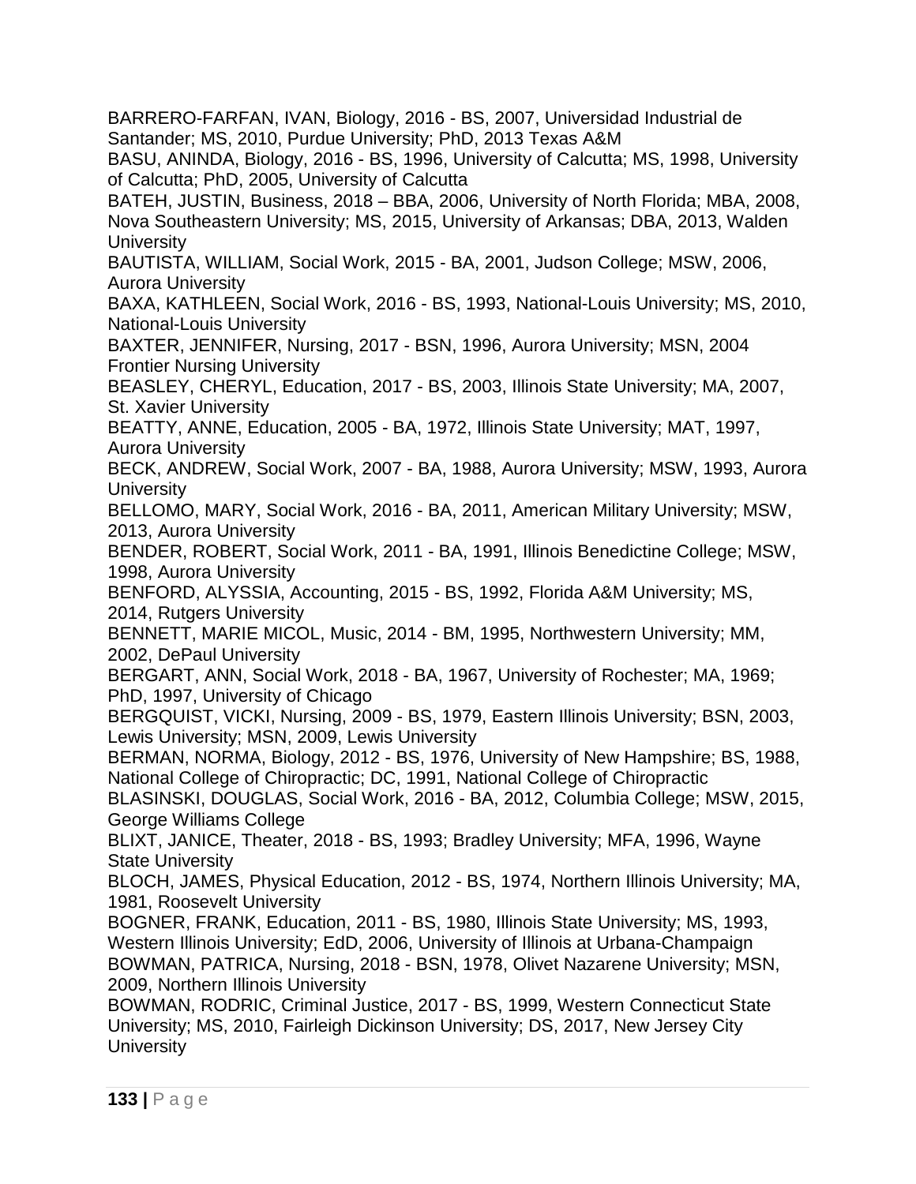BARRERO-FARFAN, IVAN, Biology, 2016 - BS, 2007, Universidad Industrial de Santander; MS, 2010, Purdue University; PhD, 2013 Texas A&M

BASU, ANINDA, Biology, 2016 - BS, 1996, University of Calcutta; MS, 1998, University of Calcutta; PhD, 2005, University of Calcutta

BATEH, JUSTIN, Business, 2018 – BBA, 2006, University of North Florida; MBA, 2008, Nova Southeastern University; MS, 2015, University of Arkansas; DBA, 2013, Walden University

BAUTISTA, WILLIAM, Social Work, 2015 - BA, 2001, Judson College; MSW, 2006, Aurora University

BAXA, KATHLEEN, Social Work, 2016 - BS, 1993, National-Louis University; MS, 2010, National-Louis University

BAXTER, JENNIFER, Nursing, 2017 - BSN, 1996, Aurora University; MSN, 2004 Frontier Nursing University

BEASLEY, CHERYL, Education, 2017 - BS, 2003, Illinois State University; MA, 2007, St. Xavier University

BEATTY, ANNE, Education, 2005 - BA, 1972, Illinois State University; MAT, 1997, Aurora University

BECK, ANDREW, Social Work, 2007 - BA, 1988, Aurora University; MSW, 1993, Aurora University

BELLOMO, MARY, Social Work, 2016 - BA, 2011, American Military University; MSW, 2013, Aurora University

BENDER, ROBERT, Social Work, 2011 - BA, 1991, Illinois Benedictine College; MSW, 1998, Aurora University

BENFORD, ALYSSIA, Accounting, 2015 - BS, 1992, Florida A&M University; MS, 2014, Rutgers University

BENNETT, MARIE MICOL, Music, 2014 - BM, 1995, Northwestern University; MM, 2002, DePaul University

BERGART, ANN, Social Work, 2018 - BA, 1967, University of Rochester; MA, 1969; PhD, 1997, University of Chicago

BERGQUIST, VICKI, Nursing, 2009 - BS, 1979, Eastern Illinois University; BSN, 2003, Lewis University; MSN, 2009, Lewis University

BERMAN, NORMA, Biology, 2012 - BS, 1976, University of New Hampshire; BS, 1988, National College of Chiropractic; DC, 1991, National College of Chiropractic

BLASINSKI, DOUGLAS, Social Work, 2016 - BA, 2012, Columbia College; MSW, 2015, George Williams College

BLIXT, JANICE, Theater, 2018 - BS, 1993; Bradley University; MFA, 1996, Wayne State University

BLOCH, JAMES, Physical Education, 2012 - BS, 1974, Northern Illinois University; MA, 1981, Roosevelt University

BOGNER, FRANK, Education, 2011 - BS, 1980, Illinois State University; MS, 1993, Western Illinois University; EdD, 2006, University of Illinois at Urbana-Champaign

BOWMAN, PATRICA, Nursing, 2018 - BSN, 1978, Olivet Nazarene University; MSN, 2009, Northern Illinois University

BOWMAN, RODRIC, Criminal Justice, 2017 - BS, 1999, Western Connecticut State University; MS, 2010, Fairleigh Dickinson University; DS, 2017, New Jersey City University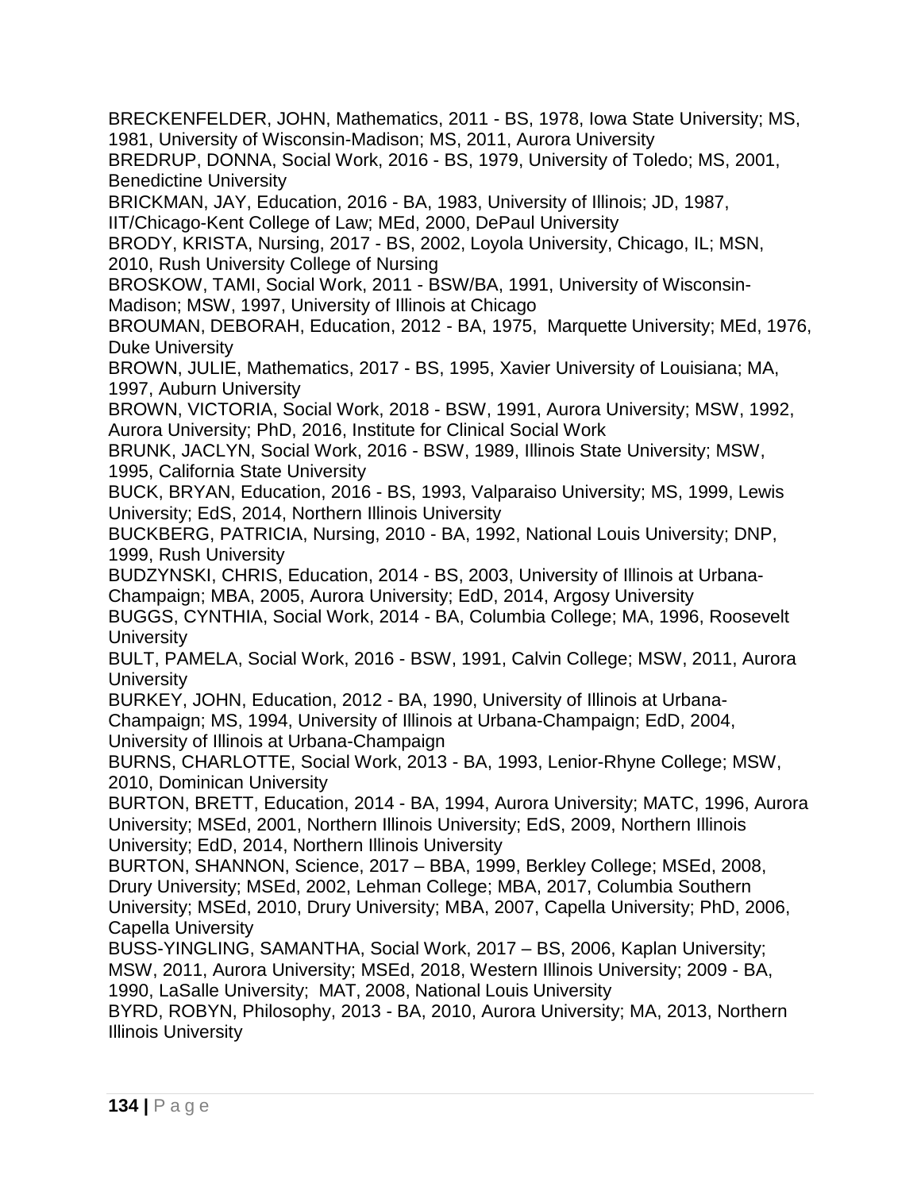BRECKENFELDER, JOHN, Mathematics, 2011 - BS, 1978, Iowa State University; MS, 1981, University of Wisconsin-Madison; MS, 2011, Aurora University

BREDRUP, DONNA, Social Work, 2016 - BS, 1979, University of Toledo; MS, 2001, Benedictine University

BRICKMAN, JAY, Education, 2016 - BA, 1983, University of Illinois; JD, 1987, IIT/Chicago-Kent College of Law; MEd, 2000, DePaul University

BRODY, KRISTA, Nursing, 2017 - BS, 2002, Loyola University, Chicago, IL; MSN, 2010, Rush University College of Nursing

BROSKOW, TAMI, Social Work, 2011 - BSW/BA, 1991, University of Wisconsin-Madison; MSW, 1997, University of Illinois at Chicago

BROUMAN, DEBORAH, Education, 2012 - BA, 1975, Marquette University; MEd, 1976, Duke University

BROWN, JULIE, Mathematics, 2017 - BS, 1995, Xavier University of Louisiana; MA, 1997, Auburn University

BROWN, VICTORIA, Social Work, 2018 - BSW, 1991, Aurora University; MSW, 1992, Aurora University; PhD, 2016, Institute for Clinical Social Work

BRUNK, JACLYN, Social Work, 2016 - BSW, 1989, Illinois State University; MSW, 1995, California State University

BUCK, BRYAN, Education, 2016 - BS, 1993, Valparaiso University; MS, 1999, Lewis University; EdS, 2014, Northern Illinois University

BUCKBERG, PATRICIA, Nursing, 2010 - BA, 1992, National Louis University; DNP, 1999, Rush University

BUDZYNSKI, CHRIS, Education, 2014 - BS, 2003, University of Illinois at Urbana-Champaign; MBA, 2005, Aurora University; EdD, 2014, Argosy University

BUGGS, CYNTHIA, Social Work, 2014 - BA, Columbia College; MA, 1996, Roosevelt University

BULT, PAMELA, Social Work, 2016 - BSW, 1991, Calvin College; MSW, 2011, Aurora University

BURKEY, JOHN, Education, 2012 - BA, 1990, University of Illinois at Urbana-Champaign; MS, 1994, University of Illinois at Urbana-Champaign; EdD, 2004, University of Illinois at Urbana-Champaign

BURNS, CHARLOTTE, Social Work, 2013 - BA, 1993, Lenior-Rhyne College; MSW, 2010, Dominican University

BURTON, BRETT, Education, 2014 - BA, 1994, Aurora University; MATC, 1996, Aurora University; MSEd, 2001, Northern Illinois University; EdS, 2009, Northern Illinois University; EdD, 2014, Northern Illinois University

BURTON, SHANNON, Science, 2017 – BBA, 1999, Berkley College; MSEd, 2008, Drury University; MSEd, 2002, Lehman College; MBA, 2017, Columbia Southern University; MSEd, 2010, Drury University; MBA, 2007, Capella University; PhD, 2006, Capella University

BUSS-YINGLING, SAMANTHA, Social Work, 2017 – BS, 2006, Kaplan University; MSW, 2011, Aurora University; MSEd, 2018, Western Illinois University; 2009 - BA, 1990, LaSalle University; MAT, 2008, National Louis University

BYRD, ROBYN, Philosophy, 2013 - BA, 2010, Aurora University; MA, 2013, Northern Illinois University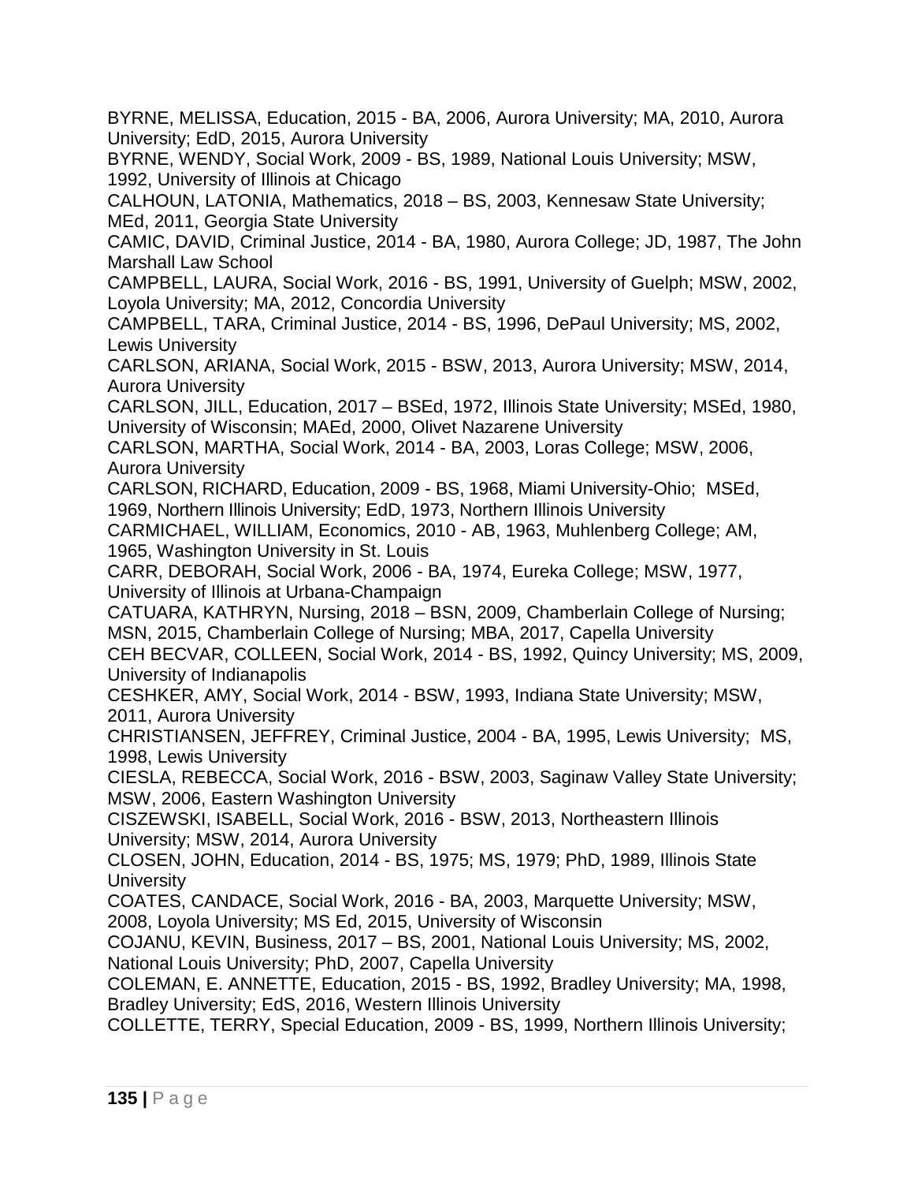BYRNE, MELISSA, Education, 2015 - BA, 2006, Aurora University; MA, 2010, Aurora University; EdD, 2015, Aurora University

BYRNE, WENDY, Social Work, 2009 - BS, 1989, National Louis University; MSW, 1992, University of Illinois at Chicago

CALHOUN, LATONIA, Mathematics, 2018 – BS, 2003, Kennesaw State University; MEd, 2011, Georgia State University

CAMIC, DAVID, Criminal Justice, 2014 - BA, 1980, Aurora College; JD, 1987, The John Marshall Law School

CAMPBELL, LAURA, Social Work, 2016 - BS, 1991, University of Guelph; MSW, 2002, Loyola University; MA, 2012, Concordia University

CAMPBELL, TARA, Criminal Justice, 2014 - BS, 1996, DePaul University; MS, 2002, Lewis University

CARLSON, ARIANA, Social Work, 2015 - BSW, 2013, Aurora University; MSW, 2014, Aurora University

CARLSON, JILL, Education, 2017 – BSEd, 1972, Illinois State University; MSEd, 1980, University of Wisconsin; MAEd, 2000, Olivet Nazarene University

CARLSON, MARTHA, Social Work, 2014 - BA, 2003, Loras College; MSW, 2006, Aurora University

CARLSON, RICHARD, Education, 2009 - BS, 1968, Miami University-Ohio; MSEd, 1969, Northern Illinois University; EdD, 1973, Northern Illinois University

CARMICHAEL, WILLIAM, Economics, 2010 - AB, 1963, Muhlenberg College; AM, 1965, Washington University in St. Louis

CARR, DEBORAH, Social Work, 2006 - BA, 1974, Eureka College; MSW, 1977, University of Illinois at Urbana-Champaign

CATUARA, KATHRYN, Nursing, 2018 – BSN, 2009, Chamberlain College of Nursing; MSN, 2015, Chamberlain College of Nursing; MBA, 2017, Capella University

CEH BECVAR, COLLEEN, Social Work, 2014 - BS, 1992, Quincy University; MS, 2009, University of Indianapolis

CESHKER, AMY, Social Work, 2014 - BSW, 1993, Indiana State University; MSW, 2011, Aurora University

CHRISTIANSEN, JEFFREY, Criminal Justice, 2004 - BA, 1995, Lewis University; MS, 1998, Lewis University

CIESLA, REBECCA, Social Work, 2016 - BSW, 2003, Saginaw Valley State University; MSW, 2006, Eastern Washington University

CISZEWSKI, ISABELL, Social Work, 2016 - BSW, 2013, Northeastern Illinois University; MSW, 2014, Aurora University

CLOSEN, JOHN, Education, 2014 - BS, 1975; MS, 1979; PhD, 1989, Illinois State University

COATES, CANDACE, Social Work, 2016 - BA, 2003, Marquette University; MSW, 2008, Loyola University; MS Ed, 2015, University of Wisconsin

COJANU, KEVIN, Business, 2017 – BS, 2001, National Louis University; MS, 2002, National Louis University; PhD, 2007, Capella University

COLEMAN, E. ANNETTE, Education, 2015 - BS, 1992, Bradley University; MA, 1998, Bradley University; EdS, 2016, Western Illinois University

COLLETTE, TERRY, Special Education, 2009 - BS, 1999, Northern Illinois University;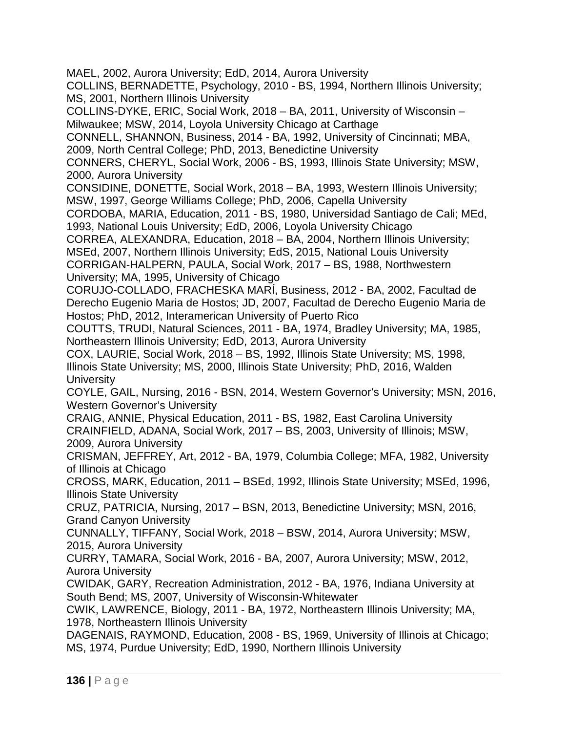MAEL, 2002, Aurora University; EdD, 2014, Aurora University

COLLINS, BERNADETTE, Psychology, 2010 - BS, 1994, Northern Illinois University; MS, 2001, Northern Illinois University

COLLINS-DYKE, ERIC, Social Work, 2018 – BA, 2011, University of Wisconsin – Milwaukee; MSW, 2014, Loyola University Chicago at Carthage

CONNELL, SHANNON, Business, 2014 - BA, 1992, University of Cincinnati; MBA, 2009, North Central College; PhD, 2013, Benedictine University

CONNERS, CHERYL, Social Work, 2006 - BS, 1993, Illinois State University; MSW, 2000, Aurora University

CONSIDINE, DONETTE, Social Work, 2018 – BA, 1993, Western Illinois University; MSW, 1997, George Williams College; PhD, 2006, Capella University

CORDOBA, MARIA, Education, 2011 - BS, 1980, Universidad Santiago de Cali; MEd, 1993, National Louis University; EdD, 2006, Loyola University Chicago

CORREA, ALEXANDRA, Education, 2018 – BA, 2004, Northern Illinois University; MSEd, 2007, Northern Illinois University; EdS, 2015, National Louis University

CORRIGAN-HALPERN, PAULA, Social Work, 2017 – BS, 1988, Northwestern University; MA, 1995, University of Chicago

CORUJO-COLLADO, FRACHESKA MARÍ, Business, 2012 - BA, 2002, Facultad de Derecho Eugenio Maria de Hostos; JD, 2007, Facultad de Derecho Eugenio Maria de Hostos; PhD, 2012, Interamerican University of Puerto Rico

COUTTS, TRUDI, Natural Sciences, 2011 - BA, 1974, Bradley University; MA, 1985, Northeastern Illinois University; EdD, 2013, Aurora University

COX, LAURIE, Social Work, 2018 – BS, 1992, Illinois State University; MS, 1998, Illinois State University; MS, 2000, Illinois State University; PhD, 2016, Walden University

COYLE, GAIL, Nursing, 2016 - BSN, 2014, Western Governor's University; MSN, 2016, Western Governor's University

CRAIG, ANNIE, Physical Education, 2011 - BS, 1982, East Carolina University

CRAINFIELD, ADANA, Social Work, 2017 – BS, 2003, University of Illinois; MSW, 2009, Aurora University

CRISMAN, JEFFREY, Art, 2012 - BA, 1979, Columbia College; MFA, 1982, University of Illinois at Chicago

CROSS, MARK, Education, 2011 – BSEd, 1992, Illinois State University; MSEd, 1996, Illinois State University

CRUZ, PATRICIA, Nursing, 2017 – BSN, 2013, Benedictine University; MSN, 2016, Grand Canyon University

CUNNALLY, TIFFANY, Social Work, 2018 – BSW, 2014, Aurora University; MSW, 2015, Aurora University

CURRY, TAMARA, Social Work, 2016 - BA, 2007, Aurora University; MSW, 2012, Aurora University

CWIDAK, GARY, Recreation Administration, 2012 - BA, 1976, Indiana University at South Bend; MS, 2007, University of Wisconsin-Whitewater

CWIK, LAWRENCE, Biology, 2011 - BA, 1972, Northeastern Illinois University; MA, 1978, Northeastern Illinois University

DAGENAIS, RAYMOND, Education, 2008 - BS, 1969, University of Illinois at Chicago; MS, 1974, Purdue University; EdD, 1990, Northern Illinois University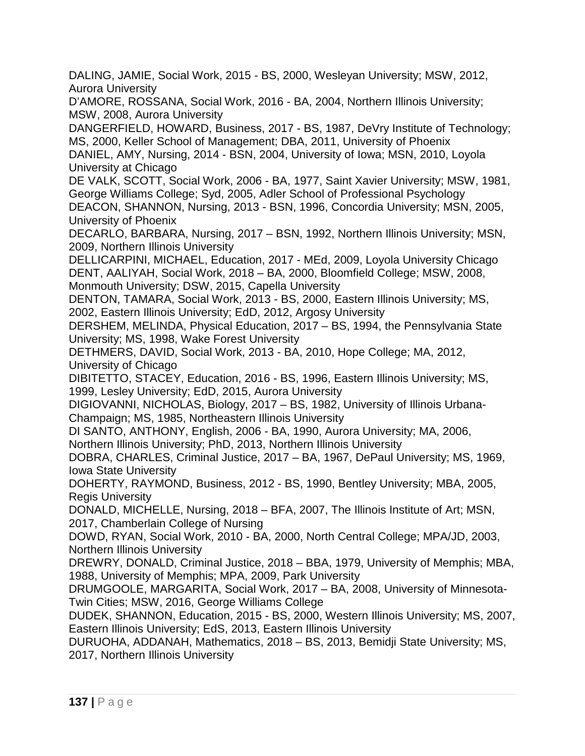DALING, JAMIE, Social Work, 2015 - BS, 2000, Wesleyan University; MSW, 2012, Aurora University

D'AMORE, ROSSANA, Social Work, 2016 - BA, 2004, Northern Illinois University; MSW, 2008, Aurora University

DANGERFIELD, HOWARD, Business, 2017 - BS, 1987, DeVry Institute of Technology; MS, 2000, Keller School of Management; DBA, 2011, University of Phoenix

DANIEL, AMY, Nursing, 2014 - BSN, 2004, University of Iowa; MSN, 2010, Loyola University at Chicago

DE VALK, SCOTT, Social Work, 2006 - BA, 1977, Saint Xavier University; MSW, 1981, George Williams College; Syd, 2005, Adler School of Professional Psychology

DEACON, SHANNON, Nursing, 2013 - BSN, 1996, Concordia University; MSN, 2005, University of Phoenix

DECARLO, BARBARA, Nursing, 2017 – BSN, 1992, Northern Illinois University; MSN, 2009, Northern Illinois University

DELLICARPINI, MICHAEL, Education, 2017 - MEd, 2009, Loyola University Chicago

DENT, AALIYAH, Social Work, 2018 – BA, 2000, Bloomfield College; MSW, 2008, Monmouth University; DSW, 2015, Capella University

DENTON, TAMARA, Social Work, 2013 - BS, 2000, Eastern Illinois University; MS, 2002, Eastern Illinois University; EdD, 2012, Argosy University

DERSHEM, MELINDA, Physical Education, 2017 – BS, 1994, the Pennsylvania State University; MS, 1998, Wake Forest University

DETHMERS, DAVID, Social Work, 2013 - BA, 2010, Hope College; MA, 2012, University of Chicago

DIBITETTO, STACEY, Education, 2016 - BS, 1996, Eastern Illinois University; MS, 1999, Lesley University; EdD, 2015, Aurora University

DIGIOVANNI, NICHOLAS, Biology, 2017 – BS, 1982, University of Illinois Urbana-Champaign; MS, 1985, Northeastern Illinois University

DI SANTO, ANTHONY, English, 2006 - BA, 1990, Aurora University; MA, 2006, Northern Illinois University; PhD, 2013, Northern Illinois University

DOBRA, CHARLES, Criminal Justice, 2017 – BA, 1967, DePaul University; MS, 1969, Iowa State University

DOHERTY, RAYMOND, Business, 2012 - BS, 1990, Bentley University; MBA, 2005, Regis University

DONALD, MICHELLE, Nursing, 2018 – BFA, 2007, The Illinois Institute of Art; MSN, 2017, Chamberlain College of Nursing

DOWD, RYAN, Social Work, 2010 - BA, 2000, North Central College; MPA/JD, 2003, Northern Illinois University

DREWRY, DONALD, Criminal Justice, 2018 – BBA, 1979, University of Memphis; MBA, 1988, University of Memphis; MPA, 2009, Park University

DRUMGOOLE, MARGARITA, Social Work, 2017 – BA, 2008, University of Minnesota-Twin Cities; MSW, 2016, George Williams College

DUDEK, SHANNON, Education, 2015 - BS, 2000, Western Illinois University; MS, 2007, Eastern Illinois University; EdS, 2013, Eastern Illinois University

DURUOHA, ADDANAH, Mathematics, 2018 – BS, 2013, Bemidji State University; MS, 2017, Northern Illinois University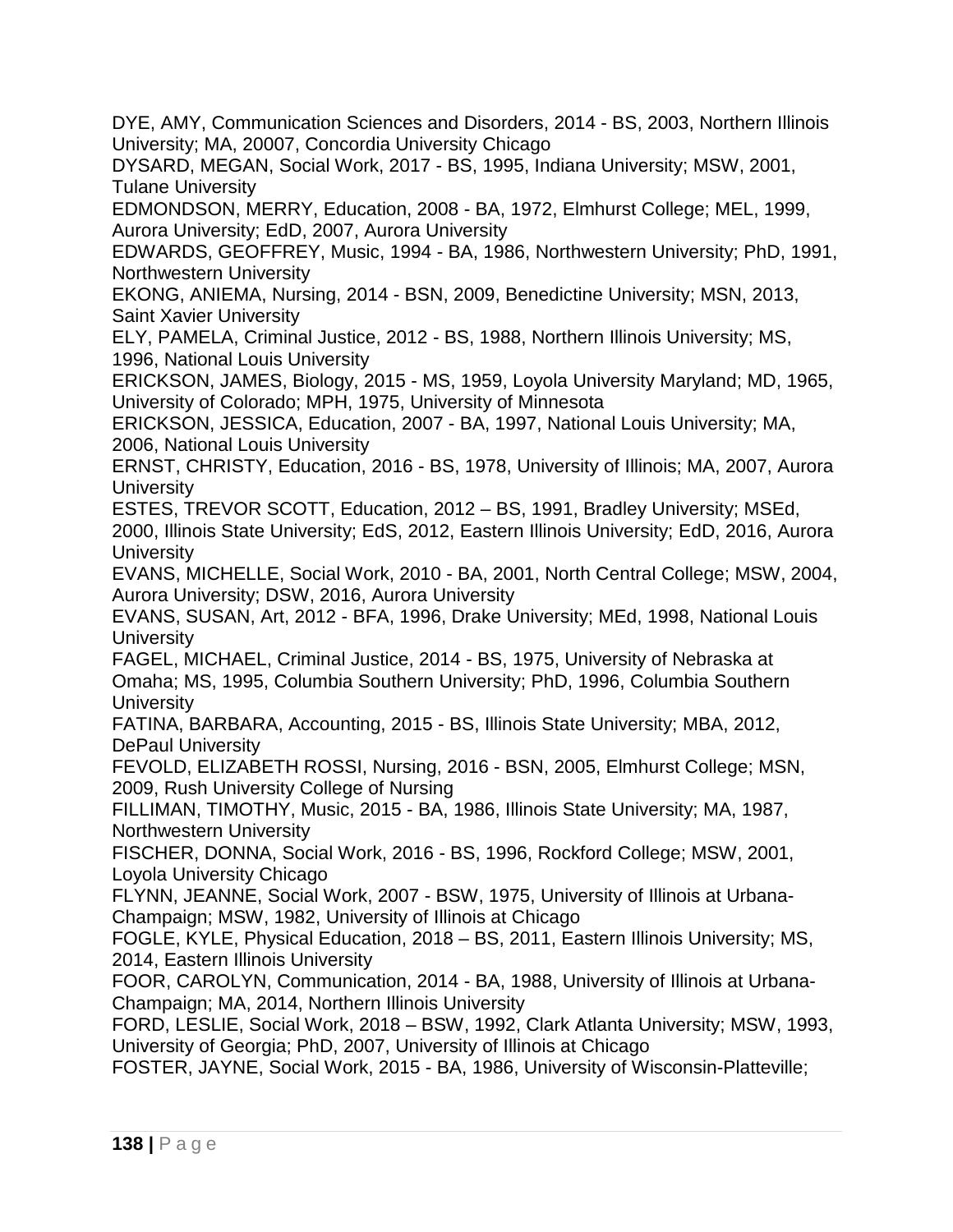DYE, AMY, Communication Sciences and Disorders, 2014 - BS, 2003, Northern Illinois University; MA, 20007, Concordia University Chicago

DYSARD, MEGAN, Social Work, 2017 - BS, 1995, Indiana University; MSW, 2001, Tulane University

EDMONDSON, MERRY, Education, 2008 - BA, 1972, Elmhurst College; MEL, 1999, Aurora University; EdD, 2007, Aurora University

EDWARDS, GEOFFREY, Music, 1994 - BA, 1986, Northwestern University; PhD, 1991, Northwestern University

EKONG, ANIEMA, Nursing, 2014 - BSN, 2009, Benedictine University; MSN, 2013, Saint Xavier University

ELY, PAMELA, Criminal Justice, 2012 - BS, 1988, Northern Illinois University; MS, 1996, National Louis University

ERICKSON, JAMES, Biology, 2015 - MS, 1959, Loyola University Maryland; MD, 1965, University of Colorado; MPH, 1975, University of Minnesota

ERICKSON, JESSICA, Education, 2007 - BA, 1997, National Louis University; MA, 2006, National Louis University

ERNST, CHRISTY, Education, 2016 - BS, 1978, University of Illinois; MA, 2007, Aurora University

ESTES, TREVOR SCOTT, Education, 2012 – BS, 1991, Bradley University; MSEd, 2000, Illinois State University; EdS, 2012, Eastern Illinois University; EdD, 2016, Aurora University

EVANS, MICHELLE, Social Work, 2010 - BA, 2001, North Central College; MSW, 2004, Aurora University; DSW, 2016, Aurora University

EVANS, SUSAN, Art, 2012 - BFA, 1996, Drake University; MEd, 1998, National Louis University

FAGEL, MICHAEL, Criminal Justice, 2014 - BS, 1975, University of Nebraska at Omaha; MS, 1995, Columbia Southern University; PhD, 1996, Columbia Southern University

FATINA, BARBARA, Accounting, 2015 - BS, Illinois State University; MBA, 2012, DePaul University

FEVOLD, ELIZABETH ROSSI, Nursing, 2016 - BSN, 2005, Elmhurst College; MSN, 2009, Rush University College of Nursing

FILLIMAN, TIMOTHY, Music, 2015 - BA, 1986, Illinois State University; MA, 1987, Northwestern University

FISCHER, DONNA, Social Work, 2016 - BS, 1996, Rockford College; MSW, 2001, Loyola University Chicago

FLYNN, JEANNE, Social Work, 2007 - BSW, 1975, University of Illinois at Urbana-Champaign; MSW, 1982, University of Illinois at Chicago

FOGLE, KYLE, Physical Education, 2018 – BS, 2011, Eastern Illinois University; MS, 2014, Eastern Illinois University

FOOR, CAROLYN, Communication, 2014 - BA, 1988, University of Illinois at Urbana-Champaign; MA, 2014, Northern Illinois University

FORD, LESLIE, Social Work, 2018 – BSW, 1992, Clark Atlanta University; MSW, 1993, University of Georgia; PhD, 2007, University of Illinois at Chicago

FOSTER, JAYNE, Social Work, 2015 - BA, 1986, University of Wisconsin-Platteville;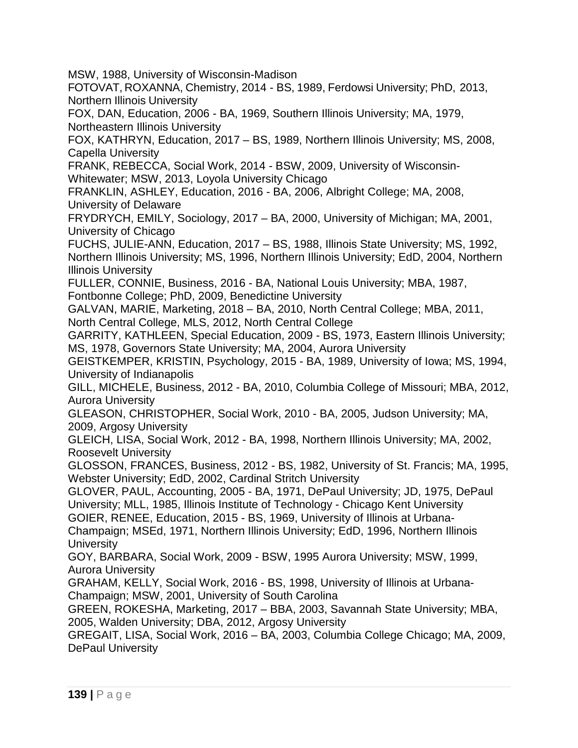MSW, 1988, University of Wisconsin-Madison

FOTOVAT, ROXANNA, Chemistry, 2014 - BS, 1989, Ferdowsi University; PhD, 2013, Northern Illinois University

FOX, DAN, Education, 2006 - BA, 1969, Southern Illinois University; MA, 1979, Northeastern Illinois University

FOX, KATHRYN, Education, 2017 – BS, 1989, Northern Illinois University; MS, 2008, Capella University

FRANK, REBECCA, Social Work, 2014 - BSW, 2009, University of Wisconsin-Whitewater; MSW, 2013, Loyola University Chicago

FRANKLIN, ASHLEY, Education, 2016 - BA, 2006, Albright College; MA, 2008, University of Delaware

FRYDRYCH, EMILY, Sociology, 2017 – BA, 2000, University of Michigan; MA, 2001, University of Chicago

FUCHS, JULIE-ANN, Education, 2017 – BS, 1988, Illinois State University; MS, 1992, Northern Illinois University; MS, 1996, Northern Illinois University; EdD, 2004, Northern Illinois University

FULLER, CONNIE, Business, 2016 - BA, National Louis University; MBA, 1987, Fontbonne College; PhD, 2009, Benedictine University

GALVAN, MARIE, Marketing, 2018 – BA, 2010, North Central College; MBA, 2011, North Central College, MLS, 2012, North Central College

GARRITY, KATHLEEN, Special Education, 2009 - BS, 1973, Eastern Illinois University; MS, 1978, Governors State University; MA, 2004, Aurora University

GEISTKEMPER, KRISTIN, Psychology, 2015 - BA, 1989, University of Iowa; MS, 1994, University of Indianapolis

GILL, MICHELE, Business, 2012 - BA, 2010, Columbia College of Missouri; MBA, 2012, Aurora University

GLEASON, CHRISTOPHER, Social Work, 2010 - BA, 2005, Judson University; MA, 2009, Argosy University

GLEICH, LISA, Social Work, 2012 - BA, 1998, Northern Illinois University; MA, 2002, Roosevelt University

GLOSSON, FRANCES, Business, 2012 - BS, 1982, University of St. Francis; MA, 1995, Webster University; EdD, 2002, Cardinal Stritch University

GLOVER, PAUL, Accounting, 2005 - BA, 1971, DePaul University; JD, 1975, DePaul University; MLL, 1985, Illinois Institute of Technology - Chicago Kent University

GOIER, RENEE, Education, 2015 - BS, 1969, University of Illinois at Urbana-Champaign; MSEd, 1971, Northern Illinois University; EdD, 1996, Northern Illinois University

GOY, BARBARA, Social Work, 2009 - BSW, 1995 Aurora University; MSW, 1999, Aurora University

GRAHAM, KELLY, Social Work, 2016 - BS, 1998, University of Illinois at Urbana-Champaign; MSW, 2001, University of South Carolina

GREEN, ROKESHA, Marketing, 2017 – BBA, 2003, Savannah State University; MBA, 2005, Walden University; DBA, 2012, Argosy University

GREGAIT, LISA, Social Work, 2016 – BA, 2003, Columbia College Chicago; MA, 2009, DePaul University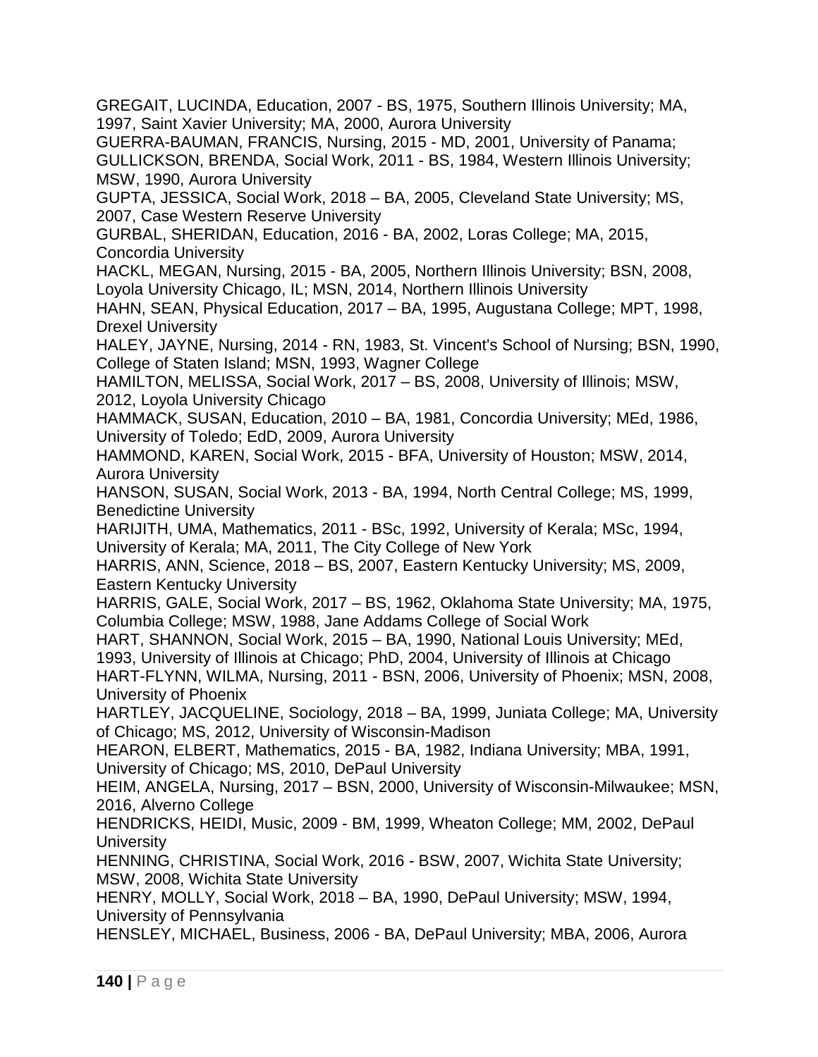GREGAIT, LUCINDA, Education, 2007 - BS, 1975, Southern Illinois University; MA, 1997, Saint Xavier University; MA, 2000, Aurora University

GUERRA-BAUMAN, FRANCIS, Nursing, 2015 - MD, 2001, University of Panama;

GULLICKSON, BRENDA, Social Work, 2011 - BS, 1984, Western Illinois University; MSW, 1990, Aurora University

GUPTA, JESSICA, Social Work, 2018 – BA, 2005, Cleveland State University; MS, 2007, Case Western Reserve University

GURBAL, SHERIDAN, Education, 2016 - BA, 2002, Loras College; MA, 2015, Concordia University

HACKL, MEGAN, Nursing, 2015 - BA, 2005, Northern Illinois University; BSN, 2008, Loyola University Chicago, IL; MSN, 2014, Northern Illinois University

HAHN, SEAN, Physical Education, 2017 – BA, 1995, Augustana College; MPT, 1998, Drexel University

HALEY, JAYNE, Nursing, 2014 - RN, 1983, St. Vincent's School of Nursing; BSN, 1990, College of Staten Island; MSN, 1993, Wagner College

HAMILTON, MELISSA, Social Work, 2017 – BS, 2008, University of Illinois; MSW, 2012, Loyola University Chicago

HAMMACK, SUSAN, Education, 2010 – BA, 1981, Concordia University; MEd, 1986, University of Toledo; EdD, 2009, Aurora University

HAMMOND, KAREN, Social Work, 2015 - BFA, University of Houston; MSW, 2014, Aurora University

HANSON, SUSAN, Social Work, 2013 - BA, 1994, North Central College; MS, 1999, Benedictine University

HARIJITH, UMA, Mathematics, 2011 - BSc, 1992, University of Kerala; MSc, 1994, University of Kerala; MA, 2011, The City College of New York

HARRIS, ANN, Science, 2018 – BS, 2007, Eastern Kentucky University; MS, 2009, Eastern Kentucky University

HARRIS, GALE, Social Work, 2017 – BS, 1962, Oklahoma State University; MA, 1975, Columbia College; MSW, 1988, Jane Addams College of Social Work

HART, SHANNON, Social Work, 2015 – BA, 1990, National Louis University; MEd, 1993, University of Illinois at Chicago; PhD, 2004, University of Illinois at Chicago

HART-FLYNN, WILMA, Nursing, 2011 - BSN, 2006, University of Phoenix; MSN, 2008, University of Phoenix

HARTLEY, JACQUELINE, Sociology, 2018 – BA, 1999, Juniata College; MA, University of Chicago; MS, 2012, University of Wisconsin-Madison

HEARON, ELBERT, Mathematics, 2015 - BA, 1982, Indiana University; MBA, 1991, University of Chicago; MS, 2010, DePaul University

HEIM, ANGELA, Nursing, 2017 – BSN, 2000, University of Wisconsin-Milwaukee; MSN, 2016, Alverno College

HENDRICKS, HEIDI, Music, 2009 - BM, 1999, Wheaton College; MM, 2002, DePaul University

HENNING, CHRISTINA, Social Work, 2016 - BSW, 2007, Wichita State University; MSW, 2008, Wichita State University

HENRY, MOLLY, Social Work, 2018 – BA, 1990, DePaul University; MSW, 1994, University of Pennsylvania

HENSLEY, MICHAEL, Business, 2006 - BA, DePaul University; MBA, 2006, Aurora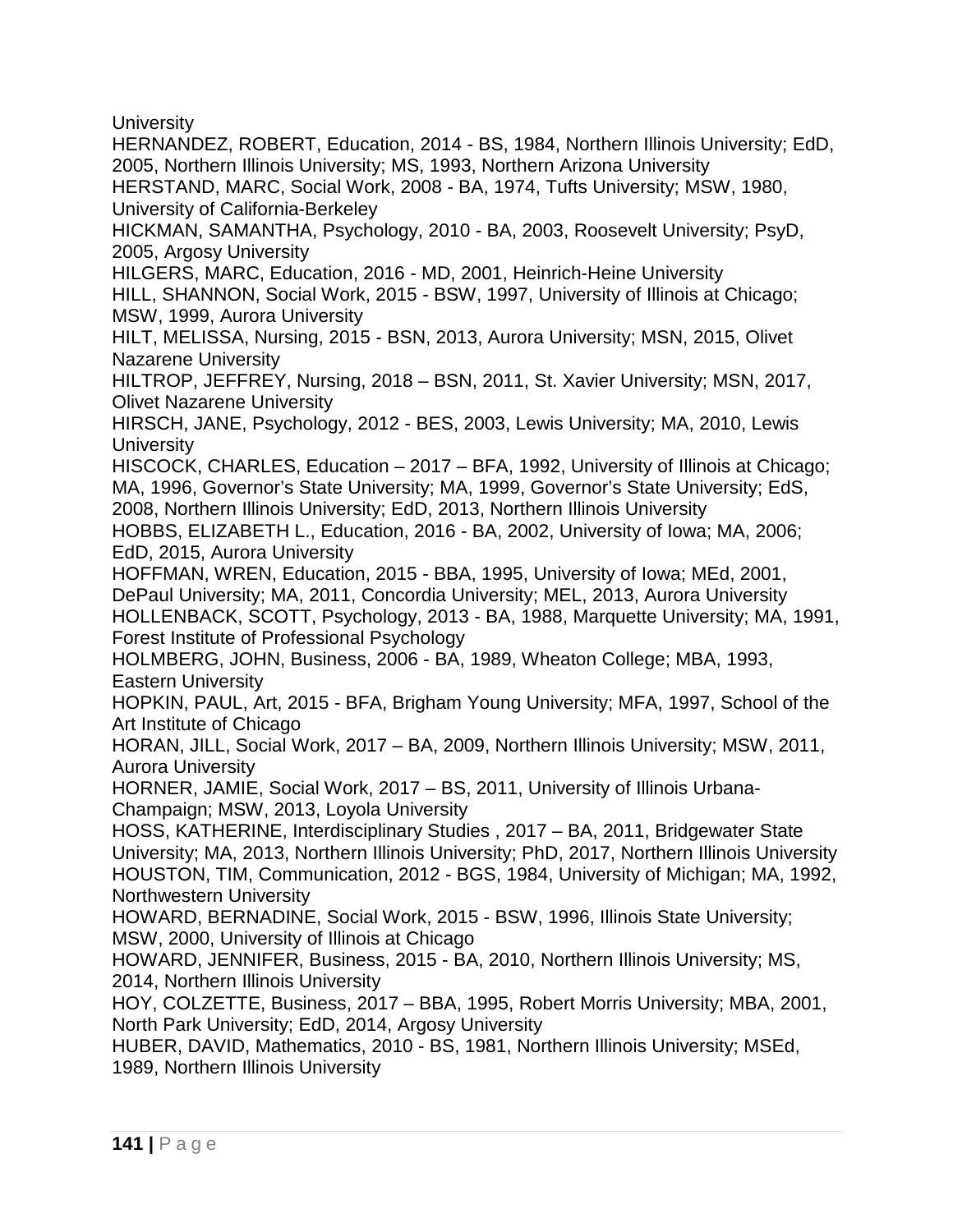University

HERNANDEZ, ROBERT, Education, 2014 - BS, 1984, Northern Illinois University; EdD, 2005, Northern Illinois University; MS, 1993, Northern Arizona University

HERSTAND, MARC, Social Work, 2008 - BA, 1974, Tufts University; MSW, 1980, University of California-Berkeley

HICKMAN, SAMANTHA, Psychology, 2010 - BA, 2003, Roosevelt University; PsyD, 2005, Argosy University

HILGERS, MARC, Education, 2016 - MD, 2001, Heinrich-Heine University

HILL, SHANNON, Social Work, 2015 - BSW, 1997, University of Illinois at Chicago; MSW, 1999, Aurora University

HILT, MELISSA, Nursing, 2015 - BSN, 2013, Aurora University; MSN, 2015, Olivet Nazarene University

HILTROP, JEFFREY, Nursing, 2018 – BSN, 2011, St. Xavier University; MSN, 2017, Olivet Nazarene University

HIRSCH, JANE, Psychology, 2012 - BES, 2003, Lewis University; MA, 2010, Lewis University

HISCOCK, CHARLES, Education – 2017 – BFA, 1992, University of Illinois at Chicago; MA, 1996, Governor's State University; MA, 1999, Governor's State University; EdS, 2008, Northern Illinois University; EdD, 2013, Northern Illinois University

HOBBS, ELIZABETH L., Education, 2016 - BA, 2002, University of Iowa; MA, 2006; EdD, 2015, Aurora University

HOFFMAN, WREN, Education, 2015 - BBA, 1995, University of Iowa; MEd, 2001, DePaul University; MA, 2011, Concordia University; MEL, 2013, Aurora University

HOLLENBACK, SCOTT, Psychology, 2013 - BA, 1988, Marquette University; MA, 1991, Forest Institute of Professional Psychology

HOLMBERG, JOHN, Business, 2006 - BA, 1989, Wheaton College; MBA, 1993, Eastern University

HOPKIN, PAUL, Art, 2015 - BFA, Brigham Young University; MFA, 1997, School of the Art Institute of Chicago

HORAN, JILL, Social Work, 2017 – BA, 2009, Northern Illinois University; MSW, 2011, Aurora University

HORNER, JAMIE, Social Work, 2017 – BS, 2011, University of Illinois Urbana-Champaign; MSW, 2013, Loyola University

HOSS, KATHERINE, Interdisciplinary Studies , 2017 – BA, 2011, Bridgewater State University; MA, 2013, Northern Illinois University; PhD, 2017, Northern Illinois University

HOUSTON, TIM, Communication, 2012 - BGS, 1984, University of Michigan; MA, 1992, Northwestern University

HOWARD, BERNADINE, Social Work, 2015 - BSW, 1996, Illinois State University; MSW, 2000, University of Illinois at Chicago

HOWARD, JENNIFER, Business, 2015 - BA, 2010, Northern Illinois University; MS, 2014, Northern Illinois University

HOY, COLZETTE, Business, 2017 – BBA, 1995, Robert Morris University; MBA, 2001, North Park University; EdD, 2014, Argosy University

HUBER, DAVID, Mathematics, 2010 - BS, 1981, Northern Illinois University; MSEd, 1989, Northern Illinois University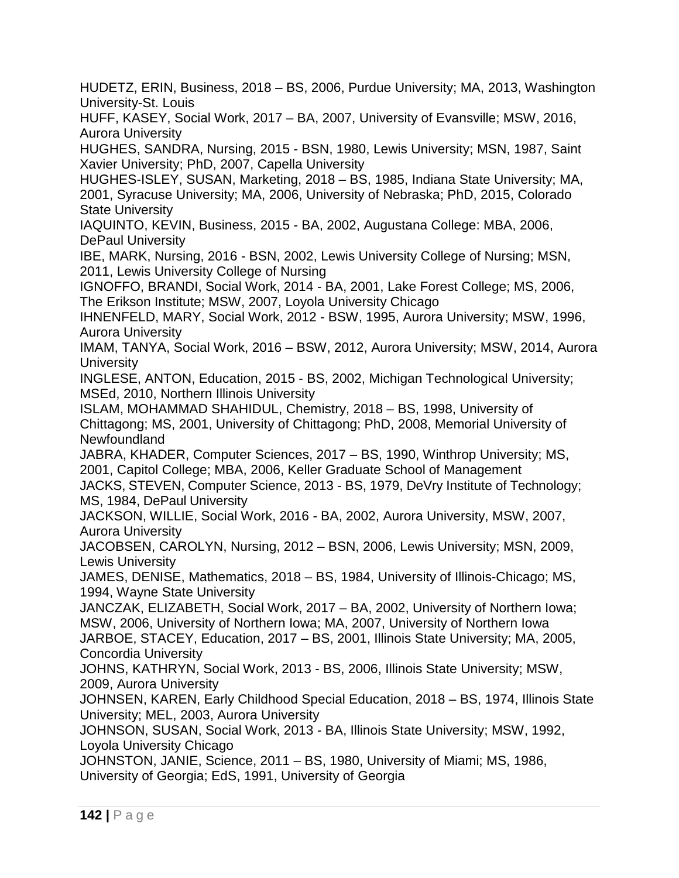HUDETZ, ERIN, Business, 2018 – BS, 2006, Purdue University; MA, 2013, Washington University-St. Louis

HUFF, KASEY, Social Work, 2017 – BA, 2007, University of Evansville; MSW, 2016, Aurora University

HUGHES, SANDRA, Nursing, 2015 - BSN, 1980, Lewis University; MSN, 1987, Saint Xavier University; PhD, 2007, Capella University

HUGHES-ISLEY, SUSAN, Marketing, 2018 – BS, 1985, Indiana State University; MA, 2001, Syracuse University; MA, 2006, University of Nebraska; PhD, 2015, Colorado State University

IAQUINTO, KEVIN, Business, 2015 - BA, 2002, Augustana College: MBA, 2006, DePaul University

IBE, MARK, Nursing, 2016 - BSN, 2002, Lewis University College of Nursing; MSN, 2011, Lewis University College of Nursing

IGNOFFO, BRANDI, Social Work, 2014 - BA, 2001, Lake Forest College; MS, 2006, The Erikson Institute; MSW, 2007, Loyola University Chicago

IHNENFELD, MARY, Social Work, 2012 - BSW, 1995, Aurora University; MSW, 1996, Aurora University

IMAM, TANYA, Social Work, 2016 – BSW, 2012, Aurora University; MSW, 2014, Aurora University

INGLESE, ANTON, Education, 2015 - BS, 2002, Michigan Technological University; MSEd, 2010, Northern Illinois University

ISLAM, MOHAMMAD SHAHIDUL, Chemistry, 2018 – BS, 1998, University of Chittagong; MS, 2001, University of Chittagong; PhD, 2008, Memorial University of Newfoundland

JABRA, KHADER, Computer Sciences, 2017 – BS, 1990, Winthrop University; MS, 2001, Capitol College; MBA, 2006, Keller Graduate School of Management

JACKS, STEVEN, Computer Science, 2013 - BS, 1979, DeVry Institute of Technology; MS, 1984, DePaul University

JACKSON, WILLIE, Social Work, 2016 - BA, 2002, Aurora University, MSW, 2007, Aurora University

JACOBSEN, CAROLYN, Nursing, 2012 – BSN, 2006, Lewis University; MSN, 2009, Lewis University

JAMES, DENISE, Mathematics, 2018 – BS, 1984, University of Illinois-Chicago; MS, 1994, Wayne State University

JANCZAK, ELIZABETH, Social Work, 2017 – BA, 2002, University of Northern Iowa; MSW, 2006, University of Northern Iowa; MA, 2007, University of Northern Iowa

JARBOE, STACEY, Education, 2017 – BS, 2001, Illinois State University; MA, 2005, Concordia University

JOHNS, KATHRYN, Social Work, 2013 - BS, 2006, Illinois State University; MSW, 2009, Aurora University

JOHNSEN, KAREN, Early Childhood Special Education, 2018 – BS, 1974, Illinois State University; MEL, 2003, Aurora University

JOHNSON, SUSAN, Social Work, 2013 - BA, Illinois State University; MSW, 1992, Loyola University Chicago

JOHNSTON, JANIE, Science, 2011 – BS, 1980, University of Miami; MS, 1986, University of Georgia; EdS, 1991, University of Georgia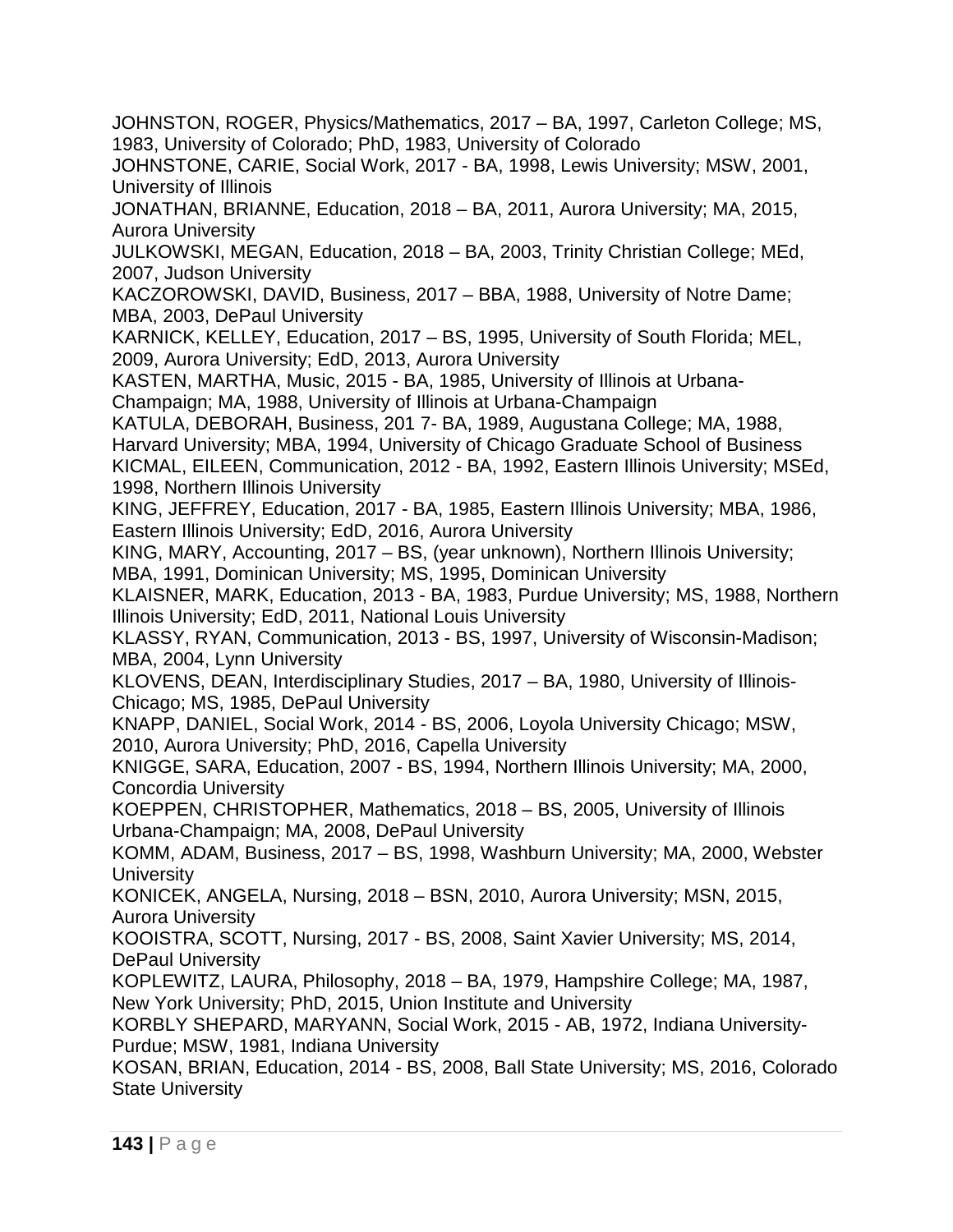JOHNSTON, ROGER, Physics/Mathematics, 2017 – BA, 1997, Carleton College; MS, 1983, University of Colorado; PhD, 1983, University of Colorado

JOHNSTONE, CARIE, Social Work, 2017 - BA, 1998, Lewis University; MSW, 2001, University of Illinois

JONATHAN, BRIANNE, Education, 2018 – BA, 2011, Aurora University; MA, 2015, Aurora University

JULKOWSKI, MEGAN, Education, 2018 – BA, 2003, Trinity Christian College; MEd, 2007, Judson University

KACZOROWSKI, DAVID, Business, 2017 – BBA, 1988, University of Notre Dame; MBA, 2003, DePaul University

KARNICK, KELLEY, Education, 2017 – BS, 1995, University of South Florida; MEL, 2009, Aurora University; EdD, 2013, Aurora University

KASTEN, MARTHA, Music, 2015 - BA, 1985, University of Illinois at Urbana-Champaign; MA, 1988, University of Illinois at Urbana-Champaign

KATULA, DEBORAH, Business, 201 7- BA, 1989, Augustana College; MA, 1988, Harvard University; MBA, 1994, University of Chicago Graduate School of Business

KICMAL, EILEEN, Communication, 2012 - BA, 1992, Eastern Illinois University; MSEd, 1998, Northern Illinois University

KING, JEFFREY, Education, 2017 - BA, 1985, Eastern Illinois University; MBA, 1986, Eastern Illinois University; EdD, 2016, Aurora University

KING, MARY, Accounting, 2017 – BS, (year unknown), Northern Illinois University; MBA, 1991, Dominican University; MS, 1995, Dominican University

KLAISNER, MARK, Education, 2013 - BA, 1983, Purdue University; MS, 1988, Northern Illinois University; EdD, 2011, National Louis University

KLASSY, RYAN, Communication, 2013 - BS, 1997, University of Wisconsin-Madison; MBA, 2004, Lynn University

KLOVENS, DEAN, Interdisciplinary Studies, 2017 – BA, 1980, University of Illinois-Chicago; MS, 1985, DePaul University

KNAPP, DANIEL, Social Work, 2014 - BS, 2006, Loyola University Chicago; MSW, 2010, Aurora University; PhD, 2016, Capella University

KNIGGE, SARA, Education, 2007 - BS, 1994, Northern Illinois University; MA, 2000, Concordia University

KOEPPEN, CHRISTOPHER, Mathematics, 2018 – BS, 2005, University of Illinois Urbana-Champaign; MA, 2008, DePaul University

KOMM, ADAM, Business, 2017 – BS, 1998, Washburn University; MA, 2000, Webster University

KONICEK, ANGELA, Nursing, 2018 – BSN, 2010, Aurora University; MSN, 2015, Aurora University

KOOISTRA, SCOTT, Nursing, 2017 - BS, 2008, Saint Xavier University; MS, 2014, DePaul University

KOPLEWITZ, LAURA, Philosophy, 2018 – BA, 1979, Hampshire College; MA, 1987, New York University; PhD, 2015, Union Institute and University

KORBLY SHEPARD, MARYANN, Social Work, 2015 - AB, 1972, Indiana University-Purdue; MSW, 1981, Indiana University

KOSAN, BRIAN, Education, 2014 - BS, 2008, Ball State University; MS, 2016, Colorado State University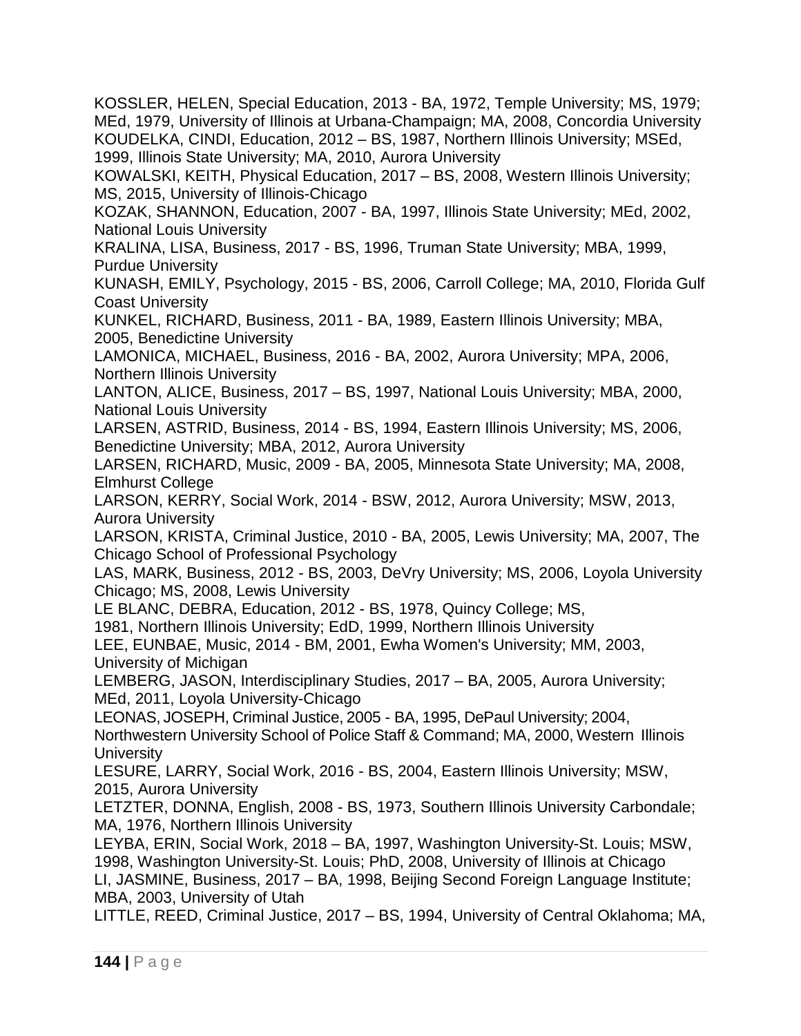KOSSLER, HELEN, Special Education, 2013 - BA, 1972, Temple University; MS, 1979; MEd, 1979, University of Illinois at Urbana-Champaign; MA, 2008, Concordia University

KOUDELKA, CINDI, Education, 2012 – BS, 1987, Northern Illinois University; MSEd, 1999, Illinois State University; MA, 2010, Aurora University

KOWALSKI, KEITH, Physical Education, 2017 – BS, 2008, Western Illinois University; MS, 2015, University of Illinois-Chicago

KOZAK, SHANNON, Education, 2007 - BA, 1997, Illinois State University; MEd, 2002, National Louis University

KRALINA, LISA, Business, 2017 - BS, 1996, Truman State University; MBA, 1999, Purdue University

KUNASH, EMILY, Psychology, 2015 - BS, 2006, Carroll College; MA, 2010, Florida Gulf Coast University

KUNKEL, RICHARD, Business, 2011 - BA, 1989, Eastern Illinois University; MBA, 2005, Benedictine University

LAMONICA, MICHAEL, Business, 2016 - BA, 2002, Aurora University; MPA, 2006, Northern Illinois University

LANTON, ALICE, Business, 2017 – BS, 1997, National Louis University; MBA, 2000, National Louis University

LARSEN, ASTRID, Business, 2014 - BS, 1994, Eastern Illinois University; MS, 2006, Benedictine University; MBA, 2012, Aurora University

LARSEN, RICHARD, Music, 2009 - BA, 2005, Minnesota State University; MA, 2008, Elmhurst College

LARSON, KERRY, Social Work, 2014 - BSW, 2012, Aurora University; MSW, 2013, Aurora University

LARSON, KRISTA, Criminal Justice, 2010 - BA, 2005, Lewis University; MA, 2007, The Chicago School of Professional Psychology

LAS, MARK, Business, 2012 - BS, 2003, DeVry University; MS, 2006, Loyola University Chicago; MS, 2008, Lewis University

LE BLANC, DEBRA, Education, 2012 - BS, 1978, Quincy College; MS, 1981, Northern Illinois University; EdD, 1999, Northern Illinois University

LEE, EUNBAE, Music, 2014 - BM, 2001, Ewha Women's University; MM, 2003, University of Michigan

LEMBERG, JASON, Interdisciplinary Studies, 2017 – BA, 2005, Aurora University; MEd, 2011, Loyola University-Chicago

LEONAS, JOSEPH, Criminal Justice, 2005 - BA, 1995, DePaul University; 2004, Northwestern University School of Police Staff & Command; MA, 2000, Western Illinois University

LESURE, LARRY, Social Work, 2016 - BS, 2004, Eastern Illinois University; MSW, 2015, Aurora University

LETZTER, DONNA, English, 2008 - BS, 1973, Southern Illinois University Carbondale; MA, 1976, Northern Illinois University

LEYBA, ERIN, Social Work, 2018 – BA, 1997, Washington University-St. Louis; MSW, 1998, Washington University-St. Louis; PhD, 2008, University of Illinois at Chicago

LI, JASMINE, Business, 2017 – BA, 1998, Beijing Second Foreign Language Institute; MBA, 2003, University of Utah

LITTLE, REED, Criminal Justice, 2017 – BS, 1994, University of Central Oklahoma; MA,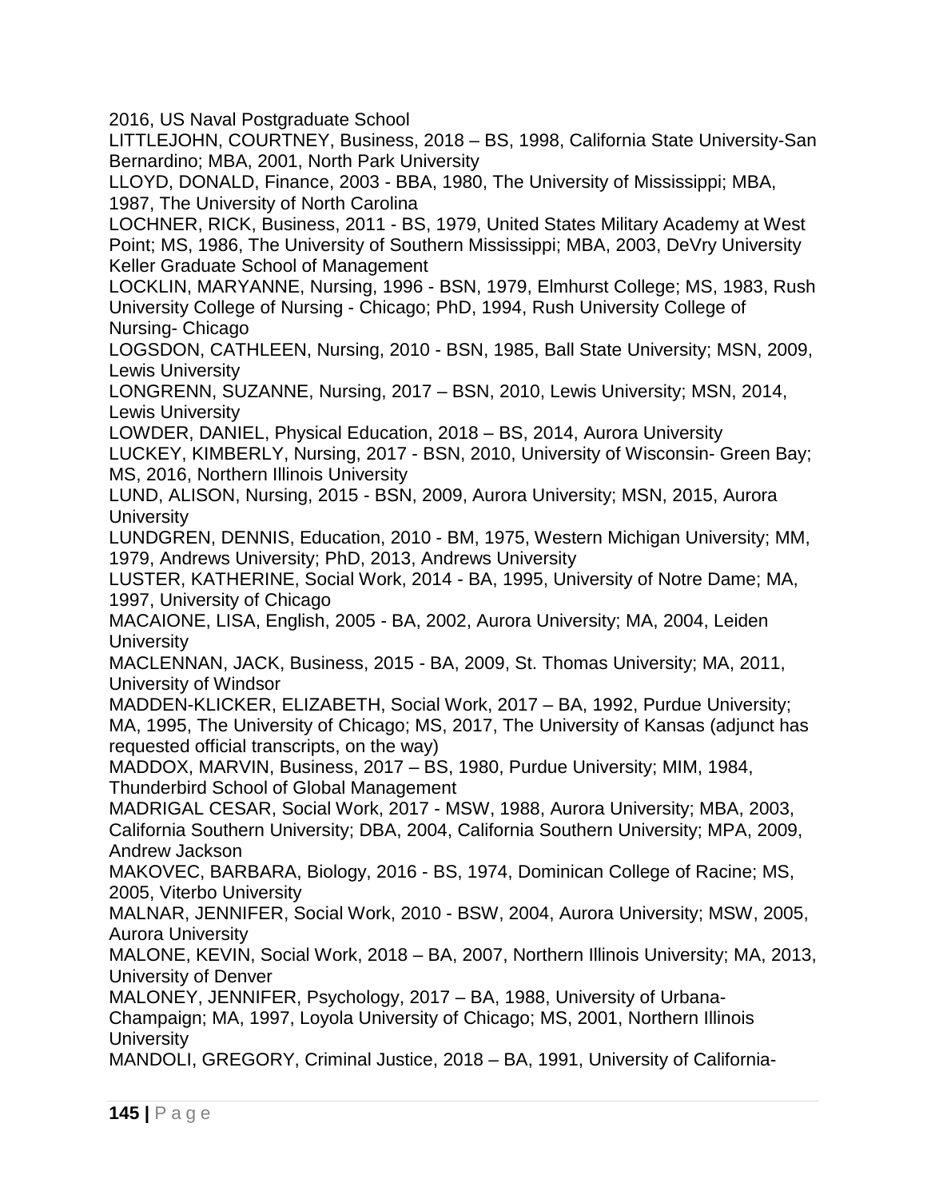2016, US Naval Postgraduate School

LITTLEJOHN, COURTNEY, Business, 2018 – BS, 1998, California State University-San Bernardino; MBA, 2001, North Park University

LLOYD, DONALD, Finance, 2003 - BBA, 1980, The University of Mississippi; MBA, 1987, The University of North Carolina

LOCHNER, RICK, Business, 2011 - BS, 1979, United States Military Academy at West Point; MS, 1986, The University of Southern Mississippi; MBA, 2003, DeVry University Keller Graduate School of Management

LOCKLIN, MARYANNE, Nursing, 1996 - BSN, 1979, Elmhurst College; MS, 1983, Rush University College of Nursing - Chicago; PhD, 1994, Rush University College of Nursing- Chicago

LOGSDON, CATHLEEN, Nursing, 2010 - BSN, 1985, Ball State University; MSN, 2009, Lewis University

LONGRENN, SUZANNE, Nursing, 2017 – BSN, 2010, Lewis University; MSN, 2014, Lewis University

LOWDER, DANIEL, Physical Education, 2018 – BS, 2014, Aurora University

LUCKEY, KIMBERLY, Nursing, 2017 - BSN, 2010, University of Wisconsin- Green Bay; MS, 2016, Northern Illinois University

LUND, ALISON, Nursing, 2015 - BSN, 2009, Aurora University; MSN, 2015, Aurora University

LUNDGREN, DENNIS, Education, 2010 - BM, 1975, Western Michigan University; MM, 1979, Andrews University; PhD, 2013, Andrews University

LUSTER, KATHERINE, Social Work, 2014 - BA, 1995, University of Notre Dame; MA, 1997, University of Chicago

MACAIONE, LISA, English, 2005 - BA, 2002, Aurora University; MA, 2004, Leiden University

MACLENNAN, JACK, Business, 2015 - BA, 2009, St. Thomas University; MA, 2011, University of Windsor

MADDEN-KLICKER, ELIZABETH, Social Work, 2017 – BA, 1992, Purdue University; MA, 1995, The University of Chicago; MS, 2017, The University of Kansas (adjunct has requested official transcripts, on the way)

MADDOX, MARVIN, Business, 2017 – BS, 1980, Purdue University; MIM, 1984, Thunderbird School of Global Management

MADRIGAL CESAR, Social Work, 2017 - MSW, 1988, Aurora University; MBA, 2003, California Southern University; DBA, 2004, California Southern University; MPA, 2009, Andrew Jackson

MAKOVEC, BARBARA, Biology, 2016 - BS, 1974, Dominican College of Racine; MS, 2005, Viterbo University

MALNAR, JENNIFER, Social Work, 2010 - BSW, 2004, Aurora University; MSW, 2005, Aurora University

MALONE, KEVIN, Social Work, 2018 – BA, 2007, Northern Illinois University; MA, 2013, University of Denver

MALONEY, JENNIFER, Psychology, 2017 – BA, 1988, University of Urbana-Champaign; MA, 1997, Loyola University of Chicago; MS, 2001, Northern Illinois University

MANDOLI, GREGORY, Criminal Justice, 2018 – BA, 1991, University of California-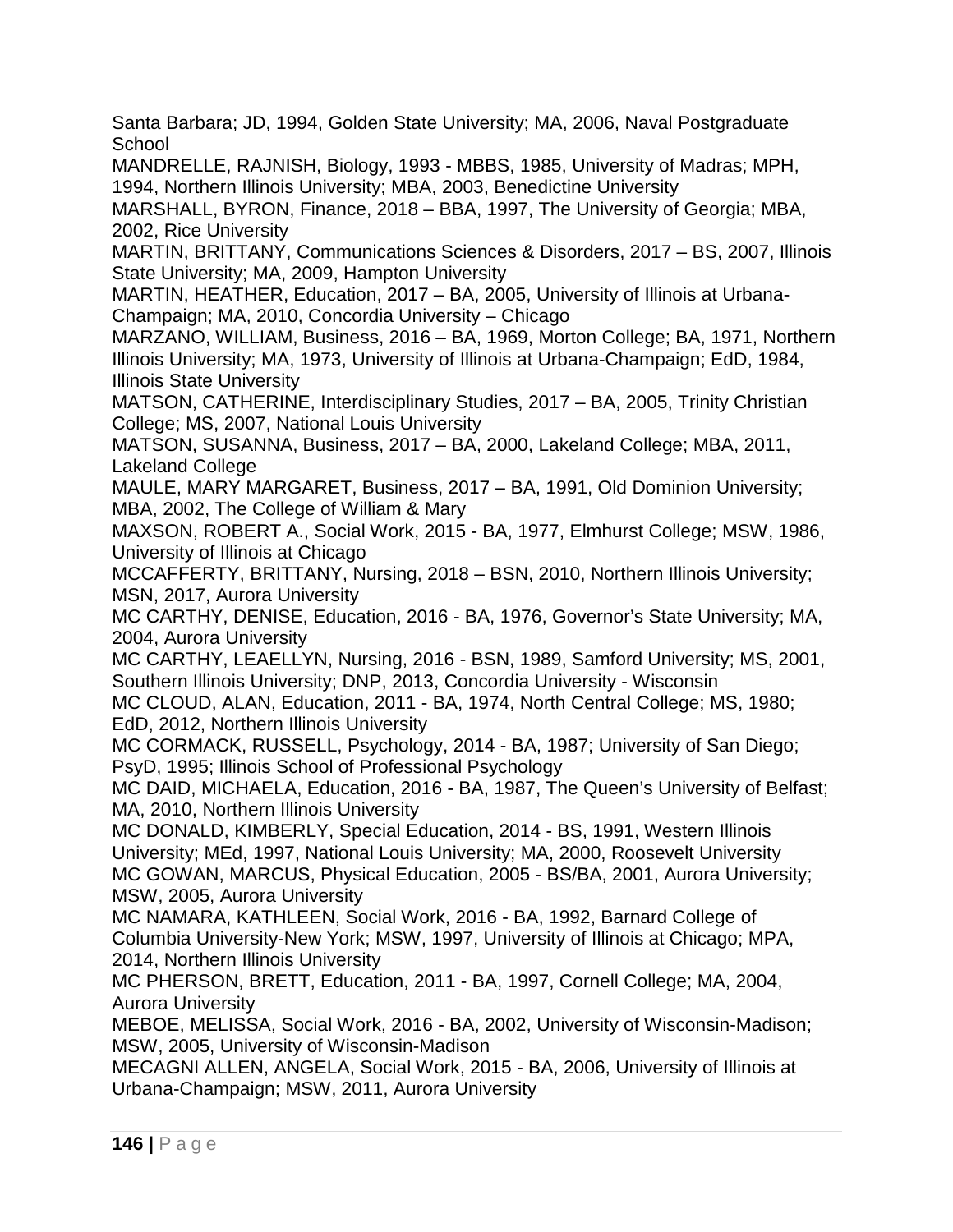Santa Barbara; JD, 1994, Golden State University; MA, 2006, Naval Postgraduate School

MANDRELLE, RAJNISH, Biology, 1993 - MBBS, 1985, University of Madras; MPH, 1994, Northern Illinois University; MBA, 2003, Benedictine University

MARSHALL, BYRON, Finance, 2018 – BBA, 1997, The University of Georgia; MBA, 2002, Rice University

MARTIN, BRITTANY, Communications Sciences & Disorders, 2017 – BS, 2007, Illinois State University; MA, 2009, Hampton University

MARTIN, HEATHER, Education, 2017 – BA, 2005, University of Illinois at Urbana-Champaign; MA, 2010, Concordia University – Chicago

MARZANO, WILLIAM, Business, 2016 – BA, 1969, Morton College; BA, 1971, Northern Illinois University; MA, 1973, University of Illinois at Urbana-Champaign; EdD, 1984, Illinois State University

MATSON, CATHERINE, Interdisciplinary Studies, 2017 – BA, 2005, Trinity Christian College; MS, 2007, National Louis University

MATSON, SUSANNA, Business, 2017 – BA, 2000, Lakeland College; MBA, 2011, Lakeland College

MAULE, MARY MARGARET, Business, 2017 – BA, 1991, Old Dominion University; MBA, 2002, The College of William & Mary

MAXSON, ROBERT A., Social Work, 2015 - BA, 1977, Elmhurst College; MSW, 1986, University of Illinois at Chicago

MCCAFFERTY, BRITTANY, Nursing, 2018 – BSN, 2010, Northern Illinois University; MSN, 2017, Aurora University

MC CARTHY, DENISE, Education, 2016 - BA, 1976, Governor's State University; MA, 2004, Aurora University

MC CARTHY, LEAELLYN, Nursing, 2016 - BSN, 1989, Samford University; MS, 2001, Southern Illinois University; DNP, 2013, Concordia University - Wisconsin

MC CLOUD, ALAN, Education, 2011 - BA, 1974, North Central College; MS, 1980; EdD, 2012, Northern Illinois University

MC CORMACK, RUSSELL, Psychology, 2014 - BA, 1987; University of San Diego; PsyD, 1995; Illinois School of Professional Psychology

MC DAID, MICHAELA, Education, 2016 - BA, 1987, The Queen's University of Belfast; MA, 2010, Northern Illinois University

MC DONALD, KIMBERLY, Special Education, 2014 - BS, 1991, Western Illinois University; MEd, 1997, National Louis University; MA, 2000, Roosevelt University

MC GOWAN, MARCUS, Physical Education, 2005 - BS/BA, 2001, Aurora University; MSW, 2005, Aurora University

MC NAMARA, KATHLEEN, Social Work, 2016 - BA, 1992, Barnard College of Columbia University-New York; MSW, 1997, University of Illinois at Chicago; MPA, 2014, Northern Illinois University

MC PHERSON, BRETT, Education, 2011 - BA, 1997, Cornell College; MA, 2004, Aurora University

MEBOE, MELISSA, Social Work, 2016 - BA, 2002, University of Wisconsin-Madison; MSW, 2005, University of Wisconsin-Madison

MECAGNI ALLEN, ANGELA, Social Work, 2015 - BA, 2006, University of Illinois at Urbana-Champaign; MSW, 2011, Aurora University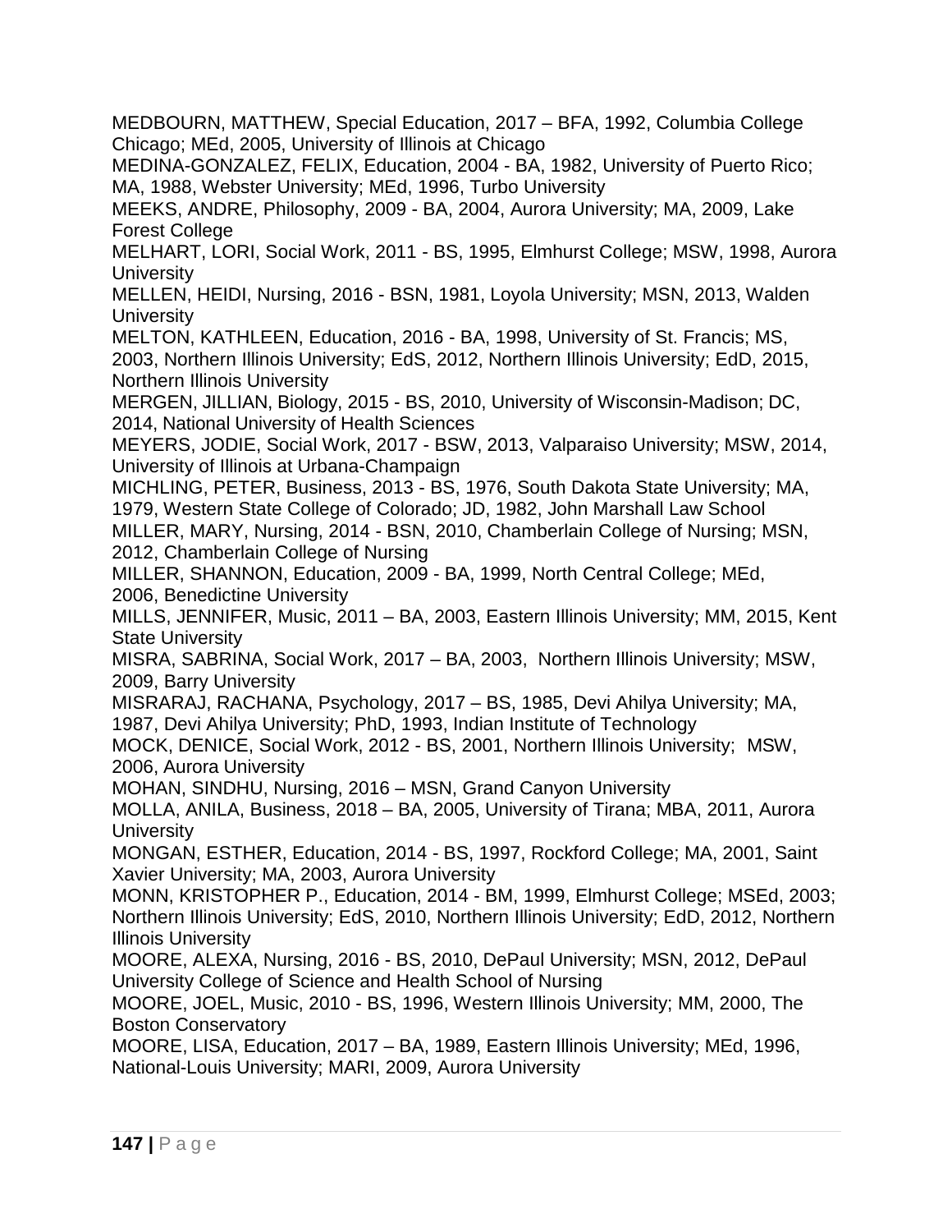MEDBOURN, MATTHEW, Special Education, 2017 – BFA, 1992, Columbia College Chicago; MEd, 2005, University of Illinois at Chicago

MEDINA-GONZALEZ, FELIX, Education, 2004 - BA, 1982, University of Puerto Rico; MA, 1988, Webster University; MEd, 1996, Turbo University

MEEKS, ANDRE, Philosophy, 2009 - BA, 2004, Aurora University; MA, 2009, Lake Forest College

MELHART, LORI, Social Work, 2011 - BS, 1995, Elmhurst College; MSW, 1998, Aurora University

MELLEN, HEIDI, Nursing, 2016 - BSN, 1981, Loyola University; MSN, 2013, Walden University

MELTON, KATHLEEN, Education, 2016 - BA, 1998, University of St. Francis; MS, 2003, Northern Illinois University; EdS, 2012, Northern Illinois University; EdD, 2015, Northern Illinois University

MERGEN, JILLIAN, Biology, 2015 - BS, 2010, University of Wisconsin-Madison; DC, 2014, National University of Health Sciences

MEYERS, JODIE, Social Work, 2017 - BSW, 2013, Valparaiso University; MSW, 2014, University of Illinois at Urbana-Champaign

MICHLING, PETER, Business, 2013 - BS, 1976, South Dakota State University; MA, 1979, Western State College of Colorado; JD, 1982, John Marshall Law School

MILLER, MARY, Nursing, 2014 - BSN, 2010, Chamberlain College of Nursing; MSN, 2012, Chamberlain College of Nursing

MILLER, SHANNON, Education, 2009 - BA, 1999, North Central College; MEd, 2006, Benedictine University

MILLS, JENNIFER, Music, 2011 – BA, 2003, Eastern Illinois University; MM, 2015, Kent State University

MISRA, SABRINA, Social Work, 2017 – BA, 2003, Northern Illinois University; MSW, 2009, Barry University

MISRARAJ, RACHANA, Psychology, 2017 – BS, 1985, Devi Ahilya University; MA, 1987, Devi Ahilya University; PhD, 1993, Indian Institute of Technology

MOCK, DENICE, Social Work, 2012 - BS, 2001, Northern Illinois University; MSW, 2006, Aurora University

MOHAN, SINDHU, Nursing, 2016 – MSN, Grand Canyon University

MOLLA, ANILA, Business, 2018 – BA, 2005, University of Tirana; MBA, 2011, Aurora University

MONGAN, ESTHER, Education, 2014 - BS, 1997, Rockford College; MA, 2001, Saint Xavier University; MA, 2003, Aurora University

MONN, KRISTOPHER P., Education, 2014 - BM, 1999, Elmhurst College; MSEd, 2003; Northern Illinois University; EdS, 2010, Northern Illinois University; EdD, 2012, Northern Illinois University

MOORE, ALEXA, Nursing, 2016 - BS, 2010, DePaul University; MSN, 2012, DePaul University College of Science and Health School of Nursing

MOORE, JOEL, Music, 2010 - BS, 1996, Western Illinois University; MM, 2000, The Boston Conservatory

MOORE, LISA, Education, 2017 – BA, 1989, Eastern Illinois University; MEd, 1996, National-Louis University; MARI, 2009, Aurora University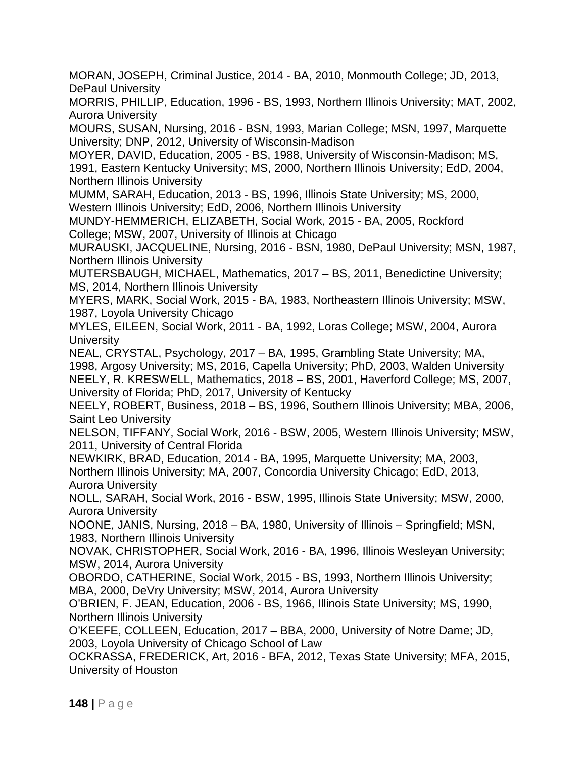MORAN, JOSEPH, Criminal Justice, 2014 - BA, 2010, Monmouth College; JD, 2013, DePaul University

MORRIS, PHILLIP, Education, 1996 - BS, 1993, Northern Illinois University; MAT, 2002, Aurora University

MOURS, SUSAN, Nursing, 2016 - BSN, 1993, Marian College; MSN, 1997, Marquette University; DNP, 2012, University of Wisconsin-Madison

MOYER, DAVID, Education, 2005 - BS, 1988, University of Wisconsin-Madison; MS, 1991, Eastern Kentucky University; MS, 2000, Northern Illinois University; EdD, 2004, Northern Illinois University

MUMM, SARAH, Education, 2013 - BS, 1996, Illinois State University; MS, 2000, Western Illinois University; EdD, 2006, Northern Illinois University

MUNDY-HEMMERICH, ELIZABETH, Social Work, 2015 - BA, 2005, Rockford College; MSW, 2007, University of Illinois at Chicago

MURAUSKI, JACQUELINE, Nursing, 2016 - BSN, 1980, DePaul University; MSN, 1987, Northern Illinois University

MUTERSBAUGH, MICHAEL, Mathematics, 2017 – BS, 2011, Benedictine University; MS, 2014, Northern Illinois University

MYERS, MARK, Social Work, 2015 - BA, 1983, Northeastern Illinois University; MSW, 1987, Loyola University Chicago

MYLES, EILEEN, Social Work, 2011 - BA, 1992, Loras College; MSW, 2004, Aurora University

NEAL, CRYSTAL, Psychology, 2017 – BA, 1995, Grambling State University; MA, 1998, Argosy University; MS, 2016, Capella University; PhD, 2003, Walden University

NEELY, R. KRESWELL, Mathematics, 2018 – BS, 2001, Haverford College; MS, 2007, University of Florida; PhD, 2017, University of Kentucky

NEELY, ROBERT, Business, 2018 – BS, 1996, Southern Illinois University; MBA, 2006, Saint Leo University

NELSON, TIFFANY, Social Work, 2016 - BSW, 2005, Western Illinois University; MSW, 2011, University of Central Florida

NEWKIRK, BRAD, Education, 2014 - BA, 1995, Marquette University; MA, 2003, Northern Illinois University; MA, 2007, Concordia University Chicago; EdD, 2013, Aurora University

NOLL, SARAH, Social Work, 2016 - BSW, 1995, Illinois State University; MSW, 2000, Aurora University

NOONE, JANIS, Nursing, 2018 – BA, 1980, University of Illinois – Springfield; MSN, 1983, Northern Illinois University

NOVAK, CHRISTOPHER, Social Work, 2016 - BA, 1996, Illinois Wesleyan University; MSW, 2014, Aurora University

OBORDO, CATHERINE, Social Work, 2015 - BS, 1993, Northern Illinois University; MBA, 2000, DeVry University; MSW, 2014, Aurora University

O'BRIEN, F. JEAN, Education, 2006 - BS, 1966, Illinois State University; MS, 1990, Northern Illinois University

O'KEEFE, COLLEEN, Education, 2017 – BBA, 2000, University of Notre Dame; JD, 2003, Loyola University of Chicago School of Law

OCKRASSA, FREDERICK, Art, 2016 - BFA, 2012, Texas State University; MFA, 2015, University of Houston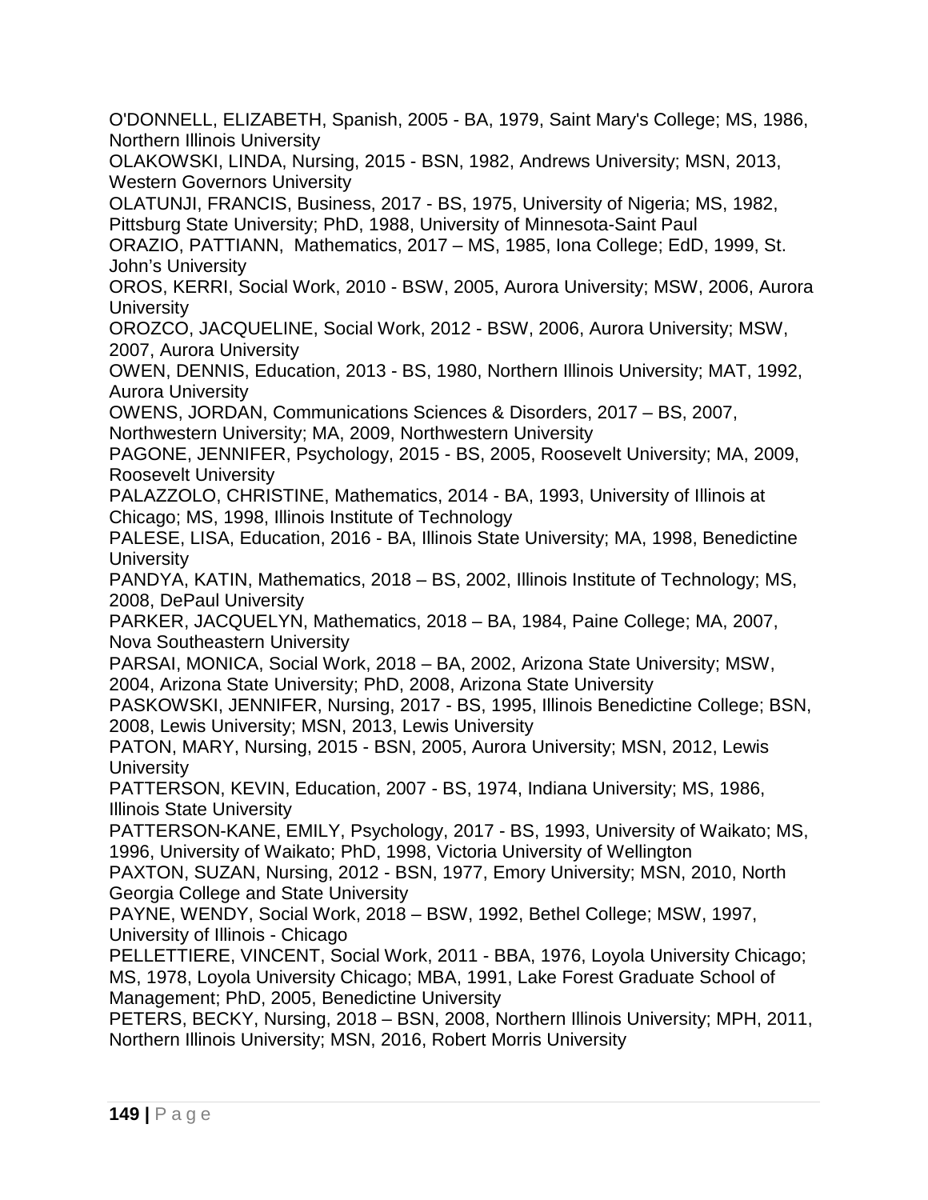O'DONNELL, ELIZABETH, Spanish, 2005 - BA, 1979, Saint Mary's College; MS, 1986, Northern Illinois University

OLAKOWSKI, LINDA, Nursing, 2015 - BSN, 1982, Andrews University; MSN, 2013, Western Governors University

OLATUNJI, FRANCIS, Business, 2017 - BS, 1975, University of Nigeria; MS, 1982, Pittsburg State University; PhD, 1988, University of Minnesota-Saint Paul

ORAZIO, PATTIANN, Mathematics, 2017 – MS, 1985, Iona College; EdD, 1999, St. John's University

OROS, KERRI, Social Work, 2010 - BSW, 2005, Aurora University; MSW, 2006, Aurora University

OROZCO, JACQUELINE, Social Work, 2012 - BSW, 2006, Aurora University; MSW, 2007, Aurora University

OWEN, DENNIS, Education, 2013 - BS, 1980, Northern Illinois University; MAT, 1992, Aurora University

OWENS, JORDAN, Communications Sciences & Disorders, 2017 – BS, 2007, Northwestern University; MA, 2009, Northwestern University

PAGONE, JENNIFER, Psychology, 2015 - BS, 2005, Roosevelt University; MA, 2009, Roosevelt University

PALAZZOLO, CHRISTINE, Mathematics, 2014 - BA, 1993, University of Illinois at Chicago; MS, 1998, Illinois Institute of Technology

PALESE, LISA, Education, 2016 - BA, Illinois State University; MA, 1998, Benedictine University

PANDYA, KATIN, Mathematics, 2018 – BS, 2002, Illinois Institute of Technology; MS, 2008, DePaul University

PARKER, JACQUELYN, Mathematics, 2018 – BA, 1984, Paine College; MA, 2007, Nova Southeastern University

PARSAI, MONICA, Social Work, 2018 – BA, 2002, Arizona State University; MSW, 2004, Arizona State University; PhD, 2008, Arizona State University

PASKOWSKI, JENNIFER, Nursing, 2017 - BS, 1995, Illinois Benedictine College; BSN, 2008, Lewis University; MSN, 2013, Lewis University

PATON, MARY, Nursing, 2015 - BSN, 2005, Aurora University; MSN, 2012, Lewis University

PATTERSON, KEVIN, Education, 2007 - BS, 1974, Indiana University; MS, 1986, Illinois State University

PATTERSON-KANE, EMILY, Psychology, 2017 - BS, 1993, University of Waikato; MS, 1996, University of Waikato; PhD, 1998, Victoria University of Wellington

PAXTON, SUZAN, Nursing, 2012 - BSN, 1977, Emory University; MSN, 2010, North Georgia College and State University

PAYNE, WENDY, Social Work, 2018 – BSW, 1992, Bethel College; MSW, 1997, University of Illinois - Chicago

PELLETTIERE, VINCENT, Social Work, 2011 - BBA, 1976, Loyola University Chicago; MS, 1978, Loyola University Chicago; MBA, 1991, Lake Forest Graduate School of Management; PhD, 2005, Benedictine University

PETERS, BECKY, Nursing, 2018 – BSN, 2008, Northern Illinois University; MPH, 2011, Northern Illinois University; MSN, 2016, Robert Morris University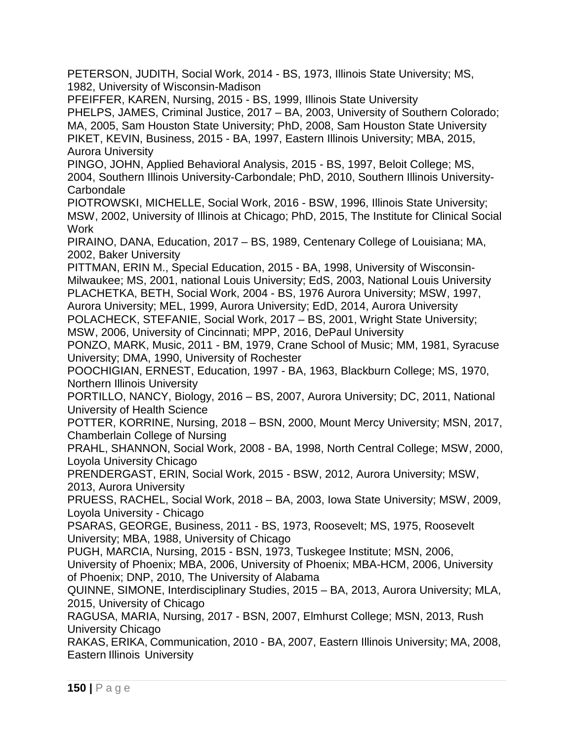PETERSON, JUDITH, Social Work, 2014 - BS, 1973, Illinois State University; MS, 1982, University of Wisconsin-Madison

PFEIFFER, KAREN, Nursing, 2015 - BS, 1999, Illinois State University

PHELPS, JAMES, Criminal Justice, 2017 – BA, 2003, University of Southern Colorado; MA, 2005, Sam Houston State University; PhD, 2008, Sam Houston State University

PIKET, KEVIN, Business, 2015 - BA, 1997, Eastern Illinois University; MBA, 2015, Aurora University

PINGO, JOHN, Applied Behavioral Analysis, 2015 - BS, 1997, Beloit College; MS, 2004, Southern Illinois University-Carbondale; PhD, 2010, Southern Illinois University-Carbondale

PIOTROWSKI, MICHELLE, Social Work, 2016 - BSW, 1996, Illinois State University; MSW, 2002, University of Illinois at Chicago; PhD, 2015, The Institute for Clinical Social Work

PIRAINO, DANA, Education, 2017 – BS, 1989, Centenary College of Louisiana; MA, 2002, Baker University

PITTMAN, ERIN M., Special Education, 2015 - BA, 1998, University of Wisconsin-Milwaukee; MS, 2001, national Louis University; EdS, 2003, National Louis University

PLACHETKA, BETH, Social Work, 2004 - BS, 1976 Aurora University; MSW, 1997, Aurora University; MEL, 1999, Aurora University; EdD, 2014, Aurora University

POLACHECK, STEFANIE, Social Work, 2017 – BS, 2001, Wright State University; MSW, 2006, University of Cincinnati; MPP, 2016, DePaul University

PONZO, MARK, Music, 2011 - BM, 1979, Crane School of Music; MM, 1981, Syracuse University; DMA, 1990, University of Rochester

POOCHIGIAN, ERNEST, Education, 1997 - BA, 1963, Blackburn College; MS, 1970, Northern Illinois University

PORTILLO, NANCY, Biology, 2016 – BS, 2007, Aurora University; DC, 2011, National University of Health Science

POTTER, KORRINE, Nursing, 2018 – BSN, 2000, Mount Mercy University; MSN, 2017, Chamberlain College of Nursing

PRAHL, SHANNON, Social Work, 2008 - BA, 1998, North Central College; MSW, 2000, Loyola University Chicago

PRENDERGAST, ERIN, Social Work, 2015 - BSW, 2012, Aurora University; MSW, 2013, Aurora University

PRUESS, RACHEL, Social Work, 2018 – BA, 2003, Iowa State University; MSW, 2009, Loyola University - Chicago

PSARAS, GEORGE, Business, 2011 - BS, 1973, Roosevelt; MS, 1975, Roosevelt University; MBA, 1988, University of Chicago

PUGH, MARCIA, Nursing, 2015 - BSN, 1973, Tuskegee Institute; MSN, 2006, University of Phoenix; MBA, 2006, University of Phoenix; MBA-HCM, 2006, University of Phoenix; DNP, 2010, The University of Alabama

QUINNE, SIMONE, Interdisciplinary Studies, 2015 – BA, 2013, Aurora University; MLA, 2015, University of Chicago

RAGUSA, MARIA, Nursing, 2017 - BSN, 2007, Elmhurst College; MSN, 2013, Rush University Chicago

RAKAS, ERIKA, Communication, 2010 - BA, 2007, Eastern Illinois University; MA, 2008, Eastern Illinois University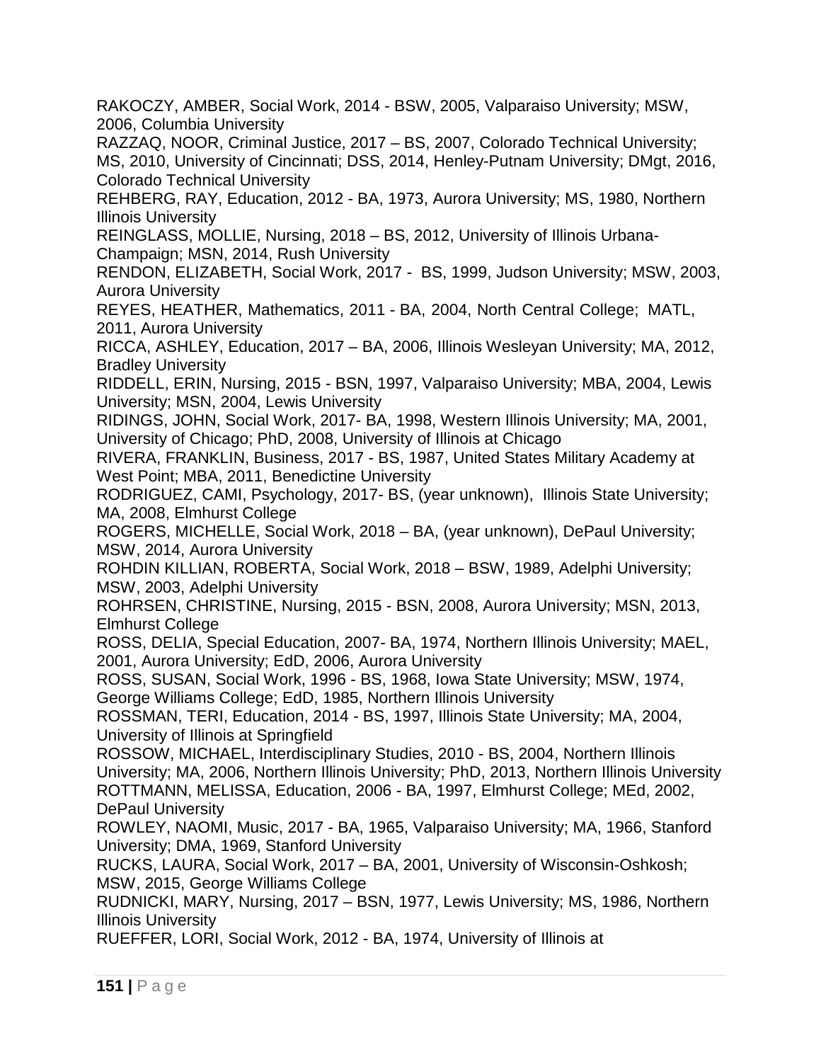RAKOCZY, AMBER, Social Work, 2014 - BSW, 2005, Valparaiso University; MSW, 2006, Columbia University

RAZZAQ, NOOR, Criminal Justice, 2017 – BS, 2007, Colorado Technical University; MS, 2010, University of Cincinnati; DSS, 2014, Henley-Putnam University; DMgt, 2016, Colorado Technical University

REHBERG, RAY, Education, 2012 - BA, 1973, Aurora University; MS, 1980, Northern Illinois University

REINGLASS, MOLLIE, Nursing, 2018 – BS, 2012, University of Illinois Urbana-Champaign; MSN, 2014, Rush University

RENDON, ELIZABETH, Social Work, 2017 - BS, 1999, Judson University; MSW, 2003, Aurora University

REYES, HEATHER, Mathematics, 2011 - BA, 2004, North Central College; MATL, 2011, Aurora University

RICCA, ASHLEY, Education, 2017 – BA, 2006, Illinois Wesleyan University; MA, 2012, Bradley University

RIDDELL, ERIN, Nursing, 2015 - BSN, 1997, Valparaiso University; MBA, 2004, Lewis University; MSN, 2004, Lewis University

RIDINGS, JOHN, Social Work, 2017- BA, 1998, Western Illinois University; MA, 2001, University of Chicago; PhD, 2008, University of Illinois at Chicago

RIVERA, FRANKLIN, Business, 2017 - BS, 1987, United States Military Academy at West Point; MBA, 2011, Benedictine University

RODRIGUEZ, CAMI, Psychology, 2017- BS, (year unknown), Illinois State University; MA, 2008, Elmhurst College

ROGERS, MICHELLE, Social Work, 2018 – BA, (year unknown), DePaul University; MSW, 2014, Aurora University

ROHDIN KILLIAN, ROBERTA, Social Work, 2018 – BSW, 1989, Adelphi University; MSW, 2003, Adelphi University

ROHRSEN, CHRISTINE, Nursing, 2015 - BSN, 2008, Aurora University; MSN, 2013, Elmhurst College

ROSS, DELIA, Special Education, 2007- BA, 1974, Northern Illinois University; MAEL, 2001, Aurora University; EdD, 2006, Aurora University

ROSS, SUSAN, Social Work, 1996 - BS, 1968, Iowa State University; MSW, 1974, George Williams College; EdD, 1985, Northern Illinois University

ROSSMAN, TERI, Education, 2014 - BS, 1997, Illinois State University; MA, 2004, University of Illinois at Springfield

ROSSOW, MICHAEL, Interdisciplinary Studies, 2010 - BS, 2004, Northern Illinois University; MA, 2006, Northern Illinois University; PhD, 2013, Northern Illinois University

ROTTMANN, MELISSA, Education, 2006 - BA, 1997, Elmhurst College; MEd, 2002, DePaul University

ROWLEY, NAOMI, Music, 2017 - BA, 1965, Valparaiso University; MA, 1966, Stanford University; DMA, 1969, Stanford University

RUCKS, LAURA, Social Work, 2017 – BA, 2001, University of Wisconsin-Oshkosh; MSW, 2015, George Williams College

RUDNICKI, MARY, Nursing, 2017 – BSN, 1977, Lewis University; MS, 1986, Northern Illinois University

RUEFFER, LORI, Social Work, 2012 - BA, 1974, University of Illinois at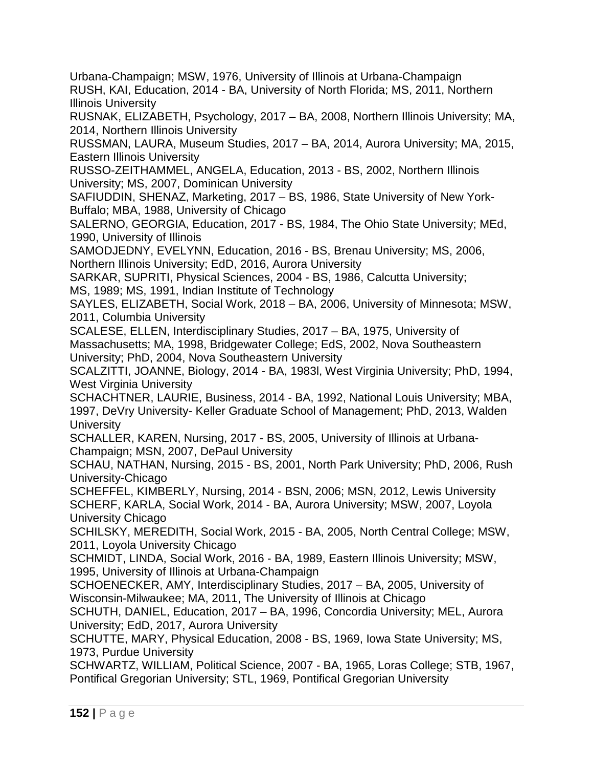Urbana-Champaign; MSW, 1976, University of Illinois at Urbana-Champaign

RUSH, KAI, Education, 2014 - BA, University of North Florida; MS, 2011, Northern Illinois University

RUSNAK, ELIZABETH, Psychology, 2017 – BA, 2008, Northern Illinois University; MA, 2014, Northern Illinois University

RUSSMAN, LAURA, Museum Studies, 2017 – BA, 2014, Aurora University; MA, 2015, Eastern Illinois University

RUSSO-ZEITHAMMEL, ANGELA, Education, 2013 - BS, 2002, Northern Illinois University; MS, 2007, Dominican University

SAFIUDDIN, SHENAZ, Marketing, 2017 – BS, 1986, State University of New York-Buffalo; MBA, 1988, University of Chicago

SALERNO, GEORGIA, Education, 2017 - BS, 1984, The Ohio State University; MEd, 1990, University of Illinois

SAMODJEDNY, EVELYNN, Education, 2016 - BS, Brenau University; MS, 2006, Northern Illinois University; EdD, 2016, Aurora University

SARKAR, SUPRITI, Physical Sciences, 2004 - BS, 1986, Calcutta University; MS, 1989; MS, 1991, Indian Institute of Technology

SAYLES, ELIZABETH, Social Work, 2018 – BA, 2006, University of Minnesota; MSW, 2011, Columbia University

SCALESE, ELLEN, Interdisciplinary Studies, 2017 – BA, 1975, University of Massachusetts; MA, 1998, Bridgewater College; EdS, 2002, Nova Southeastern University; PhD, 2004, Nova Southeastern University

SCALZITTI, JOANNE, Biology, 2014 - BA, 1983l, West Virginia University; PhD, 1994, West Virginia University

SCHACHTNER, LAURIE, Business, 2014 - BA, 1992, National Louis University; MBA, 1997, DeVry University- Keller Graduate School of Management; PhD, 2013, Walden University

SCHALLER, KAREN, Nursing, 2017 - BS, 2005, University of Illinois at Urbana-Champaign; MSN, 2007, DePaul University

SCHAU, NATHAN, Nursing, 2015 - BS, 2001, North Park University; PhD, 2006, Rush University-Chicago

SCHEFFEL, KIMBERLY, Nursing, 2014 - BSN, 2006; MSN, 2012, Lewis University

SCHERF, KARLA, Social Work, 2014 - BA, Aurora University; MSW, 2007, Loyola University Chicago

SCHILSKY, MEREDITH, Social Work, 2015 - BA, 2005, North Central College; MSW, 2011, Loyola University Chicago

SCHMIDT, LINDA, Social Work, 2016 - BA, 1989, Eastern Illinois University; MSW, 1995, University of Illinois at Urbana-Champaign

SCHOENECKER, AMY, Interdisciplinary Studies, 2017 – BA, 2005, University of Wisconsin-Milwaukee; MA, 2011, The University of Illinois at Chicago

SCHUTH, DANIEL, Education, 2017 – BA, 1996, Concordia University; MEL, Aurora University; EdD, 2017, Aurora University

SCHUTTE, MARY, Physical Education, 2008 - BS, 1969, Iowa State University; MS, 1973, Purdue University

SCHWARTZ, WILLIAM, Political Science, 2007 - BA, 1965, Loras College; STB, 1967, Pontifical Gregorian University; STL, 1969, Pontifical Gregorian University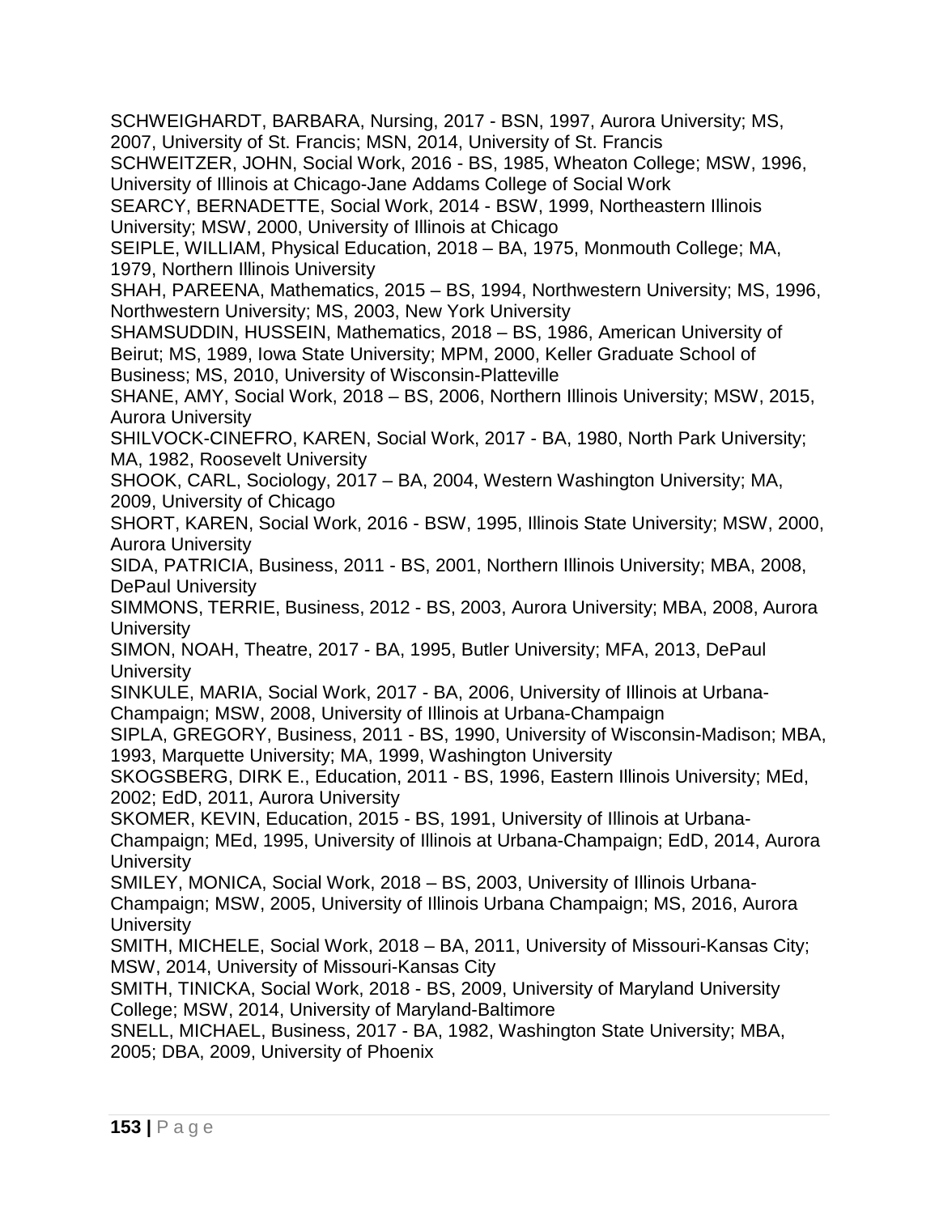SCHWEIGHARDT, BARBARA, Nursing, 2017 - BSN, 1997, Aurora University; MS, 2007, University of St. Francis; MSN, 2014, University of St. Francis

SCHWEITZER, JOHN, Social Work, 2016 - BS, 1985, Wheaton College; MSW, 1996, University of Illinois at Chicago-Jane Addams College of Social Work

SEARCY, BERNADETTE, Social Work, 2014 - BSW, 1999, Northeastern Illinois University; MSW, 2000, University of Illinois at Chicago

SEIPLE, WILLIAM, Physical Education, 2018 – BA, 1975, Monmouth College; MA, 1979, Northern Illinois University

SHAH, PAREENA, Mathematics, 2015 – BS, 1994, Northwestern University; MS, 1996, Northwestern University; MS, 2003, New York University

SHAMSUDDIN, HUSSEIN, Mathematics, 2018 – BS, 1986, American University of Beirut; MS, 1989, Iowa State University; MPM, 2000, Keller Graduate School of Business; MS, 2010, University of Wisconsin-Platteville

SHANE, AMY, Social Work, 2018 – BS, 2006, Northern Illinois University; MSW, 2015, Aurora University

SHILVOCK-CINEFRO, KAREN, Social Work, 2017 - BA, 1980, North Park University; MA, 1982, Roosevelt University

SHOOK, CARL, Sociology, 2017 – BA, 2004, Western Washington University; MA, 2009, University of Chicago

SHORT, KAREN, Social Work, 2016 - BSW, 1995, Illinois State University; MSW, 2000, Aurora University

SIDA, PATRICIA, Business, 2011 - BS, 2001, Northern Illinois University; MBA, 2008, DePaul University

SIMMONS, TERRIE, Business, 2012 - BS, 2003, Aurora University; MBA, 2008, Aurora University

SIMON, NOAH, Theatre, 2017 - BA, 1995, Butler University; MFA, 2013, DePaul University

SINKULE, MARIA, Social Work, 2017 - BA, 2006, University of Illinois at Urbana-Champaign; MSW, 2008, University of Illinois at Urbana-Champaign

SIPLA, GREGORY, Business, 2011 - BS, 1990, University of Wisconsin-Madison; MBA, 1993, Marquette University; MA, 1999, Washington University

SKOGSBERG, DIRK E., Education, 2011 - BS, 1996, Eastern Illinois University; MEd, 2002; EdD, 2011, Aurora University

SKOMER, KEVIN, Education, 2015 - BS, 1991, University of Illinois at Urbana-Champaign; MEd, 1995, University of Illinois at Urbana-Champaign; EdD, 2014, Aurora University

SMILEY, MONICA, Social Work, 2018 – BS, 2003, University of Illinois Urbana-Champaign; MSW, 2005, University of Illinois Urbana Champaign; MS, 2016, Aurora University

SMITH, MICHELE, Social Work, 2018 – BA, 2011, University of Missouri-Kansas City; MSW, 2014, University of Missouri-Kansas City

SMITH, TINICKA, Social Work, 2018 - BS, 2009, University of Maryland University College; MSW, 2014, University of Maryland-Baltimore

SNELL, MICHAEL, Business, 2017 - BA, 1982, Washington State University; MBA, 2005; DBA, 2009, University of Phoenix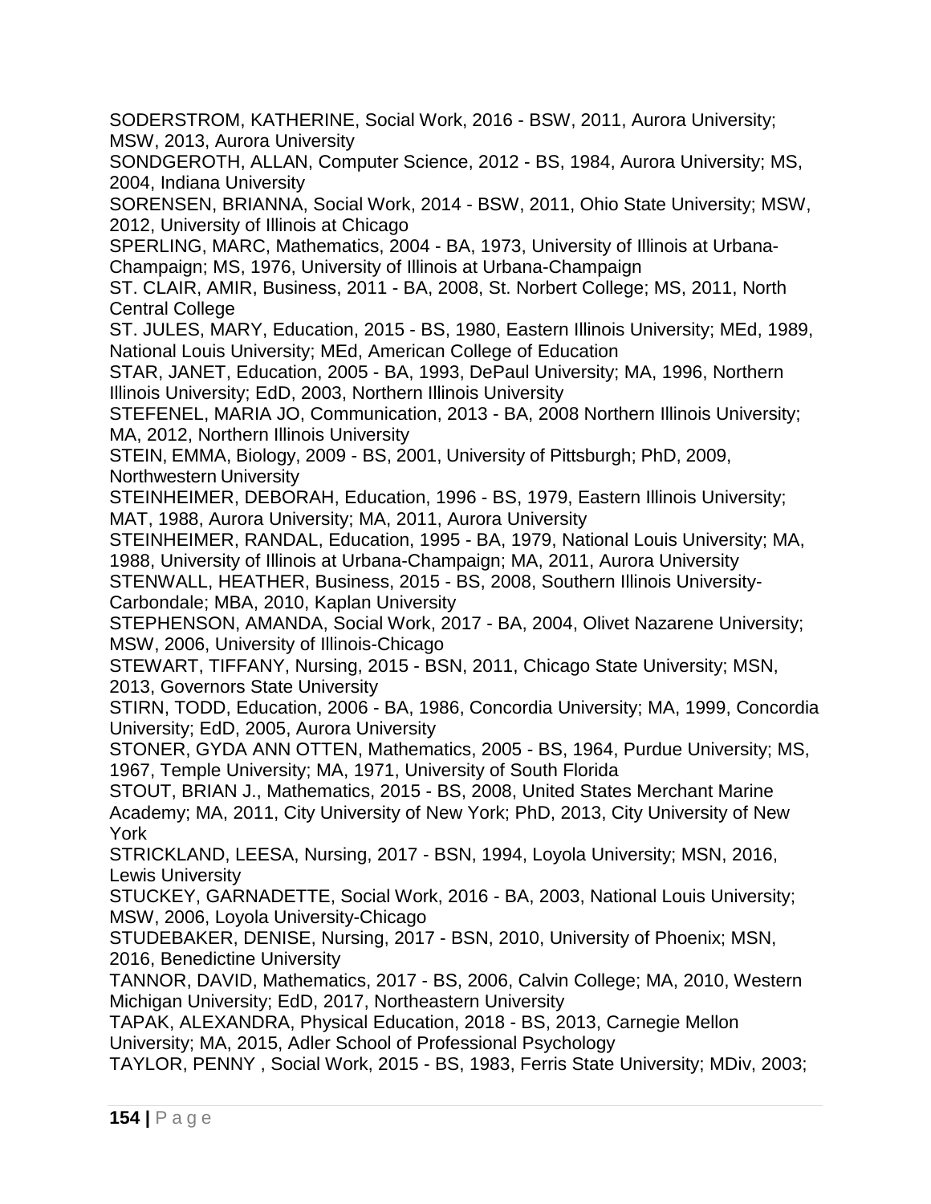SODERSTROM, KATHERINE, Social Work, 2016 - BSW, 2011, Aurora University; MSW, 2013, Aurora University

SONDGEROTH, ALLAN, Computer Science, 2012 - BS, 1984, Aurora University; MS, 2004, Indiana University

SORENSEN, BRIANNA, Social Work, 2014 - BSW, 2011, Ohio State University; MSW, 2012, University of Illinois at Chicago

SPERLING, MARC, Mathematics, 2004 - BA, 1973, University of Illinois at Urbana-Champaign; MS, 1976, University of Illinois at Urbana-Champaign

ST. CLAIR, AMIR, Business, 2011 - BA, 2008, St. Norbert College; MS, 2011, North Central College

ST. JULES, MARY, Education, 2015 - BS, 1980, Eastern Illinois University; MEd, 1989, National Louis University; MEd, American College of Education

STAR, JANET, Education, 2005 - BA, 1993, DePaul University; MA, 1996, Northern Illinois University; EdD, 2003, Northern Illinois University

STEFENEL, MARIA JO, Communication, 2013 - BA, 2008 Northern Illinois University; MA, 2012, Northern Illinois University

STEIN, EMMA, Biology, 2009 - BS, 2001, University of Pittsburgh; PhD, 2009, Northwestern University

STEINHEIMER, DEBORAH, Education, 1996 - BS, 1979, Eastern Illinois University; MAT, 1988, Aurora University; MA, 2011, Aurora University

STEINHEIMER, RANDAL, Education, 1995 - BA, 1979, National Louis University; MA, 1988, University of Illinois at Urbana-Champaign; MA, 2011, Aurora University

STENWALL, HEATHER, Business, 2015 - BS, 2008, Southern Illinois University-Carbondale; MBA, 2010, Kaplan University

STEPHENSON, AMANDA, Social Work, 2017 - BA, 2004, Olivet Nazarene University; MSW, 2006, University of Illinois-Chicago

STEWART, TIFFANY, Nursing, 2015 - BSN, 2011, Chicago State University; MSN, 2013, Governors State University

STIRN, TODD, Education, 2006 - BA, 1986, Concordia University; MA, 1999, Concordia University; EdD, 2005, Aurora University

STONER, GYDA ANN OTTEN, Mathematics, 2005 - BS, 1964, Purdue University; MS, 1967, Temple University; MA, 1971, University of South Florida

STOUT, BRIAN J., Mathematics, 2015 - BS, 2008, United States Merchant Marine Academy; MA, 2011, City University of New York; PhD, 2013, City University of New York

STRICKLAND, LEESA, Nursing, 2017 - BSN, 1994, Loyola University; MSN, 2016, Lewis University

STUCKEY, GARNADETTE, Social Work, 2016 - BA, 2003, National Louis University; MSW, 2006, Loyola University-Chicago

STUDEBAKER, DENISE, Nursing, 2017 - BSN, 2010, University of Phoenix; MSN, 2016, Benedictine University

TANNOR, DAVID, Mathematics, 2017 - BS, 2006, Calvin College; MA, 2010, Western Michigan University; EdD, 2017, Northeastern University

TAPAK, ALEXANDRA, Physical Education, 2018 - BS, 2013, Carnegie Mellon University; MA, 2015, Adler School of Professional Psychology

TAYLOR, PENNY , Social Work, 2015 - BS, 1983, Ferris State University; MDiv, 2003;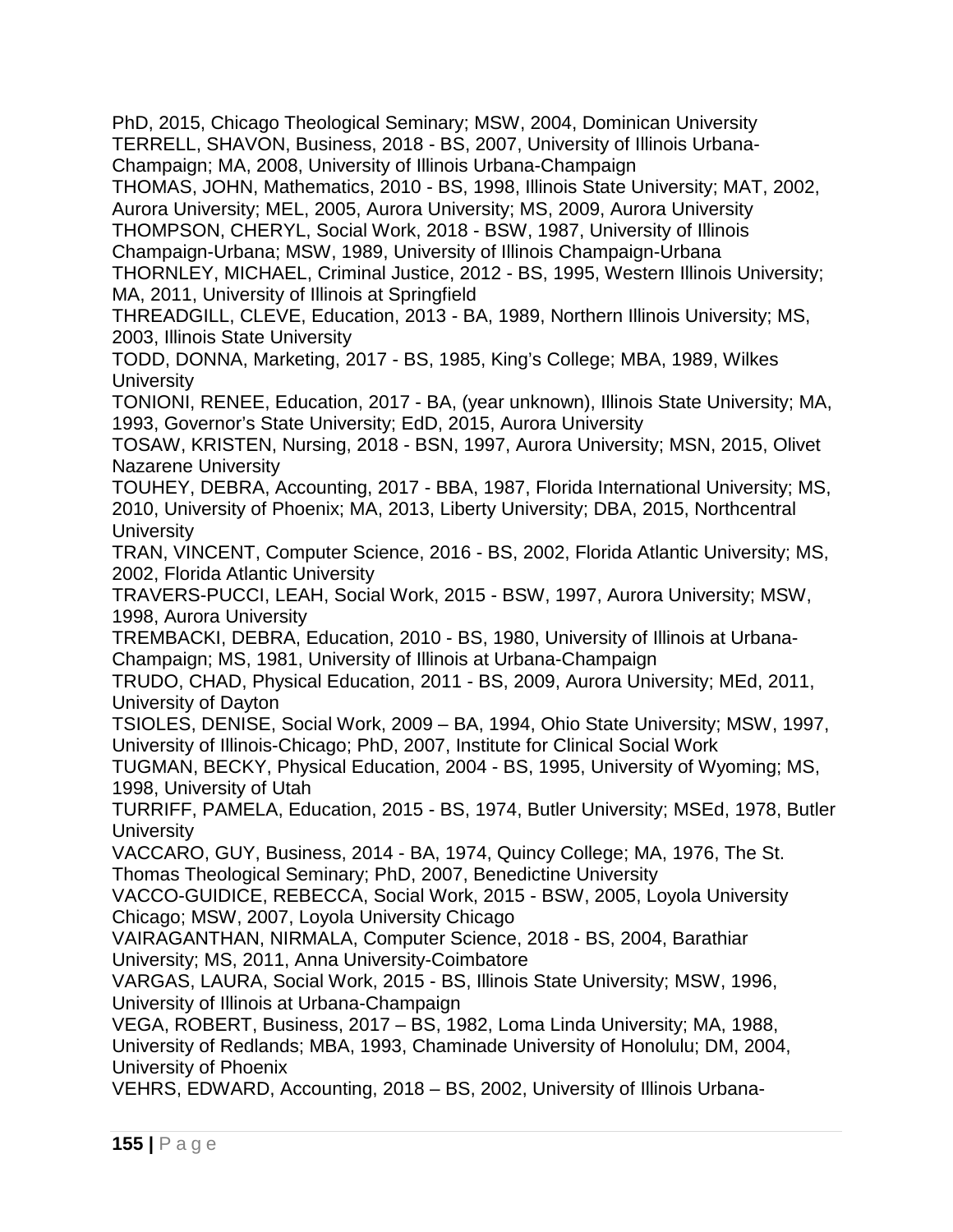PhD, 2015, Chicago Theological Seminary; MSW, 2004, Dominican University
TERRELL, SHAVON, Business, 2018 - BS, 2007, University of Illinois Urbana-Champaign; MA, 2008, University of Illinois Urbana-Champaign
THOMAS, JOHN, Mathematics, 2010 - BS, 1998, Illinois State University; MAT, 2002, Aurora University; MEL, 2005, Aurora University; MS, 2009, Aurora University
THOMPSON, CHERYL, Social Work, 2018 - BSW, 1987, University of Illinois Champaign-Urbana; MSW, 1989, University of Illinois Champaign-Urbana
THORNLEY, MICHAEL, Criminal Justice, 2012 - BS, 1995, Western Illinois University; MA, 2011, University of Illinois at Springfield
THREADGILL, CLEVE, Education, 2013 - BA, 1989, Northern Illinois University; MS, 2003, Illinois State University
TODD, DONNA, Marketing, 2017 - BS, 1985, King's College; MBA, 1989, Wilkes University
TONIONI, RENEE, Education, 2017 - BA, (year unknown), Illinois State University; MA, 1993, Governor's State University; EdD, 2015, Aurora University
TOSAW, KRISTEN, Nursing, 2018 - BSN, 1997, Aurora University; MSN, 2015, Olivet Nazarene University
TOUHEY, DEBRA, Accounting, 2017 - BBA, 1987, Florida International University; MS, 2010, University of Phoenix; MA, 2013, Liberty University; DBA, 2015, Northcentral University
TRAN, VINCENT, Computer Science, 2016 - BS, 2002, Florida Atlantic University; MS, 2002, Florida Atlantic University
TRAVERS-PUCCI, LEAH, Social Work, 2015 - BSW, 1997, Aurora University; MSW, 1998, Aurora University
TREMBACKI, DEBRA, Education, 2010 - BS, 1980, University of Illinois at Urbana-Champaign; MS, 1981, University of Illinois at Urbana-Champaign
TRUDO, CHAD, Physical Education, 2011 - BS, 2009, Aurora University; MEd, 2011, University of Dayton
TSIOLES, DENISE, Social Work, 2009 – BA, 1994, Ohio State University; MSW, 1997, University of Illinois-Chicago; PhD, 2007, Institute for Clinical Social Work
TUGMAN, BECKY, Physical Education, 2004 - BS, 1995, University of Wyoming; MS, 1998, University of Utah
TURRIFF, PAMELA, Education, 2015 - BS, 1974, Butler University; MSEd, 1978, Butler University
VACCARO, GUY, Business, 2014 - BA, 1974, Quincy College; MA, 1976, The St. Thomas Theological Seminary; PhD, 2007, Benedictine University
VACCO-GUIDICE, REBECCA, Social Work, 2015 - BSW, 2005, Loyola University Chicago; MSW, 2007, Loyola University Chicago
VAIRAGANTHAN, NIRMALA, Computer Science, 2018 - BS, 2004, Barathiar University; MS, 2011, Anna University-Coimbatore
VARGAS, LAURA, Social Work, 2015 - BS, Illinois State University; MSW, 1996, University of Illinois at Urbana-Champaign
VEGA, ROBERT, Business, 2017 – BS, 1982, Loma Linda University; MA, 1988, University of Redlands; MBA, 1993, Chaminade University of Honolulu; DM, 2004, University of Phoenix
VEHRS, EDWARD, Accounting, 2018 – BS, 2002, University of Illinois Urbana-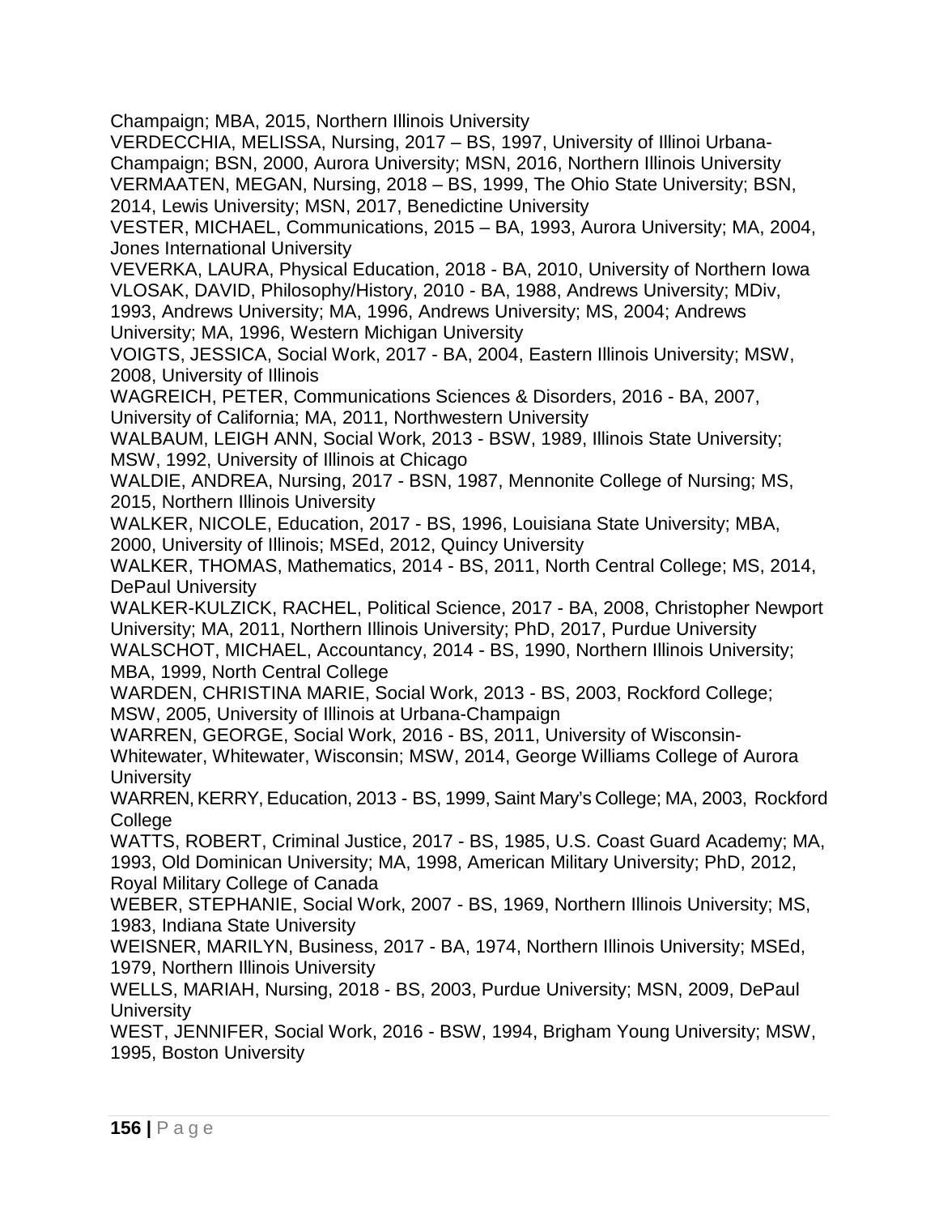Champaign; MBA, 2015, Northern Illinois University

VERDECCHIA, MELISSA, Nursing, 2017 – BS, 1997, University of Illinoi Urbana-Champaign; BSN, 2000, Aurora University; MSN, 2016, Northern Illinois University

VERMAATEN, MEGAN, Nursing, 2018 – BS, 1999, The Ohio State University; BSN, 2014, Lewis University; MSN, 2017, Benedictine University

VESTER, MICHAEL, Communications, 2015 – BA, 1993, Aurora University; MA, 2004, Jones International University

VEVERKA, LAURA, Physical Education, 2018 - BA, 2010, University of Northern Iowa

VLOSAK, DAVID, Philosophy/History, 2010 - BA, 1988, Andrews University; MDiv, 1993, Andrews University; MA, 1996, Andrews University; MS, 2004; Andrews University; MA, 1996, Western Michigan University

VOIGTS, JESSICA, Social Work, 2017 - BA, 2004, Eastern Illinois University; MSW, 2008, University of Illinois

WAGREICH, PETER, Communications Sciences & Disorders, 2016 - BA, 2007, University of California; MA, 2011, Northwestern University

WALBAUM, LEIGH ANN, Social Work, 2013 - BSW, 1989, Illinois State University; MSW, 1992, University of Illinois at Chicago

WALDIE, ANDREA, Nursing, 2017 - BSN, 1987, Mennonite College of Nursing; MS, 2015, Northern Illinois University

WALKER, NICOLE, Education, 2017 - BS, 1996, Louisiana State University; MBA, 2000, University of Illinois; MSEd, 2012, Quincy University

WALKER, THOMAS, Mathematics, 2014 - BS, 2011, North Central College; MS, 2014, DePaul University

WALKER-KULZICK, RACHEL, Political Science, 2017 - BA, 2008, Christopher Newport University; MA, 2011, Northern Illinois University; PhD, 2017, Purdue University

WALSCHOT, MICHAEL, Accountancy, 2014 - BS, 1990, Northern Illinois University; MBA, 1999, North Central College

WARDEN, CHRISTINA MARIE, Social Work, 2013 - BS, 2003, Rockford College; MSW, 2005, University of Illinois at Urbana-Champaign

WARREN, GEORGE, Social Work, 2016 - BS, 2011, University of Wisconsin-Whitewater, Whitewater, Wisconsin; MSW, 2014, George Williams College of Aurora University

WARREN, KERRY, Education, 2013 - BS, 1999, Saint Mary's College; MA, 2003, Rockford College

WATTS, ROBERT, Criminal Justice, 2017 - BS, 1985, U.S. Coast Guard Academy; MA, 1993, Old Dominican University; MA, 1998, American Military University; PhD, 2012, Royal Military College of Canada

WEBER, STEPHANIE, Social Work, 2007 - BS, 1969, Northern Illinois University; MS, 1983, Indiana State University

WEISNER, MARILYN, Business, 2017 - BA, 1974, Northern Illinois University; MSEd, 1979, Northern Illinois University

WELLS, MARIAH, Nursing, 2018 - BS, 2003, Purdue University; MSN, 2009, DePaul University

WEST, JENNIFER, Social Work, 2016 - BSW, 1994, Brigham Young University; MSW, 1995, Boston University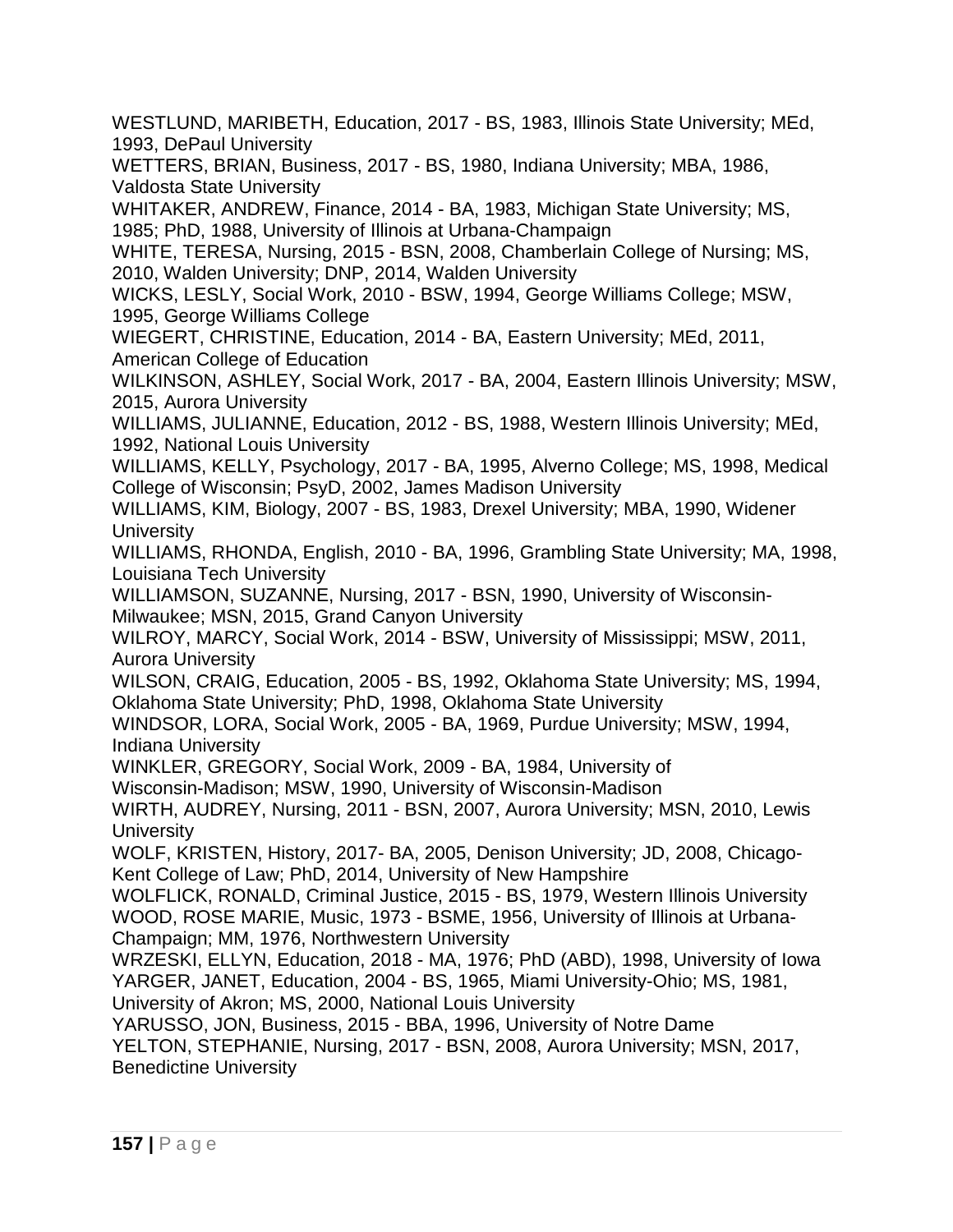WESTLUND, MARIBETH, Education, 2017 - BS, 1983, Illinois State University; MEd, 1993, DePaul University

WETTERS, BRIAN, Business, 2017 - BS, 1980, Indiana University; MBA, 1986, Valdosta State University

WHITAKER, ANDREW, Finance, 2014 - BA, 1983, Michigan State University; MS, 1985; PhD, 1988, University of Illinois at Urbana-Champaign

WHITE, TERESA, Nursing, 2015 - BSN, 2008, Chamberlain College of Nursing; MS, 2010, Walden University; DNP, 2014, Walden University

WICKS, LESLY, Social Work, 2010 - BSW, 1994, George Williams College; MSW, 1995, George Williams College

WIEGERT, CHRISTINE, Education, 2014 - BA, Eastern University; MEd, 2011, American College of Education

WILKINSON, ASHLEY, Social Work, 2017 - BA, 2004, Eastern Illinois University; MSW, 2015, Aurora University

WILLIAMS, JULIANNE, Education, 2012 - BS, 1988, Western Illinois University; MEd, 1992, National Louis University

WILLIAMS, KELLY, Psychology, 2017 - BA, 1995, Alverno College; MS, 1998, Medical College of Wisconsin; PsyD, 2002, James Madison University

WILLIAMS, KIM, Biology, 2007 - BS, 1983, Drexel University; MBA, 1990, Widener University

WILLIAMS, RHONDA, English, 2010 - BA, 1996, Grambling State University; MA, 1998, Louisiana Tech University

WILLIAMSON, SUZANNE, Nursing, 2017 - BSN, 1990, University of Wisconsin-Milwaukee; MSN, 2015, Grand Canyon University

WILROY, MARCY, Social Work, 2014 - BSW, University of Mississippi; MSW, 2011, Aurora University

WILSON, CRAIG, Education, 2005 - BS, 1992, Oklahoma State University; MS, 1994, Oklahoma State University; PhD, 1998, Oklahoma State University

WINDSOR, LORA, Social Work, 2005 - BA, 1969, Purdue University; MSW, 1994, Indiana University

WINKLER, GREGORY, Social Work, 2009 - BA, 1984, University of Wisconsin-Madison; MSW, 1990, University of Wisconsin-Madison

WIRTH, AUDREY, Nursing, 2011 - BSN, 2007, Aurora University; MSN, 2010, Lewis University

WOLF, KRISTEN, History, 2017- BA, 2005, Denison University; JD, 2008, Chicago-Kent College of Law; PhD, 2014, University of New Hampshire

WOLFLICK, RONALD, Criminal Justice, 2015 - BS, 1979, Western Illinois University

WOOD, ROSE MARIE, Music, 1973 - BSME, 1956, University of Illinois at Urbana-Champaign; MM, 1976, Northwestern University

WRZESKI, ELLYN, Education, 2018 - MA, 1976; PhD (ABD), 1998, University of Iowa

YARGER, JANET, Education, 2004 - BS, 1965, Miami University-Ohio; MS, 1981, University of Akron; MS, 2000, National Louis University

YARUSSO, JON, Business, 2015 - BBA, 1996, University of Notre Dame

YELTON, STEPHANIE, Nursing, 2017 - BSN, 2008, Aurora University; MSN, 2017, Benedictine University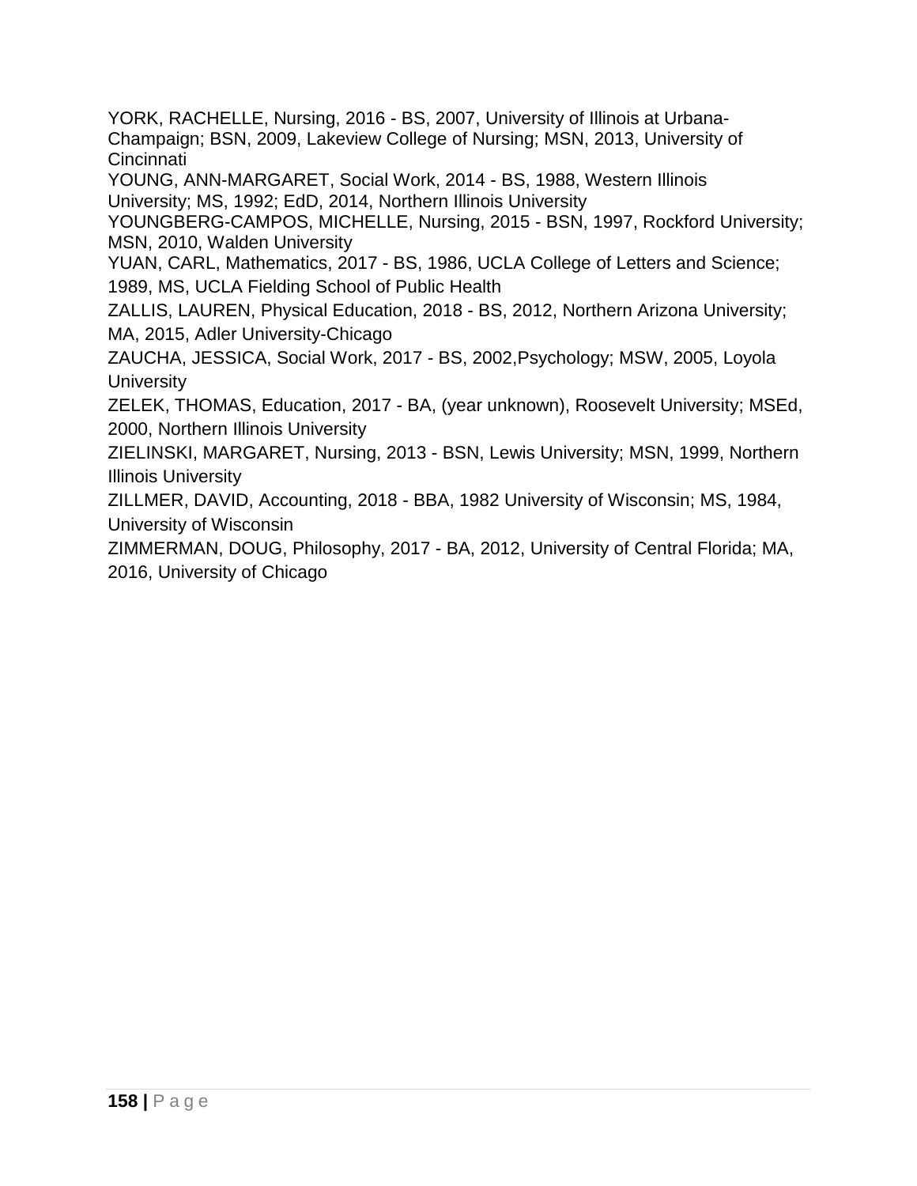YORK, RACHELLE, Nursing, 2016 - BS, 2007, University of Illinois at Urbana-Champaign; BSN, 2009, Lakeview College of Nursing; MSN, 2013, University of Cincinnati

YOUNG, ANN-MARGARET, Social Work, 2014 - BS, 1988, Western Illinois University; MS, 1992; EdD, 2014, Northern Illinois University

YOUNGBERG-CAMPOS, MICHELLE, Nursing, 2015 - BSN, 1997, Rockford University; MSN, 2010, Walden University

YUAN, CARL, Mathematics, 2017 - BS, 1986, UCLA College of Letters and Science; 1989, MS, UCLA Fielding School of Public Health

ZALLIS, LAUREN, Physical Education, 2018 - BS, 2012, Northern Arizona University; MA, 2015, Adler University-Chicago

ZAUCHA, JESSICA, Social Work, 2017 - BS, 2002,Psychology; MSW, 2005, Loyola University

ZELEK, THOMAS, Education, 2017 - BA, (year unknown), Roosevelt University; MSEd, 2000, Northern Illinois University

ZIELINSKI, MARGARET, Nursing, 2013 - BSN, Lewis University; MSN, 1999, Northern Illinois University

ZILLMER, DAVID, Accounting, 2018 - BBA, 1982 University of Wisconsin; MS, 1984, University of Wisconsin

ZIMMERMAN, DOUG, Philosophy, 2017 - BA, 2012, University of Central Florida; MA, 2016, University of Chicago